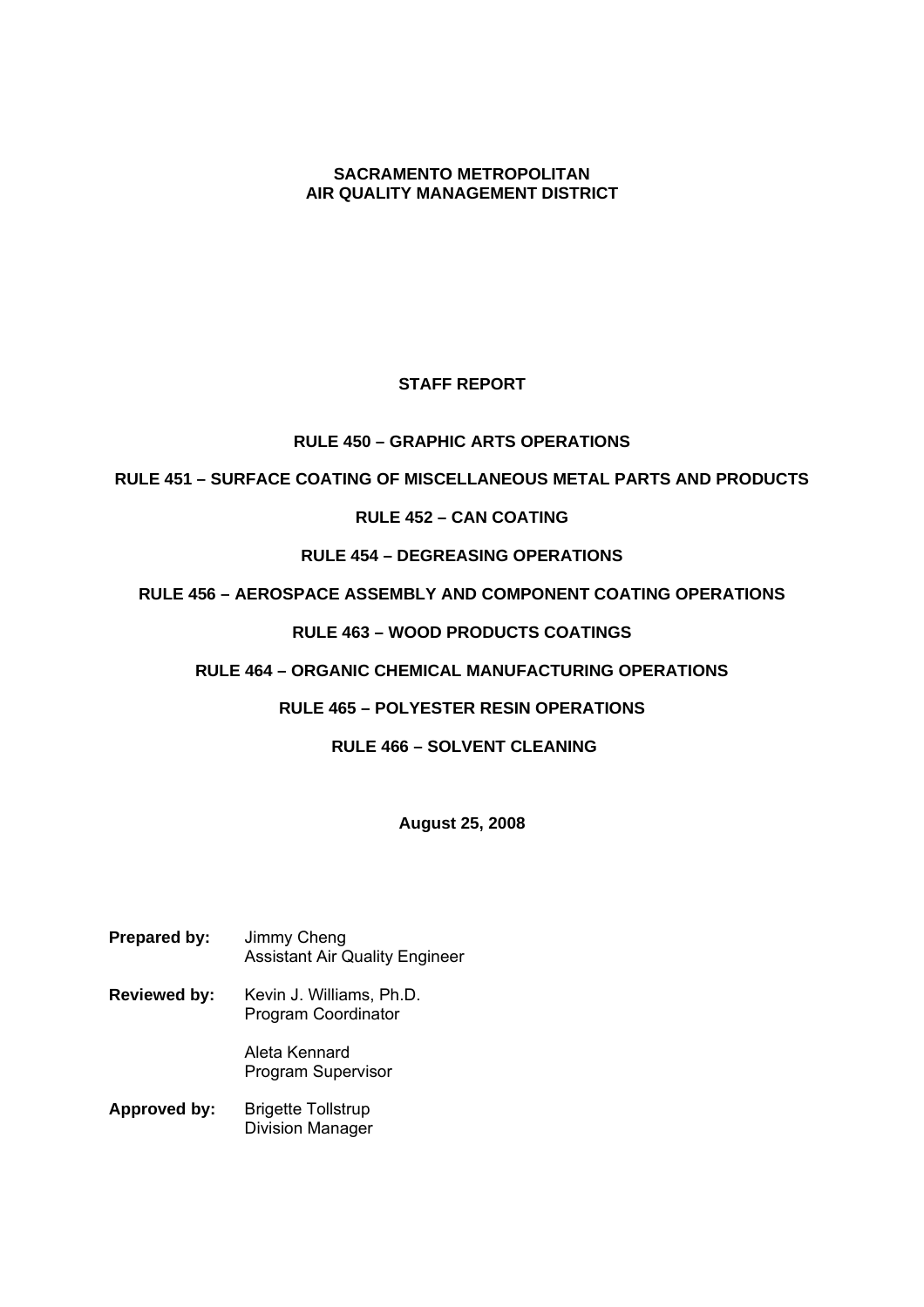# SACRAMENTO METROPOLITAN AIR QUALITY MANAGEMENT DISTRICT

## STAFF REPORT

**RULE 450 – GRAPHIC ARTS OPERATIONS**

**RULE 451 – SURFACE COATING OF MISCELLANEOUS METAL PARTS AND PRODUCTS**

**RULE 452 – CAN COATING**

**RULE 454 – DEGREASING OPERATIONS**

**RULE 456 – AEROSPACE ASSEMBLY AND COMPONENT COATING OPERATIONS**

**RULE 463 – WOOD PRODUCTS COATINGS**

**RULE 464 – ORGANIC CHEMICAL MANUFACTURING OPERATIONS**

**RULE 465 – POLYESTER RESIN OPERATIONS**

**RULE 466 – SOLVENT CLEANING**

**August 25, 2008**

**Prepared by:** Jimmy Cheng
Assistant Air Quality Engineer

**Reviewed by:** Kevin J. Williams, Ph.D.
Program Coordinator

Aleta Kennard
Program Supervisor

**Approved by:** Brigette Tollstrup
Division Manager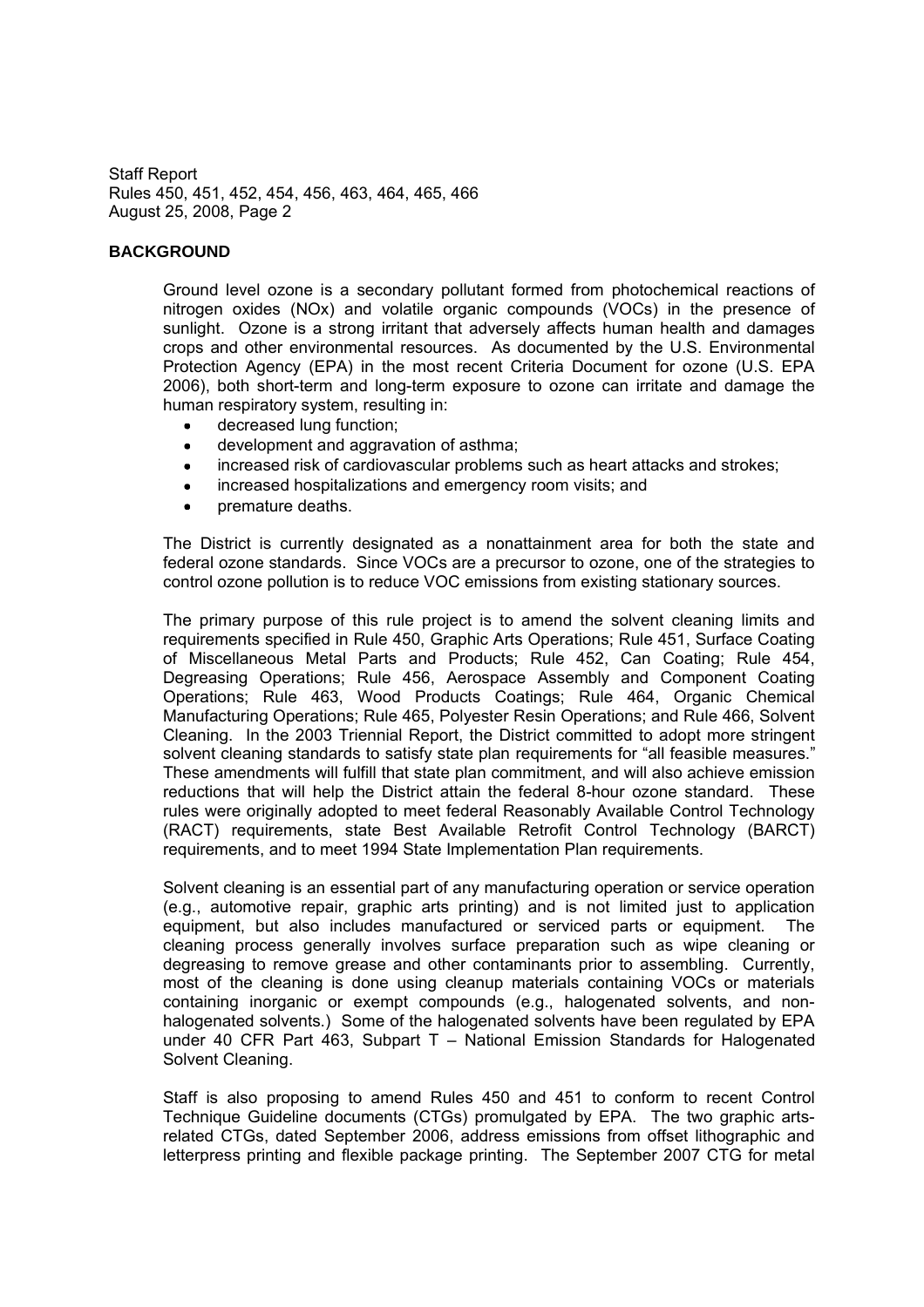## BACKGROUND

Ground level ozone is a secondary pollutant formed from photochemical reactions of nitrogen oxides (NOx) and volatile organic compounds (VOCs) in the presence of sunlight. Ozone is a strong irritant that adversely affects human health and damages crops and other environmental resources. As documented by the U.S. Environmental Protection Agency (EPA) in the most recent Criteria Document for ozone (U.S. EPA 2006), both short-term and long-term exposure to ozone can irritate and damage the human respiratory system, resulting in:

- decreased lung function;
- development and aggravation of asthma;
- increased risk of cardiovascular problems such as heart attacks and strokes;
- increased hospitalizations and emergency room visits; and
- premature deaths.

The District is currently designated as a nonattainment area for both the state and federal ozone standards. Since VOCs are a precursor to ozone, one of the strategies to control ozone pollution is to reduce VOC emissions from existing stationary sources.

The primary purpose of this rule project is to amend the solvent cleaning limits and requirements specified in Rule 450, Graphic Arts Operations; Rule 451, Surface Coating of Miscellaneous Metal Parts and Products; Rule 452, Can Coating; Rule 454, Degreasing Operations; Rule 456, Aerospace Assembly and Component Coating Operations; Rule 463, Wood Products Coatings; Rule 464, Organic Chemical Manufacturing Operations; Rule 465, Polyester Resin Operations; and Rule 466, Solvent Cleaning. In the 2003 Triennial Report, the District committed to adopt more stringent solvent cleaning standards to satisfy state plan requirements for "all feasible measures." These amendments will fulfill that state plan commitment, and will also achieve emission reductions that will help the District attain the federal 8-hour ozone standard. These rules were originally adopted to meet federal Reasonably Available Control Technology (RACT) requirements, state Best Available Retrofit Control Technology (BARCT) requirements, and to meet 1994 State Implementation Plan requirements.

Solvent cleaning is an essential part of any manufacturing operation or service operation (e.g., automotive repair, graphic arts printing) and is not limited just to application equipment, but also includes manufactured or serviced parts or equipment. The cleaning process generally involves surface preparation such as wipe cleaning or degreasing to remove grease and other contaminants prior to assembling. Currently, most of the cleaning is done using cleanup materials containing VOCs or materials containing inorganic or exempt compounds (e.g., halogenated solvents, and non-halogenated solvents.) Some of the halogenated solvents have been regulated by EPA under 40 CFR Part 463, Subpart T – National Emission Standards for Halogenated Solvent Cleaning.

Staff is also proposing to amend Rules 450 and 451 to conform to recent Control Technique Guideline documents (CTGs) promulgated by EPA. The two graphic arts-related CTGs, dated September 2006, address emissions from offset lithographic and letterpress printing and flexible package printing. The September 2007 CTG for metal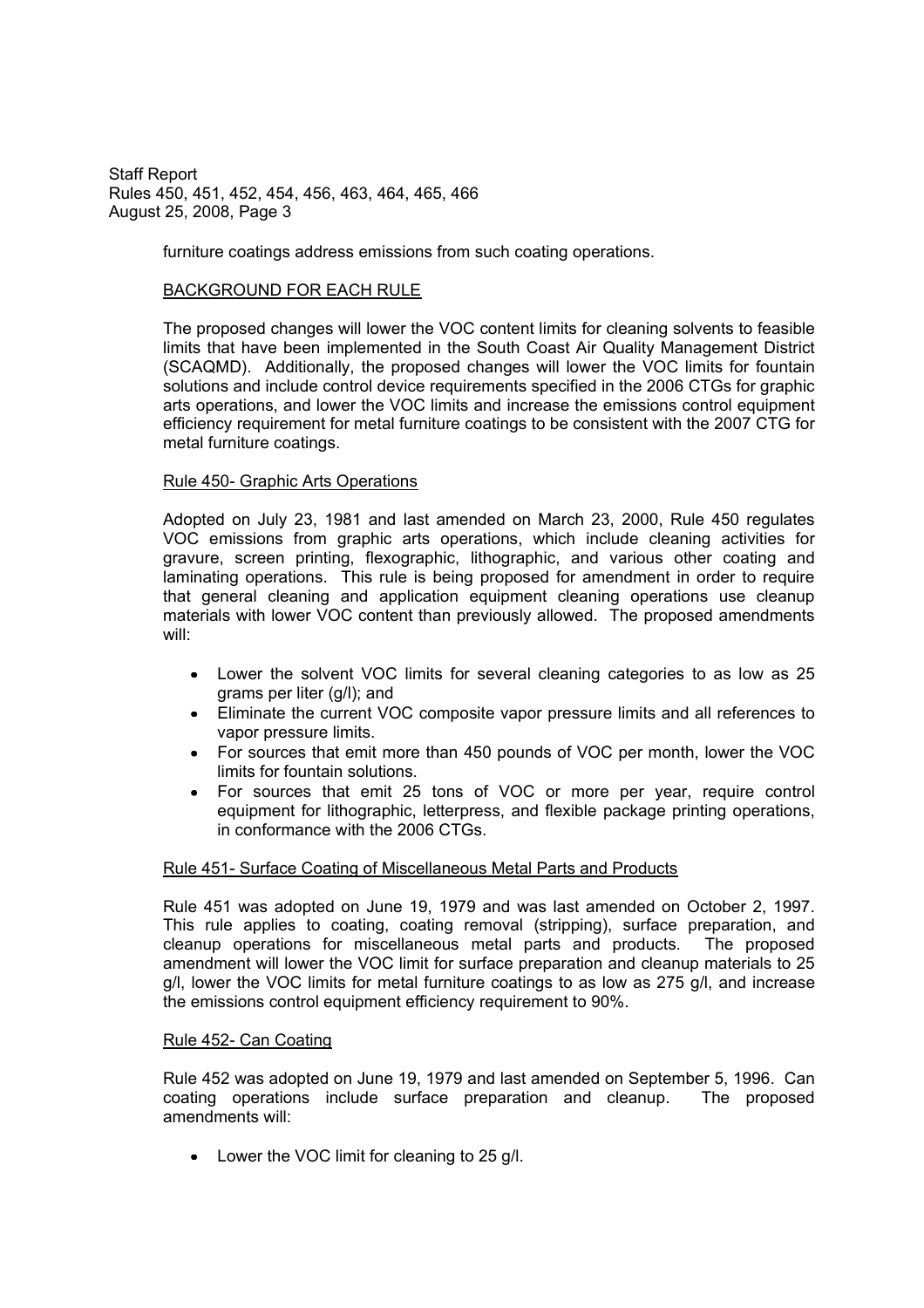furniture coatings address emissions from such coating operations.

## BACKGROUND FOR EACH RULE

The proposed changes will lower the VOC content limits for cleaning solvents to feasible limits that have been implemented in the South Coast Air Quality Management District (SCAQMD). Additionally, the proposed changes will lower the VOC limits for fountain solutions and include control device requirements specified in the 2006 CTGs for graphic arts operations, and lower the VOC limits and increase the emissions control equipment efficiency requirement for metal furniture coatings to be consistent with the 2007 CTG for metal furniture coatings.

### Rule 450- Graphic Arts Operations

Adopted on July 23, 1981 and last amended on March 23, 2000, Rule 450 regulates VOC emissions from graphic arts operations, which include cleaning activities for gravure, screen printing, flexographic, lithographic, and various other coating and laminating operations. This rule is being proposed for amendment in order to require that general cleaning and application equipment cleaning operations use cleanup materials with lower VOC content than previously allowed. The proposed amendments will:

- Lower the solvent VOC limits for several cleaning categories to as low as 25 grams per liter (g/l); and
- Eliminate the current VOC composite vapor pressure limits and all references to vapor pressure limits.
- For sources that emit more than 450 pounds of VOC per month, lower the VOC limits for fountain solutions.
- For sources that emit 25 tons of VOC or more per year, require control equipment for lithographic, letterpress, and flexible package printing operations, in conformance with the 2006 CTGs.

### Rule 451- Surface Coating of Miscellaneous Metal Parts and Products

Rule 451 was adopted on June 19, 1979 and was last amended on October 2, 1997. This rule applies to coating, coating removal (stripping), surface preparation, and cleanup operations for miscellaneous metal parts and products. The proposed amendment will lower the VOC limit for surface preparation and cleanup materials to 25 g/l, lower the VOC limits for metal furniture coatings to as low as 275 g/l, and increase the emissions control equipment efficiency requirement to 90%.

### Rule 452- Can Coating

Rule 452 was adopted on June 19, 1979 and last amended on September 5, 1996. Can coating operations include surface preparation and cleanup. The proposed amendments will:

- Lower the VOC limit for cleaning to 25 g/l.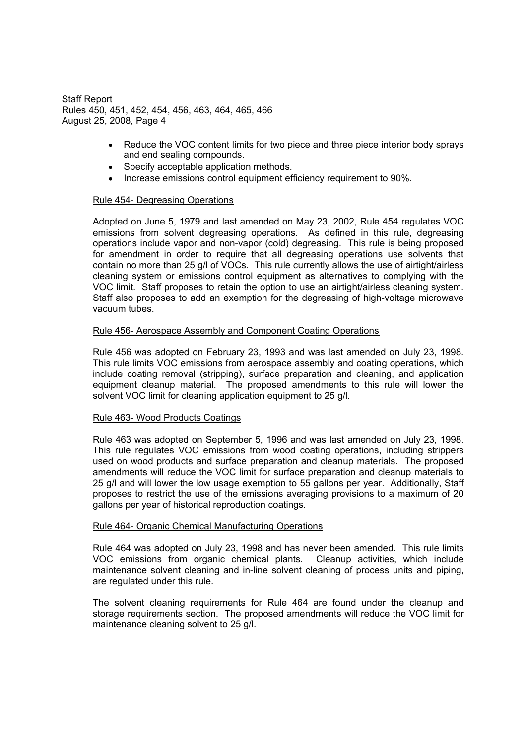- Reduce the VOC content limits for two piece and three piece interior body sprays and end sealing compounds.
- Specify acceptable application methods.
- Increase emissions control equipment efficiency requirement to 90%.

<u>Rule 454- Degreasing Operations</u>

Adopted on June 5, 1979 and last amended on May 23, 2002, Rule 454 regulates VOC emissions from solvent degreasing operations. As defined in this rule, degreasing operations include vapor and non-vapor (cold) degreasing. This rule is being proposed for amendment in order to require that all degreasing operations use solvents that contain no more than 25 g/l of VOCs. This rule currently allows the use of airtight/airless cleaning system or emissions control equipment as alternatives to complying with the VOC limit. Staff proposes to retain the option to use an airtight/airless cleaning system. Staff also proposes to add an exemption for the degreasing of high-voltage microwave vacuum tubes.

<u>Rule 456- Aerospace Assembly and Component Coating Operations</u>

Rule 456 was adopted on February 23, 1993 and was last amended on July 23, 1998. This rule limits VOC emissions from aerospace assembly and coating operations, which include coating removal (stripping), surface preparation and cleaning, and application equipment cleanup material. The proposed amendments to this rule will lower the solvent VOC limit for cleaning application equipment to 25 g/l.

<u>Rule 463- Wood Products Coatings</u>

Rule 463 was adopted on September 5, 1996 and was last amended on July 23, 1998. This rule regulates VOC emissions from wood coating operations, including strippers used on wood products and surface preparation and cleanup materials. The proposed amendments will reduce the VOC limit for surface preparation and cleanup materials to 25 g/l and will lower the low usage exemption to 55 gallons per year. Additionally, Staff proposes to restrict the use of the emissions averaging provisions to a maximum of 20 gallons per year of historical reproduction coatings.

<u>Rule 464- Organic Chemical Manufacturing Operations</u>

Rule 464 was adopted on July 23, 1998 and has never been amended. This rule limits VOC emissions from organic chemical plants. Cleanup activities, which include maintenance solvent cleaning and in-line solvent cleaning of process units and piping, are regulated under this rule.

The solvent cleaning requirements for Rule 464 are found under the cleanup and storage requirements section. The proposed amendments will reduce the VOC limit for maintenance cleaning solvent to 25 g/l.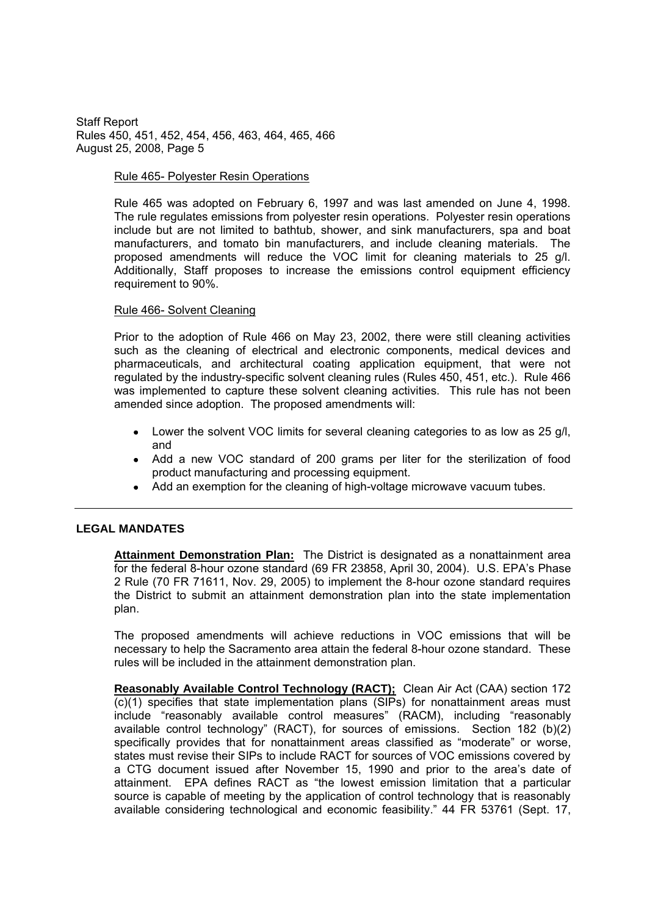Rule 465- Polyester Resin Operations

Rule 465 was adopted on February 6, 1997 and was last amended on June 4, 1998. The rule regulates emissions from polyester resin operations. Polyester resin operations include but are not limited to bathtub, shower, and sink manufacturers, spa and boat manufacturers, and tomato bin manufacturers, and include cleaning materials. The proposed amendments will reduce the VOC limit for cleaning materials to 25 g/l. Additionally, Staff proposes to increase the emissions control equipment efficiency requirement to 90%.

Rule 466- Solvent Cleaning

Prior to the adoption of Rule 466 on May 23, 2002, there were still cleaning activities such as the cleaning of electrical and electronic components, medical devices and pharmaceuticals, and architectural coating application equipment, that were not regulated by the industry-specific solvent cleaning rules (Rules 450, 451, etc.). Rule 466 was implemented to capture these solvent cleaning activities. This rule has not been amended since adoption. The proposed amendments will:

- Lower the solvent VOC limits for several cleaning categories to as low as 25 g/l, and
- Add a new VOC standard of 200 grams per liter for the sterilization of food product manufacturing and processing equipment.
- Add an exemption for the cleaning of high-voltage microwave vacuum tubes.

---

## LEGAL MANDATES

**Attainment Demonstration Plan:** The District is designated as a nonattainment area for the federal 8-hour ozone standard (69 FR 23858, April 30, 2004). U.S. EPA's Phase 2 Rule (70 FR 71611, Nov. 29, 2005) to implement the 8-hour ozone standard requires the District to submit an attainment demonstration plan into the state implementation plan.

The proposed amendments will achieve reductions in VOC emissions that will be necessary to help the Sacramento area attain the federal 8-hour ozone standard. These rules will be included in the attainment demonstration plan.

**Reasonably Available Control Technology (RACT);** Clean Air Act (CAA) section 172 (c)(1) specifies that state implementation plans (SIPs) for nonattainment areas must include "reasonably available control measures" (RACM), including "reasonably available control technology" (RACT), for sources of emissions. Section 182 (b)(2) specifically provides that for nonattainment areas classified as "moderate" or worse, states must revise their SIPs to include RACT for sources of VOC emissions covered by a CTG document issued after November 15, 1990 and prior to the area's date of attainment. EPA defines RACT as "the lowest emission limitation that a particular source is capable of meeting by the application of control technology that is reasonably available considering technological and economic feasibility." 44 FR 53761 (Sept. 17,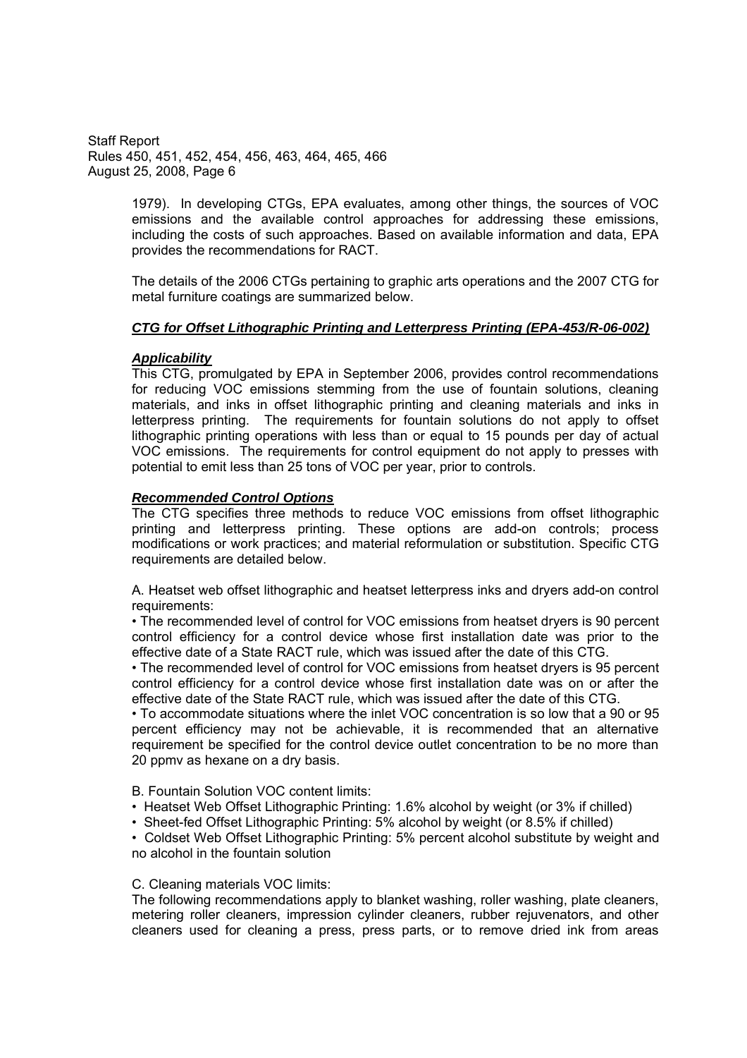1979). In developing CTGs, EPA evaluates, among other things, the sources of VOC emissions and the available control approaches for addressing these emissions, including the costs of such approaches. Based on available information and data, EPA provides the recommendations for RACT.

The details of the 2006 CTGs pertaining to graphic arts operations and the 2007 CTG for metal furniture coatings are summarized below.

***CTG for Offset Lithographic Printing and Letterpress Printing (EPA-453/R-06-002)***

***Applicability***

This CTG, promulgated by EPA in September 2006, provides control recommendations for reducing VOC emissions stemming from the use of fountain solutions, cleaning materials, and inks in offset lithographic printing and cleaning materials and inks in letterpress printing. The requirements for fountain solutions do not apply to offset lithographic printing operations with less than or equal to 15 pounds per day of actual VOC emissions. The requirements for control equipment do not apply to presses with potential to emit less than 25 tons of VOC per year, prior to controls.

***Recommended Control Options***

The CTG specifies three methods to reduce VOC emissions from offset lithographic printing and letterpress printing. These options are add-on controls; process modifications or work practices; and material reformulation or substitution. Specific CTG requirements are detailed below.

A. Heatset web offset lithographic and heatset letterpress inks and dryers add-on control requirements:

- The recommended level of control for VOC emissions from heatset dryers is 90 percent control efficiency for a control device whose first installation date was prior to the effective date of a State RACT rule, which was issued after the date of this CTG.
- The recommended level of control for VOC emissions from heatset dryers is 95 percent control efficiency for a control device whose first installation date was on or after the effective date of the State RACT rule, which was issued after the date of this CTG.
- To accommodate situations where the inlet VOC concentration is so low that a 90 or 95 percent efficiency may not be achievable, it is recommended that an alternative requirement be specified for the control device outlet concentration to be no more than 20 ppmv as hexane on a dry basis.

B. Fountain Solution VOC content limits:

- Heatset Web Offset Lithographic Printing: 1.6% alcohol by weight (or 3% if chilled)
- Sheet-fed Offset Lithographic Printing: 5% alcohol by weight (or 8.5% if chilled)
- Coldset Web Offset Lithographic Printing: 5% percent alcohol substitute by weight and no alcohol in the fountain solution

C. Cleaning materials VOC limits:

The following recommendations apply to blanket washing, roller washing, plate cleaners, metering roller cleaners, impression cylinder cleaners, rubber rejuvenators, and other cleaners used for cleaning a press, press parts, or to remove dried ink from areas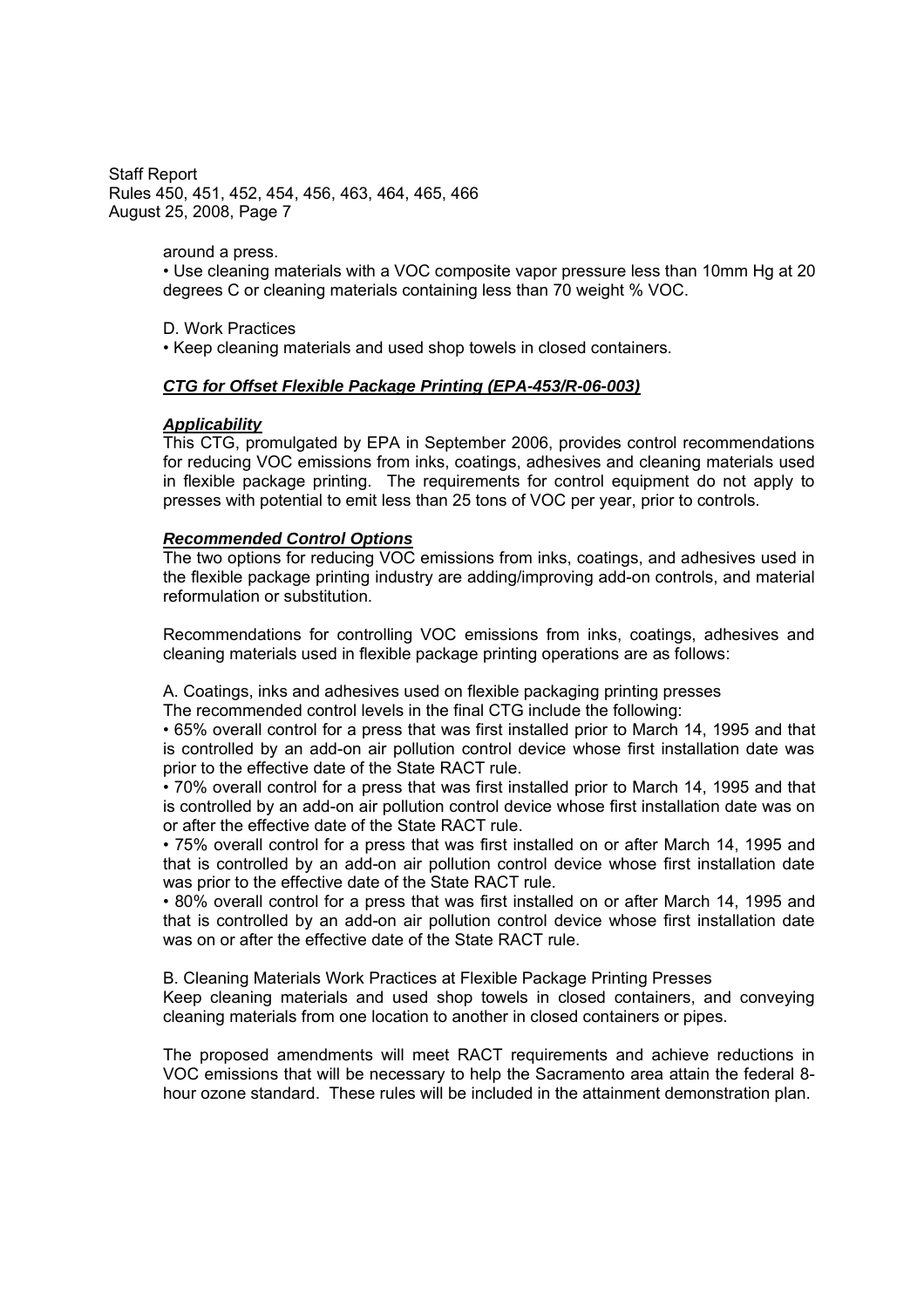around a press.

• Use cleaning materials with a VOC composite vapor pressure less than 10mm Hg at 20 degrees C or cleaning materials containing less than 70 weight % VOC.

D. Work Practices

• Keep cleaning materials and used shop towels in closed containers.

***CTG for Offset Flexible Package Printing (EPA-453/R-06-003)***

***Applicability***

This CTG, promulgated by EPA in September 2006, provides control recommendations for reducing VOC emissions from inks, coatings, adhesives and cleaning materials used in flexible package printing. The requirements for control equipment do not apply to presses with potential to emit less than 25 tons of VOC per year, prior to controls.

***Recommended Control Options***

The two options for reducing VOC emissions from inks, coatings, and adhesives used in the flexible package printing industry are adding/improving add-on controls, and material reformulation or substitution.

Recommendations for controlling VOC emissions from inks, coatings, adhesives and cleaning materials used in flexible package printing operations are as follows:

A. Coatings, inks and adhesives used on flexible packaging printing presses

The recommended control levels in the final CTG include the following:

• 65% overall control for a press that was first installed prior to March 14, 1995 and that is controlled by an add-on air pollution control device whose first installation date was prior to the effective date of the State RACT rule.

• 70% overall control for a press that was first installed prior to March 14, 1995 and that is controlled by an add-on air pollution control device whose first installation date was on or after the effective date of the State RACT rule.

• 75% overall control for a press that was first installed on or after March 14, 1995 and that is controlled by an add-on air pollution control device whose first installation date was prior to the effective date of the State RACT rule.

• 80% overall control for a press that was first installed on or after March 14, 1995 and that is controlled by an add-on air pollution control device whose first installation date was on or after the effective date of the State RACT rule.

B. Cleaning Materials Work Practices at Flexible Package Printing Presses

Keep cleaning materials and used shop towels in closed containers, and conveying cleaning materials from one location to another in closed containers or pipes.

The proposed amendments will meet RACT requirements and achieve reductions in VOC emissions that will be necessary to help the Sacramento area attain the federal 8-hour ozone standard. These rules will be included in the attainment demonstration plan.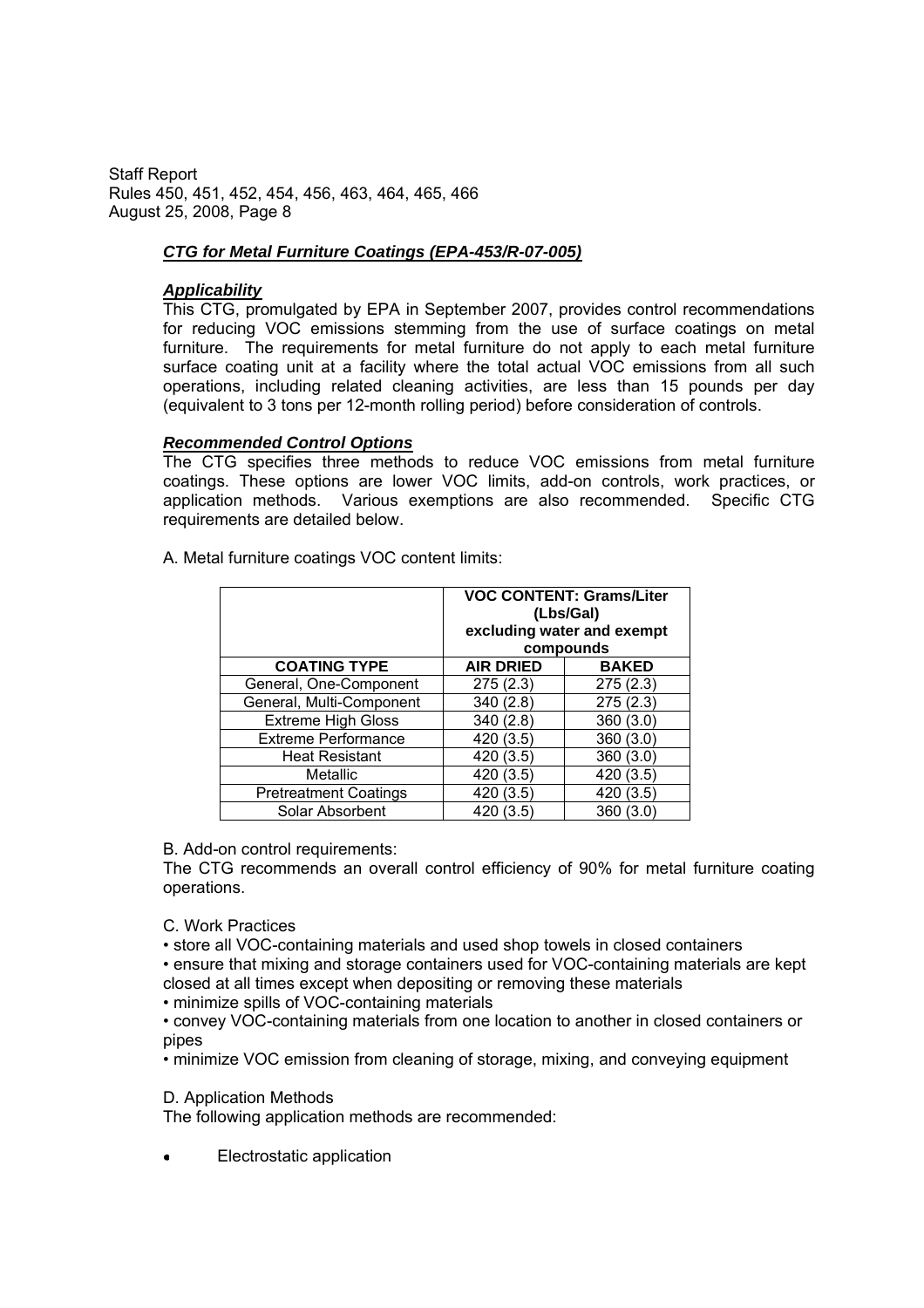### ***CTG for Metal Furniture Coatings (EPA-453/R-07-005)***

#### ***Applicability***

This CTG, promulgated by EPA in September 2007, provides control recommendations for reducing VOC emissions stemming from the use of surface coatings on metal furniture. The requirements for metal furniture do not apply to each metal furniture surface coating unit at a facility where the total actual VOC emissions from all such operations, including related cleaning activities, are less than 15 pounds per day (equivalent to 3 tons per 12-month rolling period) before consideration of controls.

#### ***Recommended Control Options***

The CTG specifies three methods to reduce VOC emissions from metal furniture coatings. These options are lower VOC limits, add-on controls, work practices, or application methods. Various exemptions are also recommended. Specific CTG requirements are detailed below.

A. Metal furniture coatings VOC content limits:

| | **VOC CONTENT: Grams/Liter (Lbs/Gal) excluding water and exempt compounds** | |
|---|---|---|
| **COATING TYPE** | **AIR DRIED** | **BAKED** |
| General, One-Component | 275 (2.3) | 275 (2.3) |
| General, Multi-Component | 340 (2.8) | 275 (2.3) |
| Extreme High Gloss | 340 (2.8) | 360 (3.0) |
| Extreme Performance | 420 (3.5) | 360 (3.0) |
| Heat Resistant | 420 (3.5) | 360 (3.0) |
| Metallic | 420 (3.5) | 420 (3.5) |
| Pretreatment Coatings | 420 (3.5) | 420 (3.5) |
| Solar Absorbent | 420 (3.5) | 360 (3.0) |

B. Add-on control requirements:

The CTG recommends an overall control efficiency of 90% for metal furniture coating operations.

C. Work Practices

- store all VOC-containing materials and used shop towels in closed containers
- ensure that mixing and storage containers used for VOC-containing materials are kept closed at all times except when depositing or removing these materials
- minimize spills of VOC-containing materials
- convey VOC-containing materials from one location to another in closed containers or pipes
- minimize VOC emission from cleaning of storage, mixing, and conveying equipment

D. Application Methods

The following application methods are recommended:

- Electrostatic application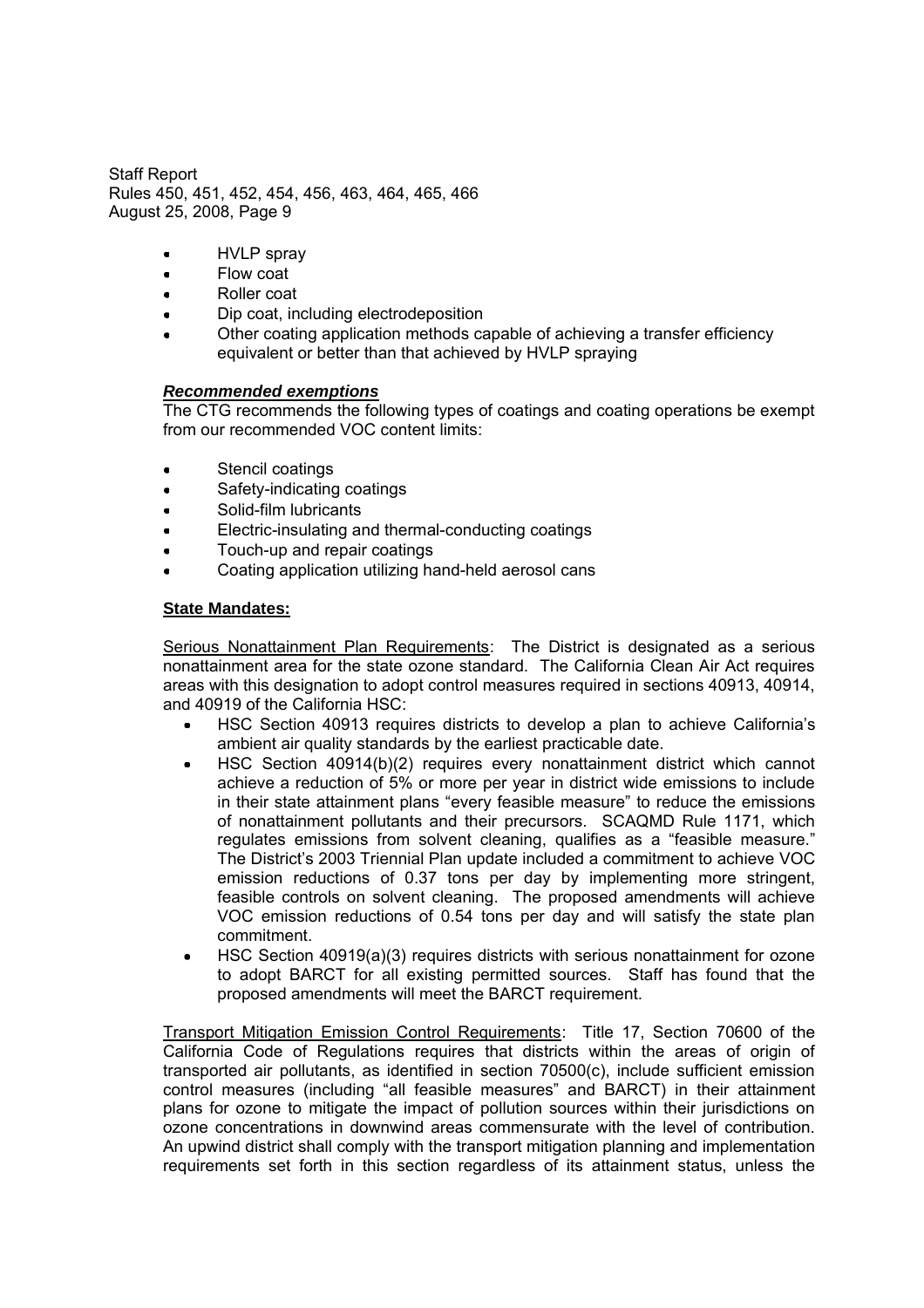- HVLP spray
- Flow coat
- Roller coat
- Dip coat, including electrodeposition
- Other coating application methods capable of achieving a transfer efficiency equivalent or better than that achieved by HVLP spraying

***Recommended exemptions***

The CTG recommends the following types of coatings and coating operations be exempt from our recommended VOC content limits:

- Stencil coatings
- Safety-indicating coatings
- Solid-film lubricants
- Electric-insulating and thermal-conducting coatings
- Touch-up and repair coatings
- Coating application utilizing hand-held aerosol cans

**State Mandates:**

Serious Nonattainment Plan Requirements: The District is designated as a serious nonattainment area for the state ozone standard. The California Clean Air Act requires areas with this designation to adopt control measures required in sections 40913, 40914, and 40919 of the California HSC:

- HSC Section 40913 requires districts to develop a plan to achieve California's ambient air quality standards by the earliest practicable date.
- HSC Section 40914(b)(2) requires every nonattainment district which cannot achieve a reduction of 5% or more per year in district wide emissions to include in their state attainment plans "every feasible measure" to reduce the emissions of nonattainment pollutants and their precursors. SCAQMD Rule 1171, which regulates emissions from solvent cleaning, qualifies as a "feasible measure." The District's 2003 Triennial Plan update included a commitment to achieve VOC emission reductions of 0.37 tons per day by implementing more stringent, feasible controls on solvent cleaning. The proposed amendments will achieve VOC emission reductions of 0.54 tons per day and will satisfy the state plan commitment.
- HSC Section 40919(a)(3) requires districts with serious nonattainment for ozone to adopt BARCT for all existing permitted sources. Staff has found that the proposed amendments will meet the BARCT requirement.

Transport Mitigation Emission Control Requirements: Title 17, Section 70600 of the California Code of Regulations requires that districts within the areas of origin of transported air pollutants, as identified in section 70500(c), include sufficient emission control measures (including "all feasible measures" and BARCT) in their attainment plans for ozone to mitigate the impact of pollution sources within their jurisdictions on ozone concentrations in downwind areas commensurate with the level of contribution. An upwind district shall comply with the transport mitigation planning and implementation requirements set forth in this section regardless of its attainment status, unless the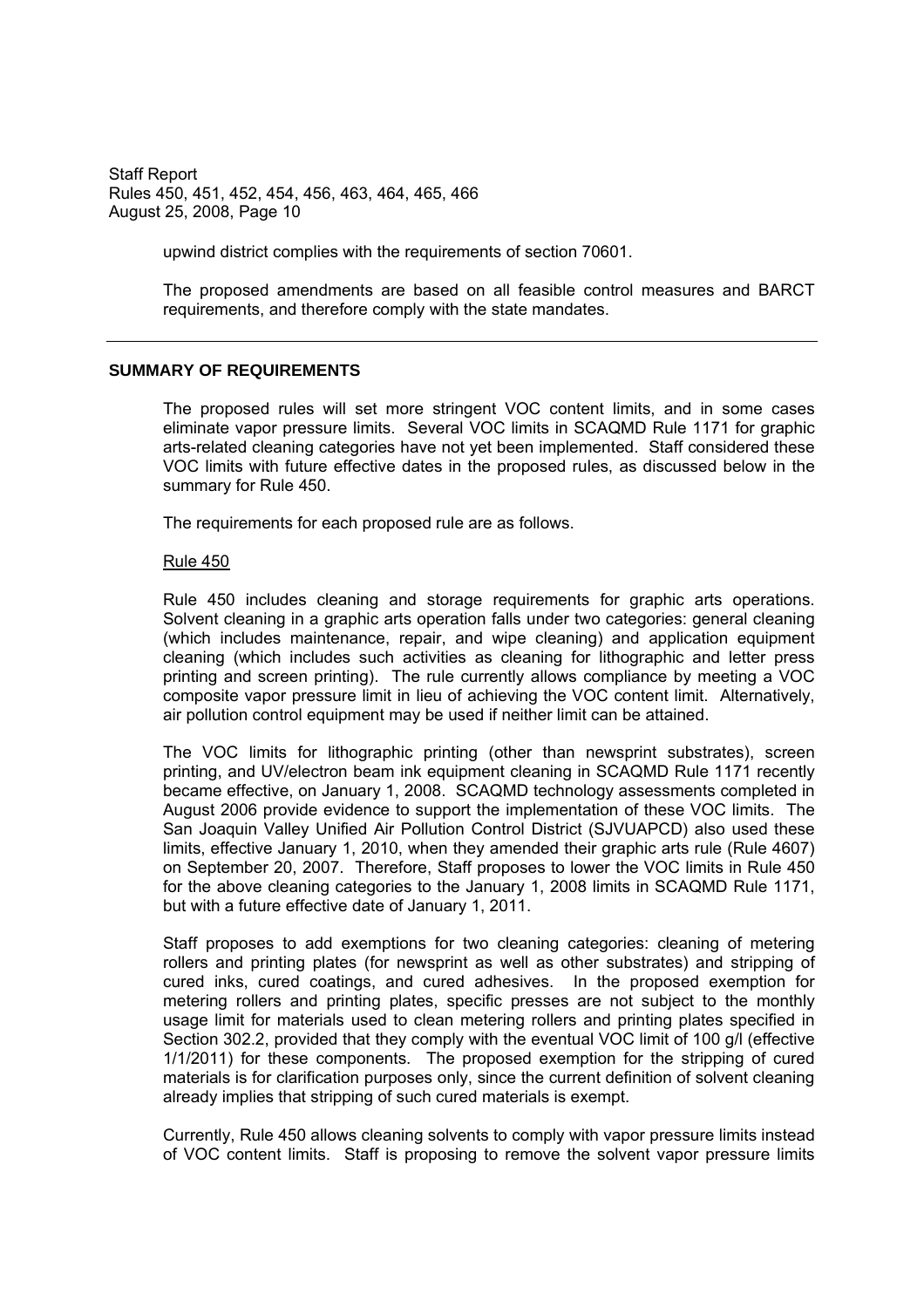upwind district complies with the requirements of section 70601.

The proposed amendments are based on all feasible control measures and BARCT requirements, and therefore comply with the state mandates.

## SUMMARY OF REQUIREMENTS

The proposed rules will set more stringent VOC content limits, and in some cases eliminate vapor pressure limits. Several VOC limits in SCAQMD Rule 1171 for graphic arts-related cleaning categories have not yet been implemented. Staff considered these VOC limits with future effective dates in the proposed rules, as discussed below in the summary for Rule 450.

The requirements for each proposed rule are as follows.

Rule 450

Rule 450 includes cleaning and storage requirements for graphic arts operations. Solvent cleaning in a graphic arts operation falls under two categories: general cleaning (which includes maintenance, repair, and wipe cleaning) and application equipment cleaning (which includes such activities as cleaning for lithographic and letter press printing and screen printing). The rule currently allows compliance by meeting a VOC composite vapor pressure limit in lieu of achieving the VOC content limit. Alternatively, air pollution control equipment may be used if neither limit can be attained.

The VOC limits for lithographic printing (other than newsprint substrates), screen printing, and UV/electron beam ink equipment cleaning in SCAQMD Rule 1171 recently became effective, on January 1, 2008. SCAQMD technology assessments completed in August 2006 provide evidence to support the implementation of these VOC limits. The San Joaquin Valley Unified Air Pollution Control District (SJVUAPCD) also used these limits, effective January 1, 2010, when they amended their graphic arts rule (Rule 4607) on September 20, 2007. Therefore, Staff proposes to lower the VOC limits in Rule 450 for the above cleaning categories to the January 1, 2008 limits in SCAQMD Rule 1171, but with a future effective date of January 1, 2011.

Staff proposes to add exemptions for two cleaning categories: cleaning of metering rollers and printing plates (for newsprint as well as other substrates) and stripping of cured inks, cured coatings, and cured adhesives. In the proposed exemption for metering rollers and printing plates, specific presses are not subject to the monthly usage limit for materials used to clean metering rollers and printing plates specified in Section 302.2, provided that they comply with the eventual VOC limit of 100 g/l (effective 1/1/2011) for these components. The proposed exemption for the stripping of cured materials is for clarification purposes only, since the current definition of solvent cleaning already implies that stripping of such cured materials is exempt.

Currently, Rule 450 allows cleaning solvents to comply with vapor pressure limits instead of VOC content limits. Staff is proposing to remove the solvent vapor pressure limits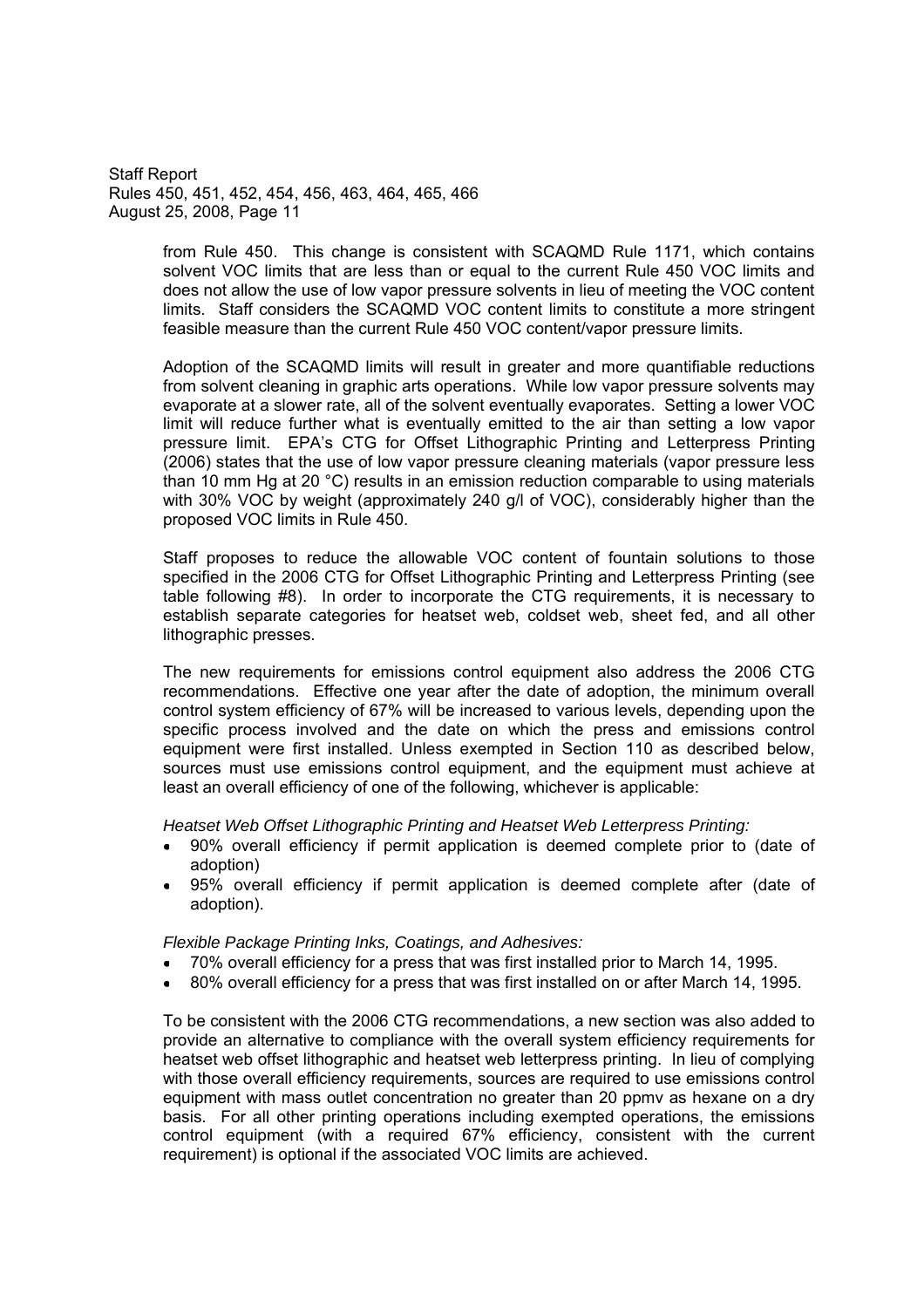from Rule 450. This change is consistent with SCAQMD Rule 1171, which contains solvent VOC limits that are less than or equal to the current Rule 450 VOC limits and does not allow the use of low vapor pressure solvents in lieu of meeting the VOC content limits. Staff considers the SCAQMD VOC content limits to constitute a more stringent feasible measure than the current Rule 450 VOC content/vapor pressure limits.

Adoption of the SCAQMD limits will result in greater and more quantifiable reductions from solvent cleaning in graphic arts operations. While low vapor pressure solvents may evaporate at a slower rate, all of the solvent eventually evaporates. Setting a lower VOC limit will reduce further what is eventually emitted to the air than setting a low vapor pressure limit. EPA's CTG for Offset Lithographic Printing and Letterpress Printing (2006) states that the use of low vapor pressure cleaning materials (vapor pressure less than 10 mm Hg at 20 °C) results in an emission reduction comparable to using materials with 30% VOC by weight (approximately 240 g/l of VOC), considerably higher than the proposed VOC limits in Rule 450.

Staff proposes to reduce the allowable VOC content of fountain solutions to those specified in the 2006 CTG for Offset Lithographic Printing and Letterpress Printing (see table following #8). In order to incorporate the CTG requirements, it is necessary to establish separate categories for heatset web, coldset web, sheet fed, and all other lithographic presses.

The new requirements for emissions control equipment also address the 2006 CTG recommendations. Effective one year after the date of adoption, the minimum overall control system efficiency of 67% will be increased to various levels, depending upon the specific process involved and the date on which the press and emissions control equipment were first installed. Unless exempted in Section 110 as described below, sources must use emissions control equipment, and the equipment must achieve at least an overall efficiency of one of the following, whichever is applicable:

*Heatset Web Offset Lithographic Printing and Heatset Web Letterpress Printing:*

- 90% overall efficiency if permit application is deemed complete prior to (date of adoption)
- 95% overall efficiency if permit application is deemed complete after (date of adoption).

*Flexible Package Printing Inks, Coatings, and Adhesives:*

- 70% overall efficiency for a press that was first installed prior to March 14, 1995.
- 80% overall efficiency for a press that was first installed on or after March 14, 1995.

To be consistent with the 2006 CTG recommendations, a new section was also added to provide an alternative to compliance with the overall system efficiency requirements for heatset web offset lithographic and heatset web letterpress printing. In lieu of complying with those overall efficiency requirements, sources are required to use emissions control equipment with mass outlet concentration no greater than 20 ppmv as hexane on a dry basis. For all other printing operations including exempted operations, the emissions control equipment (with a required 67% efficiency, consistent with the current requirement) is optional if the associated VOC limits are achieved.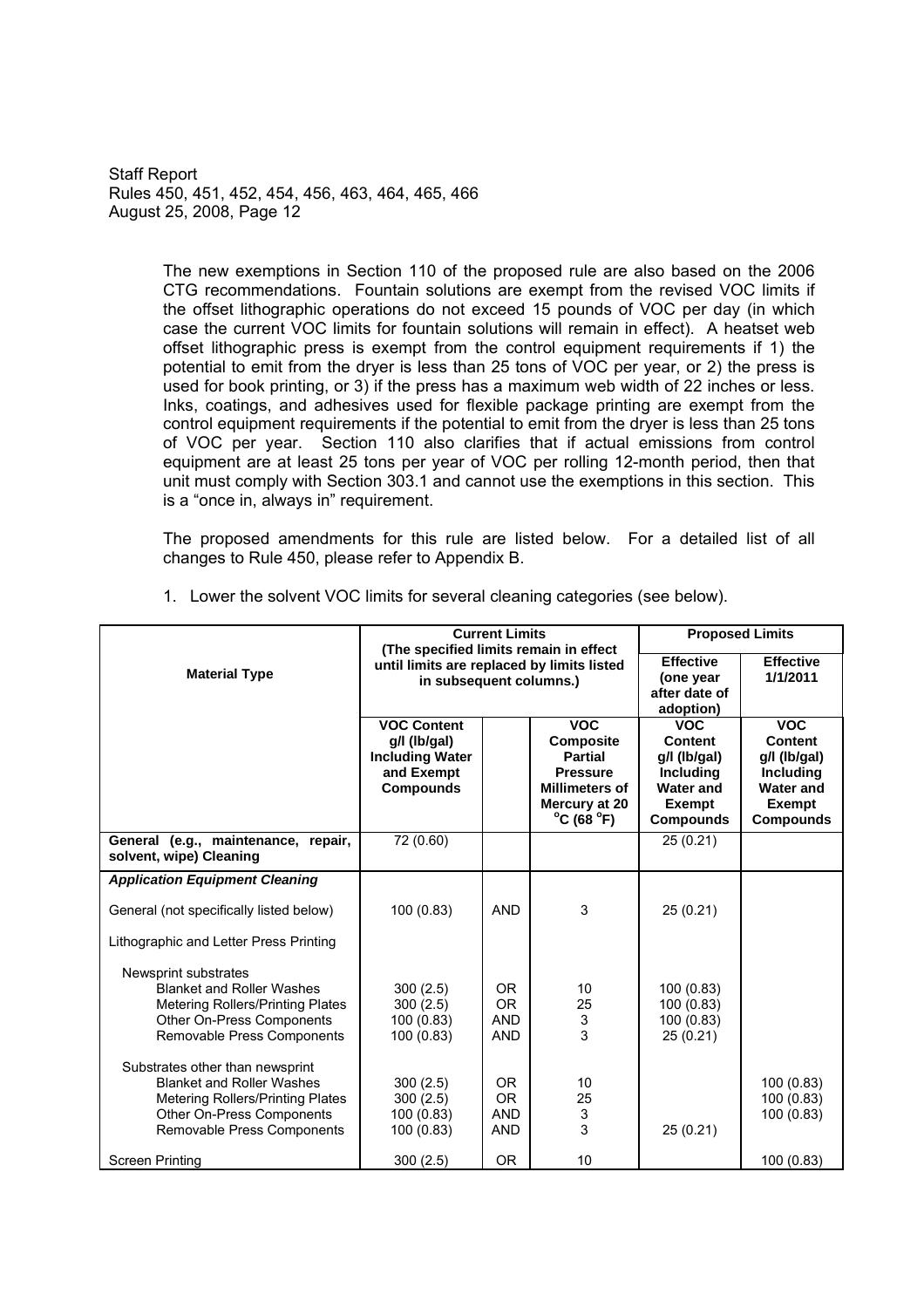The new exemptions in Section 110 of the proposed rule are also based on the 2006 CTG recommendations. Fountain solutions are exempt from the revised VOC limits if the offset lithographic operations do not exceed 15 pounds of VOC per day (in which case the current VOC limits for fountain solutions will remain in effect). A heatset web offset lithographic press is exempt from the control equipment requirements if 1) the potential to emit from the dryer is less than 25 tons of VOC per year, or 2) the press is used for book printing, or 3) if the press has a maximum web width of 22 inches or less. Inks, coatings, and adhesives used for flexible package printing are exempt from the control equipment requirements if the potential to emit from the dryer is less than 25 tons of VOC per year. Section 110 also clarifies that if actual emissions from control equipment are at least 25 tons per year of VOC per rolling 12-month period, then that unit must comply with Section 303.1 and cannot use the exemptions in this section. This is a "once in, always in" requirement.

The proposed amendments for this rule are listed below. For a detailed list of all changes to Rule 450, please refer to Appendix B.

1. Lower the solvent VOC limits for several cleaning categories (see below).

| Material Type | Current Limits (The specified limits remain in effect until limits are replaced by limits listed in subsequent columns.) | | | Proposed Limits | |
|---|---|---|---|---|---|
| | | | | Effective (one year after date of adoption) | Effective 1/1/2011 |
| | VOC Content g/l (lb/gal) Including Water and Exempt Compounds | | VOC Composite Partial Pressure Millimeters of Mercury at 20 °C (68 °F) | VOC Content g/l (lb/gal) Including Water and Exempt Compounds | VOC Content g/l (lb/gal) Including Water and Exempt Compounds |
| **General (e.g., maintenance, repair, solvent, wipe) Cleaning** | 72 (0.60) | | | 25 (0.21) | |
| ***Application Equipment Cleaning*** | | | | | |
| General (not specifically listed below) | 100 (0.83) | AND | 3 | 25 (0.21) | |
| Lithographic and Letter Press Printing | | | | | |
| Newsprint substrates | | | | | |
| Blanket and Roller Washes | 300 (2.5) | OR | 10 | 100 (0.83) | |
| Metering Rollers/Printing Plates | 300 (2.5) | OR | 25 | 100 (0.83) | |
| Other On-Press Components | 100 (0.83) | AND | 3 | 100 (0.83) | |
| Removable Press Components | 100 (0.83) | AND | 3 | 25 (0.21) | |
| Substrates other than newsprint | | | | | |
| Blanket and Roller Washes | 300 (2.5) | OR | 10 | | 100 (0.83) |
| Metering Rollers/Printing Plates | 300 (2.5) | OR | 25 | | 100 (0.83) |
| Other On-Press Components | 100 (0.83) | AND | 3 | | 100 (0.83) |
| Removable Press Components | 100 (0.83) | AND | 3 | 25 (0.21) | |
| Screen Printing | 300 (2.5) | OR | 10 | | 100 (0.83) |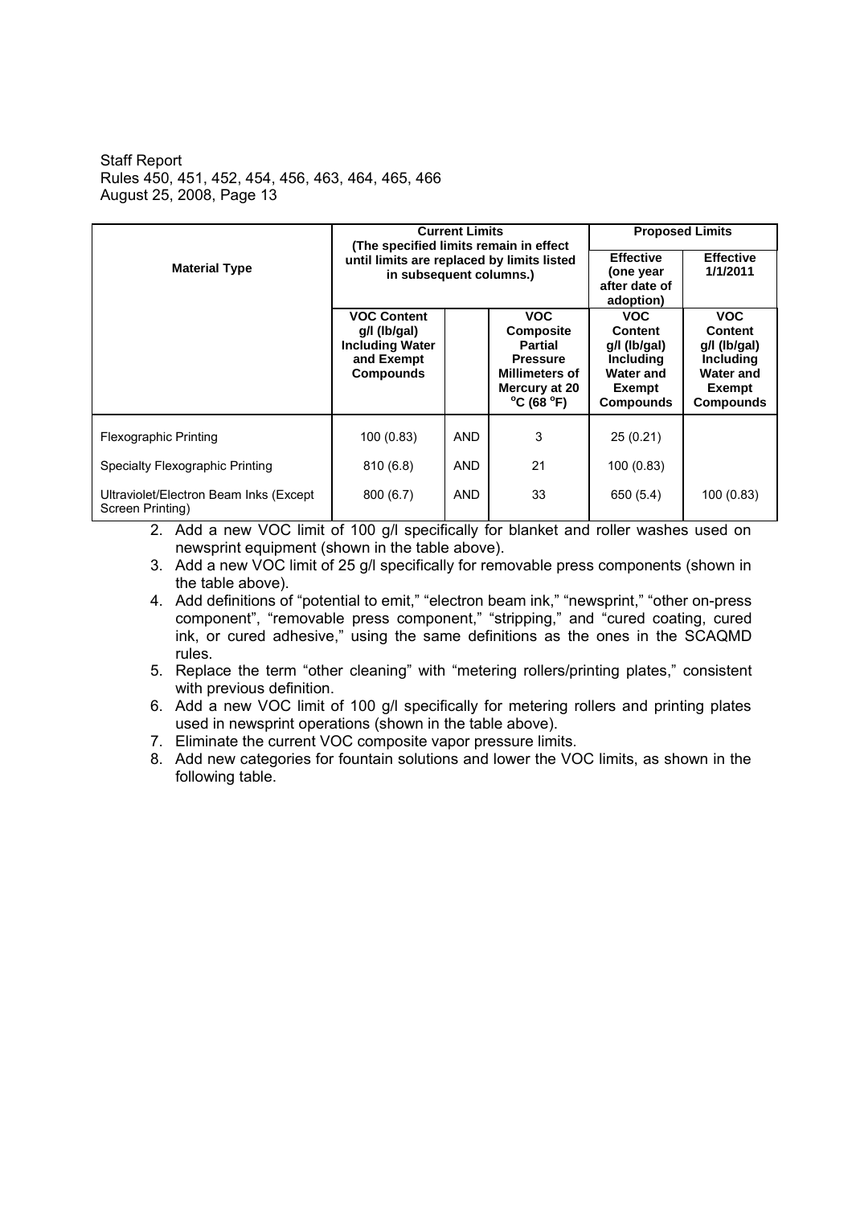| Material Type | Current Limits (The specified limits remain in effect until limits are replaced by limits listed in subsequent columns.) | | | Proposed Limits | |
|---|---|---|---|---|---|
| | | | | Effective (one year after date of adoption) | Effective 1/1/2011 |
| | VOC Content g/l (lb/gal) Including Water and Exempt Compounds | | VOC Composite Partial Pressure Millimeters of Mercury at 20 °C (68 °F) | VOC Content g/l (lb/gal) Including Water and Exempt Compounds | VOC Content g/l (lb/gal) Including Water and Exempt Compounds |
| Flexographic Printing | 100 (0.83) | AND | 3 | 25 (0.21) | |
| Specialty Flexographic Printing | 810 (6.8) | AND | 21 | 100 (0.83) | |
| Ultraviolet/Electron Beam Inks (Except Screen Printing) | 800 (6.7) | AND | 33 | 650 (5.4) | 100 (0.83) |

2. Add a new VOC limit of 100 g/l specifically for blanket and roller washes used on newsprint equipment (shown in the table above).
3. Add a new VOC limit of 25 g/l specifically for removable press components (shown in the table above).
4. Add definitions of "potential to emit," "electron beam ink," "newsprint," "other on-press component", "removable press component," "stripping," and "cured coating, cured ink, or cured adhesive," using the same definitions as the ones in the SCAQMD rules.
5. Replace the term "other cleaning" with "metering rollers/printing plates," consistent with previous definition.
6. Add a new VOC limit of 100 g/l specifically for metering rollers and printing plates used in newsprint operations (shown in the table above).
7. Eliminate the current VOC composite vapor pressure limits.
8. Add new categories for fountain solutions and lower the VOC limits, as shown in the following table.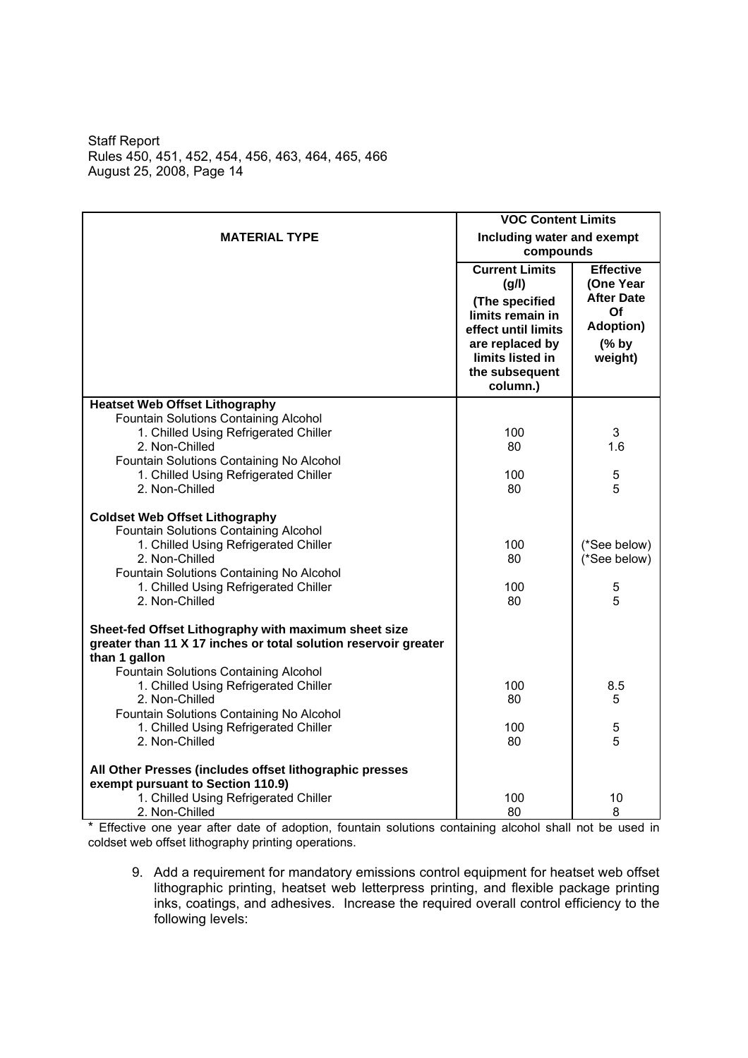| MATERIAL TYPE | VOC Content Limits Including water and exempt compounds | |
|---|---|---|
| | Current Limits (g/l) (The specified limits remain in effect until limits are replaced by limits listed in the subsequent column.) | Effective (One Year After Date Of Adoption) (% by weight) |
| **Heatset Web Offset Lithography** | | |
| Fountain Solutions Containing Alcohol | | |
| 1. Chilled Using Refrigerated Chiller | 100 | 3 |
| 2. Non-Chilled | 80 | 1.6 |
| Fountain Solutions Containing No Alcohol | | |
| 1. Chilled Using Refrigerated Chiller | 100 | 5 |
| 2. Non-Chilled | 80 | 5 |
| **Coldset Web Offset Lithography** | | |
| Fountain Solutions Containing Alcohol | | |
| 1. Chilled Using Refrigerated Chiller | 100 | (*See below) |
| 2. Non-Chilled | 80 | (*See below) |
| Fountain Solutions Containing No Alcohol | | |
| 1. Chilled Using Refrigerated Chiller | 100 | 5 |
| 2. Non-Chilled | 80 | 5 |
| **Sheet-fed Offset Lithography with maximum sheet size greater than 11 X 17 inches or total solution reservoir greater than 1 gallon** | | |
| Fountain Solutions Containing Alcohol | | |
| 1. Chilled Using Refrigerated Chiller | 100 | 8.5 |
| 2. Non-Chilled | 80 | 5 |
| Fountain Solutions Containing No Alcohol | | |
| 1. Chilled Using Refrigerated Chiller | 100 | 5 |
| 2. Non-Chilled | 80 | 5 |
| **All Other Presses (includes offset lithographic presses exempt pursuant to Section 110.9)** | | |
| 1. Chilled Using Refrigerated Chiller | 100 | 10 |
| 2. Non-Chilled | 80 | 8 |

* Effective one year after date of adoption, fountain solutions containing alcohol shall not be used in coldset web offset lithography printing operations.

9. Add a requirement for mandatory emissions control equipment for heatset web offset lithographic printing, heatset web letterpress printing, and flexible package printing inks, coatings, and adhesives. Increase the required overall control efficiency to the following levels: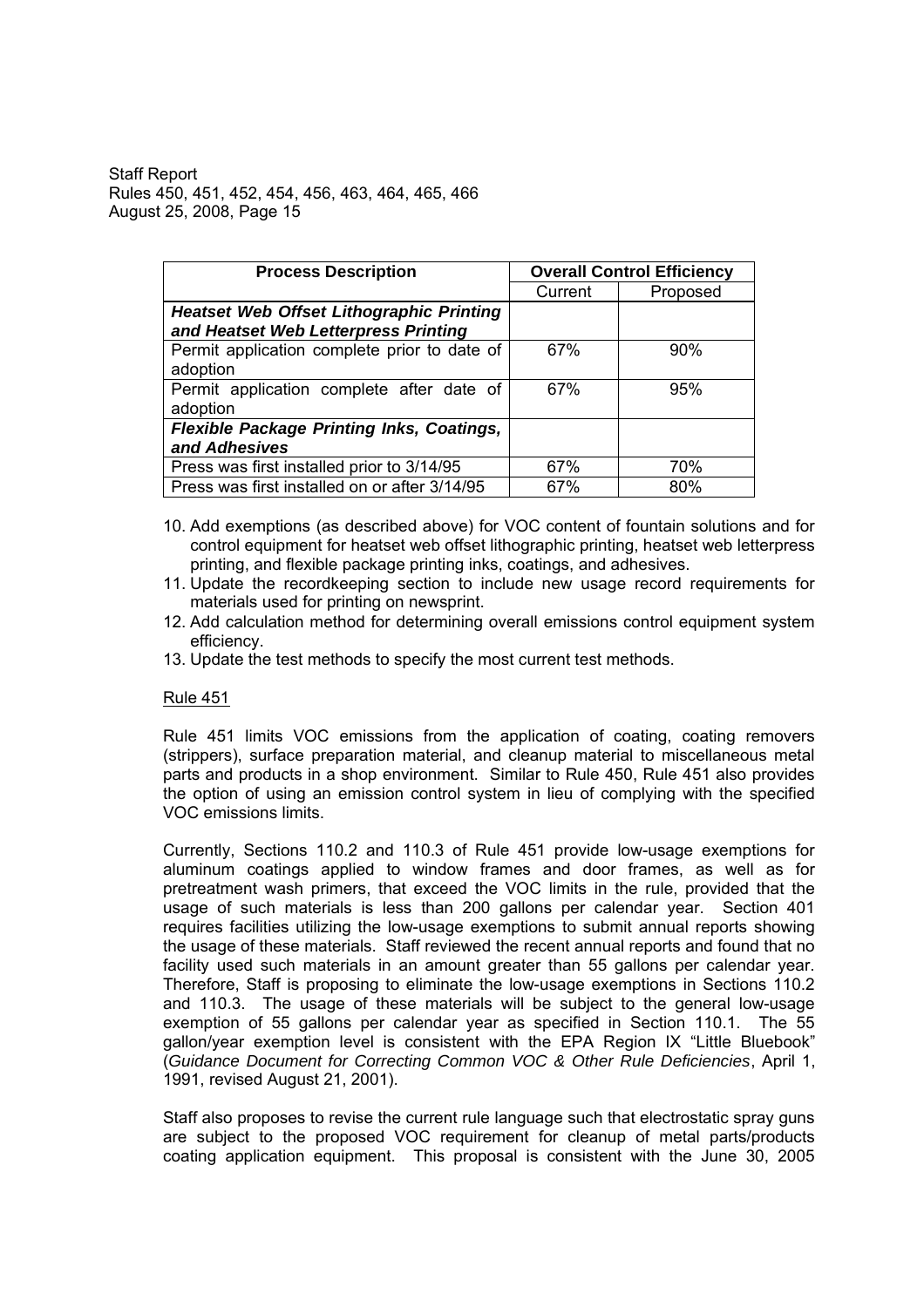| Process Description | Overall Control Efficiency | |
|---|---|---|
| | Current | Proposed |
| ***Heatset Web Offset Lithographic Printing and Heatset Web Letterpress Printing*** | | |
| Permit application complete prior to date of adoption | 67% | 90% |
| Permit application complete after date of adoption | 67% | 95% |
| ***Flexible Package Printing Inks, Coatings, and Adhesives*** | | |
| Press was first installed prior to 3/14/95 | 67% | 70% |
| Press was first installed on or after 3/14/95 | 67% | 80% |

10. Add exemptions (as described above) for VOC content of fountain solutions and for control equipment for heatset web offset lithographic printing, heatset web letterpress printing, and flexible package printing inks, coatings, and adhesives.
11. Update the recordkeeping section to include new usage record requirements for materials used for printing on newsprint.
12. Add calculation method for determining overall emissions control equipment system efficiency.
13. Update the test methods to specify the most current test methods.

Rule 451

Rule 451 limits VOC emissions from the application of coating, coating removers (strippers), surface preparation material, and cleanup material to miscellaneous metal parts and products in a shop environment. Similar to Rule 450, Rule 451 also provides the option of using an emission control system in lieu of complying with the specified VOC emissions limits.

Currently, Sections 110.2 and 110.3 of Rule 451 provide low-usage exemptions for aluminum coatings applied to window frames and door frames, as well as for pretreatment wash primers, that exceed the VOC limits in the rule, provided that the usage of such materials is less than 200 gallons per calendar year. Section 401 requires facilities utilizing the low-usage exemptions to submit annual reports showing the usage of these materials. Staff reviewed the recent annual reports and found that no facility used such materials in an amount greater than 55 gallons per calendar year. Therefore, Staff is proposing to eliminate the low-usage exemptions in Sections 110.2 and 110.3. The usage of these materials will be subject to the general low-usage exemption of 55 gallons per calendar year as specified in Section 110.1. The 55 gallon/year exemption level is consistent with the EPA Region IX "Little Bluebook" (*Guidance Document for Correcting Common VOC & Other Rule Deficiencies*, April 1, 1991, revised August 21, 2001).

Staff also proposes to revise the current rule language such that electrostatic spray guns are subject to the proposed VOC requirement for cleanup of metal parts/products coating application equipment. This proposal is consistent with the June 30, 2005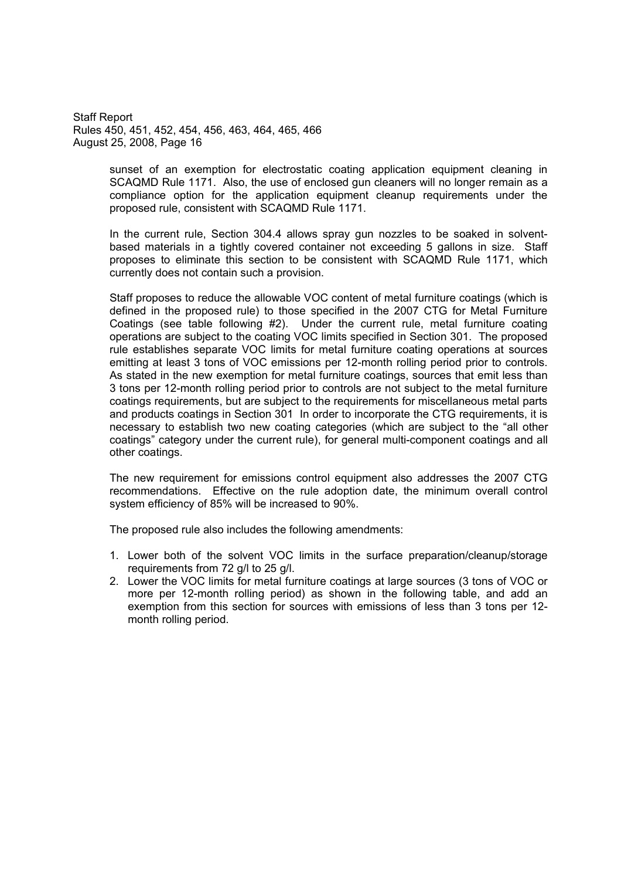sunset of an exemption for electrostatic coating application equipment cleaning in SCAQMD Rule 1171. Also, the use of enclosed gun cleaners will no longer remain as a compliance option for the application equipment cleanup requirements under the proposed rule, consistent with SCAQMD Rule 1171.

In the current rule, Section 304.4 allows spray gun nozzles to be soaked in solvent-based materials in a tightly covered container not exceeding 5 gallons in size. Staff proposes to eliminate this section to be consistent with SCAQMD Rule 1171, which currently does not contain such a provision.

Staff proposes to reduce the allowable VOC content of metal furniture coatings (which is defined in the proposed rule) to those specified in the 2007 CTG for Metal Furniture Coatings (see table following #2). Under the current rule, metal furniture coating operations are subject to the coating VOC limits specified in Section 301. The proposed rule establishes separate VOC limits for metal furniture coating operations at sources emitting at least 3 tons of VOC emissions per 12-month rolling period prior to controls. As stated in the new exemption for metal furniture coatings, sources that emit less than 3 tons per 12-month rolling period prior to controls are not subject to the metal furniture coatings requirements, but are subject to the requirements for miscellaneous metal parts and products coatings in Section 301 In order to incorporate the CTG requirements, it is necessary to establish two new coating categories (which are subject to the "all other coatings" category under the current rule), for general multi-component coatings and all other coatings.

The new requirement for emissions control equipment also addresses the 2007 CTG recommendations. Effective on the rule adoption date, the minimum overall control system efficiency of 85% will be increased to 90%.

The proposed rule also includes the following amendments:

1. Lower both of the solvent VOC limits in the surface preparation/cleanup/storage requirements from 72 g/l to 25 g/l.
2. Lower the VOC limits for metal furniture coatings at large sources (3 tons of VOC or more per 12-month rolling period) as shown in the following table, and add an exemption from this section for sources with emissions of less than 3 tons per 12-month rolling period.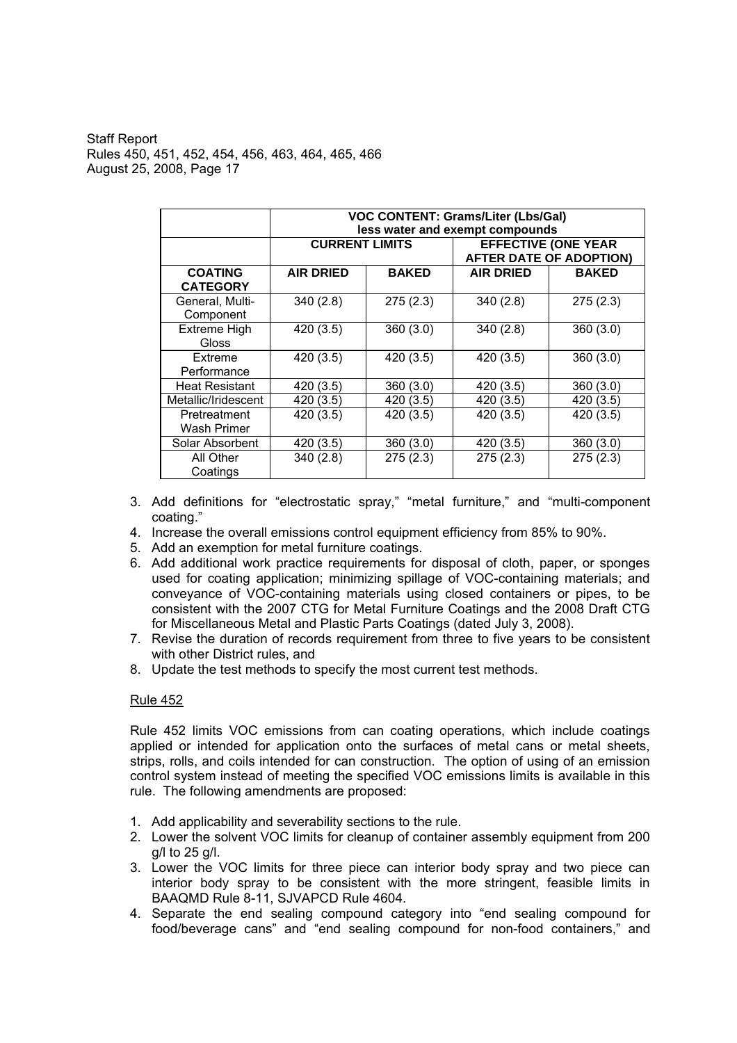| | VOC CONTENT: Grams/Liter (Lbs/Gal) less water and exempt compounds | | | |
|---|---|---|---|---|
| | CURRENT LIMITS | | EFFECTIVE (ONE YEAR AFTER DATE OF ADOPTION) | |
| COATING CATEGORY | AIR DRIED | BAKED | AIR DRIED | BAKED |
| General, Multi-Component | 340 (2.8) | 275 (2.3) | 340 (2.8) | 275 (2.3) |
| Extreme High Gloss | 420 (3.5) | 360 (3.0) | 340 (2.8) | 360 (3.0) |
| Extreme Performance | 420 (3.5) | 420 (3.5) | 420 (3.5) | 360 (3.0) |
| Heat Resistant | 420 (3.5) | 360 (3.0) | 420 (3.5) | 360 (3.0) |
| Metallic/Iridescent | 420 (3.5) | 420 (3.5) | 420 (3.5) | 420 (3.5) |
| Pretreatment Wash Primer | 420 (3.5) | 420 (3.5) | 420 (3.5) | 420 (3.5) |
| Solar Absorbent | 420 (3.5) | 360 (3.0) | 420 (3.5) | 360 (3.0) |
| All Other Coatings | 340 (2.8) | 275 (2.3) | 275 (2.3) | 275 (2.3) |

3. Add definitions for "electrostatic spray," "metal furniture," and "multi-component coating."
4. Increase the overall emissions control equipment efficiency from 85% to 90%.
5. Add an exemption for metal furniture coatings.
6. Add additional work practice requirements for disposal of cloth, paper, or sponges used for coating application; minimizing spillage of VOC-containing materials; and conveyance of VOC-containing materials using closed containers or pipes, to be consistent with the 2007 CTG for Metal Furniture Coatings and the 2008 Draft CTG for Miscellaneous Metal and Plastic Parts Coatings (dated July 3, 2008).
7. Revise the duration of records requirement from three to five years to be consistent with other District rules, and
8. Update the test methods to specify the most current test methods.

Rule 452

Rule 452 limits VOC emissions from can coating operations, which include coatings applied or intended for application onto the surfaces of metal cans or metal sheets, strips, rolls, and coils intended for can construction. The option of using of an emission control system instead of meeting the specified VOC emissions limits is available in this rule. The following amendments are proposed:

1. Add applicability and severability sections to the rule.
2. Lower the solvent VOC limits for cleanup of container assembly equipment from 200 g/l to 25 g/l.
3. Lower the VOC limits for three piece can interior body spray and two piece can interior body spray to be consistent with the more stringent, feasible limits in BAAQMD Rule 8-11, SJVAPCD Rule 4604.
4. Separate the end sealing compound category into "end sealing compound for food/beverage cans" and "end sealing compound for non-food containers," and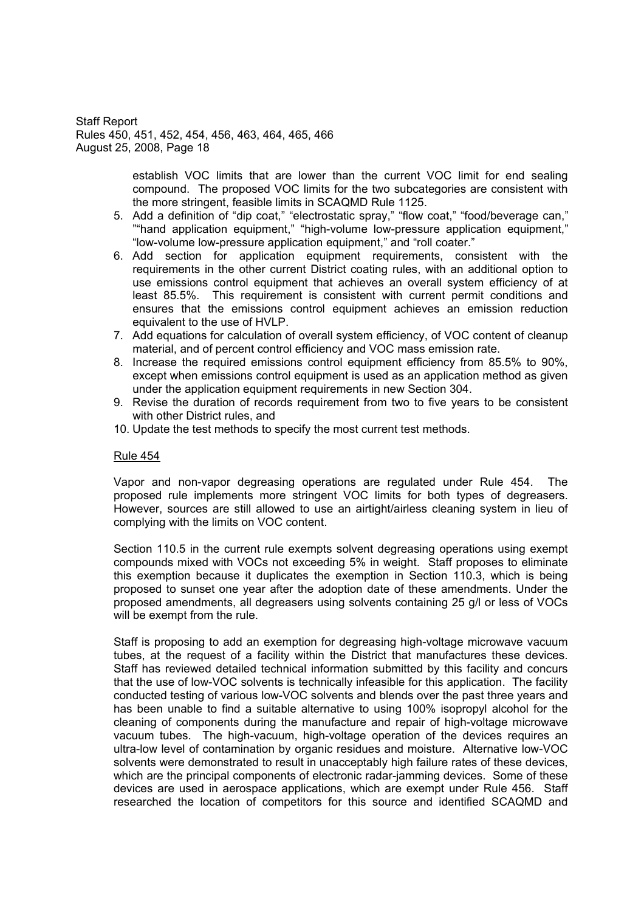establish VOC limits that are lower than the current VOC limit for end sealing compound. The proposed VOC limits for the two subcategories are consistent with the more stringent, feasible limits in SCAQMD Rule 1125.

5. Add a definition of "dip coat," "electrostatic spray," "flow coat," "food/beverage can," ""hand application equipment," "high-volume low-pressure application equipment," "low-volume low-pressure application equipment," and "roll coater."
6. Add section for application equipment requirements, consistent with the requirements in the other current District coating rules, with an additional option to use emissions control equipment that achieves an overall system efficiency of at least 85.5%. This requirement is consistent with current permit conditions and ensures that the emissions control equipment achieves an emission reduction equivalent to the use of HVLP.
7. Add equations for calculation of overall system efficiency, of VOC content of cleanup material, and of percent control efficiency and VOC mass emission rate.
8. Increase the required emissions control equipment efficiency from 85.5% to 90%, except when emissions control equipment is used as an application method as given under the application equipment requirements in new Section 304.
9. Revise the duration of records requirement from two to five years to be consistent with other District rules, and
10. Update the test methods to specify the most current test methods.

Rule 454

Vapor and non-vapor degreasing operations are regulated under Rule 454. The proposed rule implements more stringent VOC limits for both types of degreasers. However, sources are still allowed to use an airtight/airless cleaning system in lieu of complying with the limits on VOC content.

Section 110.5 in the current rule exempts solvent degreasing operations using exempt compounds mixed with VOCs not exceeding 5% in weight. Staff proposes to eliminate this exemption because it duplicates the exemption in Section 110.3, which is being proposed to sunset one year after the adoption date of these amendments. Under the proposed amendments, all degreasers using solvents containing 25 g/l or less of VOCs will be exempt from the rule.

Staff is proposing to add an exemption for degreasing high-voltage microwave vacuum tubes, at the request of a facility within the District that manufactures these devices. Staff has reviewed detailed technical information submitted by this facility and concurs that the use of low-VOC solvents is technically infeasible for this application. The facility conducted testing of various low-VOC solvents and blends over the past three years and has been unable to find a suitable alternative to using 100% isopropyl alcohol for the cleaning of components during the manufacture and repair of high-voltage microwave vacuum tubes. The high-vacuum, high-voltage operation of the devices requires an ultra-low level of contamination by organic residues and moisture. Alternative low-VOC solvents were demonstrated to result in unacceptably high failure rates of these devices, which are the principal components of electronic radar-jamming devices. Some of these devices are used in aerospace applications, which are exempt under Rule 456. Staff researched the location of competitors for this source and identified SCAQMD and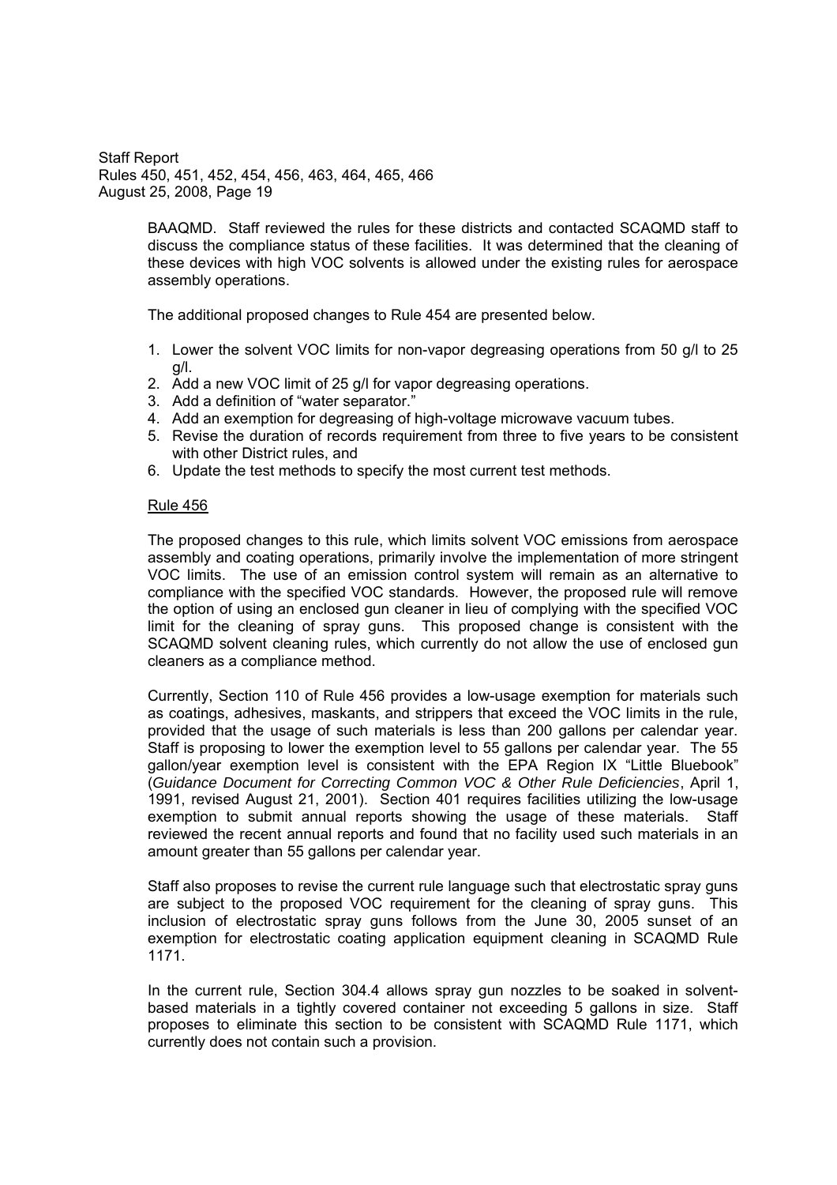BAAQMD. Staff reviewed the rules for these districts and contacted SCAQMD staff to discuss the compliance status of these facilities. It was determined that the cleaning of these devices with high VOC solvents is allowed under the existing rules for aerospace assembly operations.

The additional proposed changes to Rule 454 are presented below.

1. Lower the solvent VOC limits for non-vapor degreasing operations from 50 g/l to 25 g/l.
2. Add a new VOC limit of 25 g/l for vapor degreasing operations.
3. Add a definition of "water separator."
4. Add an exemption for degreasing of high-voltage microwave vacuum tubes.
5. Revise the duration of records requirement from three to five years to be consistent with other District rules, and
6. Update the test methods to specify the most current test methods.

Rule 456

The proposed changes to this rule, which limits solvent VOC emissions from aerospace assembly and coating operations, primarily involve the implementation of more stringent VOC limits. The use of an emission control system will remain as an alternative to compliance with the specified VOC standards. However, the proposed rule will remove the option of using an enclosed gun cleaner in lieu of complying with the specified VOC limit for the cleaning of spray guns. This proposed change is consistent with the SCAQMD solvent cleaning rules, which currently do not allow the use of enclosed gun cleaners as a compliance method.

Currently, Section 110 of Rule 456 provides a low-usage exemption for materials such as coatings, adhesives, maskants, and strippers that exceed the VOC limits in the rule, provided that the usage of such materials is less than 200 gallons per calendar year. Staff is proposing to lower the exemption level to 55 gallons per calendar year. The 55 gallon/year exemption level is consistent with the EPA Region IX "Little Bluebook" (*Guidance Document for Correcting Common VOC & Other Rule Deficiencies*, April 1, 1991, revised August 21, 2001). Section 401 requires facilities utilizing the low-usage exemption to submit annual reports showing the usage of these materials. Staff reviewed the recent annual reports and found that no facility used such materials in an amount greater than 55 gallons per calendar year.

Staff also proposes to revise the current rule language such that electrostatic spray guns are subject to the proposed VOC requirement for the cleaning of spray guns. This inclusion of electrostatic spray guns follows from the June 30, 2005 sunset of an exemption for electrostatic coating application equipment cleaning in SCAQMD Rule 1171.

In the current rule, Section 304.4 allows spray gun nozzles to be soaked in solvent-based materials in a tightly covered container not exceeding 5 gallons in size. Staff proposes to eliminate this section to be consistent with SCAQMD Rule 1171, which currently does not contain such a provision.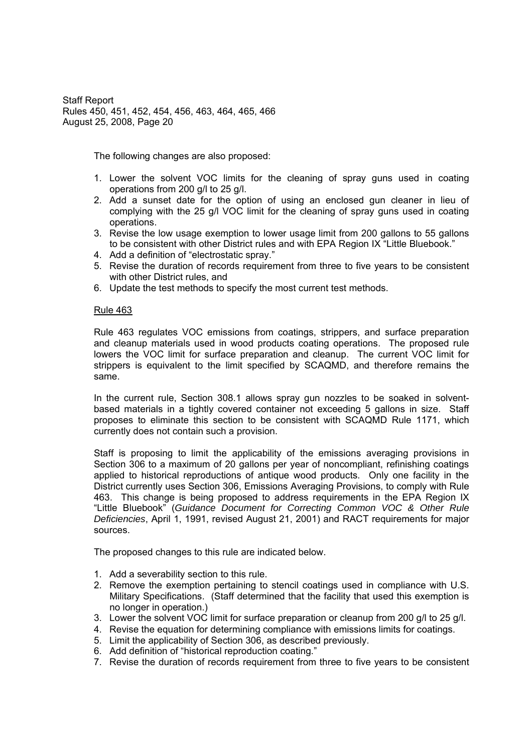The following changes are also proposed:

1. Lower the solvent VOC limits for the cleaning of spray guns used in coating operations from 200 g/l to 25 g/l.
2. Add a sunset date for the option of using an enclosed gun cleaner in lieu of complying with the 25 g/l VOC limit for the cleaning of spray guns used in coating operations.
3. Revise the low usage exemption to lower usage limit from 200 gallons to 55 gallons to be consistent with other District rules and with EPA Region IX "Little Bluebook."
4. Add a definition of "electrostatic spray."
5. Revise the duration of records requirement from three to five years to be consistent with other District rules, and
6. Update the test methods to specify the most current test methods.

<u>Rule 463</u>

Rule 463 regulates VOC emissions from coatings, strippers, and surface preparation and cleanup materials used in wood products coating operations. The proposed rule lowers the VOC limit for surface preparation and cleanup. The current VOC limit for strippers is equivalent to the limit specified by SCAQMD, and therefore remains the same.

In the current rule, Section 308.1 allows spray gun nozzles to be soaked in solvent-based materials in a tightly covered container not exceeding 5 gallons in size. Staff proposes to eliminate this section to be consistent with SCAQMD Rule 1171, which currently does not contain such a provision.

Staff is proposing to limit the applicability of the emissions averaging provisions in Section 306 to a maximum of 20 gallons per year of noncompliant, refinishing coatings applied to historical reproductions of antique wood products. Only one facility in the District currently uses Section 306, Emissions Averaging Provisions, to comply with Rule 463. This change is being proposed to address requirements in the EPA Region IX "Little Bluebook" (*Guidance Document for Correcting Common VOC & Other Rule Deficiencies*, April 1, 1991, revised August 21, 2001) and RACT requirements for major sources.

The proposed changes to this rule are indicated below.

1. Add a severability section to this rule.
2. Remove the exemption pertaining to stencil coatings used in compliance with U.S. Military Specifications. (Staff determined that the facility that used this exemption is no longer in operation.)
3. Lower the solvent VOC limit for surface preparation or cleanup from 200 g/l to 25 g/l.
4. Revise the equation for determining compliance with emissions limits for coatings.
5. Limit the applicability of Section 306, as described previously.
6. Add definition of "historical reproduction coating."
7. Revise the duration of records requirement from three to five years to be consistent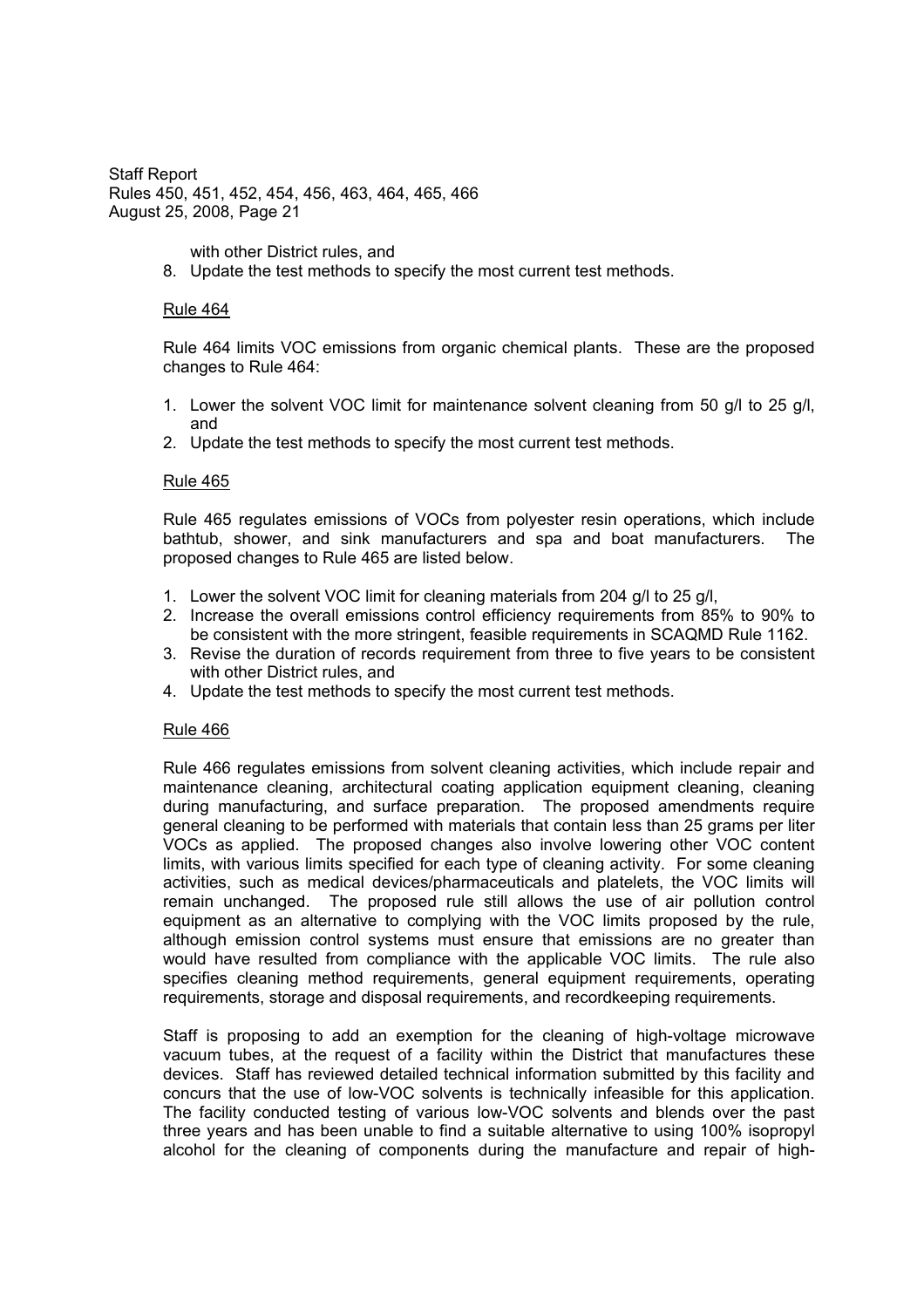with other District rules, and

8. Update the test methods to specify the most current test methods.

## Rule 464

Rule 464 limits VOC emissions from organic chemical plants. These are the proposed changes to Rule 464:

1. Lower the solvent VOC limit for maintenance solvent cleaning from 50 g/l to 25 g/l, and
2. Update the test methods to specify the most current test methods.

## Rule 465

Rule 465 regulates emissions of VOCs from polyester resin operations, which include bathtub, shower, and sink manufacturers and spa and boat manufacturers. The proposed changes to Rule 465 are listed below.

1. Lower the solvent VOC limit for cleaning materials from 204 g/l to 25 g/l,
2. Increase the overall emissions control efficiency requirements from 85% to 90% to be consistent with the more stringent, feasible requirements in SCAQMD Rule 1162.
3. Revise the duration of records requirement from three to five years to be consistent with other District rules, and
4. Update the test methods to specify the most current test methods.

## Rule 466

Rule 466 regulates emissions from solvent cleaning activities, which include repair and maintenance cleaning, architectural coating application equipment cleaning, cleaning during manufacturing, and surface preparation. The proposed amendments require general cleaning to be performed with materials that contain less than 25 grams per liter VOCs as applied. The proposed changes also involve lowering other VOC content limits, with various limits specified for each type of cleaning activity. For some cleaning activities, such as medical devices/pharmaceuticals and platelets, the VOC limits will remain unchanged. The proposed rule still allows the use of air pollution control equipment as an alternative to complying with the VOC limits proposed by the rule, although emission control systems must ensure that emissions are no greater than would have resulted from compliance with the applicable VOC limits. The rule also specifies cleaning method requirements, general equipment requirements, operating requirements, storage and disposal requirements, and recordkeeping requirements.

Staff is proposing to add an exemption for the cleaning of high-voltage microwave vacuum tubes, at the request of a facility within the District that manufactures these devices. Staff has reviewed detailed technical information submitted by this facility and concurs that the use of low-VOC solvents is technically infeasible for this application. The facility conducted testing of various low-VOC solvents and blends over the past three years and has been unable to find a suitable alternative to using 100% isopropyl alcohol for the cleaning of components during the manufacture and repair of high-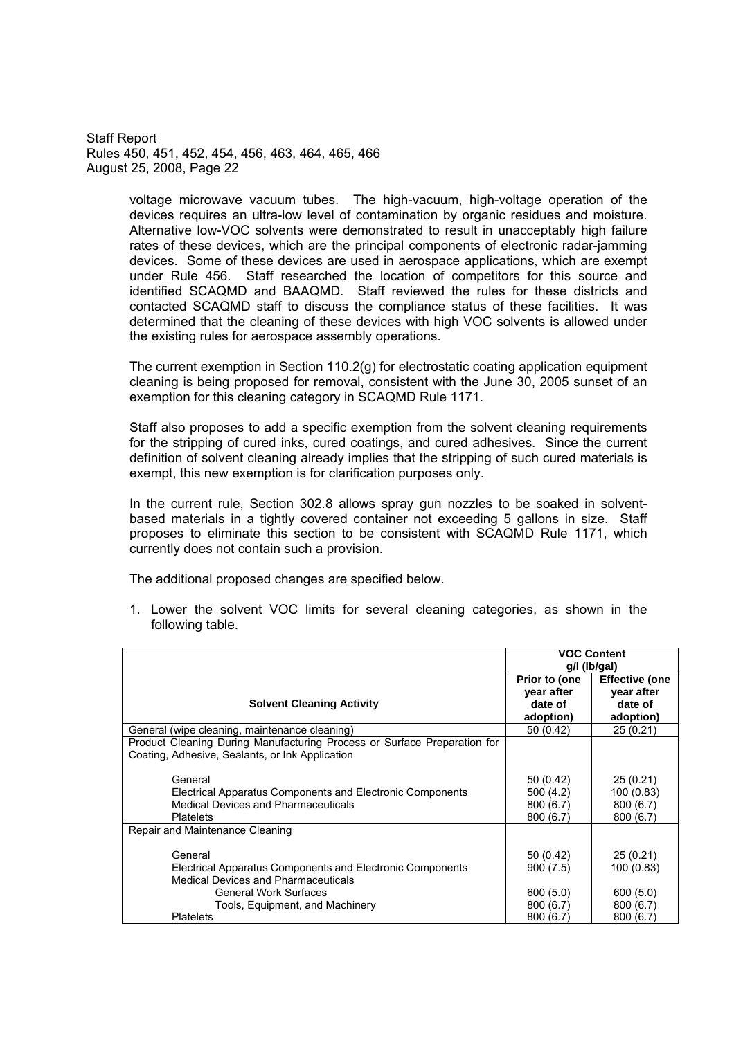voltage microwave vacuum tubes. The high-vacuum, high-voltage operation of the devices requires an ultra-low level of contamination by organic residues and moisture. Alternative low-VOC solvents were demonstrated to result in unacceptably high failure rates of these devices, which are the principal components of electronic radar-jamming devices. Some of these devices are used in aerospace applications, which are exempt under Rule 456. Staff researched the location of competitors for this source and identified SCAQMD and BAAQMD. Staff reviewed the rules for these districts and contacted SCAQMD staff to discuss the compliance status of these facilities. It was determined that the cleaning of these devices with high VOC solvents is allowed under the existing rules for aerospace assembly operations.

The current exemption in Section 110.2(g) for electrostatic coating application equipment cleaning is being proposed for removal, consistent with the June 30, 2005 sunset of an exemption for this cleaning category in SCAQMD Rule 1171.

Staff also proposes to add a specific exemption from the solvent cleaning requirements for the stripping of cured inks, cured coatings, and cured adhesives. Since the current definition of solvent cleaning already implies that the stripping of such cured materials is exempt, this new exemption is for clarification purposes only.

In the current rule, Section 302.8 allows spray gun nozzles to be soaked in solvent-based materials in a tightly covered container not exceeding 5 gallons in size. Staff proposes to eliminate this section to be consistent with SCAQMD Rule 1171, which currently does not contain such a provision.

The additional proposed changes are specified below.

1. Lower the solvent VOC limits for several cleaning categories, as shown in the following table.

| Solvent Cleaning Activity | VOC Content g/l (lb/gal) | |
|---|---|---|
| | **Prior to (one year after date of adoption)** | **Effective (one year after date of adoption)** |
| General (wipe cleaning, maintenance cleaning) | 50 (0.42) | 25 (0.21) |
| Product Cleaning During Manufacturing Process or Surface Preparation for Coating, Adhesive, Sealants, or Ink Application | | |
| General | 50 (0.42) | 25 (0.21) |
| Electrical Apparatus Components and Electronic Components | 500 (4.2) | 100 (0.83) |
| Medical Devices and Pharmaceuticals | 800 (6.7) | 800 (6.7) |
| Platelets | 800 (6.7) | 800 (6.7) |
| Repair and Maintenance Cleaning | | |
| General | 50 (0.42) | 25 (0.21) |
| Electrical Apparatus Components and Electronic Components | 900 (7.5) | 100 (0.83) |
| Medical Devices and Pharmaceuticals | | |
| General Work Surfaces | 600 (5.0) | 600 (5.0) |
| Tools, Equipment, and Machinery | 800 (6.7) | 800 (6.7) |
| Platelets | 800 (6.7) | 800 (6.7) |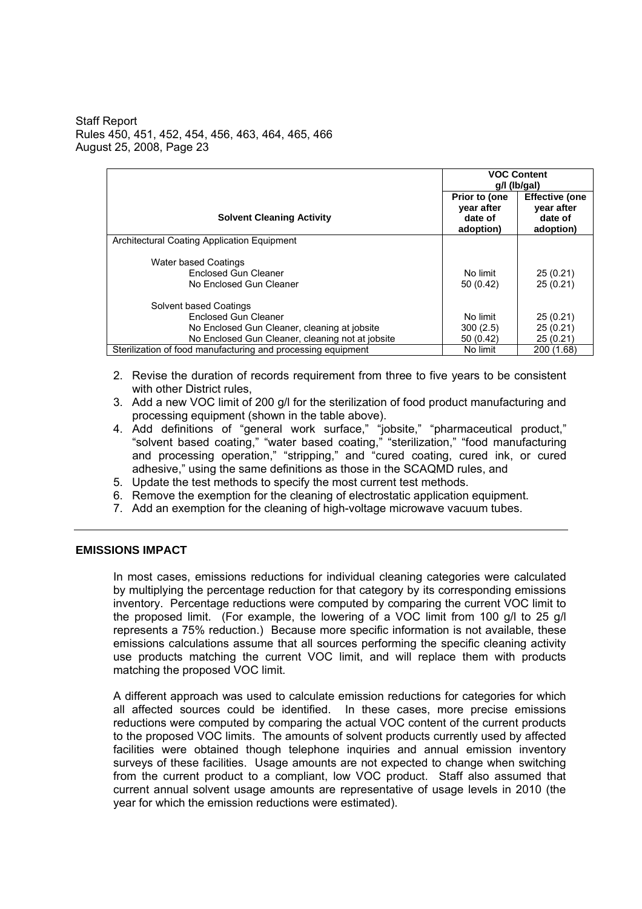| Solvent Cleaning Activity | VOC Content g/l (lb/gal) | |
|---|---|---|
| | Prior to (one year after date of adoption) | Effective (one year after date of adoption) |
| Architectural Coating Application Equipment | | |
| Water based Coatings | | |
| Enclosed Gun Cleaner | No limit | 25 (0.21) |
| No Enclosed Gun Cleaner | 50 (0.42) | 25 (0.21) |
| Solvent based Coatings | | |
| Enclosed Gun Cleaner | No limit | 25 (0.21) |
| No Enclosed Gun Cleaner, cleaning at jobsite | 300 (2.5) | 25 (0.21) |
| No Enclosed Gun Cleaner, cleaning not at jobsite | 50 (0.42) | 25 (0.21) |
| Sterilization of food manufacturing and processing equipment | No limit | 200 (1.68) |

2. Revise the duration of records requirement from three to five years to be consistent with other District rules,
3. Add a new VOC limit of 200 g/l for the sterilization of food product manufacturing and processing equipment (shown in the table above).
4. Add definitions of "general work surface," "jobsite," "pharmaceutical product," "solvent based coating," "water based coating," "sterilization," "food manufacturing and processing operation," "stripping," and "cured coating, cured ink, or cured adhesive," using the same definitions as those in the SCAQMD rules, and
5. Update the test methods to specify the most current test methods.
6. Remove the exemption for the cleaning of electrostatic application equipment.
7. Add an exemption for the cleaning of high-voltage microwave vacuum tubes.

---

## EMISSIONS IMPACT

In most cases, emissions reductions for individual cleaning categories were calculated by multiplying the percentage reduction for that category by its corresponding emissions inventory. Percentage reductions were computed by comparing the current VOC limit to the proposed limit. (For example, the lowering of a VOC limit from 100 g/l to 25 g/l represents a 75% reduction.) Because more specific information is not available, these emissions calculations assume that all sources performing the specific cleaning activity use products matching the current VOC limit, and will replace them with products matching the proposed VOC limit.

A different approach was used to calculate emission reductions for categories for which all affected sources could be identified. In these cases, more precise emissions reductions were computed by comparing the actual VOC content of the current products to the proposed VOC limits. The amounts of solvent products currently used by affected facilities were obtained though telephone inquiries and annual emission inventory surveys of these facilities. Usage amounts are not expected to change when switching from the current product to a compliant, low VOC product. Staff also assumed that current annual solvent usage amounts are representative of usage levels in 2010 (the year for which the emission reductions were estimated).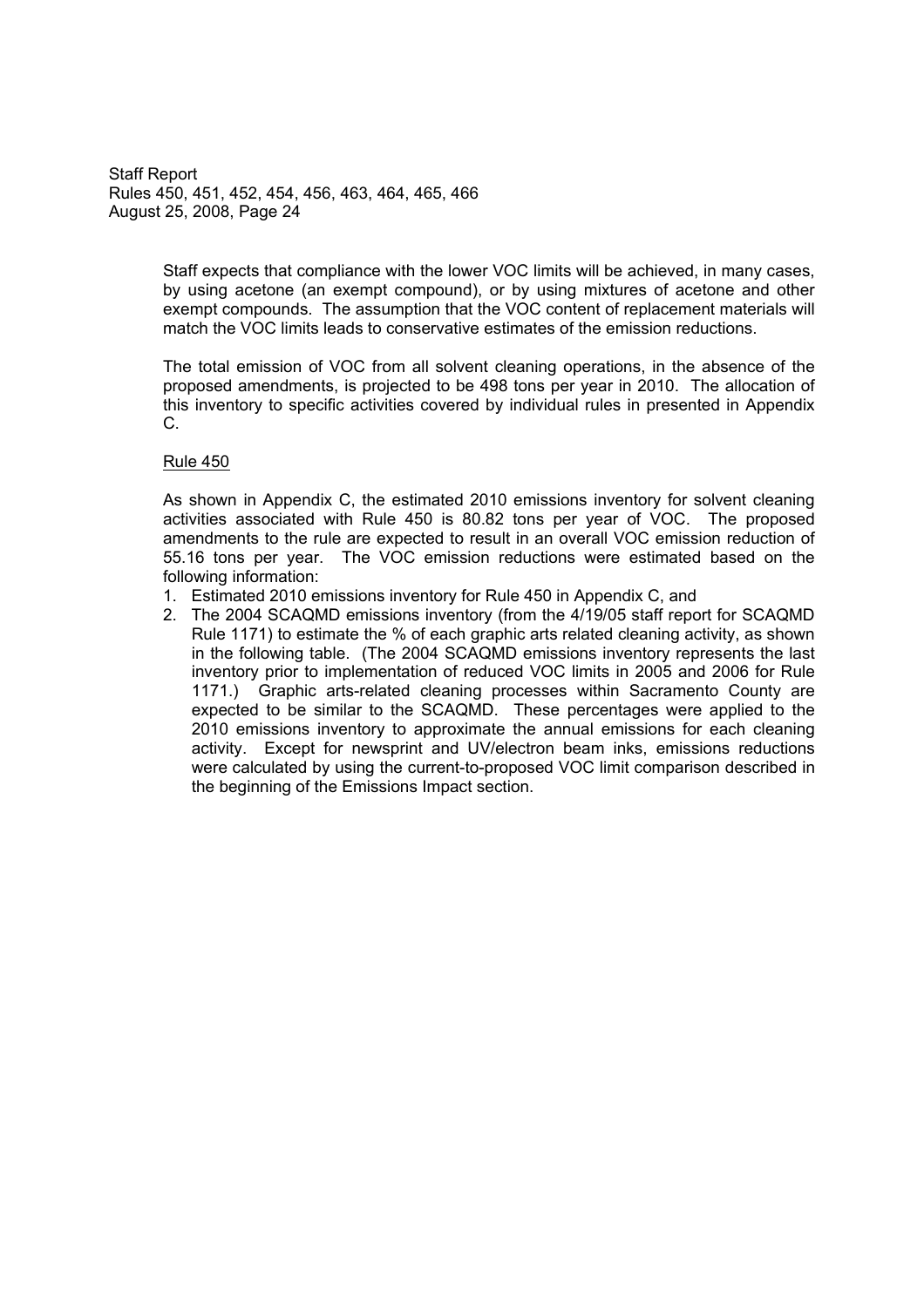Staff expects that compliance with the lower VOC limits will be achieved, in many cases, by using acetone (an exempt compound), or by using mixtures of acetone and other exempt compounds. The assumption that the VOC content of replacement materials will match the VOC limits leads to conservative estimates of the emission reductions.

The total emission of VOC from all solvent cleaning operations, in the absence of the proposed amendments, is projected to be 498 tons per year in 2010. The allocation of this inventory to specific activities covered by individual rules in presented in Appendix C.

Rule 450

As shown in Appendix C, the estimated 2010 emissions inventory for solvent cleaning activities associated with Rule 450 is 80.82 tons per year of VOC. The proposed amendments to the rule are expected to result in an overall VOC emission reduction of 55.16 tons per year. The VOC emission reductions were estimated based on the following information:

1. Estimated 2010 emissions inventory for Rule 450 in Appendix C, and
2. The 2004 SCAQMD emissions inventory (from the 4/19/05 staff report for SCAQMD Rule 1171) to estimate the % of each graphic arts related cleaning activity, as shown in the following table. (The 2004 SCAQMD emissions inventory represents the last inventory prior to implementation of reduced VOC limits in 2005 and 2006 for Rule 1171.) Graphic arts-related cleaning processes within Sacramento County are expected to be similar to the SCAQMD. These percentages were applied to the 2010 emissions inventory to approximate the annual emissions for each cleaning activity. Except for newsprint and UV/electron beam inks, emissions reductions were calculated by using the current-to-proposed VOC limit comparison described in the beginning of the Emissions Impact section.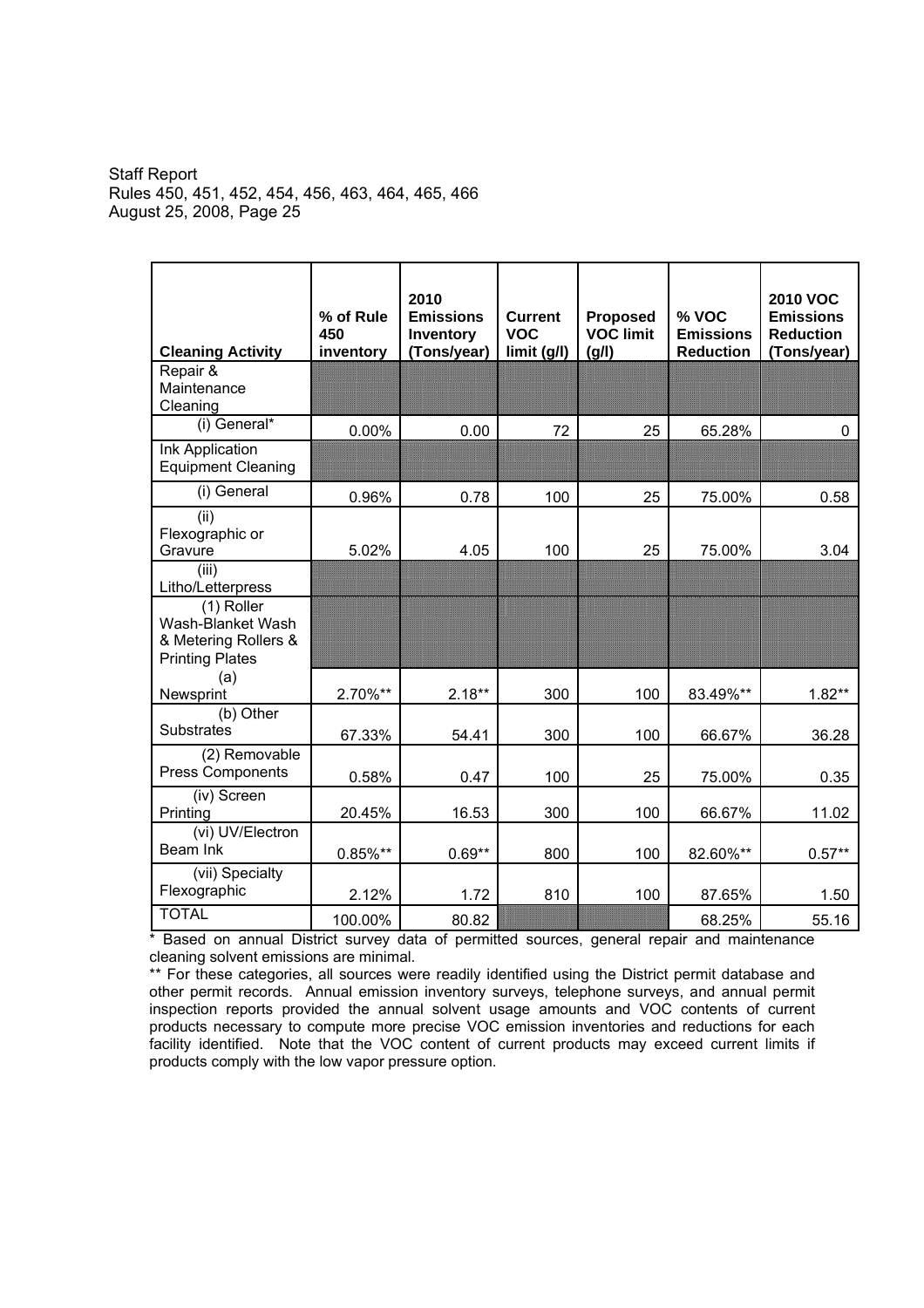| Cleaning Activity | % of Rule 450 inventory | 2010 Emissions Inventory (Tons/year) | Current VOC limit (g/l) | Proposed VOC limit (g/l) | % VOC Emissions Reduction | 2010 VOC Emissions Reduction (Tons/year) |
|---|---|---|---|---|---|---|
| Repair & Maintenance Cleaning | | | | | | |
| (i) General* | 0.00% | 0.00 | 72 | 25 | 65.28% | 0 |
| Ink Application Equipment Cleaning | | | | | | |
| (i) General | 0.96% | 0.78 | 100 | 25 | 75.00% | 0.58 |
| (ii) Flexographic or Gravure | 5.02% | 4.05 | 100 | 25 | 75.00% | 3.04 |
| (iii) Litho/Letterpress | | | | | | |
| (1) Roller Wash-Blanket Wash & Metering Rollers & Printing Plates | | | | | | |
| (a) Newsprint | 2.70%** | 2.18** | 300 | 100 | 83.49%** | 1.82** |
| (b) Other Substrates | 67.33% | 54.41 | 300 | 100 | 66.67% | 36.28 |
| (2) Removable Press Components | 0.58% | 0.47 | 100 | 25 | 75.00% | 0.35 |
| (iv) Screen Printing | 20.45% | 16.53 | 300 | 100 | 66.67% | 11.02 |
| (vi) UV/Electron Beam Ink | 0.85%** | 0.69** | 800 | 100 | 82.60%** | 0.57** |
| (vii) Specialty Flexographic | 2.12% | 1.72 | 810 | 100 | 87.65% | 1.50 |
| TOTAL | 100.00% | 80.82 | | | 68.25% | 55.16 |

* Based on annual District survey data of permitted sources, general repair and maintenance cleaning solvent emissions are minimal.

** For these categories, all sources were readily identified using the District permit database and other permit records. Annual emission inventory surveys, telephone surveys, and annual permit inspection reports provided the annual solvent usage amounts and VOC contents of current products necessary to compute more precise VOC emission inventories and reductions for each facility identified. Note that the VOC content of current products may exceed current limits if products comply with the low vapor pressure option.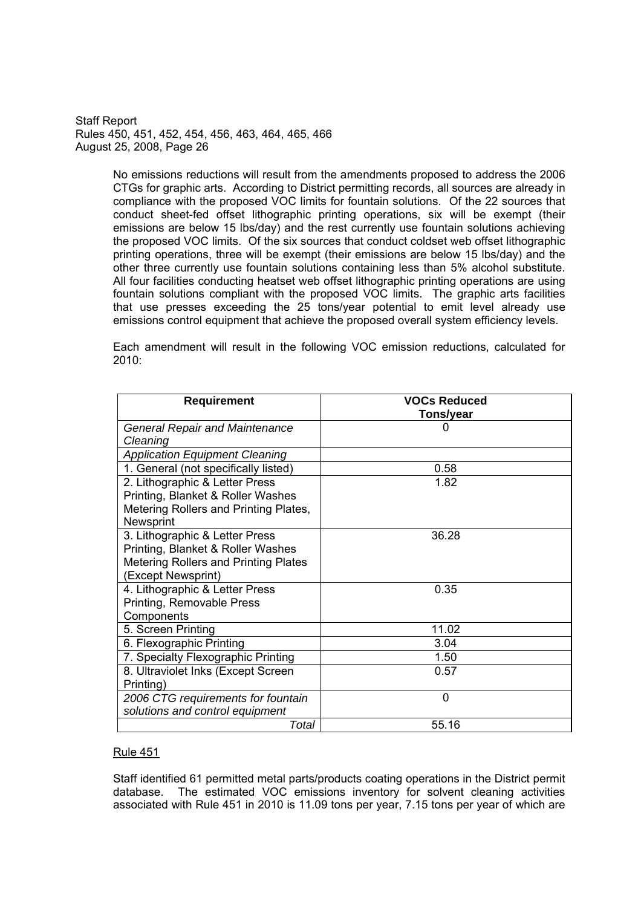No emissions reductions will result from the amendments proposed to address the 2006 CTGs for graphic arts. According to District permitting records, all sources are already in compliance with the proposed VOC limits for fountain solutions. Of the 22 sources that conduct sheet-fed offset lithographic printing operations, six will be exempt (their emissions are below 15 lbs/day) and the rest currently use fountain solutions achieving the proposed VOC limits. Of the six sources that conduct coldset web offset lithographic printing operations, three will be exempt (their emissions are below 15 lbs/day) and the other three currently use fountain solutions containing less than 5% alcohol substitute. All four facilities conducting heatset web offset lithographic printing operations are using fountain solutions compliant with the proposed VOC limits. The graphic arts facilities that use presses exceeding the 25 tons/year potential to emit level already use emissions control equipment that achieve the proposed overall system efficiency levels.

Each amendment will result in the following VOC emission reductions, calculated for 2010:

| Requirement | VOCs Reduced Tons/year |
|---|---|
| *General Repair and Maintenance Cleaning* | 0 |
| *Application Equipment Cleaning* | |
| 1. General (not specifically listed) | 0.58 |
| 2. Lithographic & Letter Press Printing, Blanket & Roller Washes Metering Rollers and Printing Plates, Newsprint | 1.82 |
| 3. Lithographic & Letter Press Printing, Blanket & Roller Washes Metering Rollers and Printing Plates (Except Newsprint) | 36.28 |
| 4. Lithographic & Letter Press Printing, Removable Press Components | 0.35 |
| 5. Screen Printing | 11.02 |
| 6. Flexographic Printing | 3.04 |
| 7. Specialty Flexographic Printing | 1.50 |
| 8. Ultraviolet Inks (Except Screen Printing) | 0.57 |
| *2006 CTG requirements for fountain solutions and control equipment* | 0 |
| *Total* | 55.16 |

Rule 451

Staff identified 61 permitted metal parts/products coating operations in the District permit database. The estimated VOC emissions inventory for solvent cleaning activities associated with Rule 451 in 2010 is 11.09 tons per year, 7.15 tons per year of which are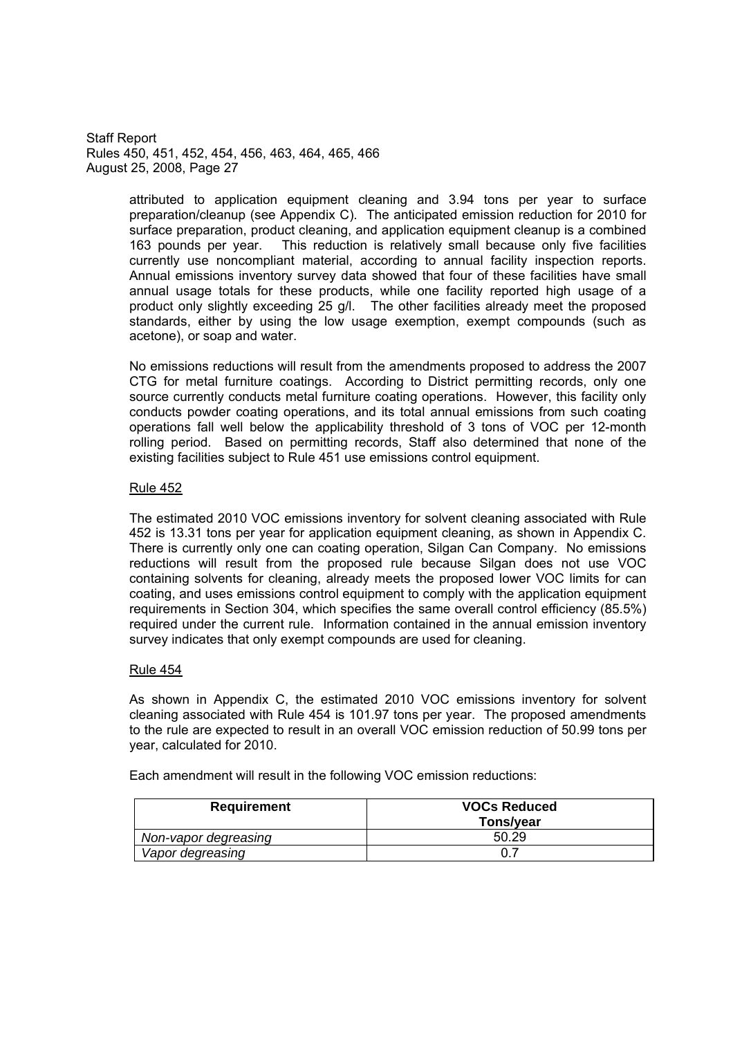attributed to application equipment cleaning and 3.94 tons per year to surface preparation/cleanup (see Appendix C). The anticipated emission reduction for 2010 for surface preparation, product cleaning, and application equipment cleanup is a combined 163 pounds per year. This reduction is relatively small because only five facilities currently use noncompliant material, according to annual facility inspection reports. Annual emissions inventory survey data showed that four of these facilities have small annual usage totals for these products, while one facility reported high usage of a product only slightly exceeding 25 g/l. The other facilities already meet the proposed standards, either by using the low usage exemption, exempt compounds (such as acetone), or soap and water.

No emissions reductions will result from the amendments proposed to address the 2007 CTG for metal furniture coatings. According to District permitting records, only one source currently conducts metal furniture coating operations. However, this facility only conducts powder coating operations, and its total annual emissions from such coating operations fall well below the applicability threshold of 3 tons of VOC per 12-month rolling period. Based on permitting records, Staff also determined that none of the existing facilities subject to Rule 451 use emissions control equipment.

Rule 452

The estimated 2010 VOC emissions inventory for solvent cleaning associated with Rule 452 is 13.31 tons per year for application equipment cleaning, as shown in Appendix C. There is currently only one can coating operation, Silgan Can Company. No emissions reductions will result from the proposed rule because Silgan does not use VOC containing solvents for cleaning, already meets the proposed lower VOC limits for can coating, and uses emissions control equipment to comply with the application equipment requirements in Section 304, which specifies the same overall control efficiency (85.5%) required under the current rule. Information contained in the annual emission inventory survey indicates that only exempt compounds are used for cleaning.

Rule 454

As shown in Appendix C, the estimated 2010 VOC emissions inventory for solvent cleaning associated with Rule 454 is 101.97 tons per year. The proposed amendments to the rule are expected to result in an overall VOC emission reduction of 50.99 tons per year, calculated for 2010.

Each amendment will result in the following VOC emission reductions:

| Requirement | VOCs Reduced Tons/year |
|---|---|
| *Non-vapor degreasing* | 50.29 |
| *Vapor degreasing* | 0.7 |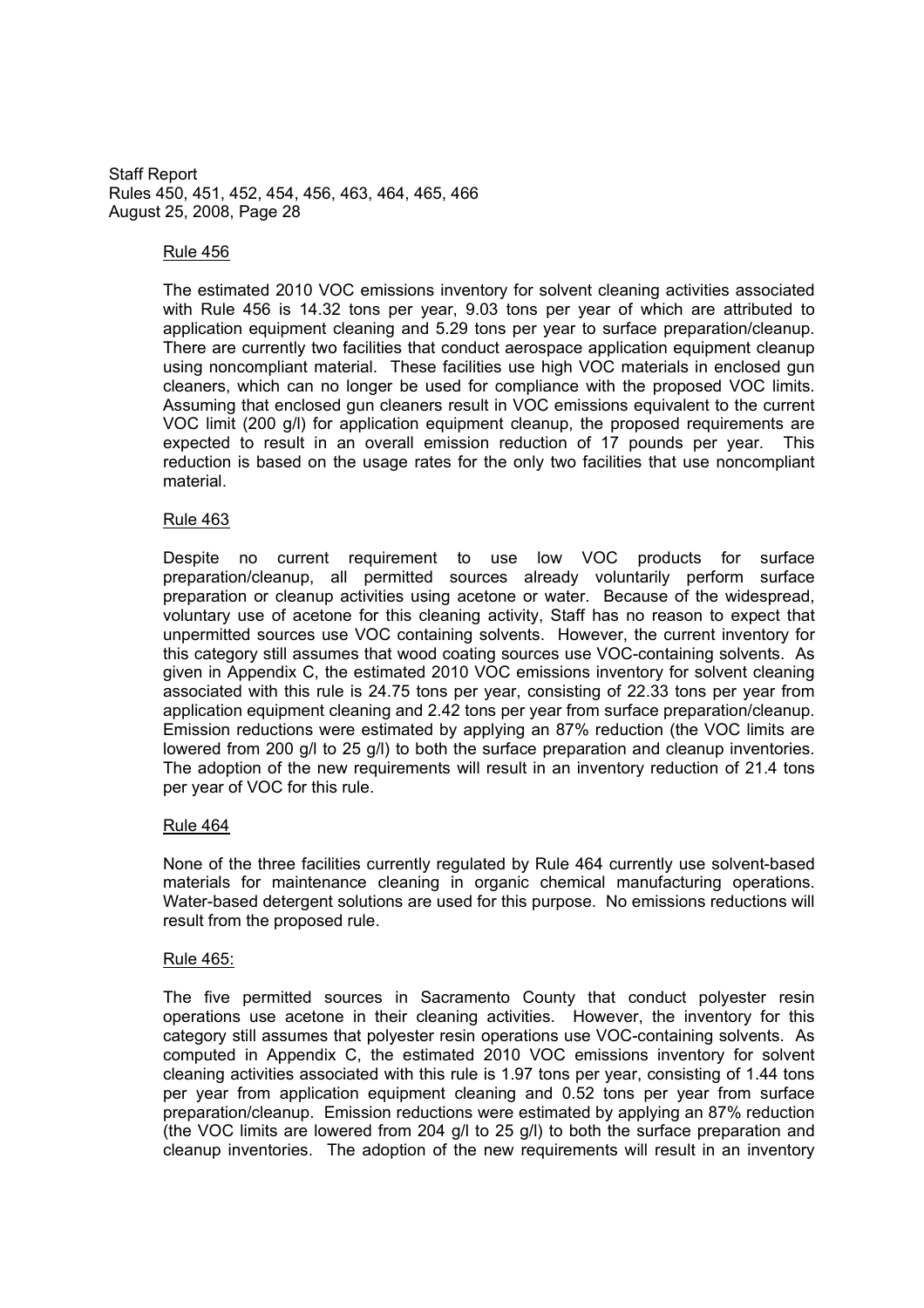Rule 456

The estimated 2010 VOC emissions inventory for solvent cleaning activities associated with Rule 456 is 14.32 tons per year, 9.03 tons per year of which are attributed to application equipment cleaning and 5.29 tons per year to surface preparation/cleanup. There are currently two facilities that conduct aerospace application equipment cleanup using noncompliant material. These facilities use high VOC materials in enclosed gun cleaners, which can no longer be used for compliance with the proposed VOC limits. Assuming that enclosed gun cleaners result in VOC emissions equivalent to the current VOC limit (200 g/l) for application equipment cleanup, the proposed requirements are expected to result in an overall emission reduction of 17 pounds per year. This reduction is based on the usage rates for the only two facilities that use noncompliant material.

Rule 463

Despite no current requirement to use low VOC products for surface preparation/cleanup, all permitted sources already voluntarily perform surface preparation or cleanup activities using acetone or water. Because of the widespread, voluntary use of acetone for this cleaning activity, Staff has no reason to expect that unpermitted sources use VOC containing solvents. However, the current inventory for this category still assumes that wood coating sources use VOC-containing solvents. As given in Appendix C, the estimated 2010 VOC emissions inventory for solvent cleaning associated with this rule is 24.75 tons per year, consisting of 22.33 tons per year from application equipment cleaning and 2.42 tons per year from surface preparation/cleanup. Emission reductions were estimated by applying an 87% reduction (the VOC limits are lowered from 200 g/l to 25 g/l) to both the surface preparation and cleanup inventories. The adoption of the new requirements will result in an inventory reduction of 21.4 tons per year of VOC for this rule.

Rule 464

None of the three facilities currently regulated by Rule 464 currently use solvent-based materials for maintenance cleaning in organic chemical manufacturing operations. Water-based detergent solutions are used for this purpose. No emissions reductions will result from the proposed rule.

Rule 465:

The five permitted sources in Sacramento County that conduct polyester resin operations use acetone in their cleaning activities. However, the inventory for this category still assumes that polyester resin operations use VOC-containing solvents. As computed in Appendix C, the estimated 2010 VOC emissions inventory for solvent cleaning activities associated with this rule is 1.97 tons per year, consisting of 1.44 tons per year from application equipment cleaning and 0.52 tons per year from surface preparation/cleanup. Emission reductions were estimated by applying an 87% reduction (the VOC limits are lowered from 204 g/l to 25 g/l) to both the surface preparation and cleanup inventories. The adoption of the new requirements will result in an inventory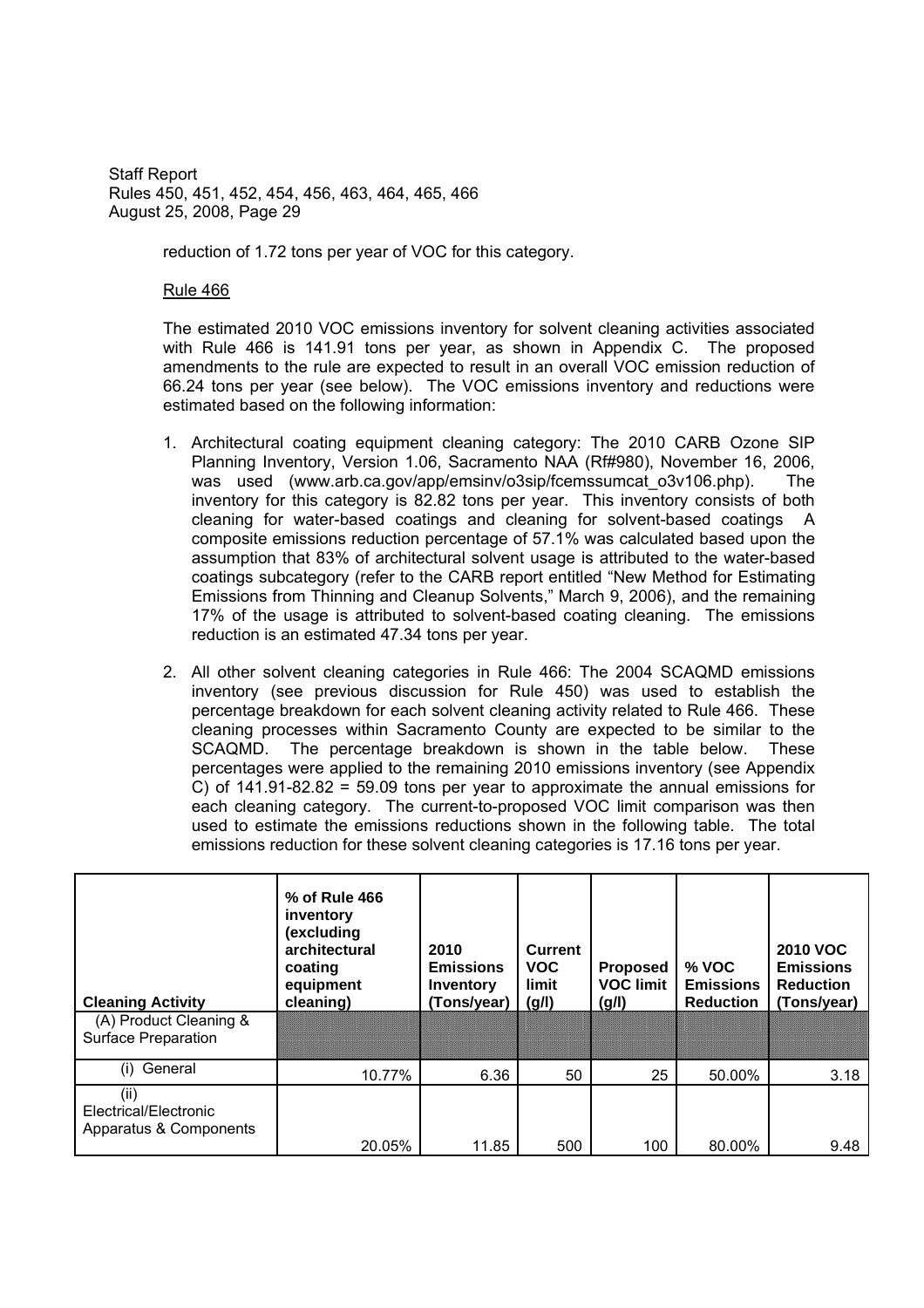reduction of 1.72 tons per year of VOC for this category.

Rule 466

The estimated 2010 VOC emissions inventory for solvent cleaning activities associated with Rule 466 is 141.91 tons per year, as shown in Appendix C. The proposed amendments to the rule are expected to result in an overall VOC emission reduction of 66.24 tons per year (see below). The VOC emissions inventory and reductions were estimated based on the following information:

1. Architectural coating equipment cleaning category: The 2010 CARB Ozone SIP Planning Inventory, Version 1.06, Sacramento NAA (Rf#980), November 16, 2006, was used (www.arb.ca.gov/app/emsinv/o3sip/fcemssumcat_o3v106.php). The inventory for this category is 82.82 tons per year. This inventory consists of both cleaning for water-based coatings and cleaning for solvent-based coatings A composite emissions reduction percentage of 57.1% was calculated based upon the assumption that 83% of architectural solvent usage is attributed to the water-based coatings subcategory (refer to the CARB report entitled "New Method for Estimating Emissions from Thinning and Cleanup Solvents," March 9, 2006), and the remaining 17% of the usage is attributed to solvent-based coating cleaning. The emissions reduction is an estimated 47.34 tons per year.

2. All other solvent cleaning categories in Rule 466: The 2004 SCAQMD emissions inventory (see previous discussion for Rule 450) was used to establish the percentage breakdown for each solvent cleaning activity related to Rule 466. These cleaning processes within Sacramento County are expected to be similar to the SCAQMD. The percentage breakdown is shown in the table below. These percentages were applied to the remaining 2010 emissions inventory (see Appendix C) of 141.91-82.82 = 59.09 tons per year to approximate the annual emissions for each cleaning category. The current-to-proposed VOC limit comparison was then used to estimate the emissions reductions shown in the following table. The total emissions reduction for these solvent cleaning categories is 17.16 tons per year.

| Cleaning Activity | % of Rule 466 inventory (excluding architectural coating equipment cleaning) | 2010 Emissions Inventory (Tons/year) | Current VOC limit (g/l) | Proposed VOC limit (g/l) | % VOC Emissions Reduction | 2010 VOC Emissions Reduction (Tons/year) |
|---|---|---|---|---|---|---|
| (A) Product Cleaning & Surface Preparation | | | | | | |
| (i) General | 10.77% | 6.36 | 50 | 25 | 50.00% | 3.18 |
| (ii) Electrical/Electronic Apparatus & Components | 20.05% | 11.85 | 500 | 100 | 80.00% | 9.48 |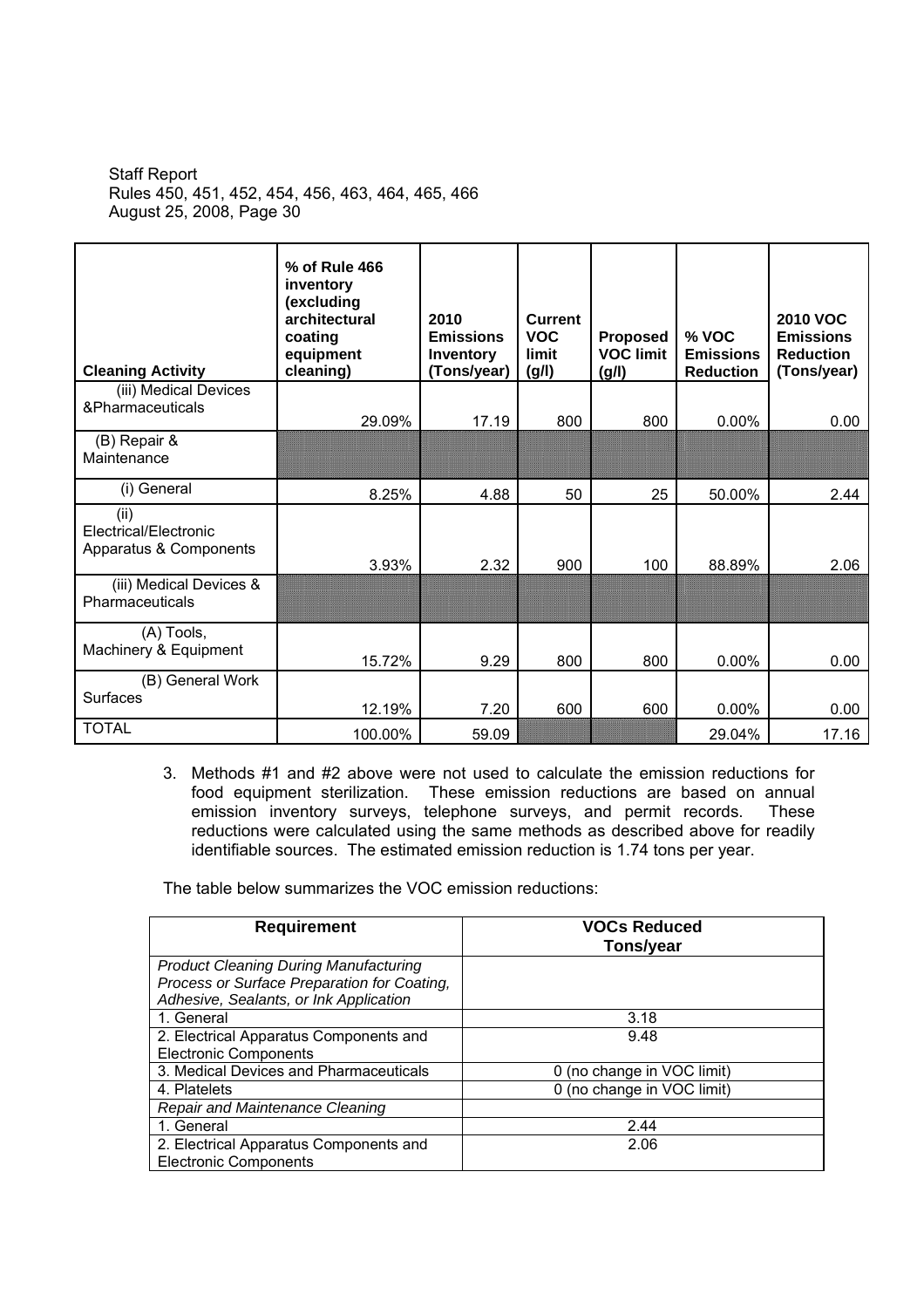| Cleaning Activity | % of Rule 466 inventory (excluding architectural coating equipment cleaning) | 2010 Emissions Inventory (Tons/year) | Current VOC limit (g/l) | Proposed VOC limit (g/l) | % VOC Emissions Reduction | 2010 VOC Emissions Reduction (Tons/year) |
|---|---|---|---|---|---|---|
| (iii) Medical Devices &Pharmaceuticals | 29.09% | 17.19 | 800 | 800 | 0.00% | 0.00 |
| (B) Repair & Maintenance | | | | | | |
| (i) General | 8.25% | 4.88 | 50 | 25 | 50.00% | 2.44 |
| (ii) Electrical/Electronic Apparatus & Components | 3.93% | 2.32 | 900 | 100 | 88.89% | 2.06 |
| (iii) Medical Devices & Pharmaceuticals | | | | | | |
| (A) Tools, Machinery & Equipment | 15.72% | 9.29 | 800 | 800 | 0.00% | 0.00 |
| (B) General Work Surfaces | 12.19% | 7.20 | 600 | 600 | 0.00% | 0.00 |
| TOTAL | 100.00% | 59.09 | | | 29.04% | 17.16 |

3. Methods #1 and #2 above were not used to calculate the emission reductions for food equipment sterilization. These emission reductions are based on annual emission inventory surveys, telephone surveys, and permit records. These reductions were calculated using the same methods as described above for readily identifiable sources. The estimated emission reduction is 1.74 tons per year.

The table below summarizes the VOC emission reductions:

| Requirement | VOCs Reduced Tons/year |
|---|---|
| *Product Cleaning During Manufacturing Process or Surface Preparation for Coating, Adhesive, Sealants, or Ink Application* | |
| 1. General | 3.18 |
| 2. Electrical Apparatus Components and Electronic Components | 9.48 |
| 3. Medical Devices and Pharmaceuticals | 0 (no change in VOC limit) |
| 4. Platelets | 0 (no change in VOC limit) |
| *Repair and Maintenance Cleaning* | |
| 1. General | 2.44 |
| 2. Electrical Apparatus Components and Electronic Components | 2.06 |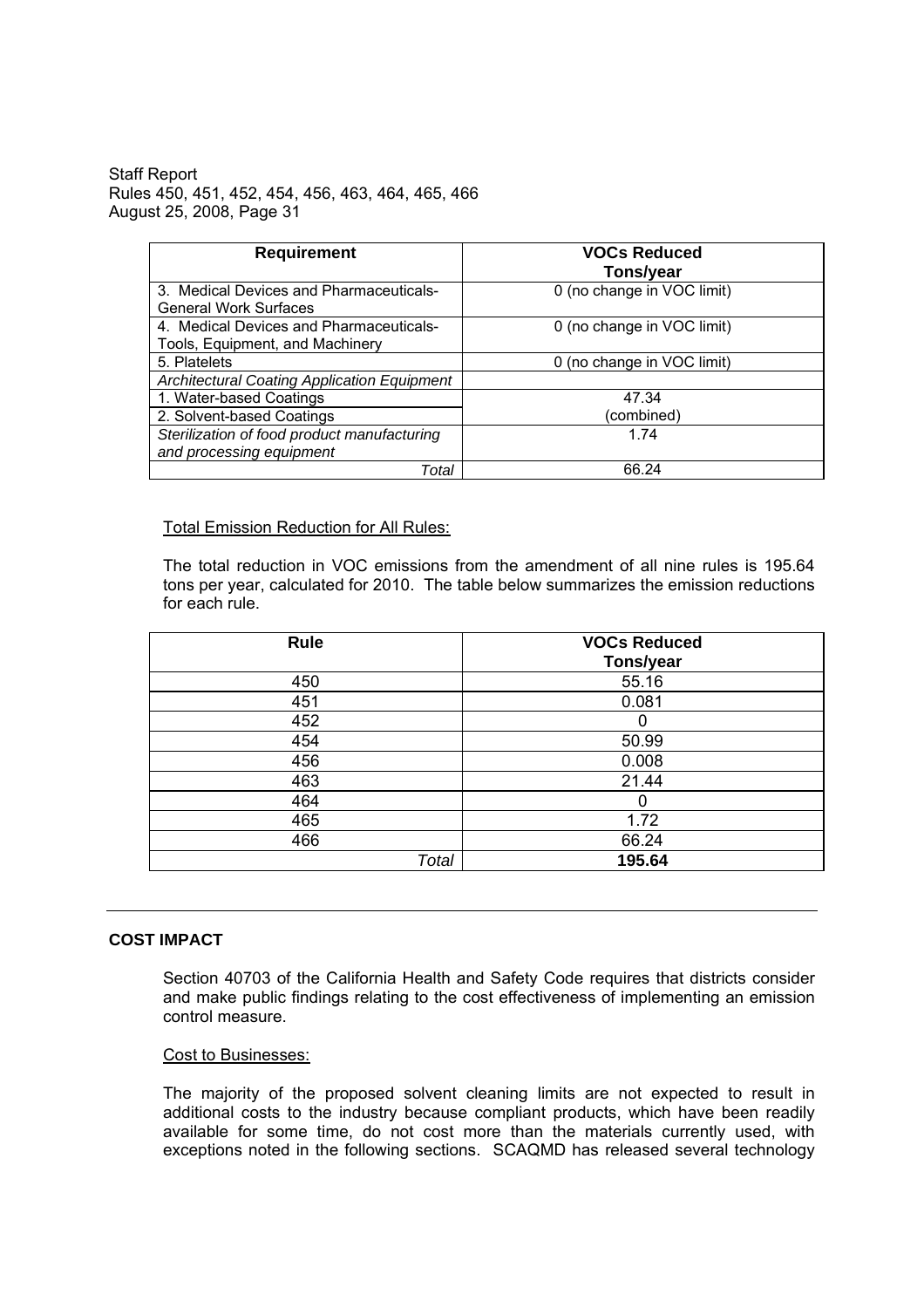| Requirement | VOCs Reduced Tons/year |
|---|---|
| 3. Medical Devices and Pharmaceuticals-General Work Surfaces | 0 (no change in VOC limit) |
| 4. Medical Devices and Pharmaceuticals-Tools, Equipment, and Machinery | 0 (no change in VOC limit) |
| 5. Platelets | 0 (no change in VOC limit) |
| *Architectural Coating Application Equipment* | |
| 1. Water-based Coatings | 47.34 (combined) |
| 2. Solvent-based Coatings | |
| *Sterilization of food product manufacturing and processing equipment* | 1.74 |
| *Total* | 66.24 |

Total Emission Reduction for All Rules:

The total reduction in VOC emissions from the amendment of all nine rules is 195.64 tons per year, calculated for 2010. The table below summarizes the emission reductions for each rule.

| Rule | VOCs Reduced Tons/year |
|---|---|
| 450 | 55.16 |
| 451 | 0.081 |
| 452 | 0 |
| 454 | 50.99 |
| 456 | 0.008 |
| 463 | 21.44 |
| 464 | 0 |
| 465 | 1.72 |
| 466 | 66.24 |
| *Total* | **195.64** |

## COST IMPACT

Section 40703 of the California Health and Safety Code requires that districts consider and make public findings relating to the cost effectiveness of implementing an emission control measure.

Cost to Businesses:

The majority of the proposed solvent cleaning limits are not expected to result in additional costs to the industry because compliant products, which have been readily available for some time, do not cost more than the materials currently used, with exceptions noted in the following sections. SCAQMD has released several technology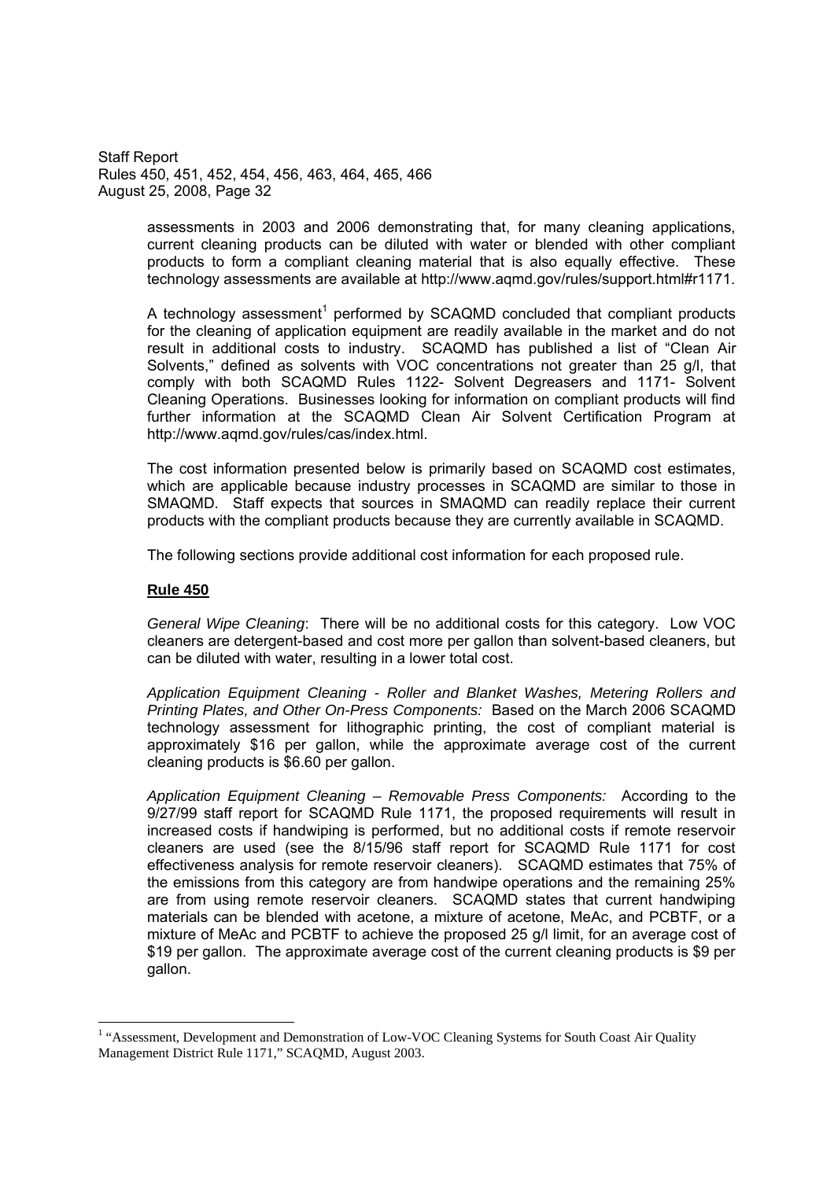assessments in 2003 and 2006 demonstrating that, for many cleaning applications, current cleaning products can be diluted with water or blended with other compliant products to form a compliant cleaning material that is also equally effective. These technology assessments are available at http://www.aqmd.gov/rules/support.html#r1171.

A technology assessment[1] performed by SCAQMD concluded that compliant products for the cleaning of application equipment are readily available in the market and do not result in additional costs to industry. SCAQMD has published a list of "Clean Air Solvents," defined as solvents with VOC concentrations not greater than 25 g/l, that comply with both SCAQMD Rules 1122- Solvent Degreasers and 1171- Solvent Cleaning Operations. Businesses looking for information on compliant products will find further information at the SCAQMD Clean Air Solvent Certification Program at http://www.aqmd.gov/rules/cas/index.html.

The cost information presented below is primarily based on SCAQMD cost estimates, which are applicable because industry processes in SCAQMD are similar to those in SMAQMD. Staff expects that sources in SMAQMD can readily replace their current products with the compliant products because they are currently available in SCAQMD.

The following sections provide additional cost information for each proposed rule.

**Rule 450**

*General Wipe Cleaning*: There will be no additional costs for this category. Low VOC cleaners are detergent-based and cost more per gallon than solvent-based cleaners, but can be diluted with water, resulting in a lower total cost.

*Application Equipment Cleaning - Roller and Blanket Washes, Metering Rollers and Printing Plates, and Other On-Press Components:* Based on the March 2006 SCAQMD technology assessment for lithographic printing, the cost of compliant material is approximately \$16 per gallon, while the approximate average cost of the current cleaning products is \$6.60 per gallon.

*Application Equipment Cleaning – Removable Press Components:* According to the 9/27/99 staff report for SCAQMD Rule 1171, the proposed requirements will result in increased costs if handwiping is performed, but no additional costs if remote reservoir cleaners are used (see the 8/15/96 staff report for SCAQMD Rule 1171 for cost effectiveness analysis for remote reservoir cleaners). SCAQMD estimates that 75% of the emissions from this category are from handwipe operations and the remaining 25% are from using remote reservoir cleaners. SCAQMD states that current handwiping materials can be blended with acetone, a mixture of acetone, MeAc, and PCBTF, or a mixture of MeAc and PCBTF to achieve the proposed 25 g/l limit, for an average cost of \$19 per gallon. The approximate average cost of the current cleaning products is \$9 per gallon.

---

[1] "Assessment, Development and Demonstration of Low-VOC Cleaning Systems for South Coast Air Quality Management District Rule 1171," SCAQMD, August 2003.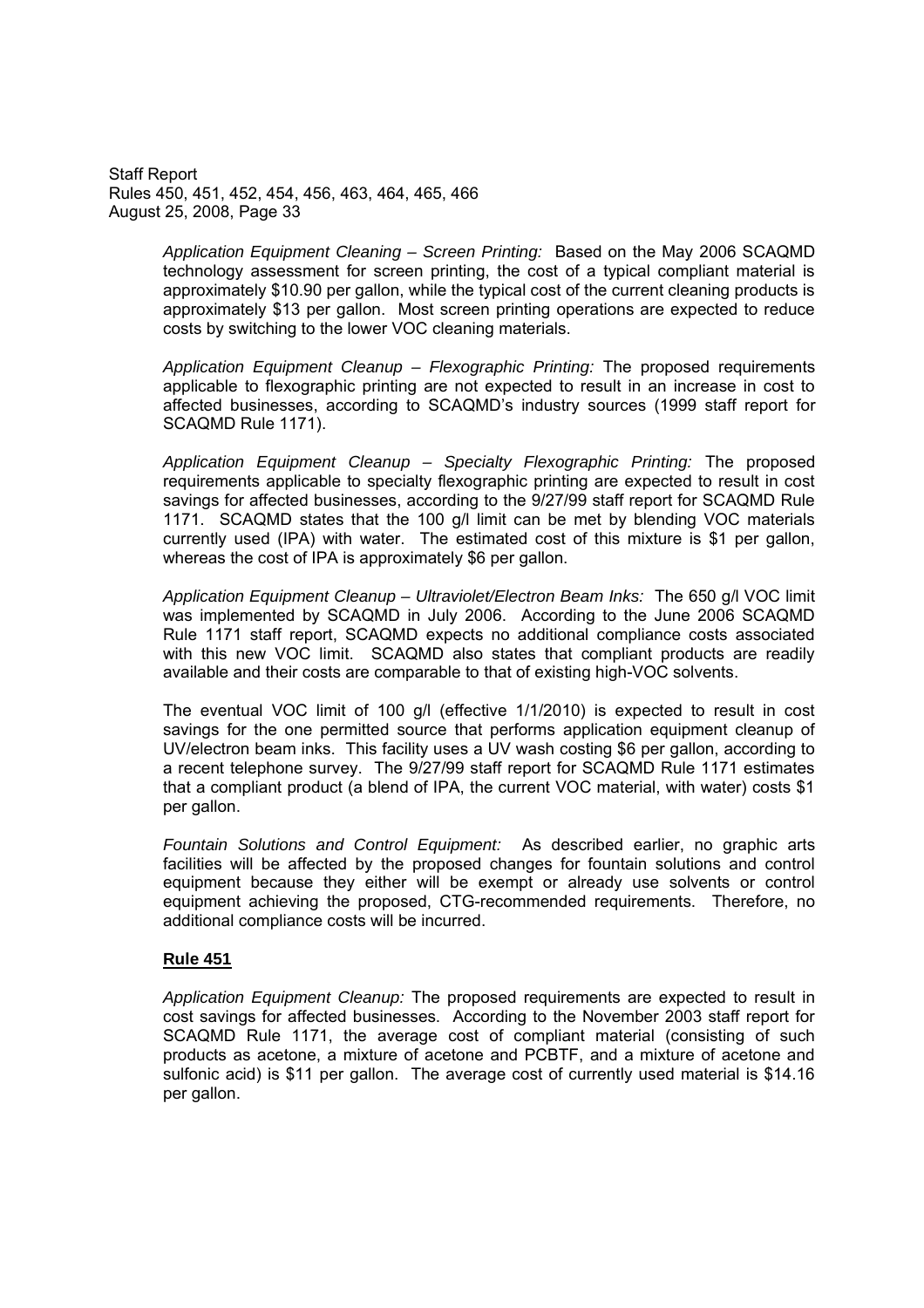*Application Equipment Cleaning – Screen Printing:* Based on the May 2006 SCAQMD technology assessment for screen printing, the cost of a typical compliant material is approximately $10.90 per gallon, while the typical cost of the current cleaning products is approximately $13 per gallon. Most screen printing operations are expected to reduce costs by switching to the lower VOC cleaning materials.

*Application Equipment Cleanup – Flexographic Printing:* The proposed requirements applicable to flexographic printing are not expected to result in an increase in cost to affected businesses, according to SCAQMD's industry sources (1999 staff report for SCAQMD Rule 1171).

*Application Equipment Cleanup – Specialty Flexographic Printing:* The proposed requirements applicable to specialty flexographic printing are expected to result in cost savings for affected businesses, according to the 9/27/99 staff report for SCAQMD Rule 1171. SCAQMD states that the 100 g/l limit can be met by blending VOC materials currently used (IPA) with water. The estimated cost of this mixture is $1 per gallon, whereas the cost of IPA is approximately $6 per gallon.

*Application Equipment Cleanup – Ultraviolet/Electron Beam Inks:* The 650 g/l VOC limit was implemented by SCAQMD in July 2006. According to the June 2006 SCAQMD Rule 1171 staff report, SCAQMD expects no additional compliance costs associated with this new VOC limit. SCAQMD also states that compliant products are readily available and their costs are comparable to that of existing high-VOC solvents.

The eventual VOC limit of 100 g/l (effective 1/1/2010) is expected to result in cost savings for the one permitted source that performs application equipment cleanup of UV/electron beam inks. This facility uses a UV wash costing $6 per gallon, according to a recent telephone survey. The 9/27/99 staff report for SCAQMD Rule 1171 estimates that a compliant product (a blend of IPA, the current VOC material, with water) costs $1 per gallon.

*Fountain Solutions and Control Equipment:* As described earlier, no graphic arts facilities will be affected by the proposed changes for fountain solutions and control equipment because they either will be exempt or already use solvents or control equipment achieving the proposed, CTG-recommended requirements. Therefore, no additional compliance costs will be incurred.

**Rule 451**

*Application Equipment Cleanup:* The proposed requirements are expected to result in cost savings for affected businesses. According to the November 2003 staff report for SCAQMD Rule 1171, the average cost of compliant material (consisting of such products as acetone, a mixture of acetone and PCBTF, and a mixture of acetone and sulfonic acid) is $11 per gallon. The average cost of currently used material is $14.16 per gallon.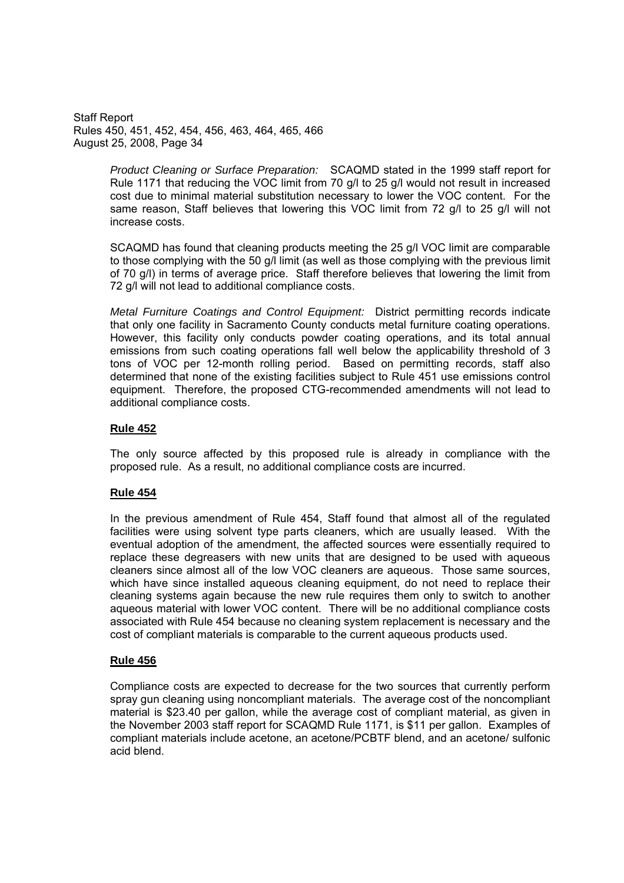*Product Cleaning or Surface Preparation:* SCAQMD stated in the 1999 staff report for Rule 1171 that reducing the VOC limit from 70 g/l to 25 g/l would not result in increased cost due to minimal material substitution necessary to lower the VOC content. For the same reason, Staff believes that lowering this VOC limit from 72 g/l to 25 g/l will not increase costs.

SCAQMD has found that cleaning products meeting the 25 g/l VOC limit are comparable to those complying with the 50 g/l limit (as well as those complying with the previous limit of 70 g/l) in terms of average price. Staff therefore believes that lowering the limit from 72 g/l will not lead to additional compliance costs.

*Metal Furniture Coatings and Control Equipment:* District permitting records indicate that only one facility in Sacramento County conducts metal furniture coating operations. However, this facility only conducts powder coating operations, and its total annual emissions from such coating operations fall well below the applicability threshold of 3 tons of VOC per 12-month rolling period. Based on permitting records, staff also determined that none of the existing facilities subject to Rule 451 use emissions control equipment. Therefore, the proposed CTG-recommended amendments will not lead to additional compliance costs.

**Rule 452**

The only source affected by this proposed rule is already in compliance with the proposed rule. As a result, no additional compliance costs are incurred.

**Rule 454**

In the previous amendment of Rule 454, Staff found that almost all of the regulated facilities were using solvent type parts cleaners, which are usually leased. With the eventual adoption of the amendment, the affected sources were essentially required to replace these degreasers with new units that are designed to be used with aqueous cleaners since almost all of the low VOC cleaners are aqueous. Those same sources, which have since installed aqueous cleaning equipment, do not need to replace their cleaning systems again because the new rule requires them only to switch to another aqueous material with lower VOC content. There will be no additional compliance costs associated with Rule 454 because no cleaning system replacement is necessary and the cost of compliant materials is comparable to the current aqueous products used.

**Rule 456**

Compliance costs are expected to decrease for the two sources that currently perform spray gun cleaning using noncompliant materials. The average cost of the noncompliant material is $23.40 per gallon, while the average cost of compliant material, as given in the November 2003 staff report for SCAQMD Rule 1171, is $11 per gallon. Examples of compliant materials include acetone, an acetone/PCBTF blend, and an acetone/ sulfonic acid blend.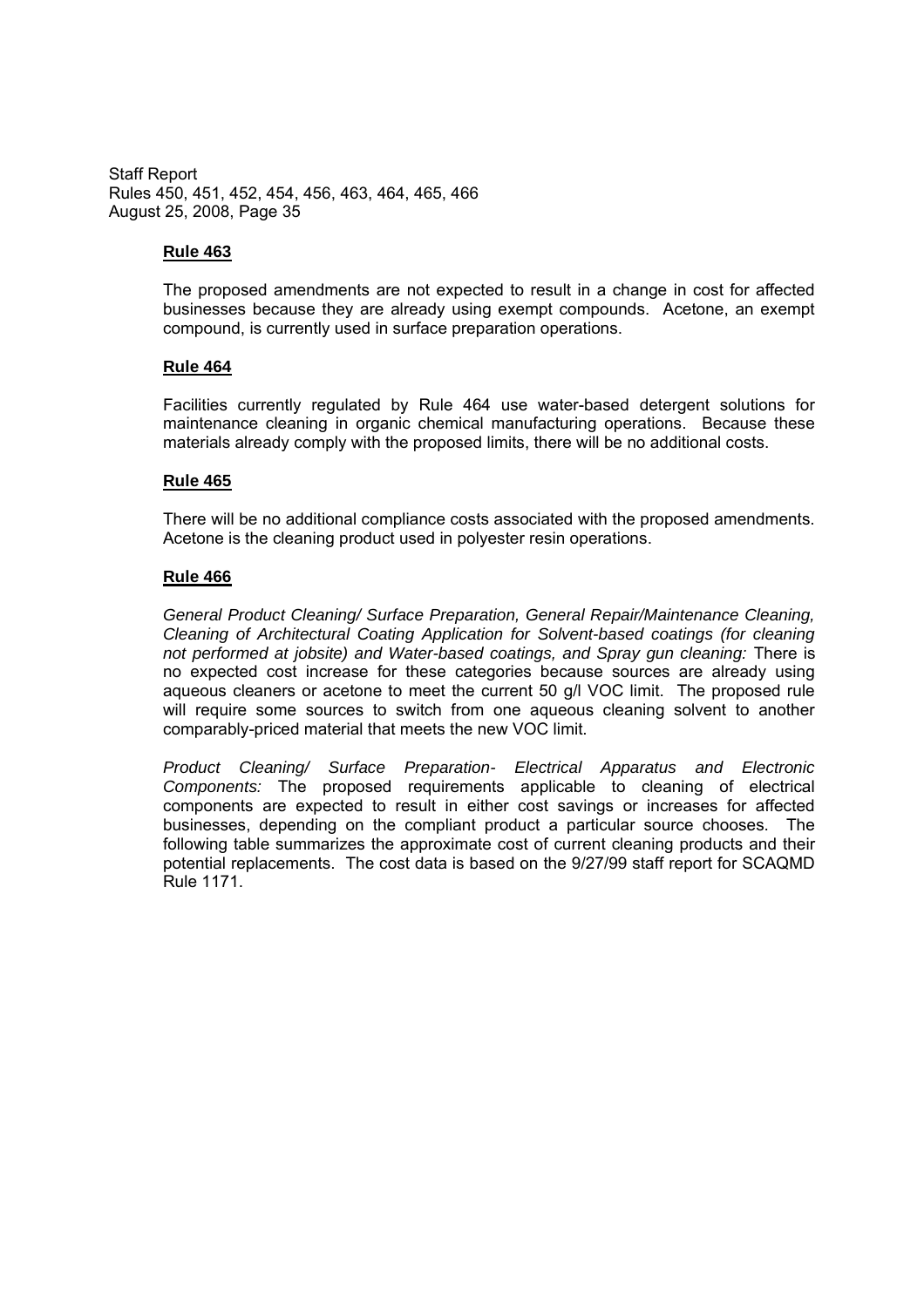**Rule 463**

The proposed amendments are not expected to result in a change in cost for affected businesses because they are already using exempt compounds. Acetone, an exempt compound, is currently used in surface preparation operations.

**Rule 464**

Facilities currently regulated by Rule 464 use water-based detergent solutions for maintenance cleaning in organic chemical manufacturing operations. Because these materials already comply with the proposed limits, there will be no additional costs.

**Rule 465**

There will be no additional compliance costs associated with the proposed amendments. Acetone is the cleaning product used in polyester resin operations.

**Rule 466**

*General Product Cleaning/ Surface Preparation, General Repair/Maintenance Cleaning, Cleaning of Architectural Coating Application for Solvent-based coatings (for cleaning not performed at jobsite) and Water-based coatings, and Spray gun cleaning:* There is no expected cost increase for these categories because sources are already using aqueous cleaners or acetone to meet the current 50 g/l VOC limit. The proposed rule will require some sources to switch from one aqueous cleaning solvent to another comparably-priced material that meets the new VOC limit.

*Product Cleaning/ Surface Preparation- Electrical Apparatus and Electronic Components:* The proposed requirements applicable to cleaning of electrical components are expected to result in either cost savings or increases for affected businesses, depending on the compliant product a particular source chooses. The following table summarizes the approximate cost of current cleaning products and their potential replacements. The cost data is based on the 9/27/99 staff report for SCAQMD Rule 1171.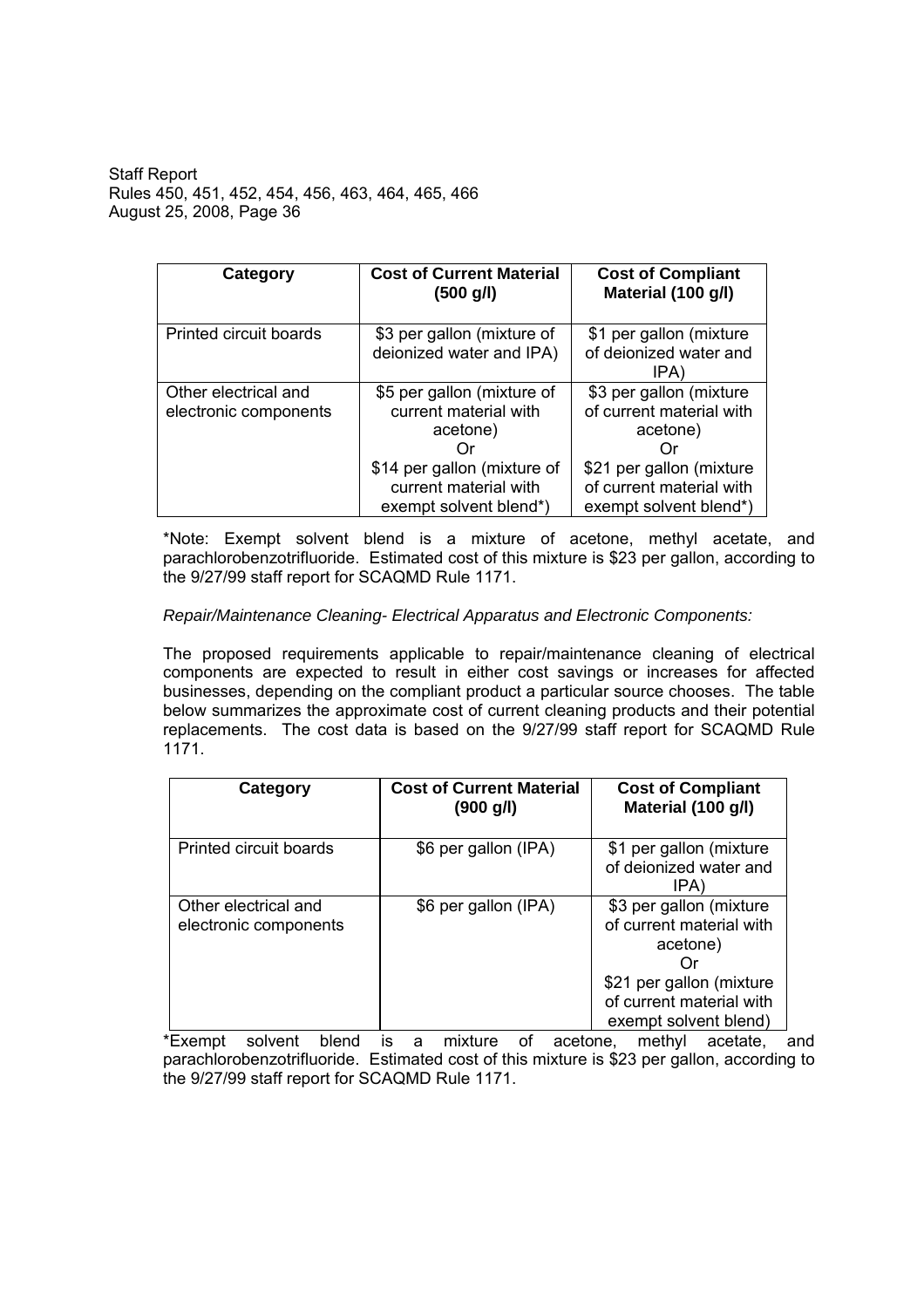| Category | Cost of Current Material (500 g/l) | Cost of Compliant Material (100 g/l) |
|---|---|---|
| Printed circuit boards | $3 per gallon (mixture of deionized water and IPA) | $1 per gallon (mixture of deionized water and IPA) |
| Other electrical and electronic components | $5 per gallon (mixture of current material with acetone)<br>Or<br>$14 per gallon (mixture of current material with exempt solvent blend*) | $3 per gallon (mixture of current material with acetone)<br>Or<br>$21 per gallon (mixture of current material with exempt solvent blend*) |

*Note: Exempt solvent blend is a mixture of acetone, methyl acetate, and parachlorobenzotrifluoride. Estimated cost of this mixture is $23 per gallon, according to the 9/27/99 staff report for SCAQMD Rule 1171.

*Repair/Maintenance Cleaning- Electrical Apparatus and Electronic Components:*

The proposed requirements applicable to repair/maintenance cleaning of electrical components are expected to result in either cost savings or increases for affected businesses, depending on the compliant product a particular source chooses. The table below summarizes the approximate cost of current cleaning products and their potential replacements. The cost data is based on the 9/27/99 staff report for SCAQMD Rule 1171.

| Category | Cost of Current Material (900 g/l) | Cost of Compliant Material (100 g/l) |
|---|---|---|
| Printed circuit boards | $6 per gallon (IPA) | $1 per gallon (mixture of deionized water and IPA) |
| Other electrical and electronic components | $6 per gallon (IPA) | $3 per gallon (mixture of current material with acetone)<br>Or<br>$21 per gallon (mixture of current material with exempt solvent blend) |

*Exempt solvent blend is a mixture of acetone, methyl acetate, and parachlorobenzotrifluoride. Estimated cost of this mixture is $23 per gallon, according to the 9/27/99 staff report for SCAQMD Rule 1171.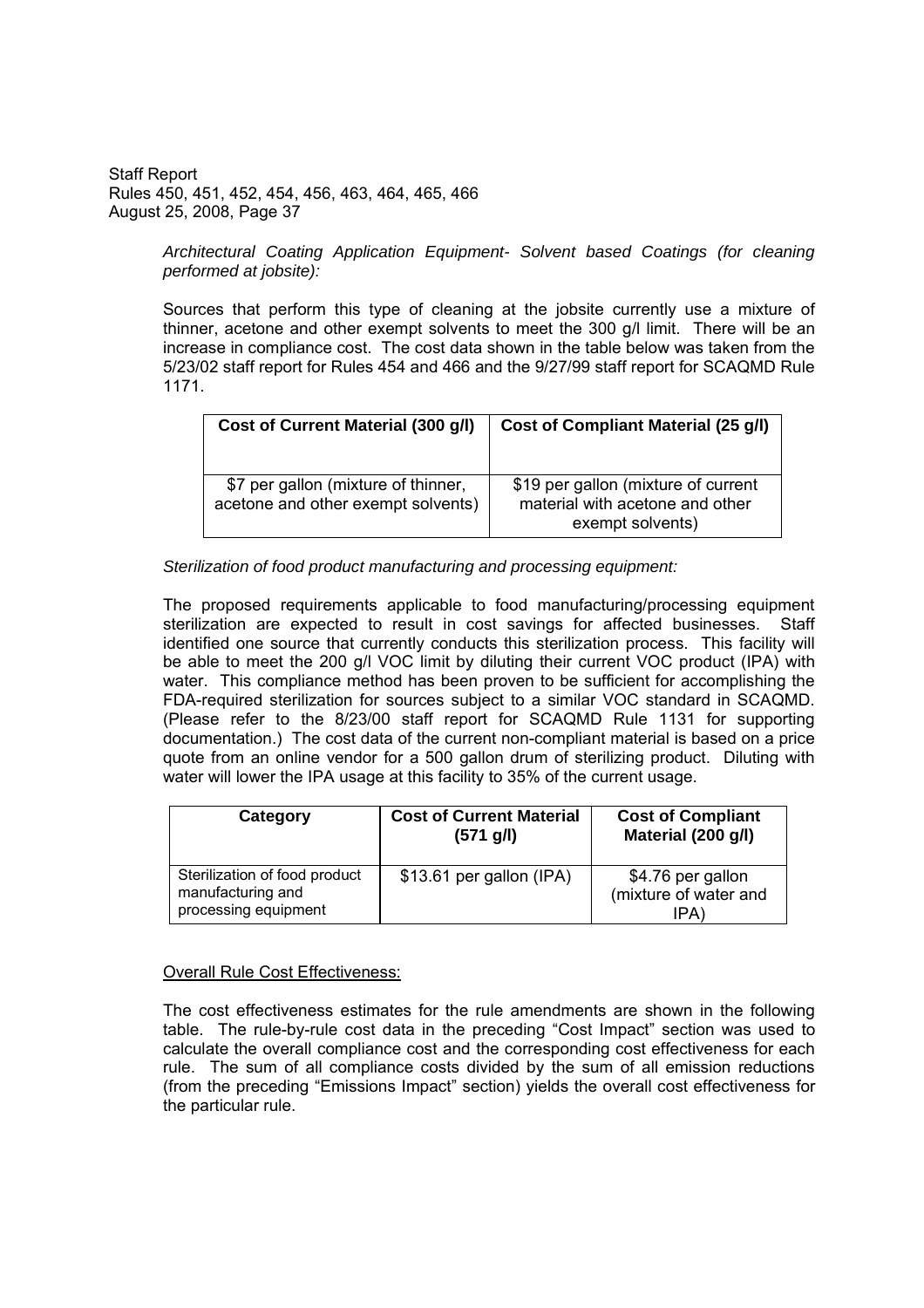*Architectural Coating Application Equipment- Solvent based Coatings (for cleaning performed at jobsite):*

Sources that perform this type of cleaning at the jobsite currently use a mixture of thinner, acetone and other exempt solvents to meet the 300 g/l limit. There will be an increase in compliance cost. The cost data shown in the table below was taken from the 5/23/02 staff report for Rules 454 and 466 and the 9/27/99 staff report for SCAQMD Rule 1171.

| Cost of Current Material (300 g/l) | Cost of Compliant Material (25 g/l) |
|---|---|
| \$7 per gallon (mixture of thinner, acetone and other exempt solvents) | \$19 per gallon (mixture of current material with acetone and other exempt solvents) |

*Sterilization of food product manufacturing and processing equipment:*

The proposed requirements applicable to food manufacturing/processing equipment sterilization are expected to result in cost savings for affected businesses. Staff identified one source that currently conducts this sterilization process. This facility will be able to meet the 200 g/l VOC limit by diluting their current VOC product (IPA) with water. This compliance method has been proven to be sufficient for accomplishing the FDA-required sterilization for sources subject to a similar VOC standard in SCAQMD. (Please refer to the 8/23/00 staff report for SCAQMD Rule 1131 for supporting documentation.) The cost data of the current non-compliant material is based on a price quote from an online vendor for a 500 gallon drum of sterilizing product. Diluting with water will lower the IPA usage at this facility to 35% of the current usage.

| Category | Cost of Current Material (571 g/l) | Cost of Compliant Material (200 g/l) |
|---|---|---|
| Sterilization of food product manufacturing and processing equipment | \$13.61 per gallon (IPA) | \$4.76 per gallon (mixture of water and IPA) |

Overall Rule Cost Effectiveness:

The cost effectiveness estimates for the rule amendments are shown in the following table. The rule-by-rule cost data in the preceding "Cost Impact" section was used to calculate the overall compliance cost and the corresponding cost effectiveness for each rule. The sum of all compliance costs divided by the sum of all emission reductions (from the preceding "Emissions Impact" section) yields the overall cost effectiveness for the particular rule.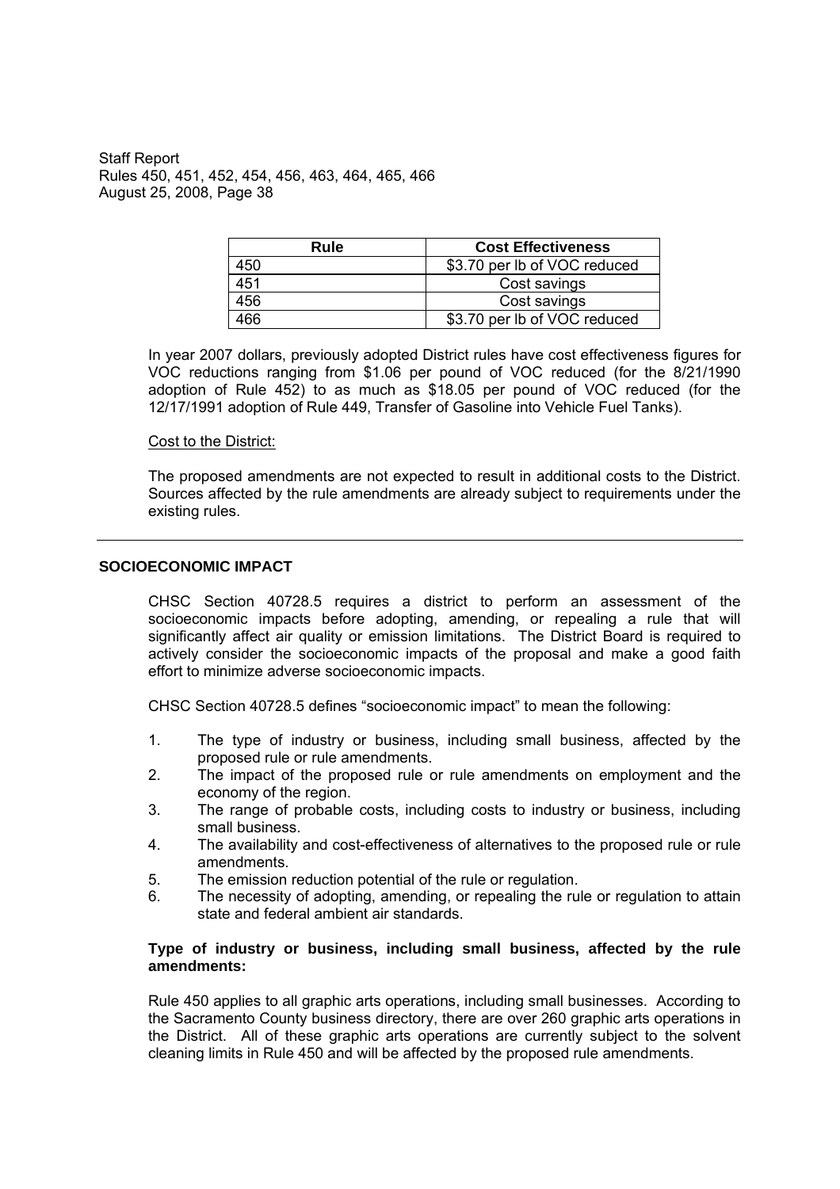| Rule | Cost Effectiveness |
| --- | --- |
| 450 | $3.70 per lb of VOC reduced |
| 451 | Cost savings |
| 456 | Cost savings |
| 466 | $3.70 per lb of VOC reduced |

In year 2007 dollars, previously adopted District rules have cost effectiveness figures for VOC reductions ranging from $1.06 per pound of VOC reduced (for the 8/21/1990 adoption of Rule 452) to as much as $18.05 per pound of VOC reduced (for the 12/17/1991 adoption of Rule 449, Transfer of Gasoline into Vehicle Fuel Tanks).

Cost to the District:

The proposed amendments are not expected to result in additional costs to the District. Sources affected by the rule amendments are already subject to requirements under the existing rules.

---

## SOCIOECONOMIC IMPACT

CHSC Section 40728.5 requires a district to perform an assessment of the socioeconomic impacts before adopting, amending, or repealing a rule that will significantly affect air quality or emission limitations. The District Board is required to actively consider the socioeconomic impacts of the proposal and make a good faith effort to minimize adverse socioeconomic impacts.

CHSC Section 40728.5 defines "socioeconomic impact" to mean the following:

1. The type of industry or business, including small business, affected by the proposed rule or rule amendments.
2. The impact of the proposed rule or rule amendments on employment and the economy of the region.
3. The range of probable costs, including costs to industry or business, including small business.
4. The availability and cost-effectiveness of alternatives to the proposed rule or rule amendments.
5. The emission reduction potential of the rule or regulation.
6. The necessity of adopting, amending, or repealing the rule or regulation to attain state and federal ambient air standards.

### Type of industry or business, including small business, affected by the rule amendments:

Rule 450 applies to all graphic arts operations, including small businesses. According to the Sacramento County business directory, there are over 260 graphic arts operations in the District. All of these graphic arts operations are currently subject to the solvent cleaning limits in Rule 450 and will be affected by the proposed rule amendments.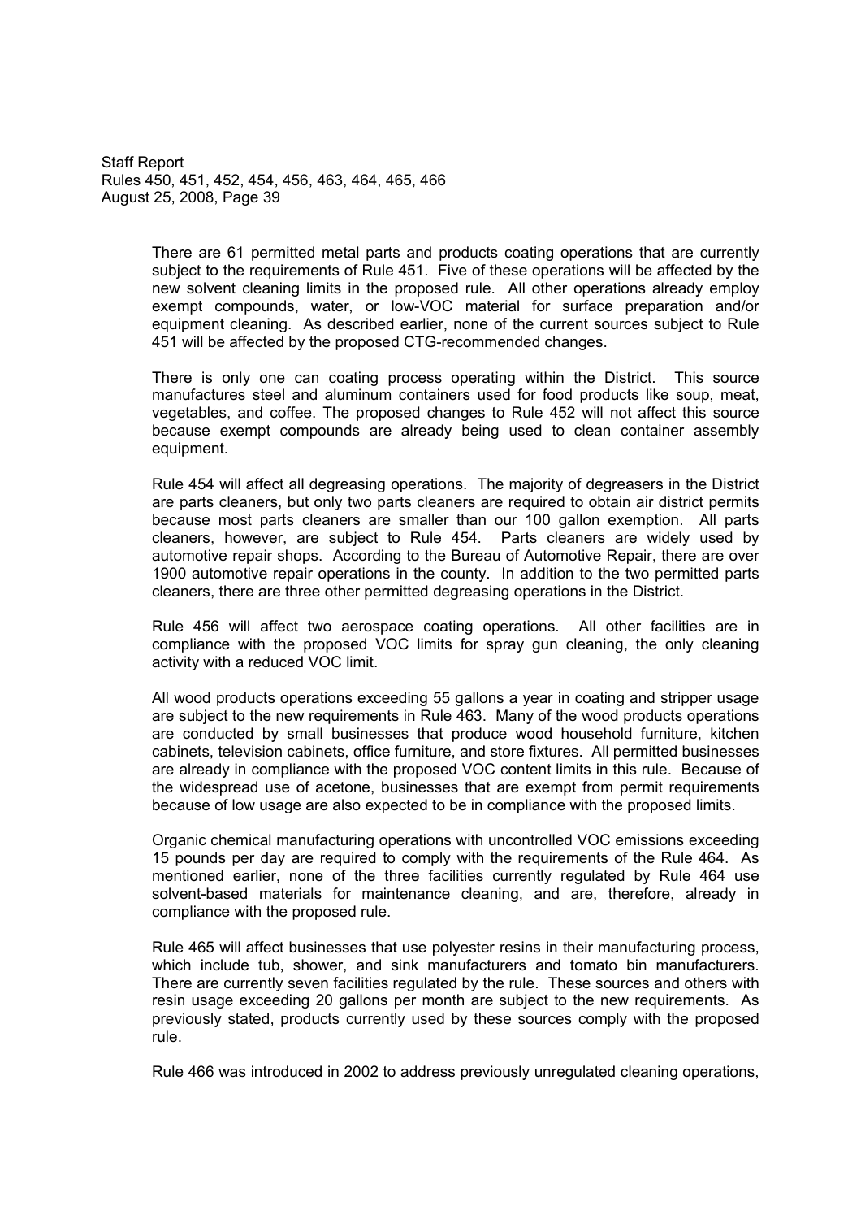There are 61 permitted metal parts and products coating operations that are currently subject to the requirements of Rule 451. Five of these operations will be affected by the new solvent cleaning limits in the proposed rule. All other operations already employ exempt compounds, water, or low-VOC material for surface preparation and/or equipment cleaning. As described earlier, none of the current sources subject to Rule 451 will be affected by the proposed CTG-recommended changes.

There is only one can coating process operating within the District. This source manufactures steel and aluminum containers used for food products like soup, meat, vegetables, and coffee. The proposed changes to Rule 452 will not affect this source because exempt compounds are already being used to clean container assembly equipment.

Rule 454 will affect all degreasing operations. The majority of degreasers in the District are parts cleaners, but only two parts cleaners are required to obtain air district permits because most parts cleaners are smaller than our 100 gallon exemption. All parts cleaners, however, are subject to Rule 454. Parts cleaners are widely used by automotive repair shops. According to the Bureau of Automotive Repair, there are over 1900 automotive repair operations in the county. In addition to the two permitted parts cleaners, there are three other permitted degreasing operations in the District.

Rule 456 will affect two aerospace coating operations. All other facilities are in compliance with the proposed VOC limits for spray gun cleaning, the only cleaning activity with a reduced VOC limit.

All wood products operations exceeding 55 gallons a year in coating and stripper usage are subject to the new requirements in Rule 463. Many of the wood products operations are conducted by small businesses that produce wood household furniture, kitchen cabinets, television cabinets, office furniture, and store fixtures. All permitted businesses are already in compliance with the proposed VOC content limits in this rule. Because of the widespread use of acetone, businesses that are exempt from permit requirements because of low usage are also expected to be in compliance with the proposed limits.

Organic chemical manufacturing operations with uncontrolled VOC emissions exceeding 15 pounds per day are required to comply with the requirements of the Rule 464. As mentioned earlier, none of the three facilities currently regulated by Rule 464 use solvent-based materials for maintenance cleaning, and are, therefore, already in compliance with the proposed rule.

Rule 465 will affect businesses that use polyester resins in their manufacturing process, which include tub, shower, and sink manufacturers and tomato bin manufacturers. There are currently seven facilities regulated by the rule. These sources and others with resin usage exceeding 20 gallons per month are subject to the new requirements. As previously stated, products currently used by these sources comply with the proposed rule.

Rule 466 was introduced in 2002 to address previously unregulated cleaning operations,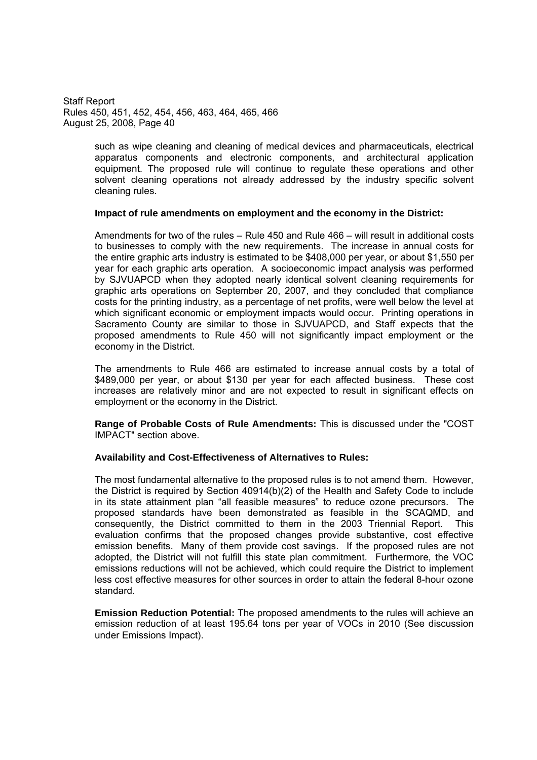such as wipe cleaning and cleaning of medical devices and pharmaceuticals, electrical apparatus components and electronic components, and architectural application equipment. The proposed rule will continue to regulate these operations and other solvent cleaning operations not already addressed by the industry specific solvent cleaning rules.

**Impact of rule amendments on employment and the economy in the District:**

Amendments for two of the rules – Rule 450 and Rule 466 – will result in additional costs to businesses to comply with the new requirements. The increase in annual costs for the entire graphic arts industry is estimated to be $408,000 per year, or about $1,550 per year for each graphic arts operation. A socioeconomic impact analysis was performed by SJVUAPCD when they adopted nearly identical solvent cleaning requirements for graphic arts operations on September 20, 2007, and they concluded that compliance costs for the printing industry, as a percentage of net profits, were well below the level at which significant economic or employment impacts would occur. Printing operations in Sacramento County are similar to those in SJVUAPCD, and Staff expects that the proposed amendments to Rule 450 will not significantly impact employment or the economy in the District.

The amendments to Rule 466 are estimated to increase annual costs by a total of $489,000 per year, or about $130 per year for each affected business. These cost increases are relatively minor and are not expected to result in significant effects on employment or the economy in the District.

**Range of Probable Costs of Rule Amendments:** This is discussed under the "COST IMPACT" section above.

**Availability and Cost-Effectiveness of Alternatives to Rules:**

The most fundamental alternative to the proposed rules is to not amend them. However, the District is required by Section 40914(b)(2) of the Health and Safety Code to include in its state attainment plan "all feasible measures" to reduce ozone precursors. The proposed standards have been demonstrated as feasible in the SCAQMD, and consequently, the District committed to them in the 2003 Triennial Report. This evaluation confirms that the proposed changes provide substantive, cost effective emission benefits. Many of them provide cost savings. If the proposed rules are not adopted, the District will not fulfill this state plan commitment. Furthermore, the VOC emissions reductions will not be achieved, which could require the District to implement less cost effective measures for other sources in order to attain the federal 8-hour ozone standard.

**Emission Reduction Potential:** The proposed amendments to the rules will achieve an emission reduction of at least 195.64 tons per year of VOCs in 2010 (See discussion under Emissions Impact).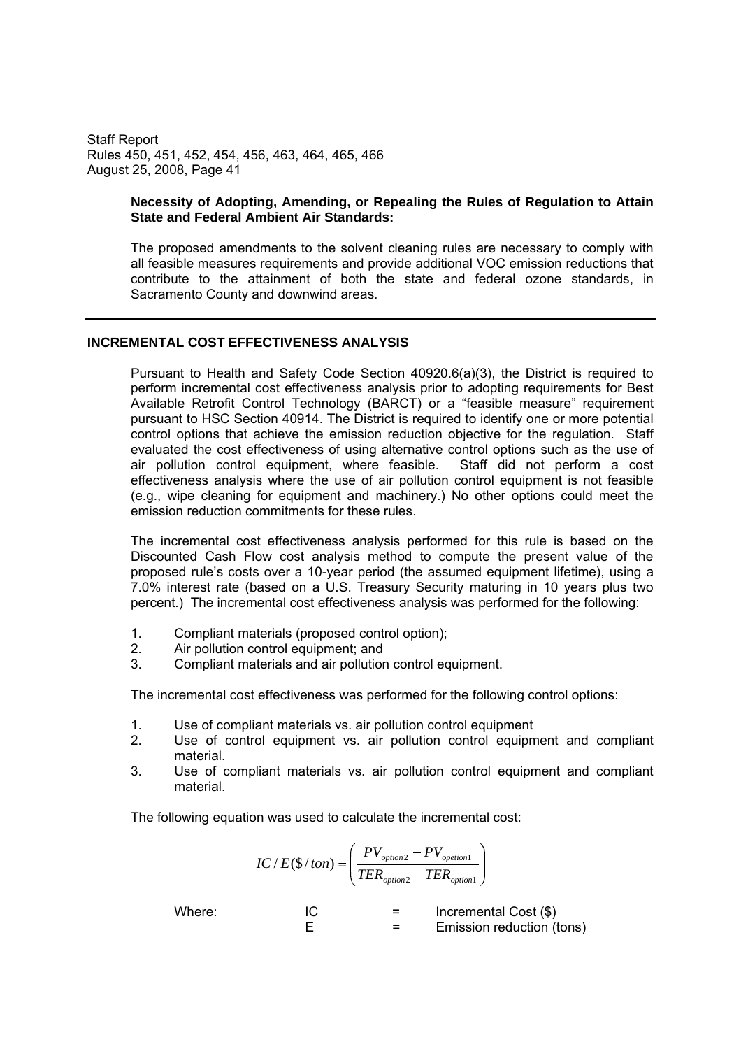**Necessity of Adopting, Amending, or Repealing the Rules of Regulation to Attain State and Federal Ambient Air Standards:**

The proposed amendments to the solvent cleaning rules are necessary to comply with all feasible measures requirements and provide additional VOC emission reductions that contribute to the attainment of both the state and federal ozone standards, in Sacramento County and downwind areas.

---

## INCREMENTAL COST EFFECTIVENESS ANALYSIS

Pursuant to Health and Safety Code Section 40920.6(a)(3), the District is required to perform incremental cost effectiveness analysis prior to adopting requirements for Best Available Retrofit Control Technology (BARCT) or a "feasible measure" requirement pursuant to HSC Section 40914. The District is required to identify one or more potential control options that achieve the emission reduction objective for the regulation. Staff evaluated the cost effectiveness of using alternative control options such as the use of air pollution control equipment, where feasible. Staff did not perform a cost effectiveness analysis where the use of air pollution control equipment is not feasible (e.g., wipe cleaning for equipment and machinery.) No other options could meet the emission reduction commitments for these rules.

The incremental cost effectiveness analysis performed for this rule is based on the Discounted Cash Flow cost analysis method to compute the present value of the proposed rule's costs over a 10-year period (the assumed equipment lifetime), using a 7.0% interest rate (based on a U.S. Treasury Security maturing in 10 years plus two percent.) The incremental cost effectiveness analysis was performed for the following:

1. Compliant materials (proposed control option);
2. Air pollution control equipment; and
3. Compliant materials and air pollution control equipment.

The incremental cost effectiveness was performed for the following control options:

1. Use of compliant materials vs. air pollution control equipment
2. Use of control equipment vs. air pollution control equipment and compliant material.
3. Use of compliant materials vs. air pollution control equipment and compliant material.

The following equation was used to calculate the incremental cost:

$$IC/E(\$/ton) = \left( \frac{PV_{option2} - PV_{opetion1}}{TER_{option2} - TER_{option1}} \right)$$

| Where: | | | |
|---|---|---|---|
| | IC | = | Incremental Cost ($) |
| | E | = | Emission reduction (tons) |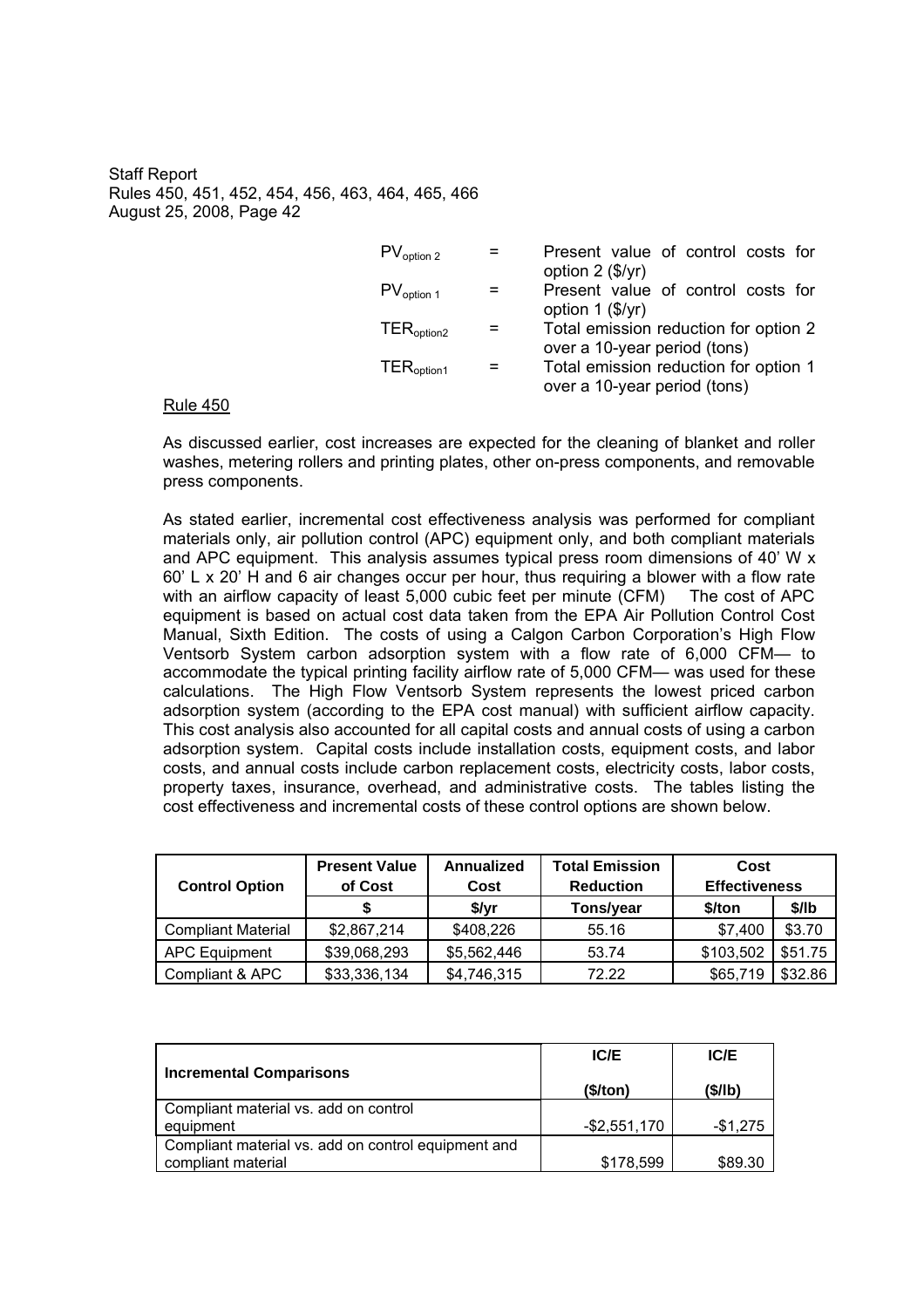| | | |
|---|---|---|
| $PV_{option\ 2}$ | = | Present value of control costs for option 2 (\$/yr) |
| $PV_{option\ 1}$ | = | Present value of control costs for option 1 (\$/yr) |
| $TER_{option2}$ | = | Total emission reduction for option 2 over a 10-year period (tons) |
| $TER_{option1}$ | = | Total emission reduction for option 1 over a 10-year period (tons) |

Rule 450

As discussed earlier, cost increases are expected for the cleaning of blanket and roller washes, metering rollers and printing plates, other on-press components, and removable press components.

As stated earlier, incremental cost effectiveness analysis was performed for compliant materials only, air pollution control (APC) equipment only, and both compliant materials and APC equipment. This analysis assumes typical press room dimensions of 40' W x 60' L x 20' H and 6 air changes occur per hour, thus requiring a blower with a flow rate with an airflow capacity of least 5,000 cubic feet per minute (CFM) The cost of APC equipment is based on actual cost data taken from the EPA Air Pollution Control Cost Manual, Sixth Edition. The costs of using a Calgon Carbon Corporation's High Flow Ventsorb System carbon adsorption system with a flow rate of 6,000 CFM— to accommodate the typical printing facility airflow rate of 5,000 CFM— was used for these calculations. The High Flow Ventsorb System represents the lowest priced carbon adsorption system (according to the EPA cost manual) with sufficient airflow capacity. This cost analysis also accounted for all capital costs and annual costs of using a carbon adsorption system. Capital costs include installation costs, equipment costs, and labor costs, and annual costs include carbon replacement costs, electricity costs, labor costs, property taxes, insurance, overhead, and administrative costs. The tables listing the cost effectiveness and incremental costs of these control options are shown below.

| Control Option | Present Value of Cost | Annualized Cost | Total Emission Reduction | Cost Effectiveness | |
|---|---|---|---|---|---|
| | $ | $/yr | Tons/year | $/ton | $/lb |
| Compliant Material | $2,867,214 | $408,226 | 55.16 | $7,400 | $3.70 |
| APC Equipment | $39,068,293 | $5,562,446 | 53.74 | $103,502 | $51.75 |
| Compliant & APC | $33,336,134 | $4,746,315 | 72.22 | $65,719 | $32.86 |

| Incremental Comparisons | IC/E ($/ton) | IC/E ($/lb) |
|---|---|---|
| Compliant material vs. add on control equipment | -$2,551,170 | -$1,275 |
| Compliant material vs. add on control equipment and compliant material | $178,599 | $89.30 |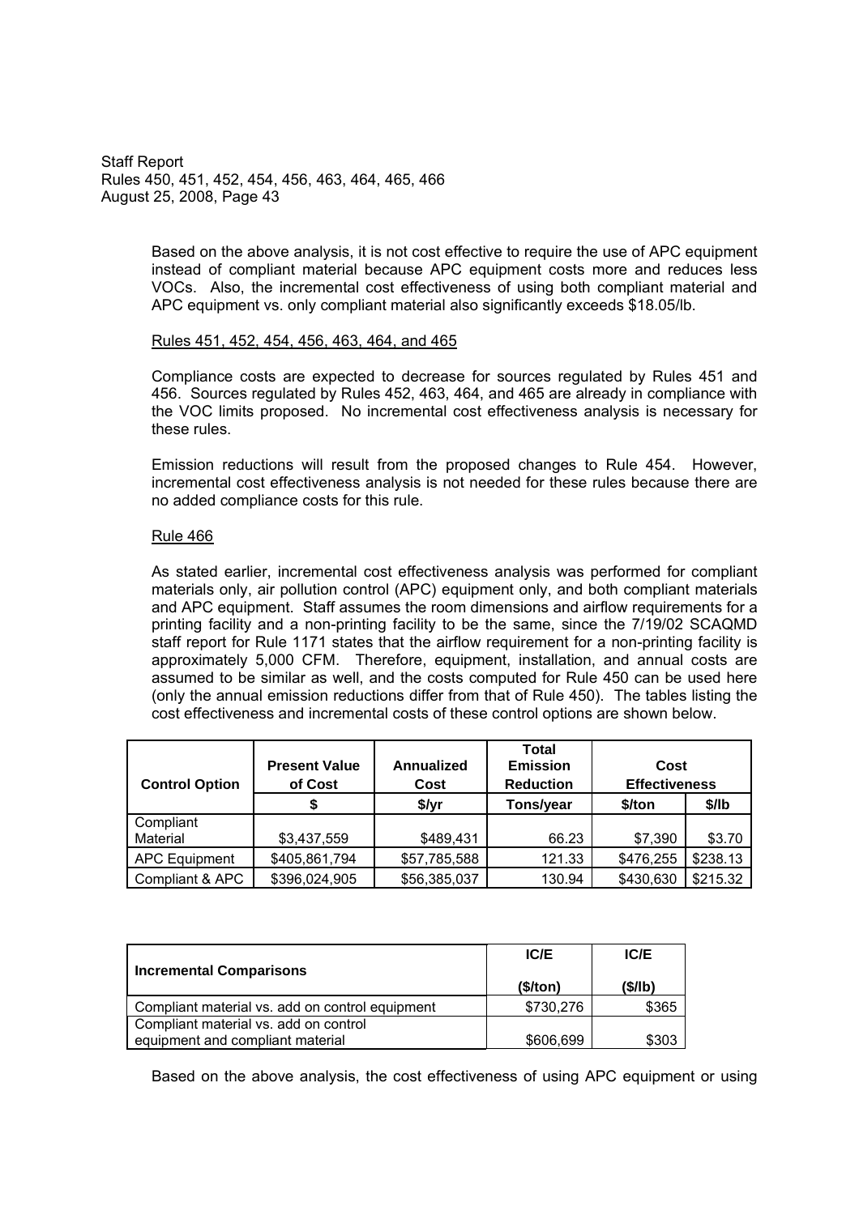Based on the above analysis, it is not cost effective to require the use of APC equipment instead of compliant material because APC equipment costs more and reduces less VOCs. Also, the incremental cost effectiveness of using both compliant material and APC equipment vs. only compliant material also significantly exceeds $18.05/lb.

Rules 451, 452, 454, 456, 463, 464, and 465

Compliance costs are expected to decrease for sources regulated by Rules 451 and 456. Sources regulated by Rules 452, 463, 464, and 465 are already in compliance with the VOC limits proposed. No incremental cost effectiveness analysis is necessary for these rules.

Emission reductions will result from the proposed changes to Rule 454. However, incremental cost effectiveness analysis is not needed for these rules because there are no added compliance costs for this rule.

Rule 466

As stated earlier, incremental cost effectiveness analysis was performed for compliant materials only, air pollution control (APC) equipment only, and both compliant materials and APC equipment. Staff assumes the room dimensions and airflow requirements for a printing facility and a non-printing facility to be the same, since the 7/19/02 SCAQMD staff report for Rule 1171 states that the airflow requirement for a non-printing facility is approximately 5,000 CFM. Therefore, equipment, installation, and annual costs are assumed to be similar as well, and the costs computed for Rule 450 can be used here (only the annual emission reductions differ from that of Rule 450). The tables listing the cost effectiveness and incremental costs of these control options are shown below.

| Control Option | Present Value of Cost | Annualized Cost | Total Emission Reduction | Cost Effectiveness | |
|---|---|---|---|---|---|
| | $ | $/yr | Tons/year | $/ton | $/lb |
| Compliant Material | $3,437,559 | $489,431 | 66.23 | $7,390 | $3.70 |
| APC Equipment | $405,861,794 | $57,785,588 | 121.33 | $476,255 | $238.13 |
| Compliant & APC | $396,024,905 | $56,385,037 | 130.94 | $430,630 | $215.32 |

| Incremental Comparisons | IC/E ($/ton) | IC/E ($/lb) |
|---|---|---|
| Compliant material vs. add on control equipment | $730,276 | $365 |
| Compliant material vs. add on control equipment and compliant material | $606,699 | $303 |

Based on the above analysis, the cost effectiveness of using APC equipment or using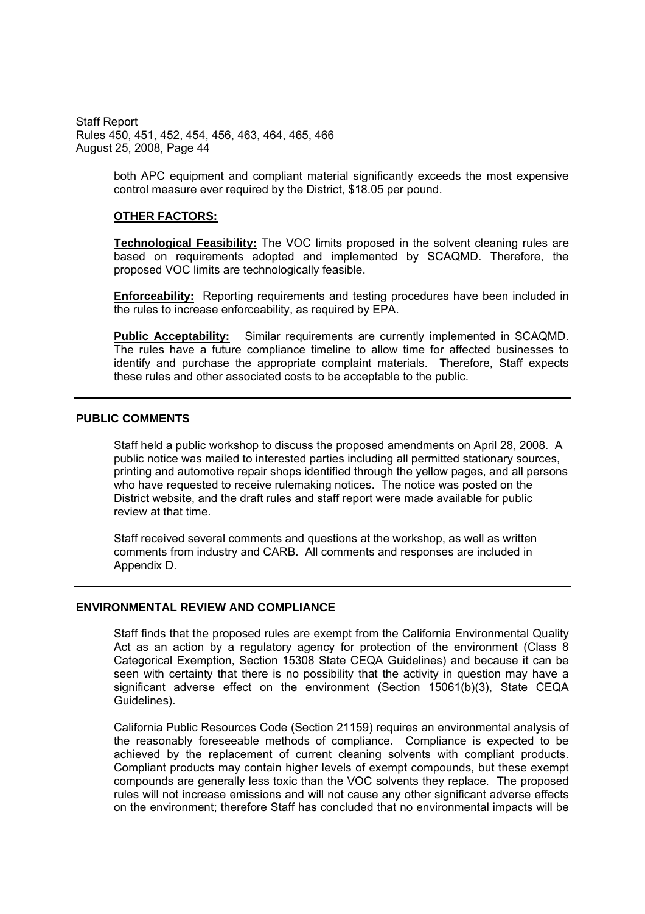both APC equipment and compliant material significantly exceeds the most expensive control measure ever required by the District, $18.05 per pound.

**OTHER FACTORS:**

**Technological Feasibility:** The VOC limits proposed in the solvent cleaning rules are based on requirements adopted and implemented by SCAQMD. Therefore, the proposed VOC limits are technologically feasible.

**Enforceability:** Reporting requirements and testing procedures have been included in the rules to increase enforceability, as required by EPA.

**Public Acceptability:** Similar requirements are currently implemented in SCAQMD. The rules have a future compliance timeline to allow time for affected businesses to identify and purchase the appropriate complaint materials. Therefore, Staff expects these rules and other associated costs to be acceptable to the public.

---

## PUBLIC COMMENTS

Staff held a public workshop to discuss the proposed amendments on April 28, 2008. A public notice was mailed to interested parties including all permitted stationary sources, printing and automotive repair shops identified through the yellow pages, and all persons who have requested to receive rulemaking notices. The notice was posted on the District website, and the draft rules and staff report were made available for public review at that time.

Staff received several comments and questions at the workshop, as well as written comments from industry and CARB. All comments and responses are included in Appendix D.

---

## ENVIRONMENTAL REVIEW AND COMPLIANCE

Staff finds that the proposed rules are exempt from the California Environmental Quality Act as an action by a regulatory agency for protection of the environment (Class 8 Categorical Exemption, Section 15308 State CEQA Guidelines) and because it can be seen with certainty that there is no possibility that the activity in question may have a significant adverse effect on the environment (Section 15061(b)(3), State CEQA Guidelines).

California Public Resources Code (Section 21159) requires an environmental analysis of the reasonably foreseeable methods of compliance. Compliance is expected to be achieved by the replacement of current cleaning solvents with compliant products. Compliant products may contain higher levels of exempt compounds, but these exempt compounds are generally less toxic than the VOC solvents they replace. The proposed rules will not increase emissions and will not cause any other significant adverse effects on the environment; therefore Staff has concluded that no environmental impacts will be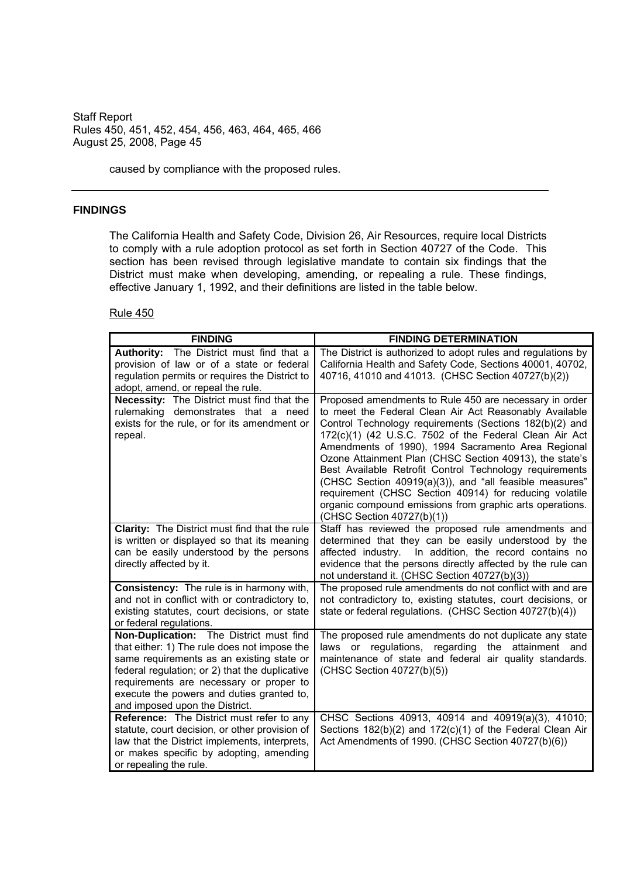caused by compliance with the proposed rules.

---

## FINDINGS

The California Health and Safety Code, Division 26, Air Resources, require local Districts to comply with a rule adoption protocol as set forth in Section 40727 of the Code. This section has been revised through legislative mandate to contain six findings that the District must make when developing, amending, or repealing a rule. These findings, effective January 1, 1992, and their definitions are listed in the table below.

Rule 450

| FINDING | FINDING DETERMINATION |
|---|---|
| **Authority:** The District must find that a provision of law or of a state or federal regulation permits or requires the District to adopt, amend, or repeal the rule. | The District is authorized to adopt rules and regulations by California Health and Safety Code, Sections 40001, 40702, 40716, 41010 and 41013. (CHSC Section 40727(b)(2)) |
| **Necessity:** The District must find that the rulemaking demonstrates that a need exists for the rule, or for its amendment or repeal. | Proposed amendments to Rule 450 are necessary in order to meet the Federal Clean Air Act Reasonably Available Control Technology requirements (Sections 182(b)(2) and 172(c)(1) (42 U.S.C. 7502 of the Federal Clean Air Act Amendments of 1990), 1994 Sacramento Area Regional Ozone Attainment Plan (CHSC Section 40913), the state's Best Available Retrofit Control Technology requirements (CHSC Section 40919(a)(3)), and "all feasible measures" requirement (CHSC Section 40914) for reducing volatile organic compound emissions from graphic arts operations. (CHSC Section 40727(b)(1)) |
| **Clarity:** The District must find that the rule is written or displayed so that its meaning can be easily understood by the persons directly affected by it. | Staff has reviewed the proposed rule amendments and determined that they can be easily understood by the affected industry. In addition, the record contains no evidence that the persons directly affected by the rule can not understand it. (CHSC Section 40727(b)(3)) |
| **Consistency:** The rule is in harmony with, and not in conflict with or contradictory to, existing statutes, court decisions, or state or federal regulations. | The proposed rule amendments do not conflict with and are not contradictory to, existing statutes, court decisions, or state or federal regulations. (CHSC Section 40727(b)(4)) |
| **Non-Duplication:** The District must find that either: 1) The rule does not impose the same requirements as an existing state or federal regulation; or 2) that the duplicative requirements are necessary or proper to execute the powers and duties granted to, and imposed upon the District. | The proposed rule amendments do not duplicate any state laws or regulations, regarding the attainment and maintenance of state and federal air quality standards. (CHSC Section 40727(b)(5)) |
| **Reference:** The District must refer to any statute, court decision, or other provision of law that the District implements, interprets, or makes specific by adopting, amending or repealing the rule. | CHSC Sections 40913, 40914 and 40919(a)(3), 41010; Sections 182(b)(2) and 172(c)(1) of the Federal Clean Air Act Amendments of 1990. (CHSC Section 40727(b)(6)) |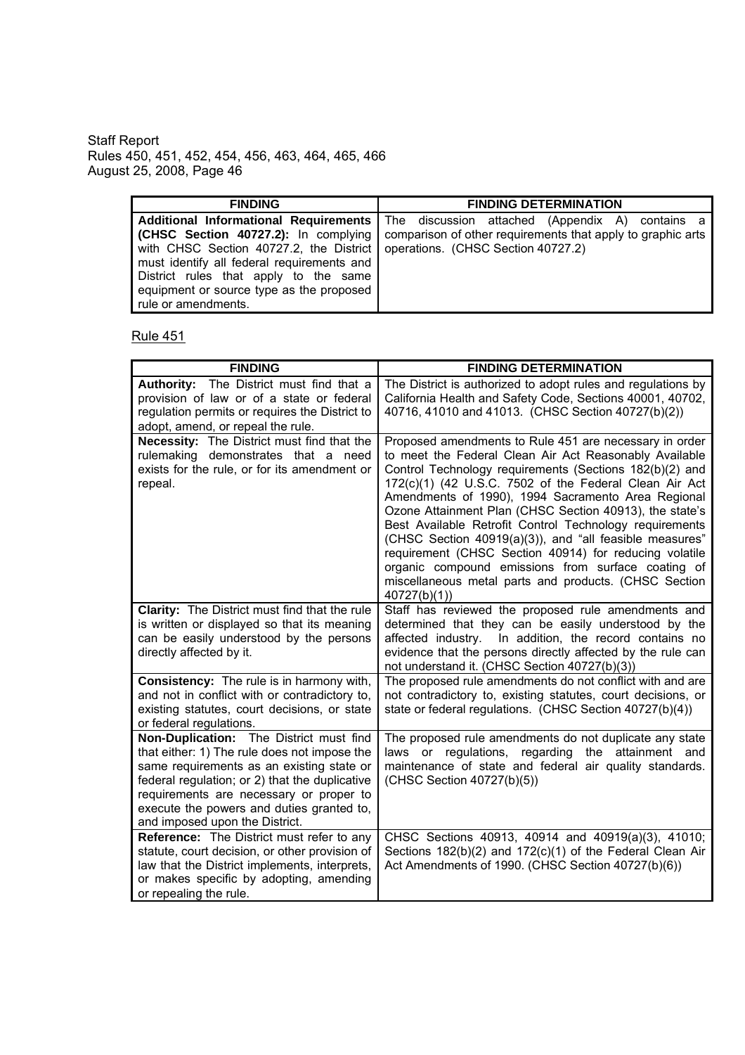| FINDING | FINDING DETERMINATION |
|---|---|
| **Additional Informational Requirements (CHSC Section 40727.2):** In complying with CHSC Section 40727.2, the District must identify all federal requirements and District rules that apply to the same equipment or source type as the proposed rule or amendments. | The discussion attached (Appendix A) contains a comparison of other requirements that apply to graphic arts operations. (CHSC Section 40727.2) |

Rule 451

| FINDING | FINDING DETERMINATION |
|---|---|
| **Authority:** The District must find that a provision of law or of a state or federal regulation permits or requires the District to adopt, amend, or repeal the rule. | The District is authorized to adopt rules and regulations by California Health and Safety Code, Sections 40001, 40702, 40716, 41010 and 41013. (CHSC Section 40727(b)(2)) |
| **Necessity:** The District must find that the rulemaking demonstrates that a need exists for the rule, or for its amendment or repeal. | Proposed amendments to Rule 451 are necessary in order to meet the Federal Clean Air Act Reasonably Available Control Technology requirements (Sections 182(b)(2) and 172(c)(1) (42 U.S.C. 7502 of the Federal Clean Air Act Amendments of 1990), 1994 Sacramento Area Regional Ozone Attainment Plan (CHSC Section 40913), the state's Best Available Retrofit Control Technology requirements (CHSC Section 40919(a)(3)), and "all feasible measures" requirement (CHSC Section 40914) for reducing volatile organic compound emissions from surface coating of miscellaneous metal parts and products. (CHSC Section 40727(b)(1)) |
| **Clarity:** The District must find that the rule is written or displayed so that its meaning can be easily understood by the persons directly affected by it. | Staff has reviewed the proposed rule amendments and determined that they can be easily understood by the affected industry. In addition, the record contains no evidence that the persons directly affected by the rule can not understand it. (CHSC Section 40727(b)(3)) |
| **Consistency:** The rule is in harmony with, and not in conflict with or contradictory to, existing statutes, court decisions, or state or federal regulations. | The proposed rule amendments do not conflict with and are not contradictory to, existing statutes, court decisions, or state or federal regulations. (CHSC Section 40727(b)(4)) |
| **Non-Duplication:** The District must find that either: 1) The rule does not impose the same requirements as an existing state or federal regulation; or 2) that the duplicative requirements are necessary or proper to execute the powers and duties granted to, and imposed upon the District. | The proposed rule amendments do not duplicate any state laws or regulations, regarding the attainment and maintenance of state and federal air quality standards. (CHSC Section 40727(b)(5)) |
| **Reference:** The District must refer to any statute, court decision, or other provision of law that the District implements, interprets, or makes specific by adopting, amending or repealing the rule. | CHSC Sections 40913, 40914 and 40919(a)(3), 41010; Sections 182(b)(2) and 172(c)(1) of the Federal Clean Air Act Amendments of 1990. (CHSC Section 40727(b)(6)) |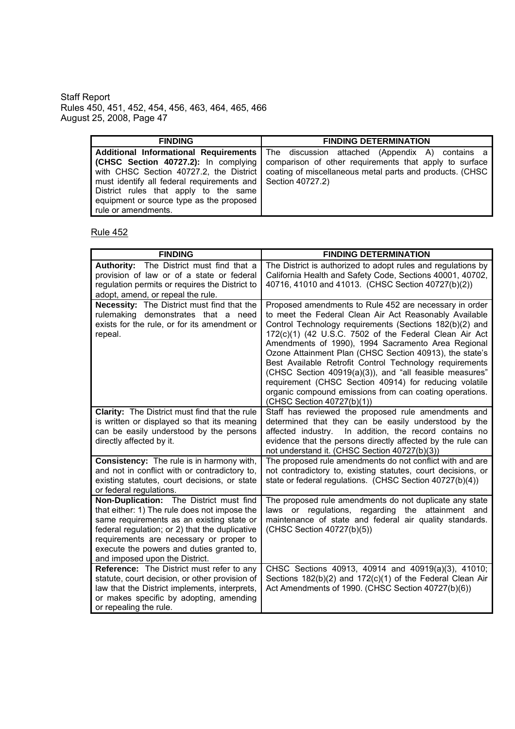| FINDING | FINDING DETERMINATION |
|---|---|
| **Additional Informational Requirements (CHSC Section 40727.2):** In complying with CHSC Section 40727.2, the District must identify all federal requirements and District rules that apply to the same equipment or source type as the proposed rule or amendments. | The discussion attached (Appendix A) contains a comparison of other requirements that apply to surface coating of miscellaneous metal parts and products. (CHSC Section 40727.2) |

Rule 452

| FINDING | FINDING DETERMINATION |
|---|---|
| **Authority:** The District must find that a provision of law or of a state or federal regulation permits or requires the District to adopt, amend, or repeal the rule. | The District is authorized to adopt rules and regulations by California Health and Safety Code, Sections 40001, 40702, 40716, 41010 and 41013. (CHSC Section 40727(b)(2)) |
| **Necessity:** The District must find that the rulemaking demonstrates that a need exists for the rule, or for its amendment or repeal. | Proposed amendments to Rule 452 are necessary in order to meet the Federal Clean Air Act Reasonably Available Control Technology requirements (Sections 182(b)(2) and 172(c)(1) (42 U.S.C. 7502 of the Federal Clean Air Act Amendments of 1990), 1994 Sacramento Area Regional Ozone Attainment Plan (CHSC Section 40913), the state's Best Available Retrofit Control Technology requirements (CHSC Section 40919(a)(3)), and "all feasible measures" requirement (CHSC Section 40914) for reducing volatile organic compound emissions from can coating operations. (CHSC Section 40727(b)(1)) |
| **Clarity:** The District must find that the rule is written or displayed so that its meaning can be easily understood by the persons directly affected by it. | Staff has reviewed the proposed rule amendments and determined that they can be easily understood by the affected industry. In addition, the record contains no evidence that the persons directly affected by the rule can not understand it. (CHSC Section 40727(b)(3)) |
| **Consistency:** The rule is in harmony with, and not in conflict with or contradictory to, existing statutes, court decisions, or state or federal regulations. | The proposed rule amendments do not conflict with and are not contradictory to, existing statutes, court decisions, or state or federal regulations. (CHSC Section 40727(b)(4)) |
| **Non-Duplication:** The District must find that either: 1) The rule does not impose the same requirements as an existing state or federal regulation; or 2) that the duplicative requirements are necessary or proper to execute the powers and duties granted to, and imposed upon the District. | The proposed rule amendments do not duplicate any state laws or regulations, regarding the attainment and maintenance of state and federal air quality standards. (CHSC Section 40727(b)(5)) |
| **Reference:** The District must refer to any statute, court decision, or other provision of law that the District implements, interprets, or makes specific by adopting, amending or repealing the rule. | CHSC Sections 40913, 40914 and 40919(a)(3), 41010; Sections 182(b)(2) and 172(c)(1) of the Federal Clean Air Act Amendments of 1990. (CHSC Section 40727(b)(6)) |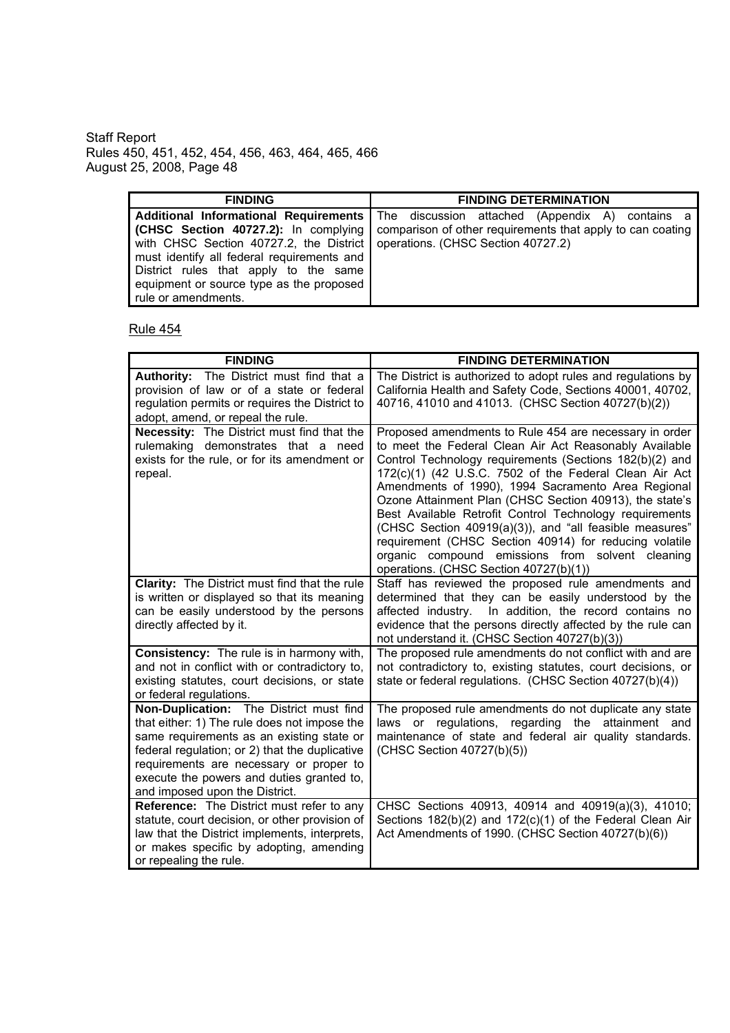| FINDING | FINDING DETERMINATION |
|---|---|
| **Additional Informational Requirements (CHSC Section 40727.2):** In complying with CHSC Section 40727.2, the District must identify all federal requirements and District rules that apply to the same equipment or source type as the proposed rule or amendments. | The discussion attached (Appendix A) contains a comparison of other requirements that apply to can coating operations. (CHSC Section 40727.2) |

Rule 454

| FINDING | FINDING DETERMINATION |
|---|---|
| **Authority:** The District must find that a provision of law or of a state or federal regulation permits or requires the District to adopt, amend, or repeal the rule. | The District is authorized to adopt rules and regulations by California Health and Safety Code, Sections 40001, 40702, 40716, 41010 and 41013. (CHSC Section 40727(b)(2)) |
| **Necessity:** The District must find that the rulemaking demonstrates that a need exists for the rule, or for its amendment or repeal. | Proposed amendments to Rule 454 are necessary in order to meet the Federal Clean Air Act Reasonably Available Control Technology requirements (Sections 182(b)(2) and 172(c)(1) (42 U.S.C. 7502 of the Federal Clean Air Act Amendments of 1990), 1994 Sacramento Area Regional Ozone Attainment Plan (CHSC Section 40913), the state's Best Available Retrofit Control Technology requirements (CHSC Section 40919(a)(3)), and "all feasible measures" requirement (CHSC Section 40914) for reducing volatile organic compound emissions from solvent cleaning operations. (CHSC Section 40727(b)(1)) |
| **Clarity:** The District must find that the rule is written or displayed so that its meaning can be easily understood by the persons directly affected by it. | Staff has reviewed the proposed rule amendments and determined that they can be easily understood by the affected industry. In addition, the record contains no evidence that the persons directly affected by the rule can not understand it. (CHSC Section 40727(b)(3)) |
| **Consistency:** The rule is in harmony with, and not in conflict with or contradictory to, existing statutes, court decisions, or state or federal regulations. | The proposed rule amendments do not conflict with and are not contradictory to, existing statutes, court decisions, or state or federal regulations. (CHSC Section 40727(b)(4)) |
| **Non-Duplication:** The District must find that either: 1) The rule does not impose the same requirements as an existing state or federal regulation; or 2) that the duplicative requirements are necessary or proper to execute the powers and duties granted to, and imposed upon the District. | The proposed rule amendments do not duplicate any state laws or regulations, regarding the attainment and maintenance of state and federal air quality standards. (CHSC Section 40727(b)(5)) |
| **Reference:** The District must refer to any statute, court decision, or other provision of law that the District implements, interprets, or makes specific by adopting, amending or repealing the rule. | CHSC Sections 40913, 40914 and 40919(a)(3), 41010; Sections 182(b)(2) and 172(c)(1) of the Federal Clean Air Act Amendments of 1990. (CHSC Section 40727(b)(6)) |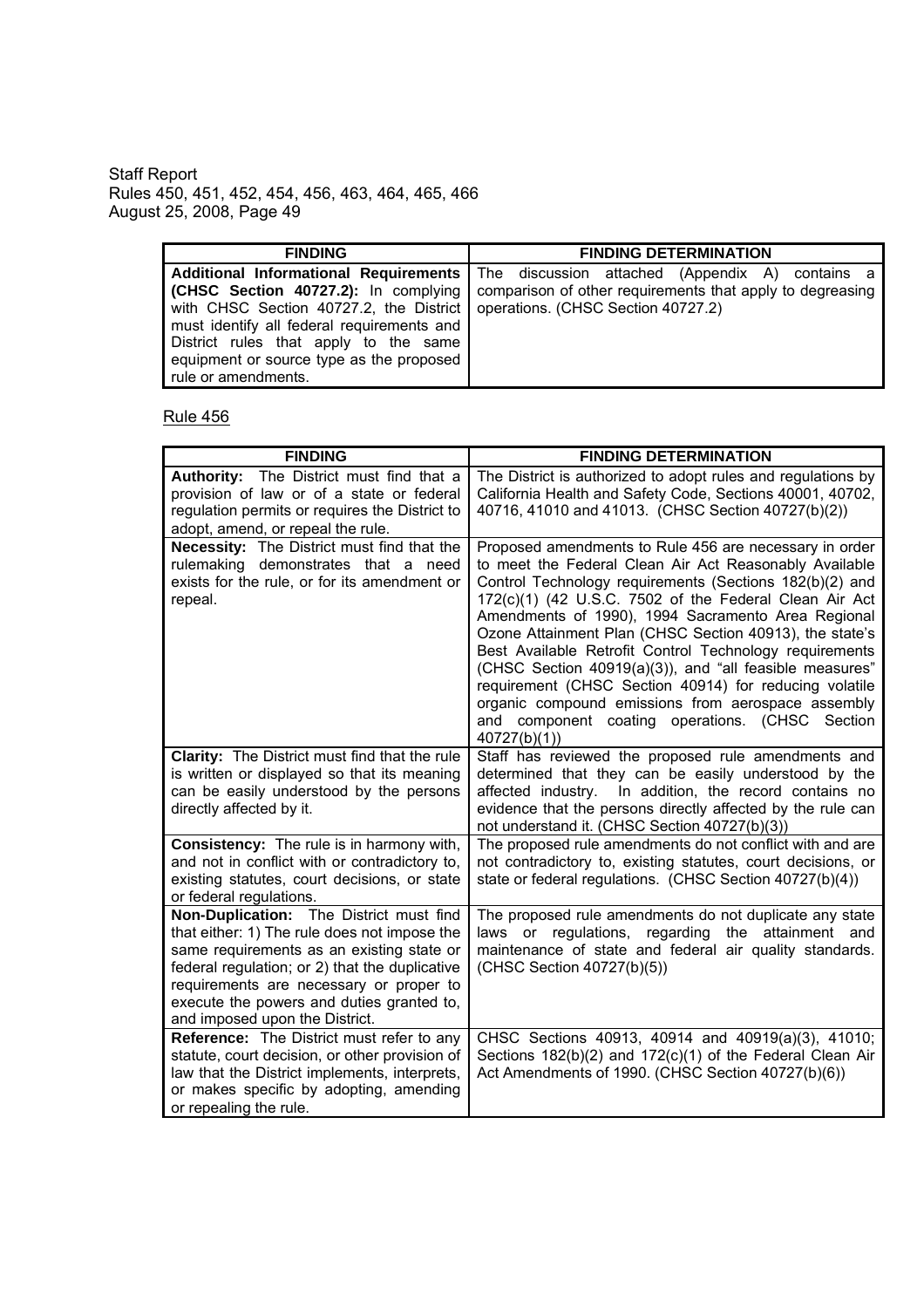| FINDING | FINDING DETERMINATION |
|---|---|
| **Additional Informational Requirements (CHSC Section 40727.2):** In complying with CHSC Section 40727.2, the District must identify all federal requirements and District rules that apply to the same equipment or source type as the proposed rule or amendments. | The discussion attached (Appendix A) contains a comparison of other requirements that apply to degreasing operations. (CHSC Section 40727.2) |

Rule 456

| FINDING | FINDING DETERMINATION |
|---|---|
| **Authority:** The District must find that a provision of law or of a state or federal regulation permits or requires the District to adopt, amend, or repeal the rule. | The District is authorized to adopt rules and regulations by California Health and Safety Code, Sections 40001, 40702, 40716, 41010 and 41013. (CHSC Section 40727(b)(2)) |
| **Necessity:** The District must find that the rulemaking demonstrates that a need exists for the rule, or for its amendment or repeal. | Proposed amendments to Rule 456 are necessary in order to meet the Federal Clean Air Act Reasonably Available Control Technology requirements (Sections 182(b)(2) and 172(c)(1) (42 U.S.C. 7502 of the Federal Clean Air Act Amendments of 1990), 1994 Sacramento Area Regional Ozone Attainment Plan (CHSC Section 40913), the state's Best Available Retrofit Control Technology requirements (CHSC Section 40919(a)(3)), and "all feasible measures" requirement (CHSC Section 40914) for reducing volatile organic compound emissions from aerospace assembly and component coating operations. (CHSC Section 40727(b)(1)) |
| **Clarity:** The District must find that the rule is written or displayed so that its meaning can be easily understood by the persons directly affected by it. | Staff has reviewed the proposed rule amendments and determined that they can be easily understood by the affected industry. In addition, the record contains no evidence that the persons directly affected by the rule can not understand it. (CHSC Section 40727(b)(3)) |
| **Consistency:** The rule is in harmony with, and not in conflict with or contradictory to, existing statutes, court decisions, or state or federal regulations. | The proposed rule amendments do not conflict with and are not contradictory to, existing statutes, court decisions, or state or federal regulations. (CHSC Section 40727(b)(4)) |
| **Non-Duplication:** The District must find that either: 1) The rule does not impose the same requirements as an existing state or federal regulation; or 2) that the duplicative requirements are necessary or proper to execute the powers and duties granted to, and imposed upon the District. | The proposed rule amendments do not duplicate any state laws or regulations, regarding the attainment and maintenance of state and federal air quality standards. (CHSC Section 40727(b)(5)) |
| **Reference:** The District must refer to any statute, court decision, or other provision of law that the District implements, interprets, or makes specific by adopting, amending or repealing the rule. | CHSC Sections 40913, 40914 and 40919(a)(3), 41010; Sections 182(b)(2) and 172(c)(1) of the Federal Clean Air Act Amendments of 1990. (CHSC Section 40727(b)(6)) |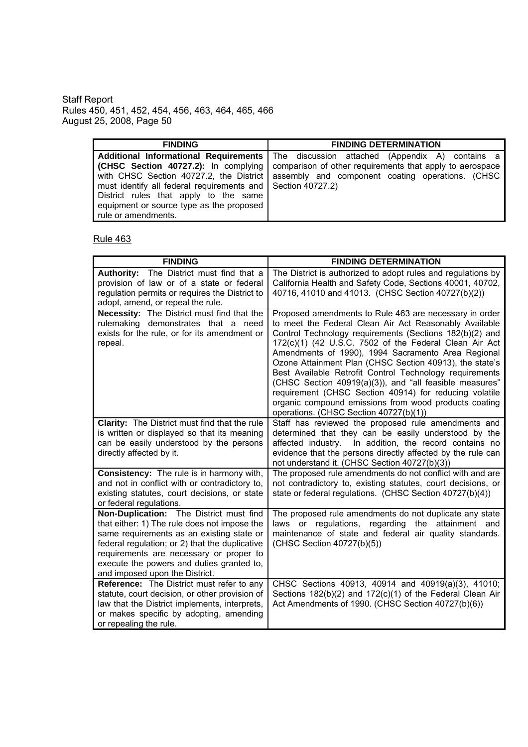| FINDING | FINDING DETERMINATION |
|---|---|
| **Additional Informational Requirements (CHSC Section 40727.2):** In complying with CHSC Section 40727.2, the District must identify all federal requirements and District rules that apply to the same equipment or source type as the proposed rule or amendments. | The discussion attached (Appendix A) contains a comparison of other requirements that apply to aerospace assembly and component coating operations. (CHSC Section 40727.2) |

<u>Rule 463</u>

| FINDING | FINDING DETERMINATION |
|---|---|
| **Authority:** The District must find that a provision of law or of a state or federal regulation permits or requires the District to adopt, amend, or repeal the rule. | The District is authorized to adopt rules and regulations by California Health and Safety Code, Sections 40001, 40702, 40716, 41010 and 41013. (CHSC Section 40727(b)(2)) |
| **Necessity:** The District must find that the rulemaking demonstrates that a need exists for the rule, or for its amendment or repeal. | Proposed amendments to Rule 463 are necessary in order to meet the Federal Clean Air Act Reasonably Available Control Technology requirements (Sections 182(b)(2) and 172(c)(1) (42 U.S.C. 7502 of the Federal Clean Air Act Amendments of 1990), 1994 Sacramento Area Regional Ozone Attainment Plan (CHSC Section 40913), the state's Best Available Retrofit Control Technology requirements (CHSC Section 40919(a)(3)), and "all feasible measures" requirement (CHSC Section 40914) for reducing volatile organic compound emissions from wood products coating operations. (CHSC Section 40727(b)(1)) |
| **Clarity:** The District must find that the rule is written or displayed so that its meaning can be easily understood by the persons directly affected by it. | Staff has reviewed the proposed rule amendments and determined that they can be easily understood by the affected industry. In addition, the record contains no evidence that the persons directly affected by the rule can not understand it. (CHSC Section 40727(b)(3)) |
| **Consistency:** The rule is in harmony with, and not in conflict with or contradictory to, existing statutes, court decisions, or state or federal regulations. | The proposed rule amendments do not conflict with and are not contradictory to, existing statutes, court decisions, or state or federal regulations. (CHSC Section 40727(b)(4)) |
| **Non-Duplication:** The District must find that either: 1) The rule does not impose the same requirements as an existing state or federal regulation; or 2) that the duplicative requirements are necessary or proper to execute the powers and duties granted to, and imposed upon the District. | The proposed rule amendments do not duplicate any state laws or regulations, regarding the attainment and maintenance of state and federal air quality standards. (CHSC Section 40727(b)(5)) |
| **Reference:** The District must refer to any statute, court decision, or other provision of law that the District implements, interprets, or makes specific by adopting, amending or repealing the rule. | CHSC Sections 40913, 40914 and 40919(a)(3), 41010; Sections 182(b)(2) and 172(c)(1) of the Federal Clean Air Act Amendments of 1990. (CHSC Section 40727(b)(6)) |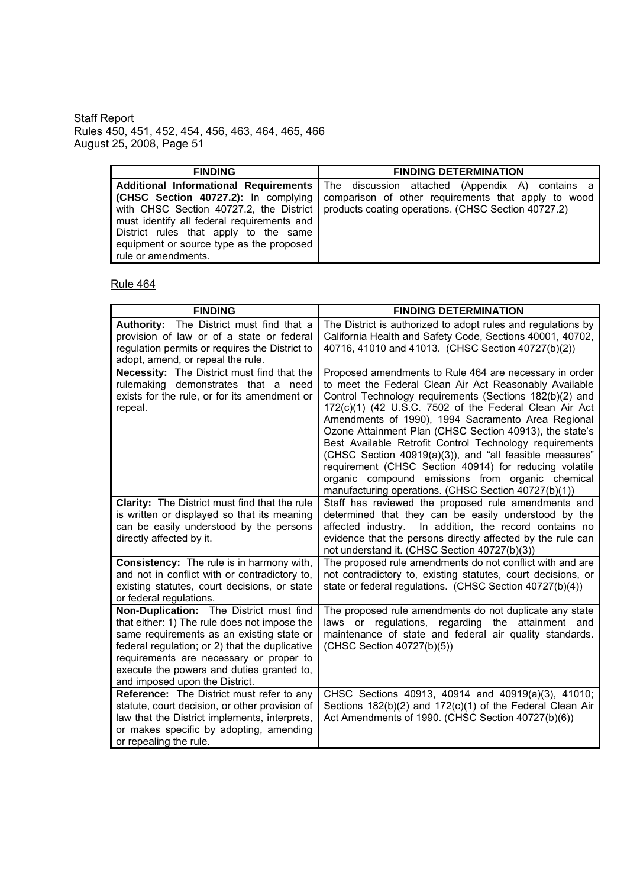| FINDING | FINDING DETERMINATION |
|---|---|
| **Additional Informational Requirements (CHSC Section 40727.2):** In complying with CHSC Section 40727.2, the District must identify all federal requirements and District rules that apply to the same equipment or source type as the proposed rule or amendments. | The discussion attached (Appendix A) contains a comparison of other requirements that apply to wood products coating operations. (CHSC Section 40727.2) |

Rule 464

| FINDING | FINDING DETERMINATION |
|---|---|
| **Authority:** The District must find that a provision of law or of a state or federal regulation permits or requires the District to adopt, amend, or repeal the rule. | The District is authorized to adopt rules and regulations by California Health and Safety Code, Sections 40001, 40702, 40716, 41010 and 41013. (CHSC Section 40727(b)(2)) |
| **Necessity:** The District must find that the rulemaking demonstrates that a need exists for the rule, or for its amendment or repeal. | Proposed amendments to Rule 464 are necessary in order to meet the Federal Clean Air Act Reasonably Available Control Technology requirements (Sections 182(b)(2) and 172(c)(1) (42 U.S.C. 7502 of the Federal Clean Air Act Amendments of 1990), 1994 Sacramento Area Regional Ozone Attainment Plan (CHSC Section 40913), the state's Best Available Retrofit Control Technology requirements (CHSC Section 40919(a)(3)), and "all feasible measures" requirement (CHSC Section 40914) for reducing volatile organic compound emissions from organic chemical manufacturing operations. (CHSC Section 40727(b)(1)) |
| **Clarity:** The District must find that the rule is written or displayed so that its meaning can be easily understood by the persons directly affected by it. | Staff has reviewed the proposed rule amendments and determined that they can be easily understood by the affected industry. In addition, the record contains no evidence that the persons directly affected by the rule can not understand it. (CHSC Section 40727(b)(3)) |
| **Consistency:** The rule is in harmony with, and not in conflict with or contradictory to, existing statutes, court decisions, or state or federal regulations. | The proposed rule amendments do not conflict with and are not contradictory to, existing statutes, court decisions, or state or federal regulations. (CHSC Section 40727(b)(4)) |
| **Non-Duplication:** The District must find that either: 1) The rule does not impose the same requirements as an existing state or federal regulation; or 2) that the duplicative requirements are necessary or proper to execute the powers and duties granted to, and imposed upon the District. | The proposed rule amendments do not duplicate any state laws or regulations, regarding the attainment and maintenance of state and federal air quality standards. (CHSC Section 40727(b)(5)) |
| **Reference:** The District must refer to any statute, court decision, or other provision of law that the District implements, interprets, or makes specific by adopting, amending or repealing the rule. | CHSC Sections 40913, 40914 and 40919(a)(3), 41010; Sections 182(b)(2) and 172(c)(1) of the Federal Clean Air Act Amendments of 1990. (CHSC Section 40727(b)(6)) |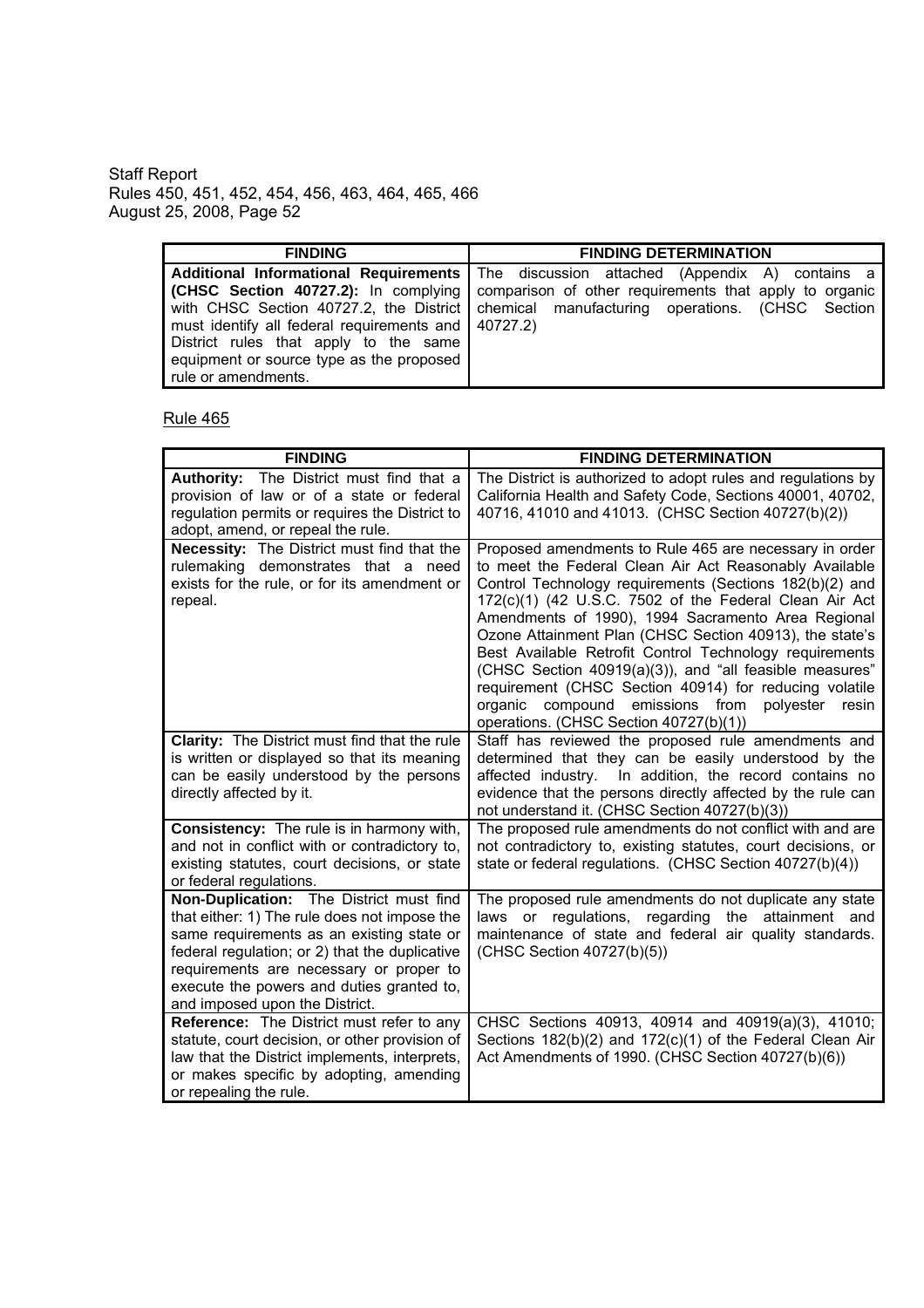| FINDING | FINDING DETERMINATION |
| --- | --- |
| **Additional Informational Requirements (CHSC Section 40727.2):** In complying with CHSC Section 40727.2, the District must identify all federal requirements and District rules that apply to the same equipment or source type as the proposed rule or amendments. | The discussion attached (Appendix A) contains a comparison of other requirements that apply to organic chemical manufacturing operations. (CHSC Section 40727.2) |

Rule 465

| FINDING | FINDING DETERMINATION |
| --- | --- |
| **Authority:** The District must find that a provision of law or of a state or federal regulation permits or requires the District to adopt, amend, or repeal the rule. | The District is authorized to adopt rules and regulations by California Health and Safety Code, Sections 40001, 40702, 40716, 41010 and 41013. (CHSC Section 40727(b)(2)) |
| **Necessity:** The District must find that the rulemaking demonstrates that a need exists for the rule, or for its amendment or repeal. | Proposed amendments to Rule 465 are necessary in order to meet the Federal Clean Air Act Reasonably Available Control Technology requirements (Sections 182(b)(2) and 172(c)(1) (42 U.S.C. 7502 of the Federal Clean Air Act Amendments of 1990), 1994 Sacramento Area Regional Ozone Attainment Plan (CHSC Section 40913), the state's Best Available Retrofit Control Technology requirements (CHSC Section 40919(a)(3)), and "all feasible measures" requirement (CHSC Section 40914) for reducing volatile organic compound emissions from polyester resin operations. (CHSC Section 40727(b)(1)) |
| **Clarity:** The District must find that the rule is written or displayed so that its meaning can be easily understood by the persons directly affected by it. | Staff has reviewed the proposed rule amendments and determined that they can be easily understood by the affected industry. In addition, the record contains no evidence that the persons directly affected by the rule can not understand it. (CHSC Section 40727(b)(3)) |
| **Consistency:** The rule is in harmony with, and not in conflict with or contradictory to, existing statutes, court decisions, or state or federal regulations. | The proposed rule amendments do not conflict with and are not contradictory to, existing statutes, court decisions, or state or federal regulations. (CHSC Section 40727(b)(4)) |
| **Non-Duplication:** The District must find that either: 1) The rule does not impose the same requirements as an existing state or federal regulation; or 2) that the duplicative requirements are necessary or proper to execute the powers and duties granted to, and imposed upon the District. | The proposed rule amendments do not duplicate any state laws or regulations, regarding the attainment and maintenance of state and federal air quality standards. (CHSC Section 40727(b)(5)) |
| **Reference:** The District must refer to any statute, court decision, or other provision of law that the District implements, interprets, or makes specific by adopting, amending or repealing the rule. | CHSC Sections 40913, 40914 and 40919(a)(3), 41010; Sections 182(b)(2) and 172(c)(1) of the Federal Clean Air Act Amendments of 1990. (CHSC Section 40727(b)(6)) |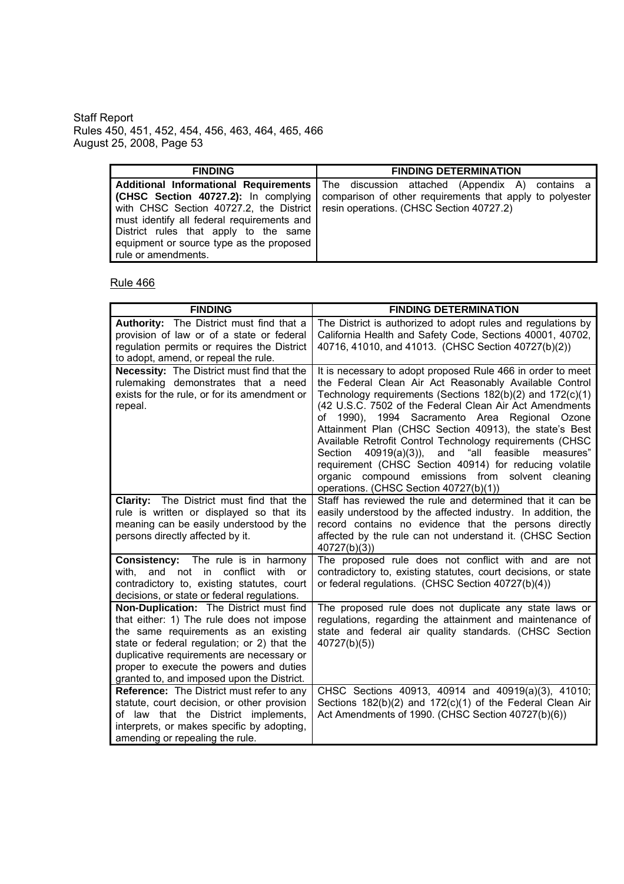| FINDING | FINDING DETERMINATION |
|---|---|
| **Additional Informational Requirements (CHSC Section 40727.2):** In complying with CHSC Section 40727.2, the District must identify all federal requirements and District rules that apply to the same equipment or source type as the proposed rule or amendments. | The discussion attached (Appendix A) contains a comparison of other requirements that apply to polyester resin operations. (CHSC Section 40727.2) |

Rule 466

| FINDING | FINDING DETERMINATION |
|---|---|
| **Authority:** The District must find that a provision of law or of a state or federal regulation permits or requires the District to adopt, amend, or repeal the rule. | The District is authorized to adopt rules and regulations by California Health and Safety Code, Sections 40001, 40702, 40716, 41010, and 41013. (CHSC Section 40727(b)(2)) |
| **Necessity:** The District must find that the rulemaking demonstrates that a need exists for the rule, or for its amendment or repeal. | It is necessary to adopt proposed Rule 466 in order to meet the Federal Clean Air Act Reasonably Available Control Technology requirements (Sections 182(b)(2) and 172(c)(1) (42 U.S.C. 7502 of the Federal Clean Air Act Amendments of 1990), 1994 Sacramento Area Regional Ozone Attainment Plan (CHSC Section 40913), the state's Best Available Retrofit Control Technology requirements (CHSC Section 40919(a)(3)), and "all feasible measures" requirement (CHSC Section 40914) for reducing volatile organic compound emissions from solvent cleaning operations. (CHSC Section 40727(b)(1)) |
| **Clarity:** The District must find that the rule is written or displayed so that its meaning can be easily understood by the persons directly affected by it. | Staff has reviewed the rule and determined that it can be easily understood by the affected industry. In addition, the record contains no evidence that the persons directly affected by the rule can not understand it. (CHSC Section 40727(b)(3)) |
| **Consistency:** The rule is in harmony with, and not in conflict with or contradictory to, existing statutes, court decisions, or state or federal regulations. | The proposed rule does not conflict with and are not contradictory to, existing statutes, court decisions, or state or federal regulations. (CHSC Section 40727(b)(4)) |
| **Non-Duplication:** The District must find that either: 1) The rule does not impose the same requirements as an existing state or federal regulation; or 2) that the duplicative requirements are necessary or proper to execute the powers and duties granted to, and imposed upon the District. | The proposed rule does not duplicate any state laws or regulations, regarding the attainment and maintenance of state and federal air quality standards. (CHSC Section 40727(b)(5)) |
| **Reference:** The District must refer to any statute, court decision, or other provision of law that the District implements, interprets, or makes specific by adopting, amending or repealing the rule. | CHSC Sections 40913, 40914 and 40919(a)(3), 41010; Sections 182(b)(2) and 172(c)(1) of the Federal Clean Air Act Amendments of 1990. (CHSC Section 40727(b)(6)) |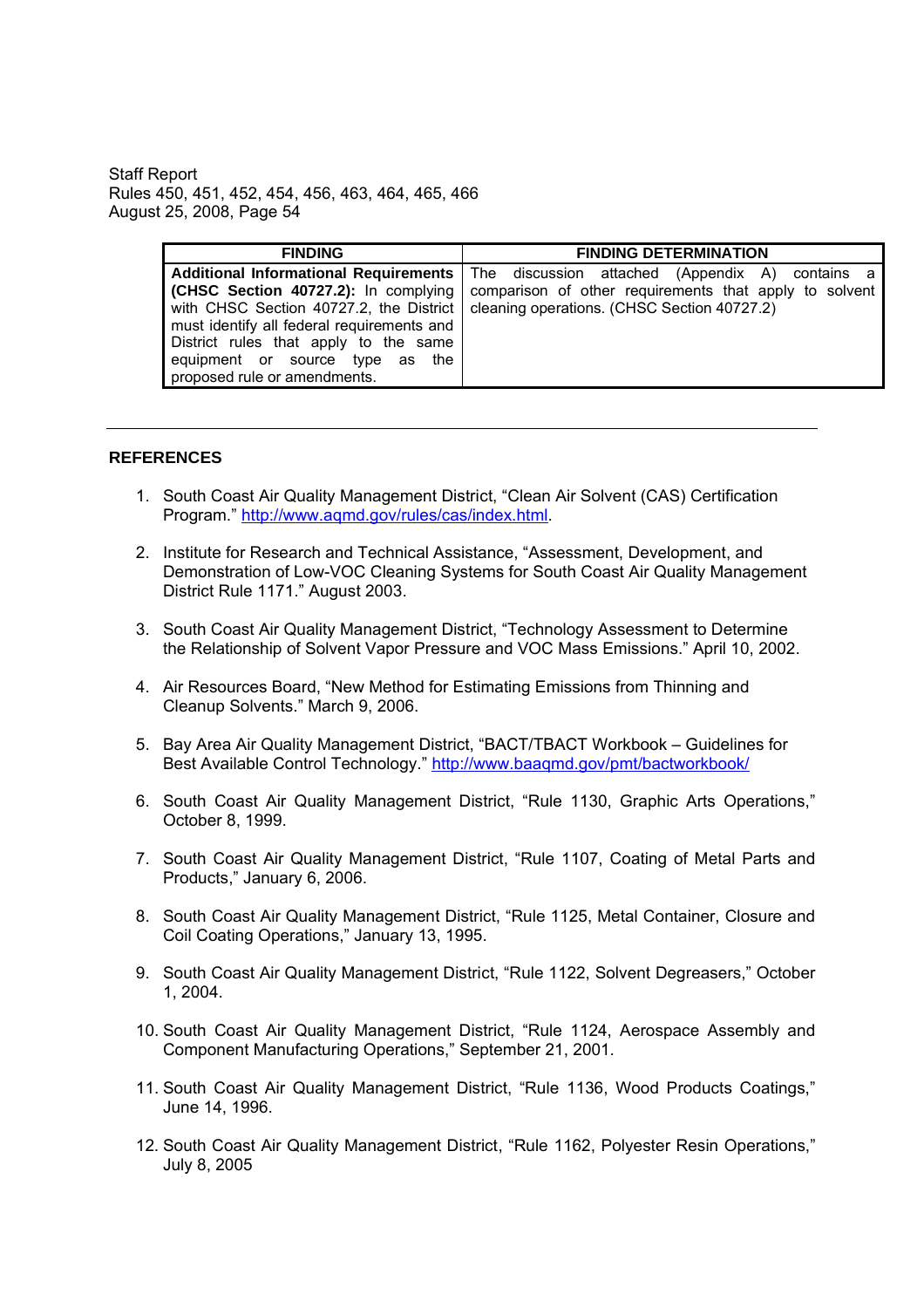| FINDING | FINDING DETERMINATION |
|---|---|
| **Additional Informational Requirements (CHSC Section 40727.2):** In complying with CHSC Section 40727.2, the District must identify all federal requirements and District rules that apply to the same equipment or source type as the proposed rule or amendments. | The discussion attached (Appendix A) contains a comparison of other requirements that apply to solvent cleaning operations. (CHSC Section 40727.2) |

---

## REFERENCES

1. South Coast Air Quality Management District, "Clean Air Solvent (CAS) Certification Program." http://www.aqmd.gov/rules/cas/index.html.

2. Institute for Research and Technical Assistance, "Assessment, Development, and Demonstration of Low-VOC Cleaning Systems for South Coast Air Quality Management District Rule 1171." August 2003.

3. South Coast Air Quality Management District, "Technology Assessment to Determine the Relationship of Solvent Vapor Pressure and VOC Mass Emissions." April 10, 2002.

4. Air Resources Board, "New Method for Estimating Emissions from Thinning and Cleanup Solvents." March 9, 2006.

5. Bay Area Air Quality Management District, "BACT/TBACT Workbook – Guidelines for Best Available Control Technology." http://www.baaqmd.gov/pmt/bactworkbook/

6. South Coast Air Quality Management District, "Rule 1130, Graphic Arts Operations," October 8, 1999.

7. South Coast Air Quality Management District, "Rule 1107, Coating of Metal Parts and Products," January 6, 2006.

8. South Coast Air Quality Management District, "Rule 1125, Metal Container, Closure and Coil Coating Operations," January 13, 1995.

9. South Coast Air Quality Management District, "Rule 1122, Solvent Degreasers," October 1, 2004.

10. South Coast Air Quality Management District, "Rule 1124, Aerospace Assembly and Component Manufacturing Operations," September 21, 2001.

11. South Coast Air Quality Management District, "Rule 1136, Wood Products Coatings," June 14, 1996.

12. South Coast Air Quality Management District, "Rule 1162, Polyester Resin Operations," July 8, 2005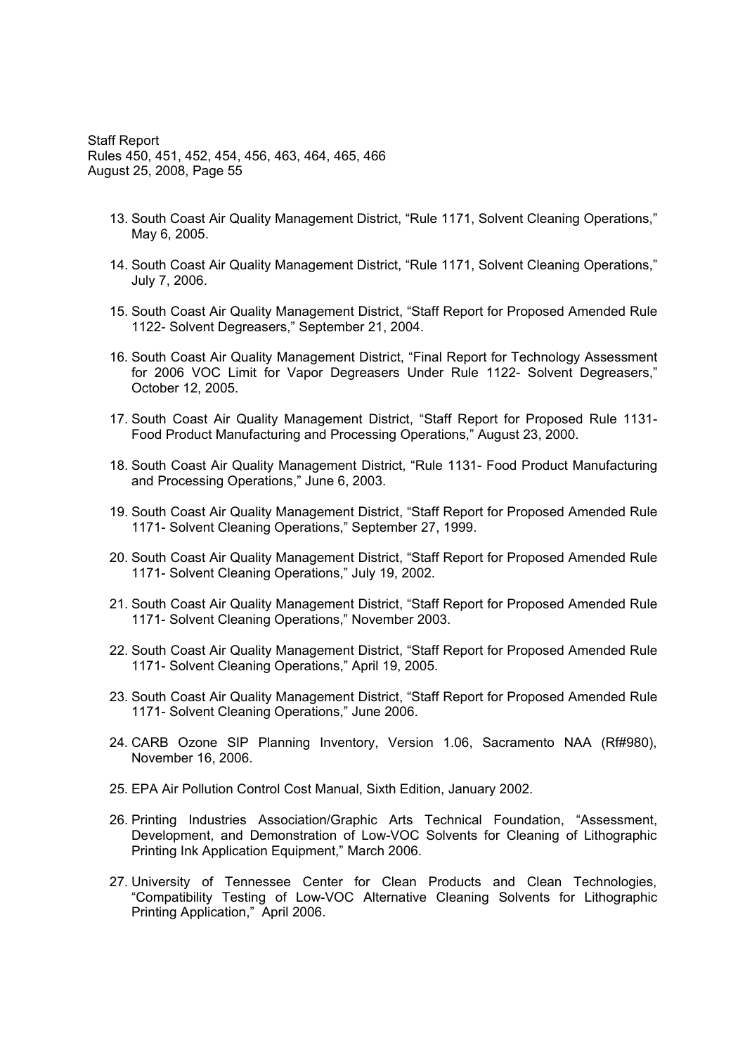13. South Coast Air Quality Management District, "Rule 1171, Solvent Cleaning Operations," May 6, 2005.

14. South Coast Air Quality Management District, "Rule 1171, Solvent Cleaning Operations," July 7, 2006.

15. South Coast Air Quality Management District, "Staff Report for Proposed Amended Rule 1122- Solvent Degreasers," September 21, 2004.

16. South Coast Air Quality Management District, "Final Report for Technology Assessment for 2006 VOC Limit for Vapor Degreasers Under Rule 1122- Solvent Degreasers," October 12, 2005.

17. South Coast Air Quality Management District, "Staff Report for Proposed Rule 1131- Food Product Manufacturing and Processing Operations," August 23, 2000.

18. South Coast Air Quality Management District, "Rule 1131- Food Product Manufacturing and Processing Operations," June 6, 2003.

19. South Coast Air Quality Management District, "Staff Report for Proposed Amended Rule 1171- Solvent Cleaning Operations," September 27, 1999.

20. South Coast Air Quality Management District, "Staff Report for Proposed Amended Rule 1171- Solvent Cleaning Operations," July 19, 2002.

21. South Coast Air Quality Management District, "Staff Report for Proposed Amended Rule 1171- Solvent Cleaning Operations," November 2003.

22. South Coast Air Quality Management District, "Staff Report for Proposed Amended Rule 1171- Solvent Cleaning Operations," April 19, 2005.

23. South Coast Air Quality Management District, "Staff Report for Proposed Amended Rule 1171- Solvent Cleaning Operations," June 2006.

24. CARB Ozone SIP Planning Inventory, Version 1.06, Sacramento NAA (Rf#980), November 16, 2006.

25. EPA Air Pollution Control Cost Manual, Sixth Edition, January 2002.

26. Printing Industries Association/Graphic Arts Technical Foundation, "Assessment, Development, and Demonstration of Low-VOC Solvents for Cleaning of Lithographic Printing Ink Application Equipment," March 2006.

27. University of Tennessee Center for Clean Products and Clean Technologies, "Compatibility Testing of Low-VOC Alternative Cleaning Solvents for Lithographic Printing Application," April 2006.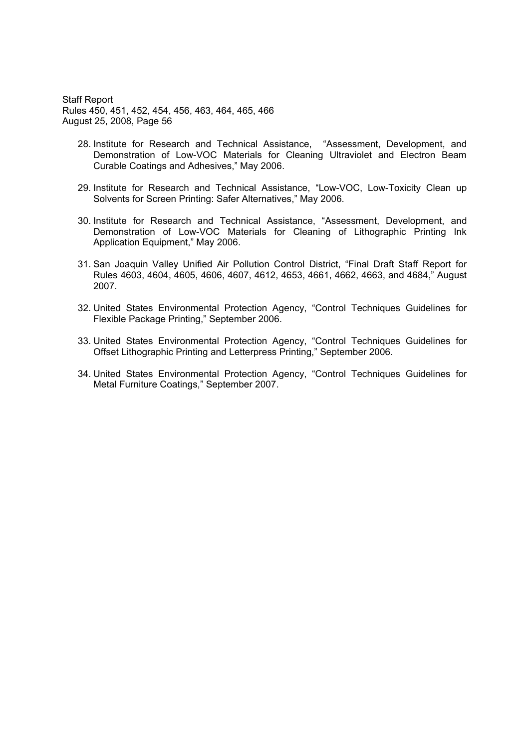28. Institute for Research and Technical Assistance, "Assessment, Development, and Demonstration of Low-VOC Materials for Cleaning Ultraviolet and Electron Beam Curable Coatings and Adhesives," May 2006.

29. Institute for Research and Technical Assistance, "Low-VOC, Low-Toxicity Clean up Solvents for Screen Printing: Safer Alternatives," May 2006.

30. Institute for Research and Technical Assistance, "Assessment, Development, and Demonstration of Low-VOC Materials for Cleaning of Lithographic Printing Ink Application Equipment," May 2006.

31. San Joaquin Valley Unified Air Pollution Control District, "Final Draft Staff Report for Rules 4603, 4604, 4605, 4606, 4607, 4612, 4653, 4661, 4662, 4663, and 4684," August 2007.

32. United States Environmental Protection Agency, "Control Techniques Guidelines for Flexible Package Printing," September 2006.

33. United States Environmental Protection Agency, "Control Techniques Guidelines for Offset Lithographic Printing and Letterpress Printing," September 2006.

34. United States Environmental Protection Agency, "Control Techniques Guidelines for Metal Furniture Coatings," September 2007.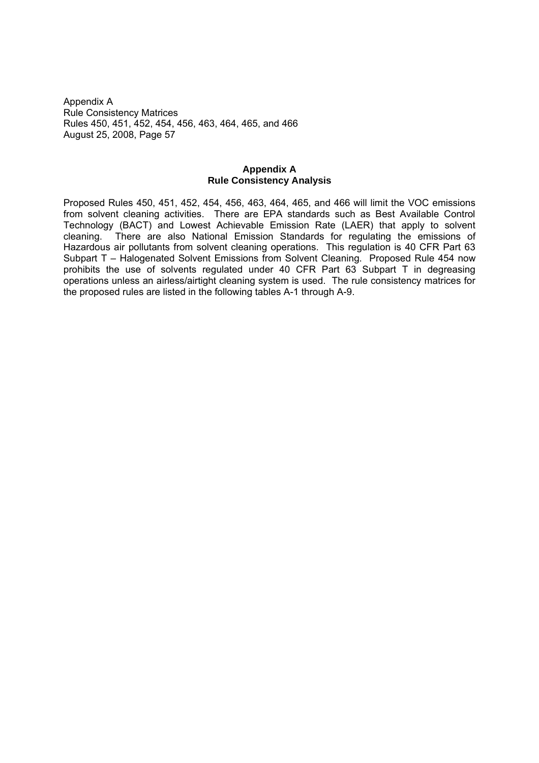# Appendix A
## Rule Consistency Analysis

Proposed Rules 450, 451, 452, 454, 456, 463, 464, 465, and 466 will limit the VOC emissions from solvent cleaning activities. There are EPA standards such as Best Available Control Technology (BACT) and Lowest Achievable Emission Rate (LAER) that apply to solvent cleaning. There are also National Emission Standards for regulating the emissions of Hazardous air pollutants from solvent cleaning operations. This regulation is 40 CFR Part 63 Subpart T – Halogenated Solvent Emissions from Solvent Cleaning. Proposed Rule 454 now prohibits the use of solvents regulated under 40 CFR Part 63 Subpart T in degreasing operations unless an airless/airtight cleaning system is used. The rule consistency matrices for the proposed rules are listed in the following tables A-1 through A-9.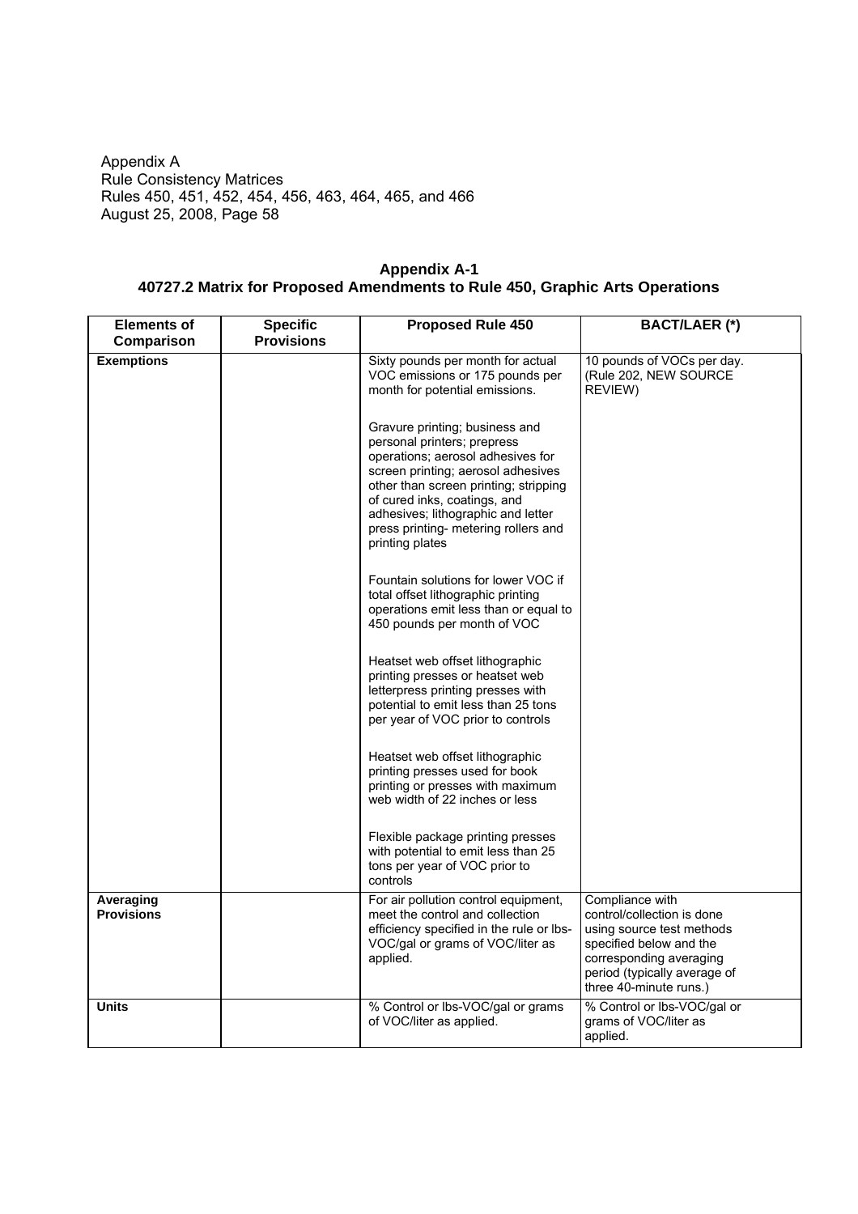Appendix A
Rule Consistency Matrices
Rules 450, 451, 452, 454, 456, 463, 464, 465, and 466
August 25, 2008, Page 58

**Appendix A-1**
**40727.2 Matrix for Proposed Amendments to Rule 450, Graphic Arts Operations**

| Elements of Comparison | Specific Provisions | Proposed Rule 450 | BACT/LAER (*) |
|---|---|---|---|
| **Exemptions** | | Sixty pounds per month for actual VOC emissions or 175 pounds per month for potential emissions.<br><br>Gravure printing; business and personal printers; prepress operations; aerosol adhesives for screen printing; aerosol adhesives other than screen printing; stripping of cured inks, coatings, and adhesives; lithographic and letter press printing- metering rollers and printing plates<br><br>Fountain solutions for lower VOC if total offset lithographic printing operations emit less than or equal to 450 pounds per month of VOC<br><br>Heatset web offset lithographic printing presses or heatset web letterpress printing presses with potential to emit less than 25 tons per year of VOC prior to controls<br><br>Heatset web offset lithographic printing presses used for book printing or presses with maximum web width of 22 inches or less<br><br>Flexible package printing presses with potential to emit less than 25 tons per year of VOC prior to controls | 10 pounds of VOCs per day. (Rule 202, NEW SOURCE REVIEW) |
| **Averaging Provisions** | | For air pollution control equipment, meet the control and collection efficiency specified in the rule or lbs-VOC/gal or grams of VOC/liter as applied. | Compliance with control/collection is done using source test methods specified below and the corresponding averaging period (typically average of three 40-minute runs.) |
| **Units** | | % Control or lbs-VOC/gal or grams of VOC/liter as applied. | % Control or lbs-VOC/gal or grams of VOC/liter as applied. |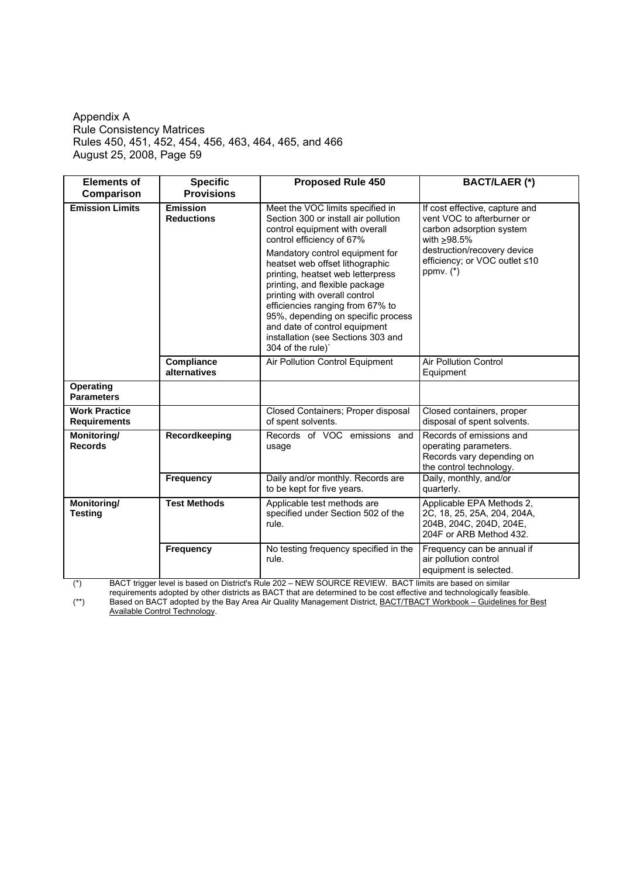Appendix A
Rule Consistency Matrices
Rules 450, 451, 452, 454, 456, 463, 464, 465, and 466
August 25, 2008, Page 59

| Elements of Comparison | Specific Provisions | Proposed Rule 450 | BACT/LAER (*) |
|---|---|---|---|
| **Emission Limits** | **Emission Reductions** | Meet the VOC limits specified in Section 300 or install air pollution control equipment with overall control efficiency of 67%<br><br>Mandatory control equipment for heatset web offset lithographic printing, heatset web letterpress printing, and flexible package printing with overall control efficiencies ranging from 67% to 95%, depending on specific process and date of control equipment installation (see Sections 303 and 304 of the rule)` | If cost effective, capture and vent VOC to afterburner or carbon adsorption system with ≥98.5% destruction/recovery device efficiency; or VOC outlet ≤10 ppmv. (*) |
| | **Compliance alternatives** | Air Pollution Control Equipment | Air Pollution Control Equipment |
| **Operating Parameters** | | | |
| **Work Practice Requirements** | | Closed Containers; Proper disposal of spent solvents. | Closed containers, proper disposal of spent solvents. |
| **Monitoring/ Records** | **Recordkeeping** | Records of VOC emissions and usage | Records of emissions and operating parameters. Records vary depending on the control technology. |
| | **Frequency** | Daily and/or monthly. Records are to be kept for five years. | Daily, monthly, and/or quarterly. |
| **Monitoring/ Testing** | **Test Methods** | Applicable test methods are specified under Section 502 of the rule. | Applicable EPA Methods 2, 2C, 18, 25, 25A, 204, 204A, 204B, 204C, 204D, 204E, 204F or ARB Method 432. |
| | **Frequency** | No testing frequency specified in the rule. | Frequency can be annual if air pollution control equipment is selected. |

(*) BACT trigger level is based on District's Rule 202 – NEW SOURCE REVIEW. BACT limits are based on similar requirements adopted by other districts as BACT that are determined to be cost effective and technologically feasible.

(**) Based on BACT adopted by the Bay Area Air Quality Management District, BACT/TBACT Workbook – Guidelines for Best Available Control Technology.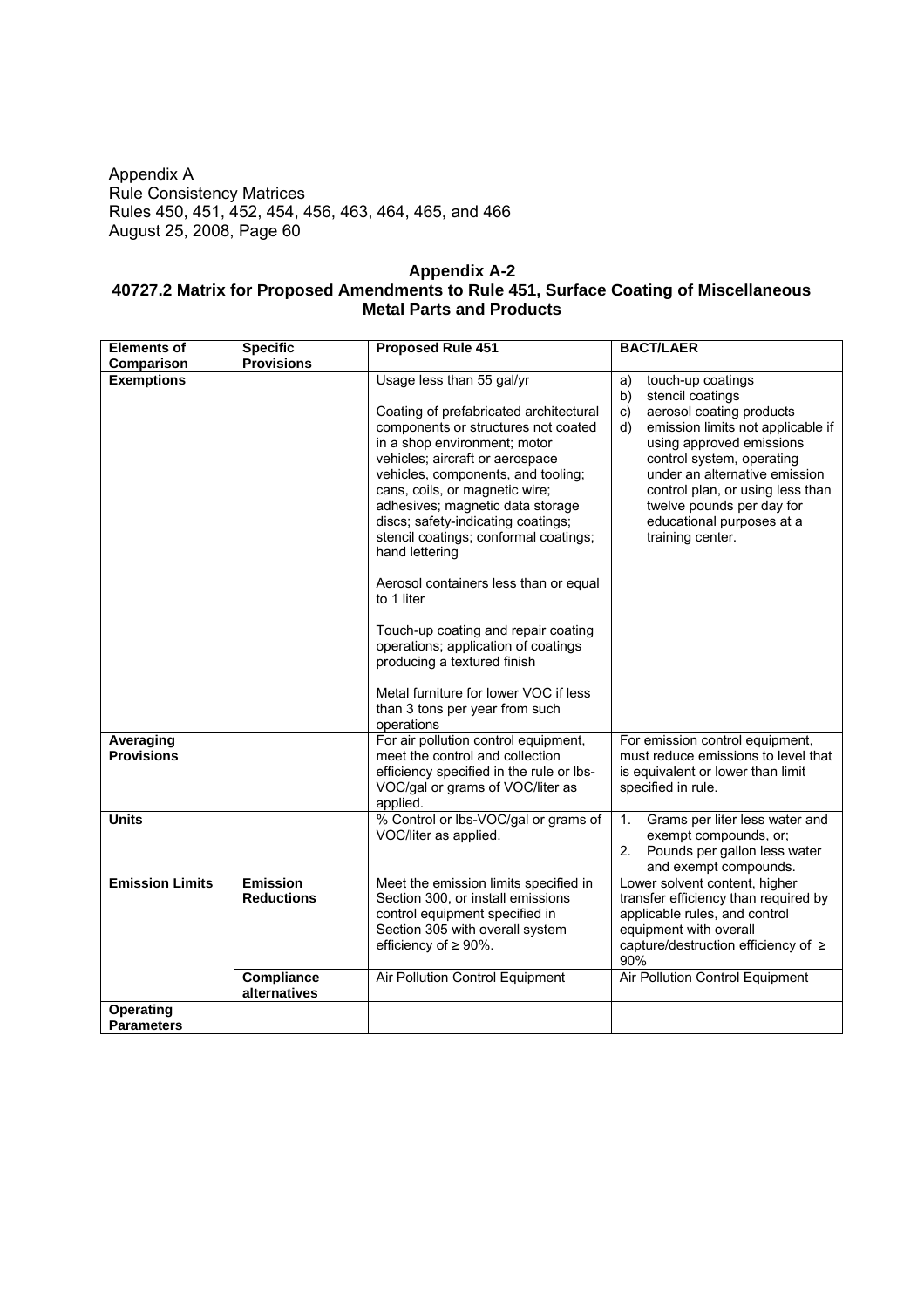Appendix A
Rule Consistency Matrices
Rules 450, 451, 452, 454, 456, 463, 464, 465, and 466
August 25, 2008, Page 60

## Appendix A-2
## 40727.2 Matrix for Proposed Amendments to Rule 451, Surface Coating of Miscellaneous Metal Parts and Products

| Elements of Comparison | Specific Provisions | Proposed Rule 451 | BACT/LAER |
|---|---|---|---|
| **Exemptions** | | Usage less than 55 gal/yr<br><br>Coating of prefabricated architectural components or structures not coated in a shop environment; motor vehicles; aircraft or aerospace vehicles, components, and tooling; cans, coils, or magnetic wire; adhesives; magnetic data storage discs; safety-indicating coatings; stencil coatings; conformal coatings; hand lettering<br><br>Aerosol containers less than or equal to 1 liter<br><br>Touch-up coating and repair coating operations; application of coatings producing a textured finish<br><br>Metal furniture for lower VOC if less than 3 tons per year from such operations | a) touch-up coatings<br>b) stencil coatings<br>c) aerosol coating products<br>d) emission limits not applicable if using approved emissions control system, operating under an alternative emission control plan, or using less than twelve pounds per day for educational purposes at a training center. |
| **Averaging Provisions** | | For air pollution control equipment, meet the control and collection efficiency specified in the rule or lbs-VOC/gal or grams of VOC/liter as applied. | For emission control equipment, must reduce emissions to level that is equivalent or lower than limit specified in rule. |
| **Units** | | % Control or lbs-VOC/gal or grams of VOC/liter as applied. | 1. Grams per liter less water and exempt compounds, or;<br>2. Pounds per gallon less water and exempt compounds. |
| **Emission Limits** | **Emission Reductions** | Meet the emission limits specified in Section 300, or install emissions control equipment specified in Section 305 with overall system efficiency of ≥ 90%. | Lower solvent content, higher transfer efficiency than required by applicable rules, and control equipment with overall capture/destruction efficiency of ≥ 90% |
| | **Compliance alternatives** | Air Pollution Control Equipment | Air Pollution Control Equipment |
| **Operating Parameters** | | | |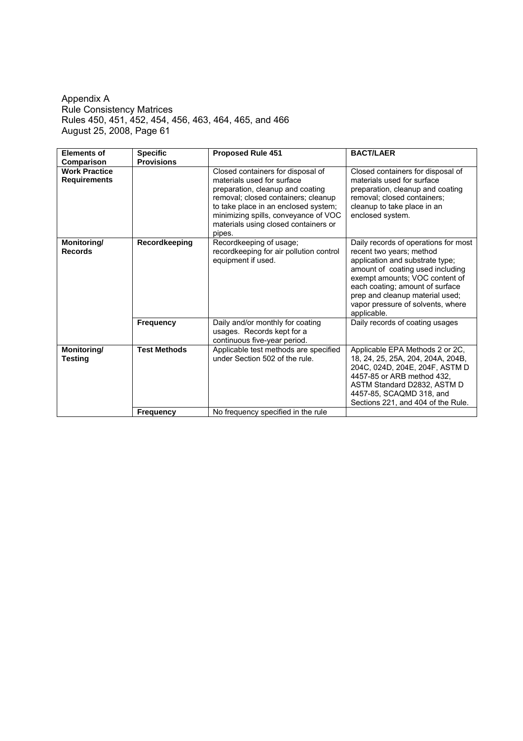Appendix A
Rule Consistency Matrices
Rules 450, 451, 452, 454, 456, 463, 464, 465, and 466
August 25, 2008, Page 61

| Elements of Comparison | Specific Provisions | Proposed Rule 451 | BACT/LAER |
|---|---|---|---|
| **Work Practice Requirements** | | Closed containers for disposal of materials used for surface preparation, cleanup and coating removal; closed containers; cleanup to take place in an enclosed system; minimizing spills, conveyance of VOC materials using closed containers or pipes. | Closed containers for disposal of materials used for surface preparation, cleanup and coating removal; closed containers; cleanup to take place in an enclosed system. |
| **Monitoring/ Records** | **Recordkeeping** | Recordkeeping of usage; recordkeeping for air pollution control equipment if used. | Daily records of operations for most recent two years; method application and substrate type; amount of coating used including exempt amounts; VOC content of each coating; amount of surface prep and cleanup material used; vapor pressure of solvents, where applicable. |
| | **Frequency** | Daily and/or monthly for coating usages. Records kept for a continuous five-year period. | Daily records of coating usages |
| **Monitoring/ Testing** | **Test Methods** | Applicable test methods are specified under Section 502 of the rule. | Applicable EPA Methods 2 or 2C, 18, 24, 25, 25A, 204, 204A, 204B, 204C, 024D, 204E, 204F, ASTM D 4457-85 or ARB method 432, ASTM Standard D2832, ASTM D 4457-85, SCAQMD 318, and Sections 221, and 404 of the Rule. |
| | **Frequency** | No frequency specified in the rule | |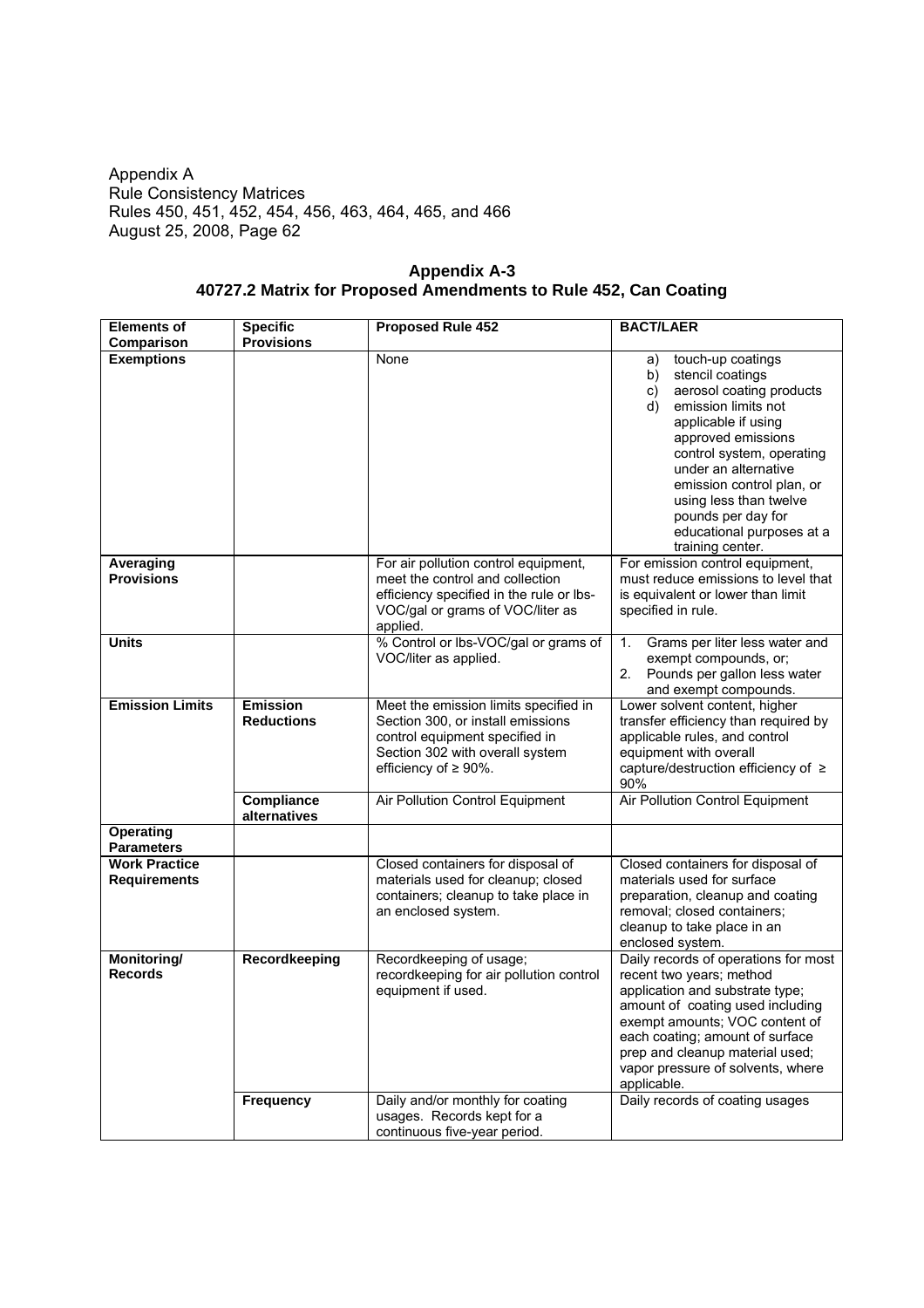Appendix A
Rule Consistency Matrices
Rules 450, 451, 452, 454, 456, 463, 464, 465, and 466
August 25, 2008, Page 62

## Appendix A-3
## 40727.2 Matrix for Proposed Amendments to Rule 452, Can Coating

| Elements of Comparison | Specific Provisions | Proposed Rule 452 | BACT/LAER |
|---|---|---|---|
| **Exemptions** | | None | a) touch-up coatings<br>b) stencil coatings<br>c) aerosol coating products<br>d) emission limits not applicable if using approved emissions control system, operating under an alternative emission control plan, or using less than twelve pounds per day for educational purposes at a training center. |
| **Averaging Provisions** | | For air pollution control equipment, meet the control and collection efficiency specified in the rule or lbs-VOC/gal or grams of VOC/liter as applied. | For emission control equipment, must reduce emissions to level that is equivalent or lower than limit specified in rule. |
| **Units** | | % Control or lbs-VOC/gal or grams of VOC/liter as applied. | 1. Grams per liter less water and exempt compounds, or;<br>2. Pounds per gallon less water and exempt compounds. |
| **Emission Limits** | **Emission Reductions** | Meet the emission limits specified in Section 300, or install emissions control equipment specified in Section 302 with overall system efficiency of ≥ 90%. | Lower solvent content, higher transfer efficiency than required by applicable rules, and control equipment with overall capture/destruction efficiency of ≥ 90% |
| | **Compliance alternatives** | Air Pollution Control Equipment | Air Pollution Control Equipment |
| **Operating Parameters** | | | |
| **Work Practice Requirements** | | Closed containers for disposal of materials used for cleanup; closed containers; cleanup to take place in an enclosed system. | Closed containers for disposal of materials used for surface preparation, cleanup and coating removal; closed containers; cleanup to take place in an enclosed system. |
| **Monitoring/ Records** | **Recordkeeping** | Recordkeeping of usage; recordkeeping for air pollution control equipment if used. | Daily records of operations for most recent two years; method application and substrate type; amount of coating used including exempt amounts; VOC content of each coating; amount of surface prep and cleanup material used; vapor pressure of solvents, where applicable. |
| | **Frequency** | Daily and/or monthly for coating usages. Records kept for a continuous five-year period. | Daily records of coating usages |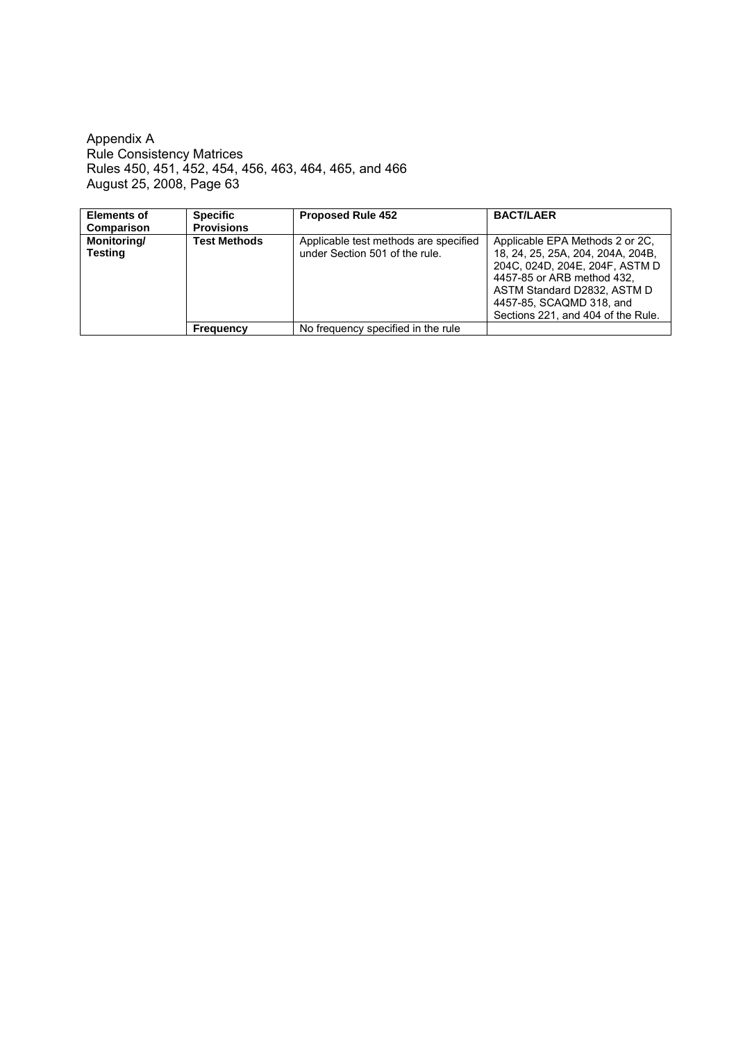| Elements of Comparison | Specific Provisions | Proposed Rule 452 | BACT/LAER |
|---|---|---|---|
| **Monitoring/ Testing** | **Test Methods** | Applicable test methods are specified under Section 501 of the rule. | Applicable EPA Methods 2 or 2C, 18, 24, 25, 25A, 204, 204A, 204B, 204C, 024D, 204E, 204F, ASTM D 4457-85 or ARB method 432, ASTM Standard D2832, ASTM D 4457-85, SCAQMD 318, and Sections 221, and 404 of the Rule. |
| | **Frequency** | No frequency specified in the rule | |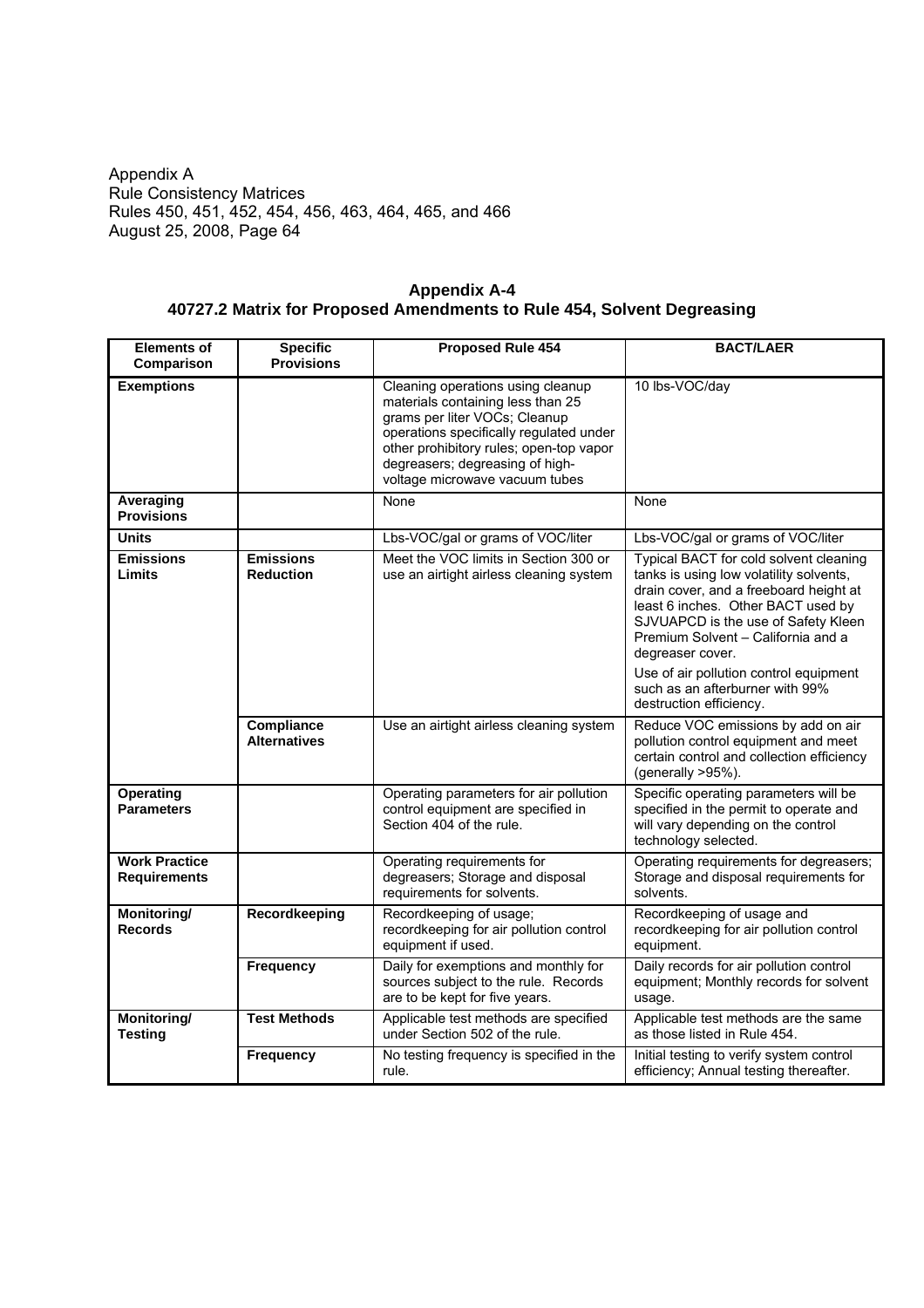## Appendix A-4
## 40727.2 Matrix for Proposed Amendments to Rule 454, Solvent Degreasing

| Elements of Comparison | Specific Provisions | Proposed Rule 454 | BACT/LAER |
|---|---|---|---|
| **Exemptions** | | Cleaning operations using cleanup materials containing less than 25 grams per liter VOCs; Cleanup operations specifically regulated under other prohibitory rules; open-top vapor degreasers; degreasing of high-voltage microwave vacuum tubes | 10 lbs-VOC/day |
| **Averaging Provisions** | | None | None |
| **Units** | | Lbs-VOC/gal or grams of VOC/liter | Lbs-VOC/gal or grams of VOC/liter |
| **Emissions Limits** | **Emissions Reduction** | Meet the VOC limits in Section 300 or use an airtight airless cleaning system | Typical BACT for cold solvent cleaning tanks is using low volatility solvents, drain cover, and a freeboard height at least 6 inches. Other BACT used by SJVUAPCD is the use of Safety Kleen Premium Solvent – California and a degreaser cover.<br><br>Use of air pollution control equipment such as an afterburner with 99% destruction efficiency. |
| | **Compliance Alternatives** | Use an airtight airless cleaning system | Reduce VOC emissions by add on air pollution control equipment and meet certain control and collection efficiency (generally >95%). |
| **Operating Parameters** | | Operating parameters for air pollution control equipment are specified in Section 404 of the rule. | Specific operating parameters will be specified in the permit to operate and will vary depending on the control technology selected. |
| **Work Practice Requirements** | | Operating requirements for degreasers; Storage and disposal requirements for solvents. | Operating requirements for degreasers; Storage and disposal requirements for solvents. |
| **Monitoring/ Records** | **Recordkeeping** | Recordkeeping of usage; recordkeeping for air pollution control equipment if used. | Recordkeeping of usage and recordkeeping for air pollution control equipment. |
| | **Frequency** | Daily for exemptions and monthly for sources subject to the rule. Records are to be kept for five years. | Daily records for air pollution control equipment; Monthly records for solvent usage. |
| **Monitoring/ Testing** | **Test Methods** | Applicable test methods are specified under Section 502 of the rule. | Applicable test methods are the same as those listed in Rule 454. |
| | **Frequency** | No testing frequency is specified in the rule. | Initial testing to verify system control efficiency; Annual testing thereafter. |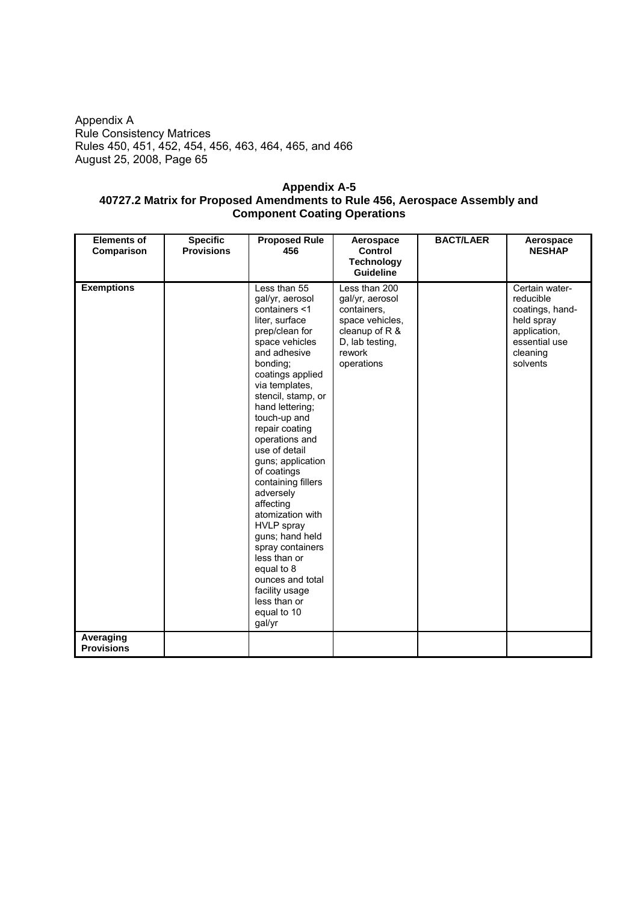Appendix A
Rule Consistency Matrices
Rules 450, 451, 452, 454, 456, 463, 464, 465, and 466
August 25, 2008, Page 65

**Appendix A-5**
**40727.2 Matrix for Proposed Amendments to Rule 456, Aerospace Assembly and Component Coating Operations**

| Elements of Comparison | Specific Provisions | Proposed Rule 456 | Aerospace Control Technology Guideline | BACT/LAER | Aerospace NESHAP |
|---|---|---|---|---|---|
| **Exemptions** | | Less than 55 gal/yr, aerosol containers <1 liter, surface prep/clean for space vehicles and adhesive bonding; coatings applied via templates, stencil, stamp, or hand lettering; touch-up and repair coating operations and use of detail guns; application of coatings containing fillers adversely affecting atomization with HVLP spray guns; hand held spray containers less than or equal to 8 ounces and total facility usage less than or equal to 10 gal/yr | Less than 200 gal/yr, aerosol containers, space vehicles, cleanup of R & D, lab testing, rework operations | | Certain water-reducible coatings, hand-held spray application, essential use cleaning solvents |
| **Averaging Provisions** | | | | | |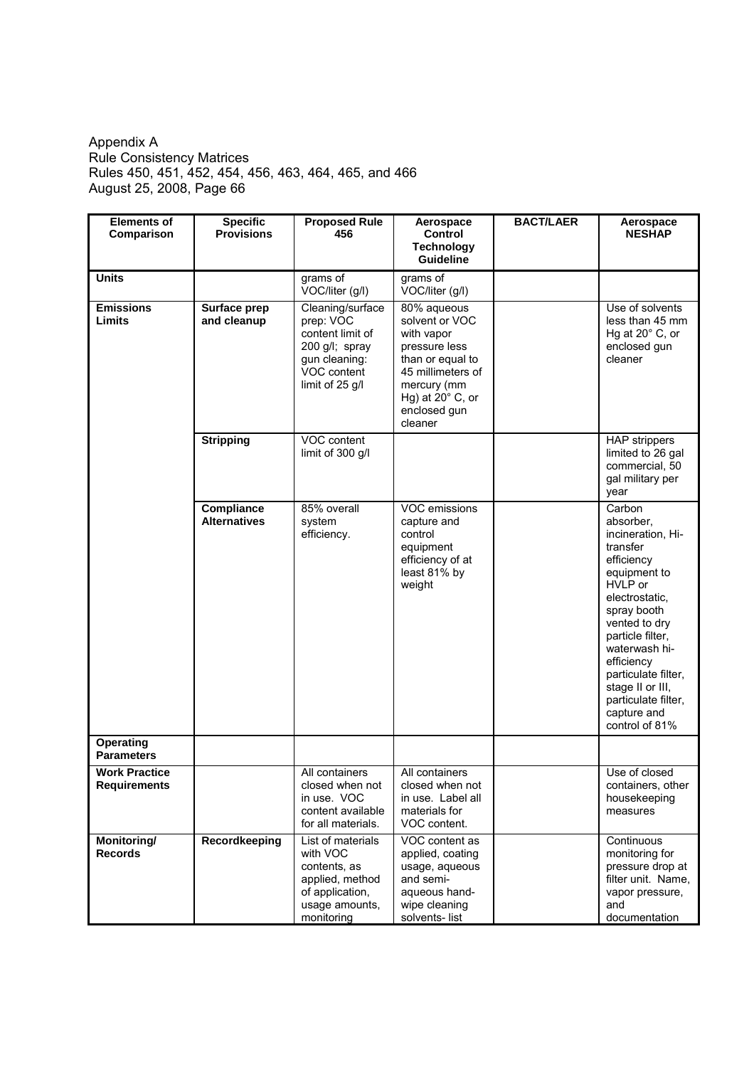Appendix A
Rule Consistency Matrices
Rules 450, 451, 452, 454, 456, 463, 464, 465, and 466
August 25, 2008, Page 66

| Elements of Comparison | Specific Provisions | Proposed Rule 456 | Aerospace Control Technology Guideline | BACT/LAER | Aerospace NESHAP |
|---|---|---|---|---|---|
| **Units** | | grams of VOC/liter (g/l) | grams of VOC/liter (g/l) | | |
| **Emissions Limits** | **Surface prep and cleanup** | Cleaning/surface prep: VOC content limit of 200 g/l; spray gun cleaning: VOC content limit of 25 g/l | 80% aqueous solvent or VOC with vapor pressure less than or equal to 45 millimeters of mercury (mm Hg) at 20° C, or enclosed gun cleaner | | Use of solvents less than 45 mm Hg at 20° C, or enclosed gun cleaner |
| | **Stripping** | VOC content limit of 300 g/l | | | HAP strippers limited to 26 gal commercial, 50 gal military per year |
| | **Compliance Alternatives** | 85% overall system efficiency. | VOC emissions capture and control equipment efficiency of at least 81% by weight | | Carbon absorber, incineration, Hi-transfer efficiency equipment to HVLP or electrostatic, spray booth vented to dry particle filter, waterwash hi-efficiency particulate filter, stage II or III, particulate filter, capture and control of 81% |
| **Operating Parameters** | | | | | |
| **Work Practice Requirements** | | All containers closed when not in use. VOC content available for all materials. | All containers closed when not in use. Label all materials for VOC content. | | Use of closed containers, other housekeeping measures |
| **Monitoring/ Records** | **Recordkeeping** | List of materials with VOC contents, as applied, method of application, usage amounts, monitoring | VOC content as applied, coating usage, aqueous and semi-aqueous hand-wipe cleaning solvents- list | | Continuous monitoring for pressure drop at filter unit. Name, vapor pressure, and documentation |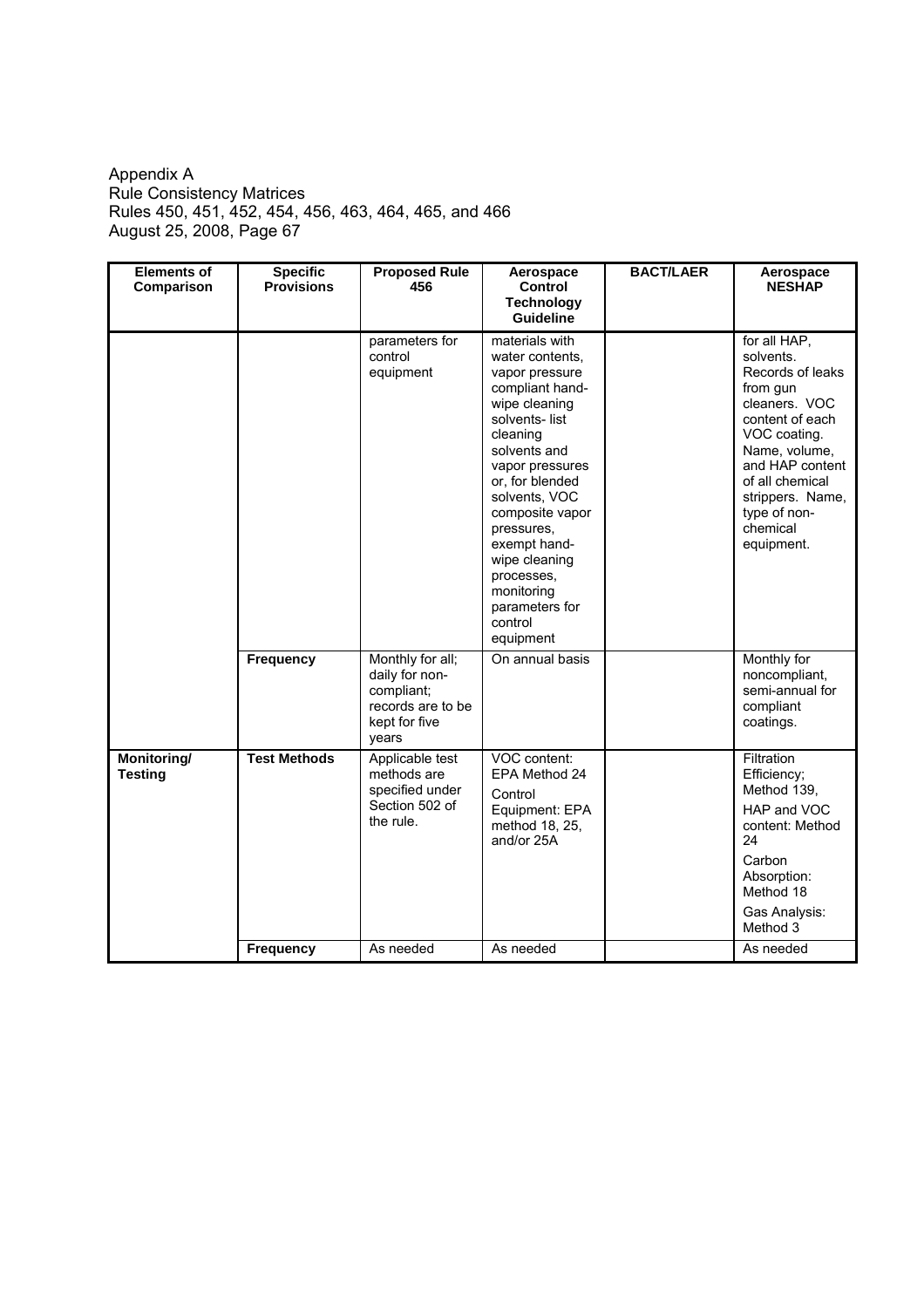Appendix A
Rule Consistency Matrices
Rules 450, 451, 452, 454, 456, 463, 464, 465, and 466
August 25, 2008, Page 67

| Elements of Comparison | Specific Provisions | Proposed Rule 456 | Aerospace Control Technology Guideline | BACT/LAER | Aerospace NESHAP |
|---|---|---|---|---|---|
| | | parameters for control equipment | materials with water contents, vapor pressure compliant hand-wipe cleaning solvents- list cleaning solvents and vapor pressures or, for blended solvents, VOC composite vapor pressures, exempt hand-wipe cleaning processes, monitoring parameters for control equipment | | for all HAP, solvents. Records of leaks from gun cleaners. VOC content of each VOC coating. Name, volume, and HAP content of all chemical strippers. Name, type of non-chemical equipment. |
| | **Frequency** | Monthly for all; daily for non-compliant; records are to be kept for five years | On annual basis | | Monthly for noncompliant, semi-annual for compliant coatings. |
| **Monitoring/ Testing** | **Test Methods** | Applicable test methods are specified under Section 502 of the rule. | VOC content: EPA Method 24<br>Control Equipment: EPA method 18, 25, and/or 25A | | Filtration Efficiency; Method 139,<br>HAP and VOC content: Method 24<br>Carbon Absorption: Method 18<br>Gas Analysis: Method 3 |
| | **Frequency** | As needed | As needed | | As needed |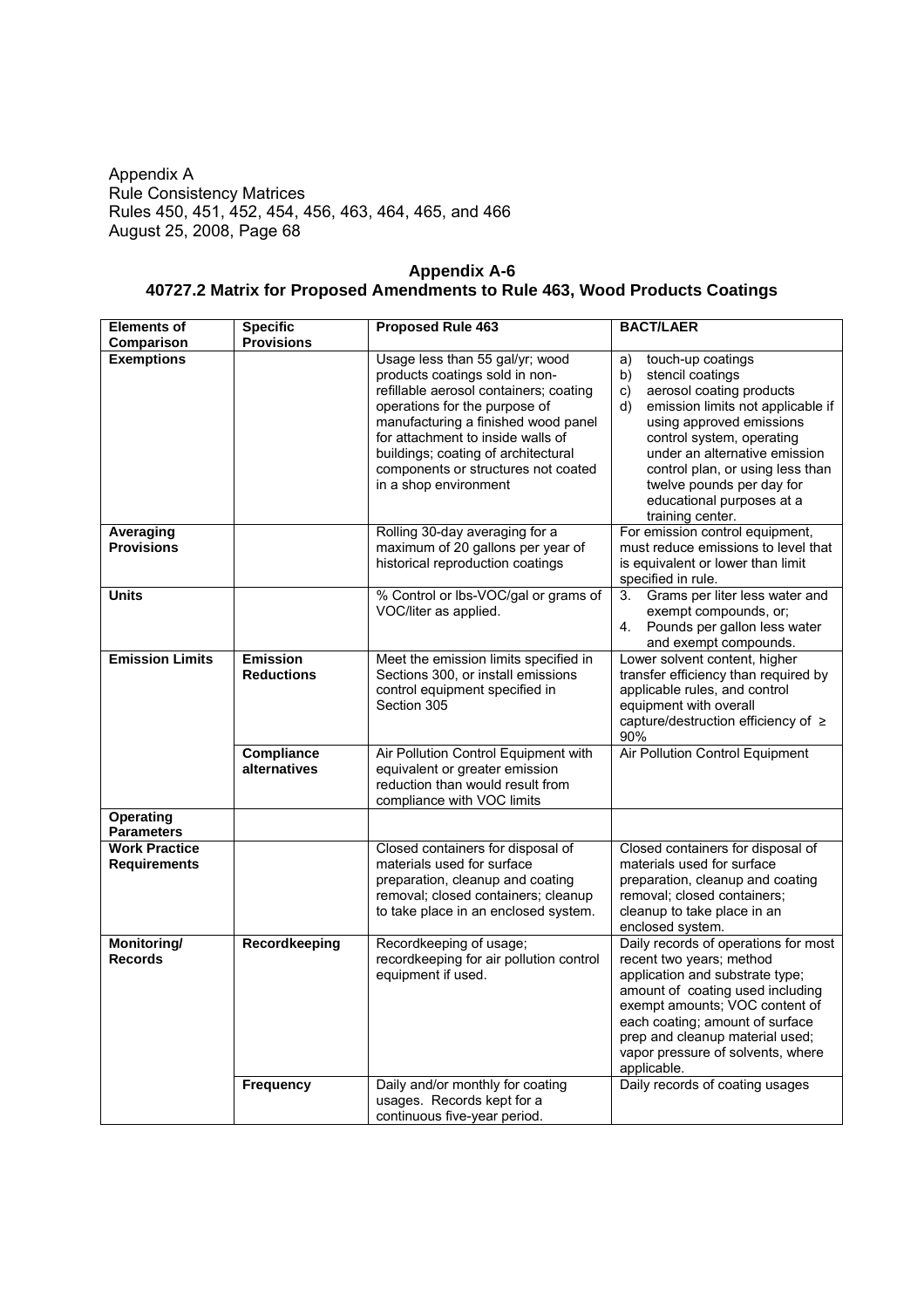Appendix A
Rule Consistency Matrices
Rules 450, 451, 452, 454, 456, 463, 464, 465, and 466
August 25, 2008, Page 68

## Appendix A-6
## 40727.2 Matrix for Proposed Amendments to Rule 463, Wood Products Coatings

| Elements of Comparison | Specific Provisions | Proposed Rule 463 | BACT/LAER |
|---|---|---|---|
| **Exemptions** | | Usage less than 55 gal/yr; wood products coatings sold in non-refillable aerosol containers; coating operations for the purpose of manufacturing a finished wood panel for attachment to inside walls of buildings; coating of architectural components or structures not coated in a shop environment | a) touch-up coatings<br>b) stencil coatings<br>c) aerosol coating products<br>d) emission limits not applicable if using approved emissions control system, operating under an alternative emission control plan, or using less than twelve pounds per day for educational purposes at a training center. |
| **Averaging Provisions** | | Rolling 30-day averaging for a maximum of 20 gallons per year of historical reproduction coatings | For emission control equipment, must reduce emissions to level that is equivalent or lower than limit specified in rule. |
| **Units** | | % Control or lbs-VOC/gal or grams of VOC/liter as applied. | 3. Grams per liter less water and exempt compounds, or;<br>4. Pounds per gallon less water and exempt compounds. |
| **Emission Limits** | **Emission Reductions** | Meet the emission limits specified in Sections 300, or install emissions control equipment specified in Section 305 | Lower solvent content, higher transfer efficiency than required by applicable rules, and control equipment with overall capture/destruction efficiency of ≥ 90% |
| | **Compliance alternatives** | Air Pollution Control Equipment with equivalent or greater emission reduction than would result from compliance with VOC limits | Air Pollution Control Equipment |
| **Operating Parameters** | | | |
| **Work Practice Requirements** | | Closed containers for disposal of materials used for surface preparation, cleanup and coating removal; closed containers; cleanup to take place in an enclosed system. | Closed containers for disposal of materials used for surface preparation, cleanup and coating removal; closed containers; cleanup to take place in an enclosed system. |
| **Monitoring/ Records** | **Recordkeeping** | Recordkeeping of usage; recordkeeping for air pollution control equipment if used. | Daily records of operations for most recent two years; method application and substrate type; amount of coating used including exempt amounts; VOC content of each coating; amount of surface prep and cleanup material used; vapor pressure of solvents, where applicable. |
| | **Frequency** | Daily and/or monthly for coating usages. Records kept for a continuous five-year period. | Daily records of coating usages |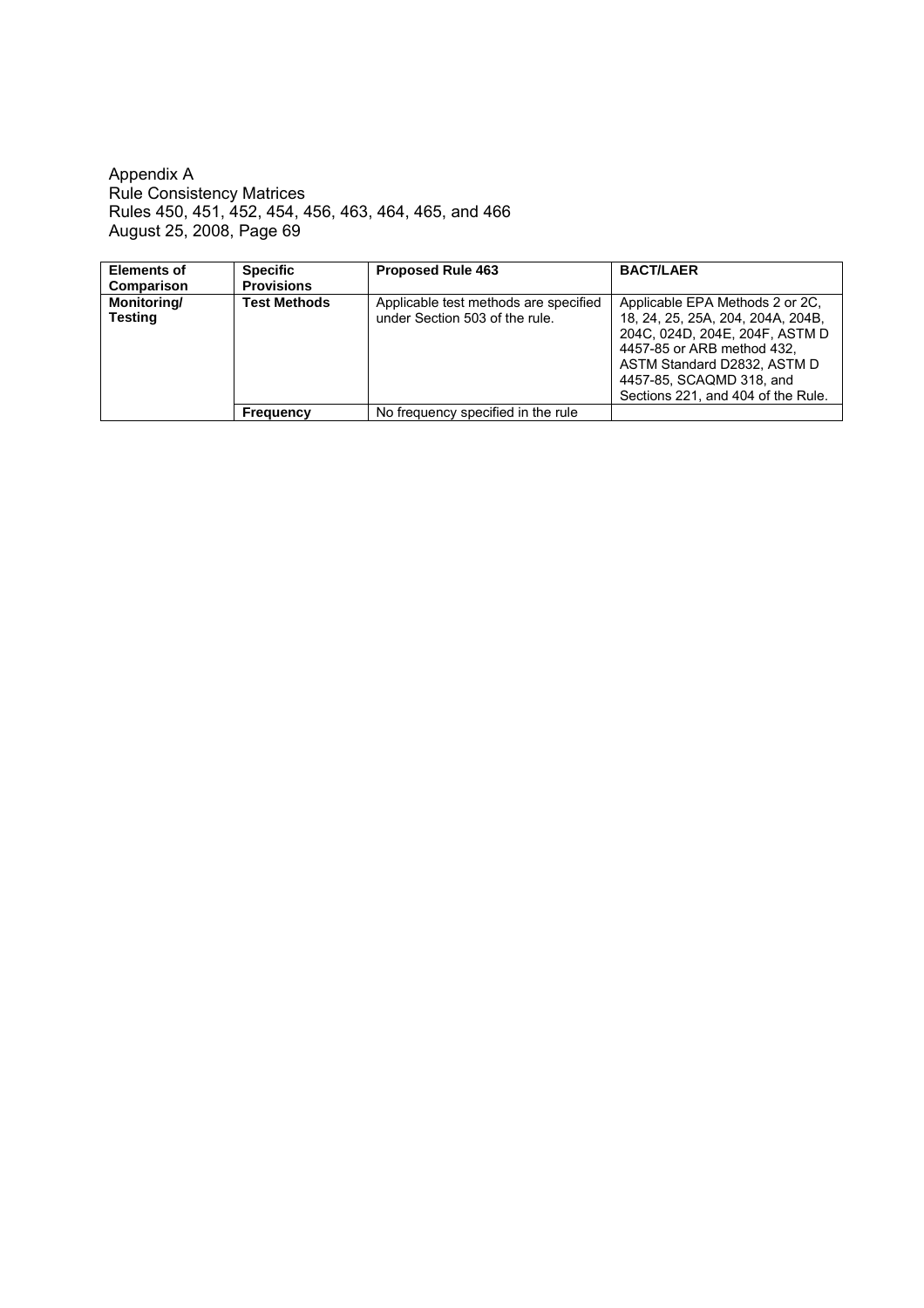| Elements of Comparison | Specific Provisions | Proposed Rule 463 | BACT/LAER |
|---|---|---|---|
| **Monitoring/ Testing** | **Test Methods** | Applicable test methods are specified under Section 503 of the rule. | Applicable EPA Methods 2 or 2C, 18, 24, 25, 25A, 204, 204A, 204B, 204C, 024D, 204E, 204F, ASTM D 4457-85 or ARB method 432, ASTM Standard D2832, ASTM D 4457-85, SCAQMD 318, and Sections 221, and 404 of the Rule. |
| | **Frequency** | No frequency specified in the rule | |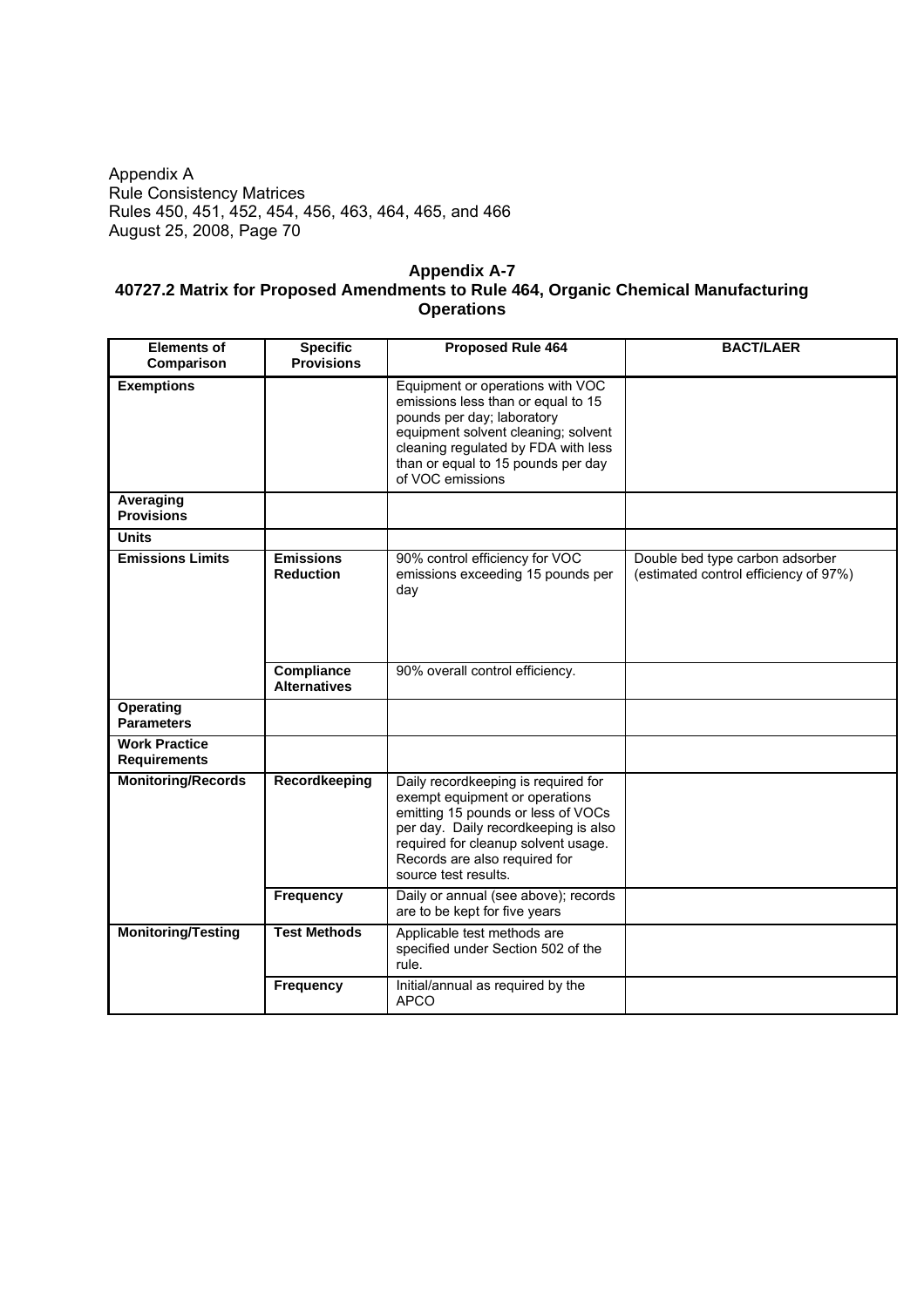Appendix A
Rule Consistency Matrices
Rules 450, 451, 452, 454, 456, 463, 464, 465, and 466
August 25, 2008, Page 70

## Appendix A-7
## 40727.2 Matrix for Proposed Amendments to Rule 464, Organic Chemical Manufacturing Operations

| Elements of Comparison | Specific Provisions | Proposed Rule 464 | BACT/LAER |
|---|---|---|---|
| **Exemptions** | | Equipment or operations with VOC emissions less than or equal to 15 pounds per day; laboratory equipment solvent cleaning; solvent cleaning regulated by FDA with less than or equal to 15 pounds per day of VOC emissions | |
| **Averaging Provisions** | | | |
| **Units** | | | |
| **Emissions Limits** | **Emissions Reduction** | 90% control efficiency for VOC emissions exceeding 15 pounds per day | Double bed type carbon adsorber (estimated control efficiency of 97%) |
| | **Compliance Alternatives** | 90% overall control efficiency. | |
| **Operating Parameters** | | | |
| **Work Practice Requirements** | | | |
| **Monitoring/Records** | **Recordkeeping** | Daily recordkeeping is required for exempt equipment or operations emitting 15 pounds or less of VOCs per day. Daily recordkeeping is also required for cleanup solvent usage. Records are also required for source test results. | |
| | **Frequency** | Daily or annual (see above); records are to be kept for five years | |
| **Monitoring/Testing** | **Test Methods** | Applicable test methods are specified under Section 502 of the rule. | |
| | **Frequency** | Initial/annual as required by the APCO | |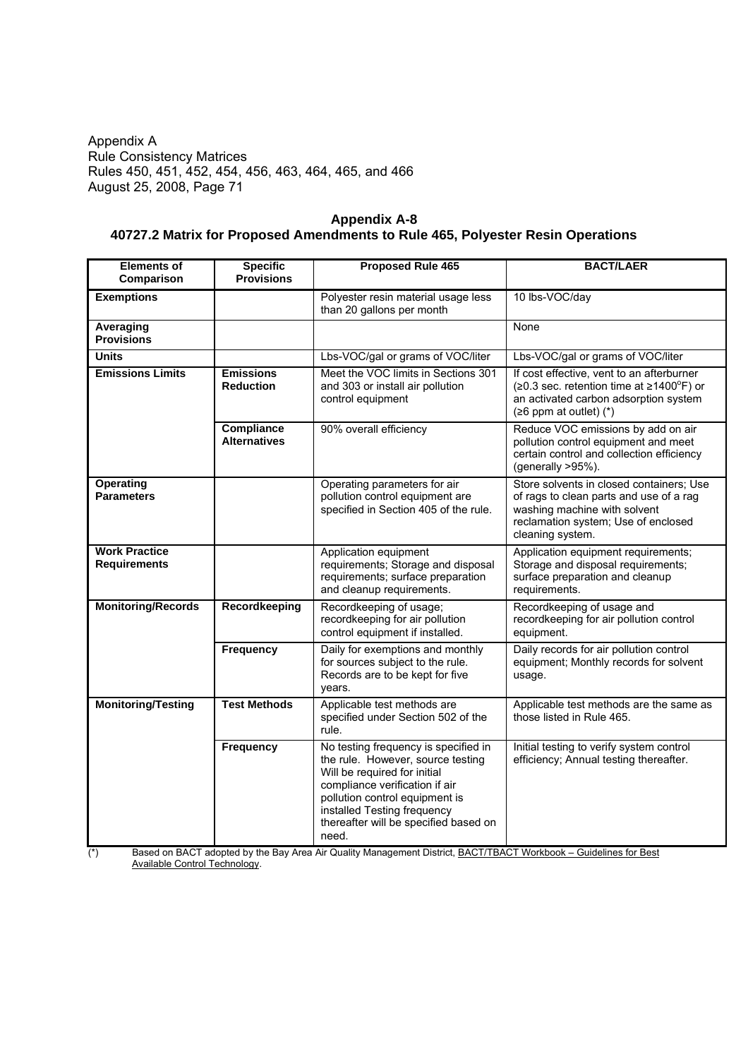Appendix A
Rule Consistency Matrices
Rules 450, 451, 452, 454, 456, 463, 464, 465, and 466
August 25, 2008, Page 71

## Appendix A-8
## 40727.2 Matrix for Proposed Amendments to Rule 465, Polyester Resin Operations

| Elements of Comparison | Specific Provisions | Proposed Rule 465 | BACT/LAER |
|---|---|---|---|
| **Exemptions** | | Polyester resin material usage less than 20 gallons per month | 10 lbs-VOC/day |
| **Averaging Provisions** | | | None |
| **Units** | | Lbs-VOC/gal or grams of VOC/liter | Lbs-VOC/gal or grams of VOC/liter |
| **Emissions Limits** | **Emissions Reduction** | Meet the VOC limits in Sections 301 and 303 or install air pollution control equipment | If cost effective, vent to an afterburner (≥0.3 sec. retention time at ≥1400°F) or an activated carbon adsorption system (≥6 ppm at outlet) (*) |
| | **Compliance Alternatives** | 90% overall efficiency | Reduce VOC emissions by add on air pollution control equipment and meet certain control and collection efficiency (generally >95%). |
| **Operating Parameters** | | Operating parameters for air pollution control equipment are specified in Section 405 of the rule. | Store solvents in closed containers; Use of rags to clean parts and use of a rag washing machine with solvent reclamation system; Use of enclosed cleaning system. |
| **Work Practice Requirements** | | Application equipment requirements; Storage and disposal requirements; surface preparation and cleanup requirements. | Application equipment requirements; Storage and disposal requirements; surface preparation and cleanup requirements. |
| **Monitoring/Records** | **Recordkeeping** | Recordkeeping of usage; recordkeeping for air pollution control equipment if installed. | Recordkeeping of usage and recordkeeping for air pollution control equipment. |
| | **Frequency** | Daily for exemptions and monthly for sources subject to the rule. Records are to be kept for five years. | Daily records for air pollution control equipment; Monthly records for solvent usage. |
| **Monitoring/Testing** | **Test Methods** | Applicable test methods are specified under Section 502 of the rule. | Applicable test methods are the same as those listed in Rule 465. |
| | **Frequency** | No testing frequency is specified in the rule. However, source testing Will be required for initial compliance verification if air pollution control equipment is installed Testing frequency thereafter will be specified based on need. | Initial testing to verify system control efficiency; Annual testing thereafter. |

(*) Based on BACT adopted by the Bay Area Air Quality Management District, BACT/TBACT Workbook – Guidelines for Best Available Control Technology.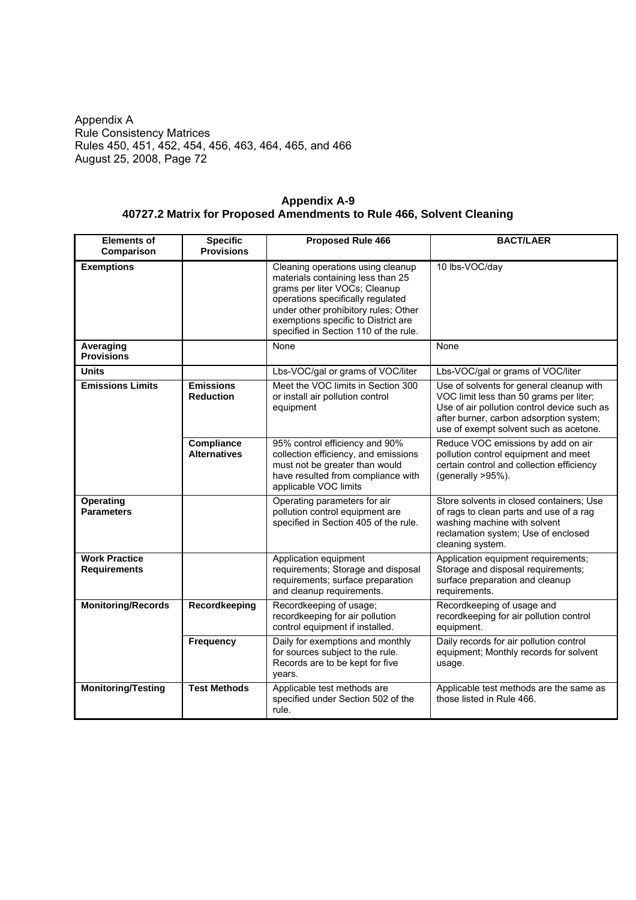Appendix A
Rule Consistency Matrices
Rules 450, 451, 452, 454, 456, 463, 464, 465, and 466
August 25, 2008, Page 72

## Appendix A-9
## 40727.2 Matrix for Proposed Amendments to Rule 466, Solvent Cleaning

| Elements of Comparison | Specific Provisions | Proposed Rule 466 | BACT/LAER |
|---|---|---|---|
| **Exemptions** | | Cleaning operations using cleanup materials containing less than 25 grams per liter VOCs; Cleanup operations specifically regulated under other prohibitory rules; Other exemptions specific to District are specified in Section 110 of the rule. | 10 lbs-VOC/day |
| **Averaging Provisions** | | None | None |
| **Units** | | Lbs-VOC/gal or grams of VOC/liter | Lbs-VOC/gal or grams of VOC/liter |
| **Emissions Limits** | **Emissions Reduction** | Meet the VOC limits in Section 300 or install air pollution control equipment | Use of solvents for general cleanup with VOC limit less than 50 grams per liter; Use of air pollution control device such as after burner, carbon adsorption system; use of exempt solvent such as acetone. |
| | **Compliance Alternatives** | 95% control efficiency and 90% collection efficiency, and emissions must not be greater than would have resulted from compliance with applicable VOC limits | Reduce VOC emissions by add on air pollution control equipment and meet certain control and collection efficiency (generally >95%). |
| **Operating Parameters** | | Operating parameters for air pollution control equipment are specified in Section 405 of the rule. | Store solvents in closed containers; Use of rags to clean parts and use of a rag washing machine with solvent reclamation system; Use of enclosed cleaning system. |
| **Work Practice Requirements** | | Application equipment requirements; Storage and disposal requirements; surface preparation and cleanup requirements. | Application equipment requirements; Storage and disposal requirements; surface preparation and cleanup requirements. |
| **Monitoring/Records** | **Recordkeeping** | Recordkeeping of usage; recordkeeping for air pollution control equipment if installed. | Recordkeeping of usage and recordkeeping for air pollution control equipment. |
| | **Frequency** | Daily for exemptions and monthly for sources subject to the rule. Records are to be kept for five years. | Daily records for air pollution control equipment; Monthly records for solvent usage. |
| **Monitoring/Testing** | **Test Methods** | Applicable test methods are specified under Section 502 of the rule. | Applicable test methods are the same as those listed in Rule 466. |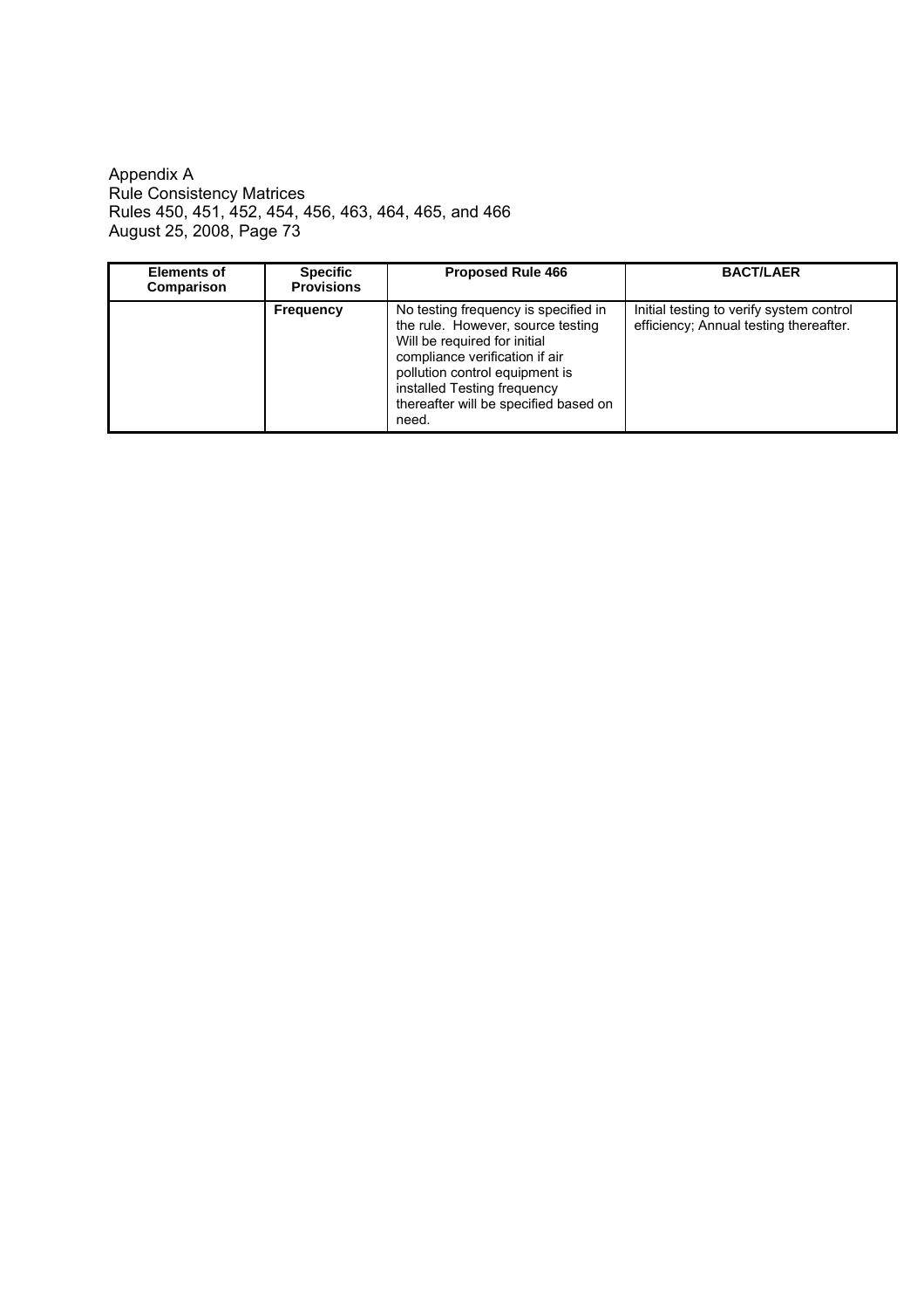Appendix A
Rule Consistency Matrices
Rules 450, 451, 452, 454, 456, 463, 464, 465, and 466
August 25, 2008, Page 73

| Elements of Comparison | Specific Provisions | Proposed Rule 466 | BACT/LAER |
|---|---|---|---|
| | **Frequency** | No testing frequency is specified in the rule. However, source testing Will be required for initial compliance verification if air pollution control equipment is installed Testing frequency thereafter will be specified based on need. | Initial testing to verify system control efficiency; Annual testing thereafter. |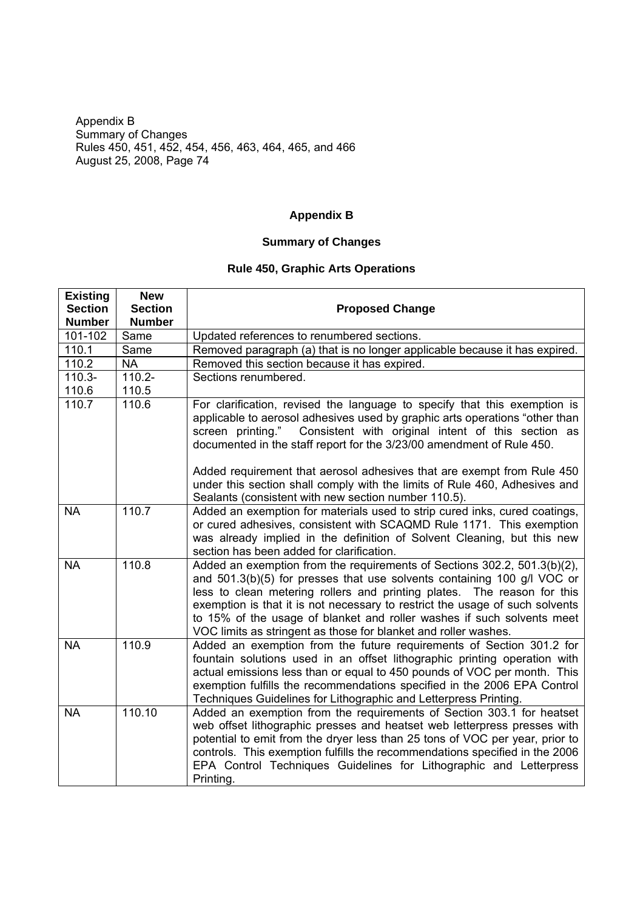## Appendix B

### Summary of Changes

### Rule 450, Graphic Arts Operations

| Existing Section Number | New Section Number | Proposed Change |
|---|---|---|
| 101-102 | Same | Updated references to renumbered sections. |
| 110.1 | Same | Removed paragraph (a) that is no longer applicable because it has expired. |
| 110.2 | NA | Removed this section because it has expired. |
| 110.3-110.6 | 110.2-110.5 | Sections renumbered. |
| 110.7 | 110.6 | For clarification, revised the language to specify that this exemption is applicable to aerosol adhesives used by graphic arts operations "other than screen printing." Consistent with original intent of this section as documented in the staff report for the 3/23/00 amendment of Rule 450.<br><br>Added requirement that aerosol adhesives that are exempt from Rule 450 under this section shall comply with the limits of Rule 460, Adhesives and Sealants (consistent with new section number 110.5). |
| NA | 110.7 | Added an exemption for materials used to strip cured inks, cured coatings, or cured adhesives, consistent with SCAQMD Rule 1171. This exemption was already implied in the definition of Solvent Cleaning, but this new section has been added for clarification. |
| NA | 110.8 | Added an exemption from the requirements of Sections 302.2, 501.3(b)(2), and 501.3(b)(5) for presses that use solvents containing 100 g/l VOC or less to clean metering rollers and printing plates. The reason for this exemption is that it is not necessary to restrict the usage of such solvents to 15% of the usage of blanket and roller washes if such solvents meet VOC limits as stringent as those for blanket and roller washes. |
| NA | 110.9 | Added an exemption from the future requirements of Section 301.2 for fountain solutions used in an offset lithographic printing operation with actual emissions less than or equal to 450 pounds of VOC per month. This exemption fulfills the recommendations specified in the 2006 EPA Control Techniques Guidelines for Lithographic and Letterpress Printing. |
| NA | 110.10 | Added an exemption from the requirements of Section 303.1 for heatset web offset lithographic presses and heatset web letterpress presses with potential to emit from the dryer less than 25 tons of VOC per year, prior to controls. This exemption fulfills the recommendations specified in the 2006 EPA Control Techniques Guidelines for Lithographic and Letterpress Printing. |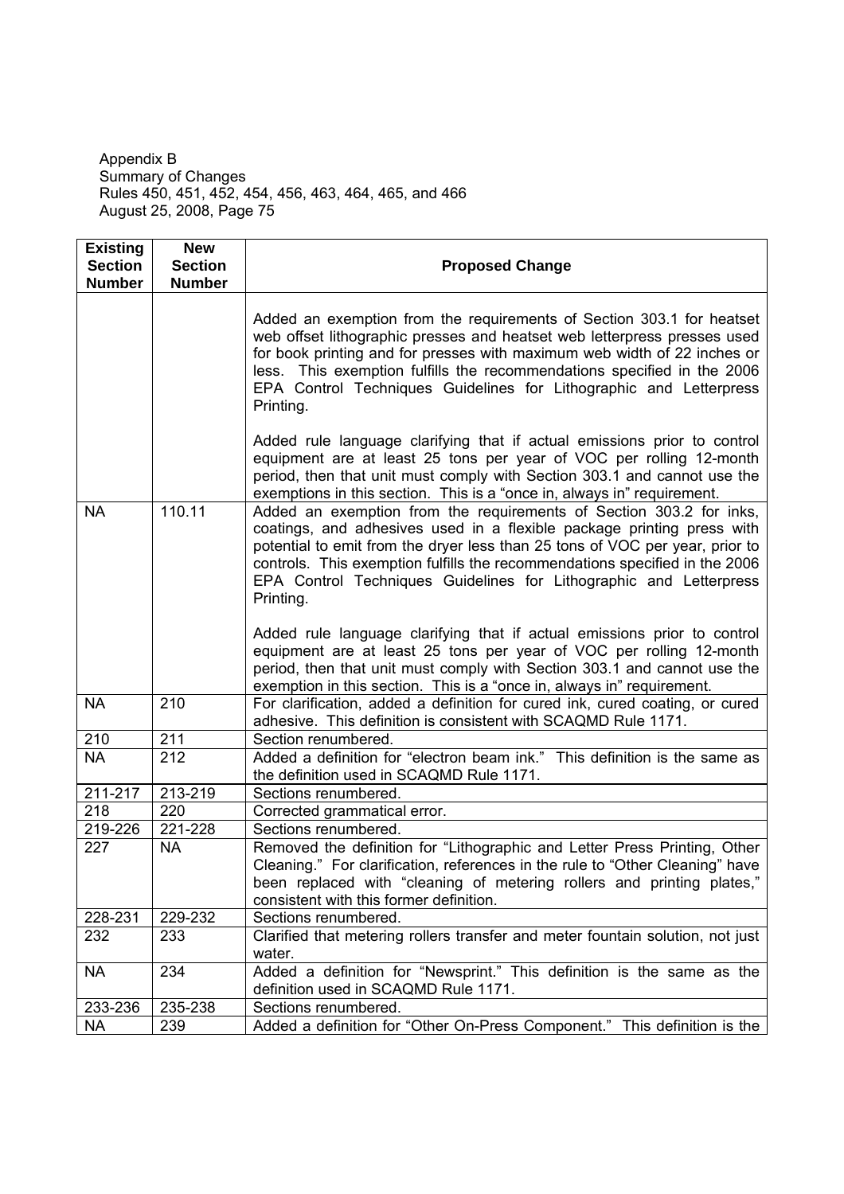| Existing Section Number | New Section Number | Proposed Change |
|---|---|---|
| | | Added an exemption from the requirements of Section 303.1 for heatset web offset lithographic presses and heatset web letterpress presses used for book printing and for presses with maximum web width of 22 inches or less. This exemption fulfills the recommendations specified in the 2006 EPA Control Techniques Guidelines for Lithographic and Letterpress Printing.<br><br>Added rule language clarifying that if actual emissions prior to control equipment are at least 25 tons per year of VOC per rolling 12-month period, then that unit must comply with Section 303.1 and cannot use the exemptions in this section. This is a "once in, always in" requirement. |
| NA | 110.11 | Added an exemption from the requirements of Section 303.2 for inks, coatings, and adhesives used in a flexible package printing press with potential to emit from the dryer less than 25 tons of VOC per year, prior to controls. This exemption fulfills the recommendations specified in the 2006 EPA Control Techniques Guidelines for Lithographic and Letterpress Printing.<br><br>Added rule language clarifying that if actual emissions prior to control equipment are at least 25 tons per year of VOC per rolling 12-month period, then that unit must comply with Section 303.1 and cannot use the exemption in this section. This is a "once in, always in" requirement. |
| NA | 210 | For clarification, added a definition for cured ink, cured coating, or cured adhesive. This definition is consistent with SCAQMD Rule 1171. |
| 210 | 211 | Section renumbered. |
| NA | 212 | Added a definition for "electron beam ink." This definition is the same as the definition used in SCAQMD Rule 1171. |
| 211-217 | 213-219 | Sections renumbered. |
| 218 | 220 | Corrected grammatical error. |
| 219-226 | 221-228 | Sections renumbered. |
| 227 | NA | Removed the definition for "Lithographic and Letter Press Printing, Other Cleaning." For clarification, references in the rule to "Other Cleaning" have been replaced with "cleaning of metering rollers and printing plates," consistent with this former definition. |
| 228-231 | 229-232 | Sections renumbered. |
| 232 | 233 | Clarified that metering rollers transfer and meter fountain solution, not just water. |
| NA | 234 | Added a definition for "Newsprint." This definition is the same as the definition used in SCAQMD Rule 1171. |
| 233-236 | 235-238 | Sections renumbered. |
| NA | 239 | Added a definition for "Other On-Press Component." This definition is the |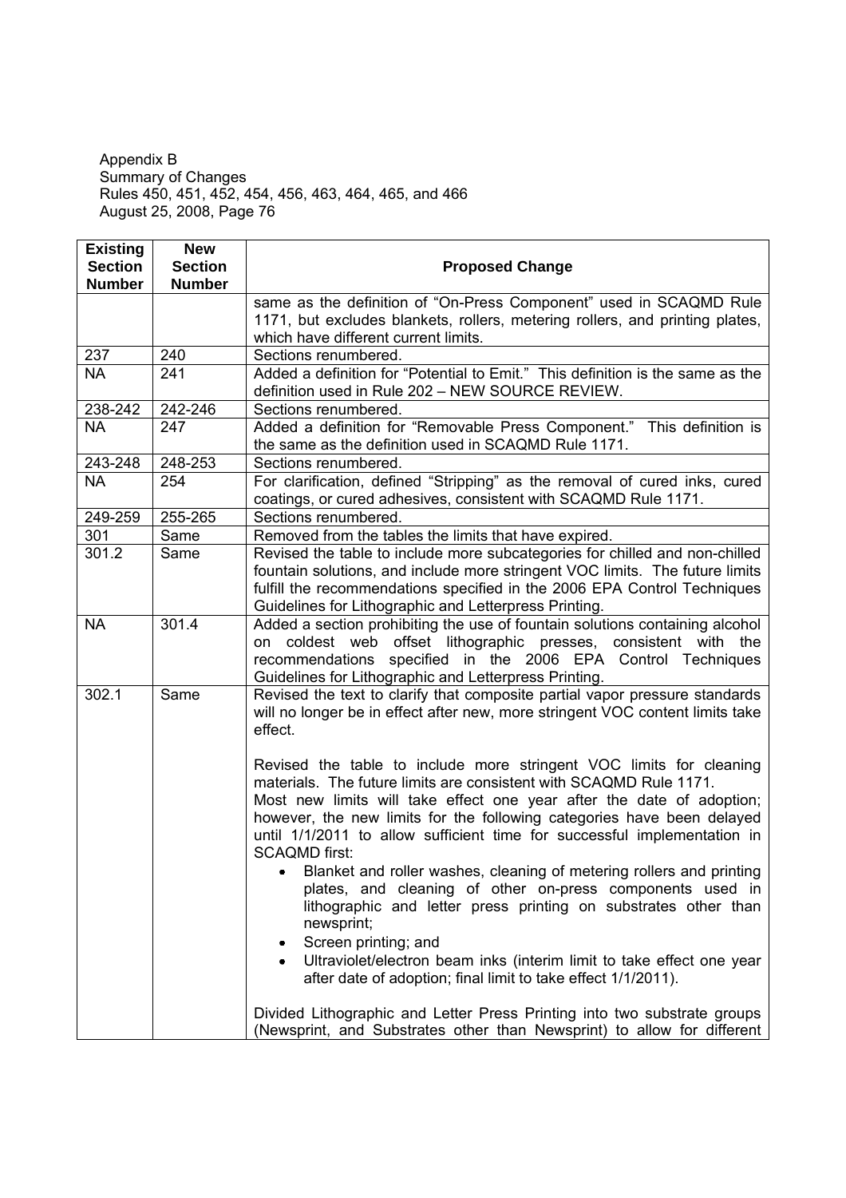Appendix B
Summary of Changes
Rules 450, 451, 452, 454, 456, 463, 464, 465, and 466
August 25, 2008, Page 76

| Existing Section Number | New Section Number | Proposed Change |
|---|---|---|
| | | same as the definition of "On-Press Component" used in SCAQMD Rule 1171, but excludes blankets, rollers, metering rollers, and printing plates, which have different current limits. |
| 237 | 240 | Sections renumbered. |
| NA | 241 | Added a definition for "Potential to Emit." This definition is the same as the definition used in Rule 202 – NEW SOURCE REVIEW. |
| 238-242 | 242-246 | Sections renumbered. |
| NA | 247 | Added a definition for "Removable Press Component." This definition is the same as the definition used in SCAQMD Rule 1171. |
| 243-248 | 248-253 | Sections renumbered. |
| NA | 254 | For clarification, defined "Stripping" as the removal of cured inks, cured coatings, or cured adhesives, consistent with SCAQMD Rule 1171. |
| 249-259 | 255-265 | Sections renumbered. |
| 301 | Same | Removed from the tables the limits that have expired. |
| 301.2 | Same | Revised the table to include more subcategories for chilled and non-chilled fountain solutions, and include more stringent VOC limits. The future limits fulfill the recommendations specified in the 2006 EPA Control Techniques Guidelines for Lithographic and Letterpress Printing. |
| NA | 301.4 | Added a section prohibiting the use of fountain solutions containing alcohol on coldest web offset lithographic presses, consistent with the recommendations specified in the 2006 EPA Control Techniques Guidelines for Lithographic and Letterpress Printing. |
| 302.1 | Same | Revised the text to clarify that composite partial vapor pressure standards will no longer be in effect after new, more stringent VOC content limits take effect.<br><br>Revised the table to include more stringent VOC limits for cleaning materials. The future limits are consistent with SCAQMD Rule 1171.<br>Most new limits will take effect one year after the date of adoption; however, the new limits for the following categories have been delayed until 1/1/2011 to allow sufficient time for successful implementation in SCAQMD first:<br>• Blanket and roller washes, cleaning of metering rollers and printing plates, and cleaning of other on-press components used in lithographic and letter press printing on substrates other than newsprint;<br>• Screen printing; and<br>• Ultraviolet/electron beam inks (interim limit to take effect one year after date of adoption; final limit to take effect 1/1/2011).<br><br>Divided Lithographic and Letter Press Printing into two substrate groups (Newsprint, and Substrates other than Newsprint) to allow for different |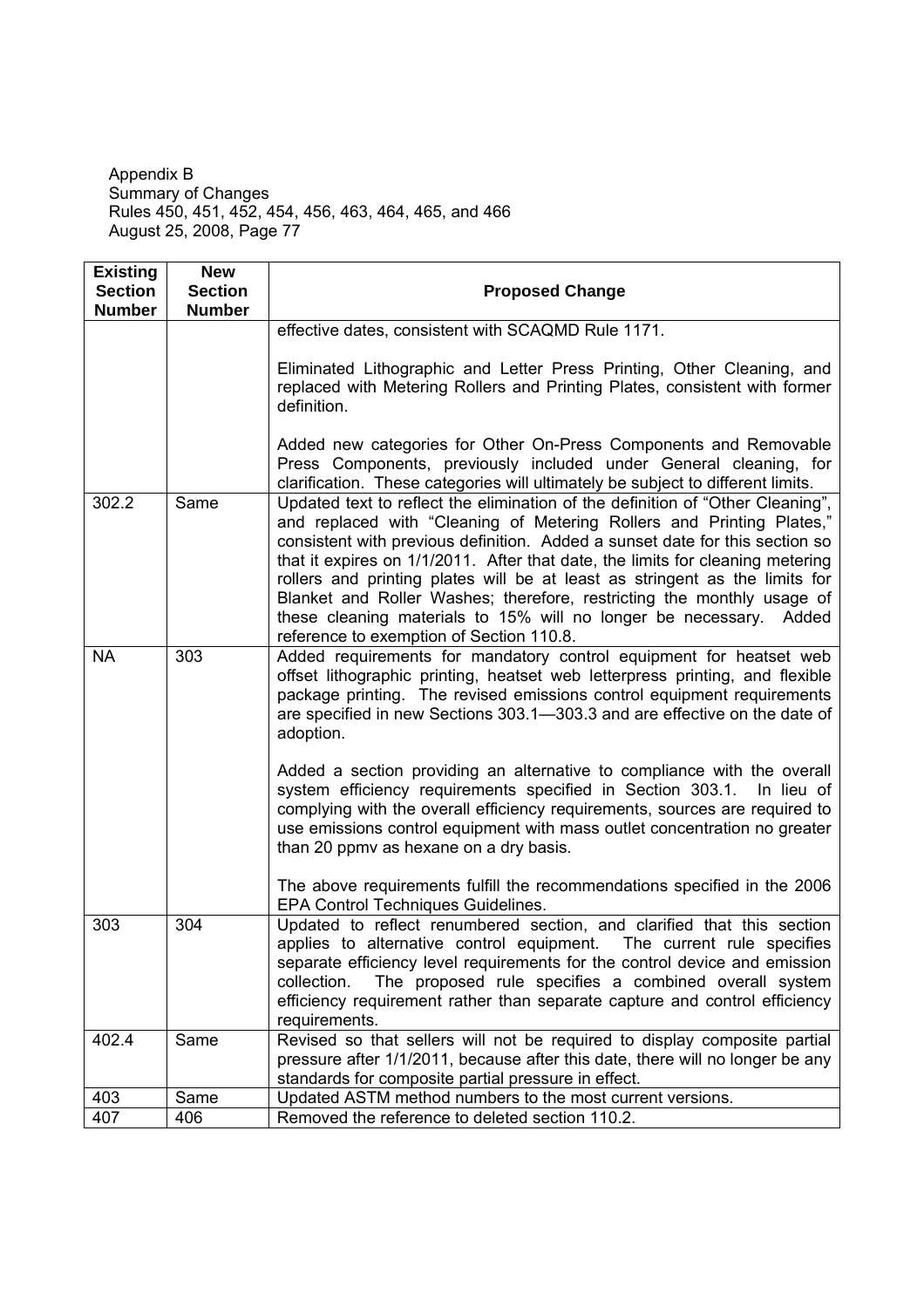Appendix B
Summary of Changes
Rules 450, 451, 452, 454, 456, 463, 464, 465, and 466
August 25, 2008, Page 77

| Existing Section Number | New Section Number | Proposed Change |
|---|---|---|
| | | effective dates, consistent with SCAQMD Rule 1171.<br><br>Eliminated Lithographic and Letter Press Printing, Other Cleaning, and replaced with Metering Rollers and Printing Plates, consistent with former definition.<br><br>Added new categories for Other On-Press Components and Removable Press Components, previously included under General cleaning, for clarification. These categories will ultimately be subject to different limits. |
| 302.2 | Same | Updated text to reflect the elimination of the definition of "Other Cleaning", and replaced with "Cleaning of Metering Rollers and Printing Plates," consistent with previous definition. Added a sunset date for this section so that it expires on 1/1/2011. After that date, the limits for cleaning metering rollers and printing plates will be at least as stringent as the limits for Blanket and Roller Washes; therefore, restricting the monthly usage of these cleaning materials to 15% will no longer be necessary. Added reference to exemption of Section 110.8. |
| NA | 303 | Added requirements for mandatory control equipment for heatset web offset lithographic printing, heatset web letterpress printing, and flexible package printing. The revised emissions control equipment requirements are specified in new Sections 303.1—303.3 and are effective on the date of adoption.<br><br>Added a section providing an alternative to compliance with the overall system efficiency requirements specified in Section 303.1. In lieu of complying with the overall efficiency requirements, sources are required to use emissions control equipment with mass outlet concentration no greater than 20 ppmv as hexane on a dry basis.<br><br>The above requirements fulfill the recommendations specified in the 2006 EPA Control Techniques Guidelines. |
| 303 | 304 | Updated to reflect renumbered section, and clarified that this section applies to alternative control equipment. The current rule specifies separate efficiency level requirements for the control device and emission collection. The proposed rule specifies a combined overall system efficiency requirement rather than separate capture and control efficiency requirements. |
| 402.4 | Same | Revised so that sellers will not be required to display composite partial pressure after 1/1/2011, because after this date, there will no longer be any standards for composite partial pressure in effect. |
| 403 | Same | Updated ASTM method numbers to the most current versions. |
| 407 | 406 | Removed the reference to deleted section 110.2. |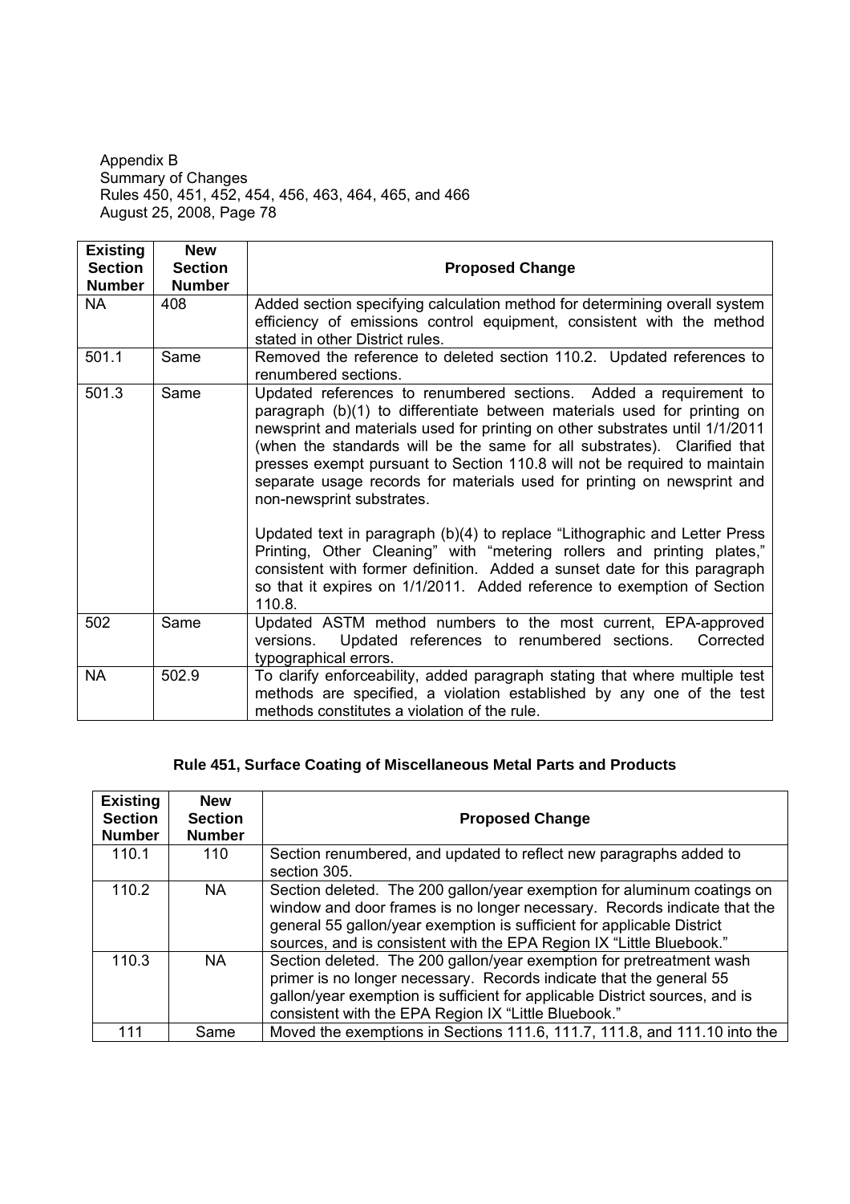| Existing Section Number | New Section Number | Proposed Change |
|---|---|---|
| NA | 408 | Added section specifying calculation method for determining overall system efficiency of emissions control equipment, consistent with the method stated in other District rules. |
| 501.1 | Same | Removed the reference to deleted section 110.2. Updated references to renumbered sections. |
| 501.3 | Same | Updated references to renumbered sections. Added a requirement to paragraph (b)(1) to differentiate between materials used for printing on newsprint and materials used for printing on other substrates until 1/1/2011 (when the standards will be the same for all substrates). Clarified that presses exempt pursuant to Section 110.8 will not be required to maintain separate usage records for materials used for printing on newsprint and non-newsprint substrates.<br><br>Updated text in paragraph (b)(4) to replace "Lithographic and Letter Press Printing, Other Cleaning" with "metering rollers and printing plates," consistent with former definition. Added a sunset date for this paragraph so that it expires on 1/1/2011. Added reference to exemption of Section 110.8. |
| 502 | Same | Updated ASTM method numbers to the most current, EPA-approved versions. Updated references to renumbered sections. Corrected typographical errors. |
| NA | 502.9 | To clarify enforceability, added paragraph stating that where multiple test methods are specified, a violation established by any one of the test methods constitutes a violation of the rule. |

## Rule 451, Surface Coating of Miscellaneous Metal Parts and Products

| Existing Section Number | New Section Number | Proposed Change |
|---|---|---|
| 110.1 | 110 | Section renumbered, and updated to reflect new paragraphs added to section 305. |
| 110.2 | NA | Section deleted. The 200 gallon/year exemption for aluminum coatings on window and door frames is no longer necessary. Records indicate that the general 55 gallon/year exemption is sufficient for applicable District sources, and is consistent with the EPA Region IX "Little Bluebook." |
| 110.3 | NA | Section deleted. The 200 gallon/year exemption for pretreatment wash primer is no longer necessary. Records indicate that the general 55 gallon/year exemption is sufficient for applicable District sources, and is consistent with the EPA Region IX "Little Bluebook." |
| 111 | Same | Moved the exemptions in Sections 111.6, 111.7, 111.8, and 111.10 into the |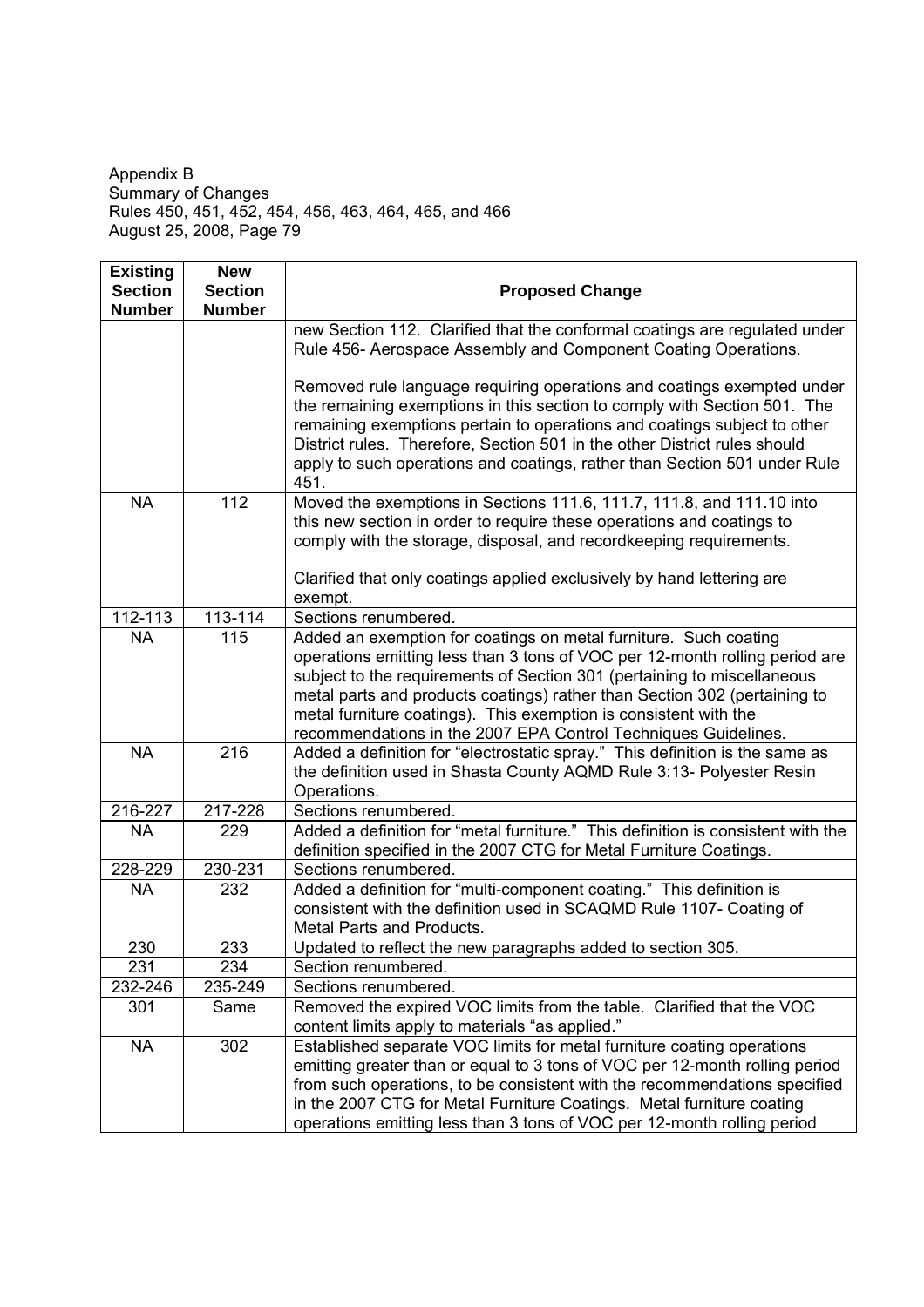Appendix B
Summary of Changes
Rules 450, 451, 452, 454, 456, 463, 464, 465, and 466
August 25, 2008, Page 79

| Existing Section Number | New Section Number | Proposed Change |
|---|---|---|
| | | new Section 112. Clarified that the conformal coatings are regulated under Rule 456- Aerospace Assembly and Component Coating Operations.<br><br>Removed rule language requiring operations and coatings exempted under the remaining exemptions in this section to comply with Section 501. The remaining exemptions pertain to operations and coatings subject to other District rules. Therefore, Section 501 in the other District rules should apply to such operations and coatings, rather than Section 501 under Rule 451. |
| NA | 112 | Moved the exemptions in Sections 111.6, 111.7, 111.8, and 111.10 into this new section in order to require these operations and coatings to comply with the storage, disposal, and recordkeeping requirements.<br><br>Clarified that only coatings applied exclusively by hand lettering are exempt. |
| 112-113 | 113-114 | Sections renumbered. |
| NA | 115 | Added an exemption for coatings on metal furniture. Such coating operations emitting less than 3 tons of VOC per 12-month rolling period are subject to the requirements of Section 301 (pertaining to miscellaneous metal parts and products coatings) rather than Section 302 (pertaining to metal furniture coatings). This exemption is consistent with the recommendations in the 2007 EPA Control Techniques Guidelines. |
| NA | 216 | Added a definition for "electrostatic spray." This definition is the same as the definition used in Shasta County AQMD Rule 3:13- Polyester Resin Operations. |
| 216-227 | 217-228 | Sections renumbered. |
| NA | 229 | Added a definition for "metal furniture." This definition is consistent with the definition specified in the 2007 CTG for Metal Furniture Coatings. |
| 228-229 | 230-231 | Sections renumbered. |
| NA | 232 | Added a definition for "multi-component coating." This definition is consistent with the definition used in SCAQMD Rule 1107- Coating of Metal Parts and Products. |
| 230 | 233 | Updated to reflect the new paragraphs added to section 305. |
| 231 | 234 | Section renumbered. |
| 232-246 | 235-249 | Sections renumbered. |
| 301 | Same | Removed the expired VOC limits from the table. Clarified that the VOC content limits apply to materials "as applied." |
| NA | 302 | Established separate VOC limits for metal furniture coating operations emitting greater than or equal to 3 tons of VOC per 12-month rolling period from such operations, to be consistent with the recommendations specified in the 2007 CTG for Metal Furniture Coatings. Metal furniture coating operations emitting less than 3 tons of VOC per 12-month rolling period |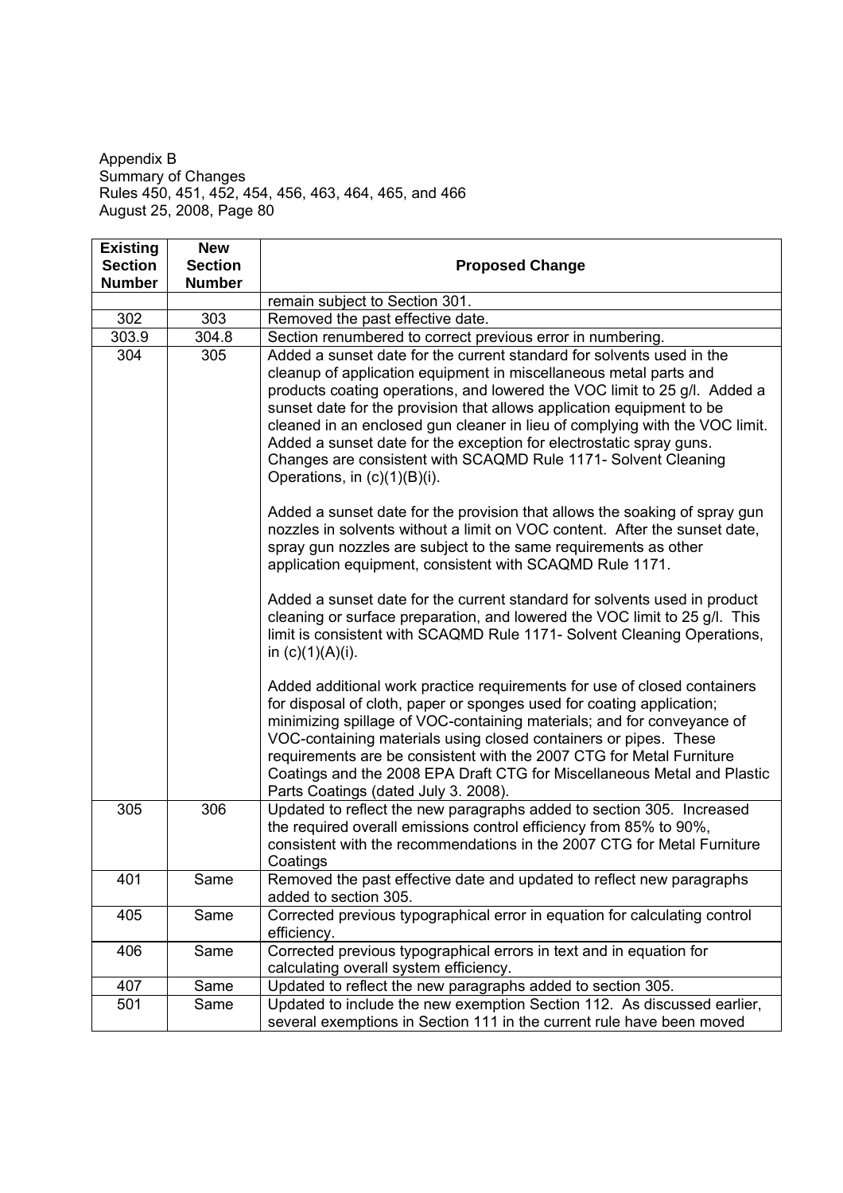Appendix B
Summary of Changes
Rules 450, 451, 452, 454, 456, 463, 464, 465, and 466
August 25, 2008, Page 80

| Existing Section Number | New Section Number | Proposed Change |
|---|---|---|
| | | remain subject to Section 301. |
| 302 | 303 | Removed the past effective date. |
| 303.9 | 304.8 | Section renumbered to correct previous error in numbering. |
| 304 | 305 | Added a sunset date for the current standard for solvents used in the cleanup of application equipment in miscellaneous metal parts and products coating operations, and lowered the VOC limit to 25 g/l. Added a sunset date for the provision that allows application equipment to be cleaned in an enclosed gun cleaner in lieu of complying with the VOC limit. Added a sunset date for the exception for electrostatic spray guns. Changes are consistent with SCAQMD Rule 1171- Solvent Cleaning Operations, in (c)(1)(B)(i).<br><br>Added a sunset date for the provision that allows the soaking of spray gun nozzles in solvents without a limit on VOC content. After the sunset date, spray gun nozzles are subject to the same requirements as other application equipment, consistent with SCAQMD Rule 1171.<br><br>Added a sunset date for the current standard for solvents used in product cleaning or surface preparation, and lowered the VOC limit to 25 g/l. This limit is consistent with SCAQMD Rule 1171- Solvent Cleaning Operations, in (c)(1)(A)(i).<br><br>Added additional work practice requirements for use of closed containers for disposal of cloth, paper or sponges used for coating application; minimizing spillage of VOC-containing materials; and for conveyance of VOC-containing materials using closed containers or pipes. These requirements are be consistent with the 2007 CTG for Metal Furniture Coatings and the 2008 EPA Draft CTG for Miscellaneous Metal and Plastic Parts Coatings (dated July 3. 2008). |
| 305 | 306 | Updated to reflect the new paragraphs added to section 305. Increased the required overall emissions control efficiency from 85% to 90%, consistent with the recommendations in the 2007 CTG for Metal Furniture Coatings |
| 401 | Same | Removed the past effective date and updated to reflect new paragraphs added to section 305. |
| 405 | Same | Corrected previous typographical error in equation for calculating control efficiency. |
| 406 | Same | Corrected previous typographical errors in text and in equation for calculating overall system efficiency. |
| 407 | Same | Updated to reflect the new paragraphs added to section 305. |
| 501 | Same | Updated to include the new exemption Section 112. As discussed earlier, several exemptions in Section 111 in the current rule have been moved |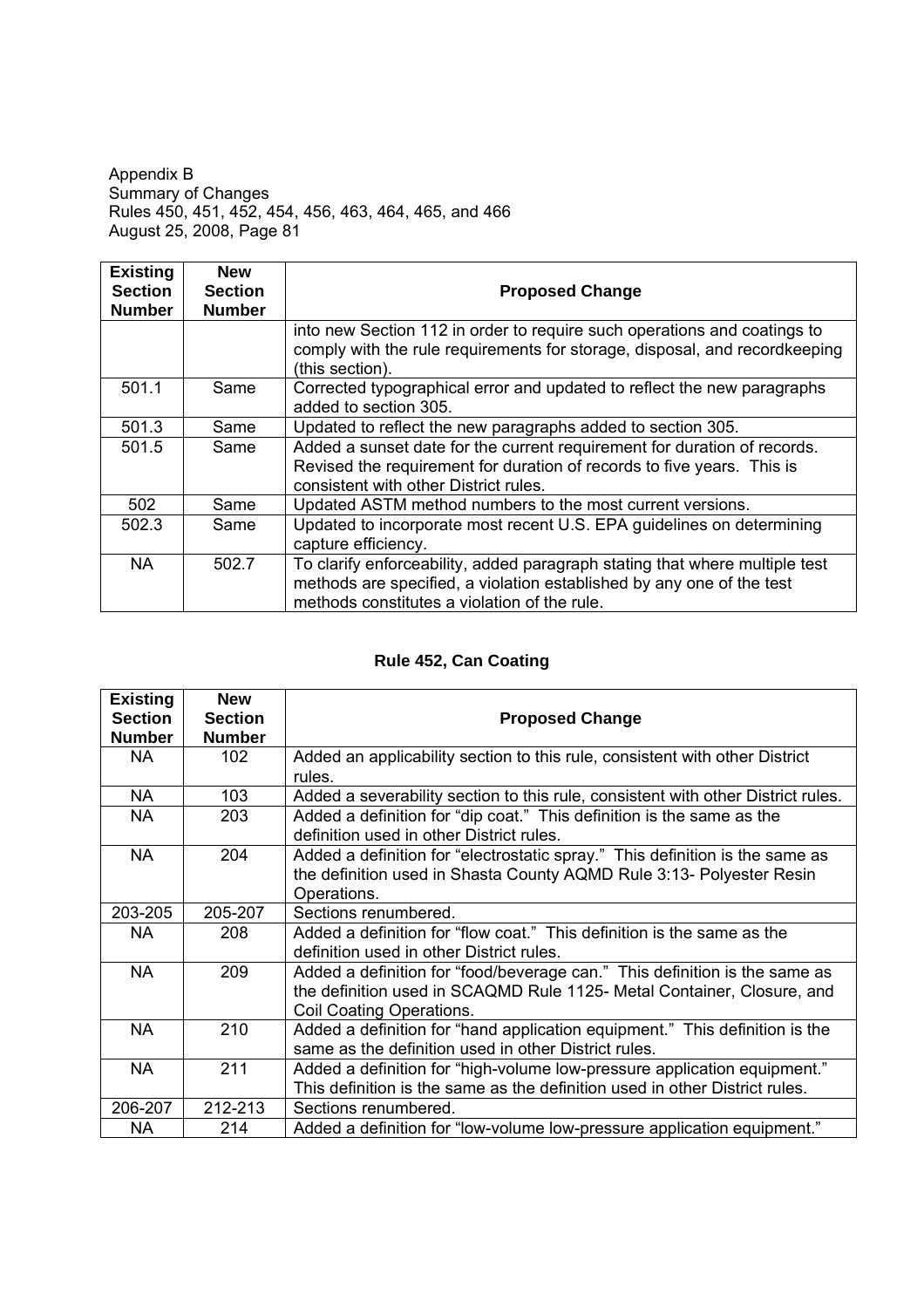| Existing Section Number | New Section Number | Proposed Change |
|---|---|---|
| | | into new Section 112 in order to require such operations and coatings to comply with the rule requirements for storage, disposal, and recordkeeping (this section). |
| 501.1 | Same | Corrected typographical error and updated to reflect the new paragraphs added to section 305. |
| 501.3 | Same | Updated to reflect the new paragraphs added to section 305. |
| 501.5 | Same | Added a sunset date for the current requirement for duration of records. Revised the requirement for duration of records to five years. This is consistent with other District rules. |
| 502 | Same | Updated ASTM method numbers to the most current versions. |
| 502.3 | Same | Updated to incorporate most recent U.S. EPA guidelines on determining capture efficiency. |
| NA | 502.7 | To clarify enforceability, added paragraph stating that where multiple test methods are specified, a violation established by any one of the test methods constitutes a violation of the rule. |

## Rule 452, Can Coating

| Existing Section Number | New Section Number | Proposed Change |
|---|---|---|
| NA | 102 | Added an applicability section to this rule, consistent with other District rules. |
| NA | 103 | Added a severability section to this rule, consistent with other District rules. |
| NA | 203 | Added a definition for "dip coat." This definition is the same as the definition used in other District rules. |
| NA | 204 | Added a definition for "electrostatic spray." This definition is the same as the definition used in Shasta County AQMD Rule 3:13- Polyester Resin Operations. |
| 203-205 | 205-207 | Sections renumbered. |
| NA | 208 | Added a definition for "flow coat." This definition is the same as the definition used in other District rules. |
| NA | 209 | Added a definition for "food/beverage can." This definition is the same as the definition used in SCAQMD Rule 1125- Metal Container, Closure, and Coil Coating Operations. |
| NA | 210 | Added a definition for "hand application equipment." This definition is the same as the definition used in other District rules. |
| NA | 211 | Added a definition for "high-volume low-pressure application equipment." This definition is the same as the definition used in other District rules. |
| 206-207 | 212-213 | Sections renumbered. |
| NA | 214 | Added a definition for "low-volume low-pressure application equipment." |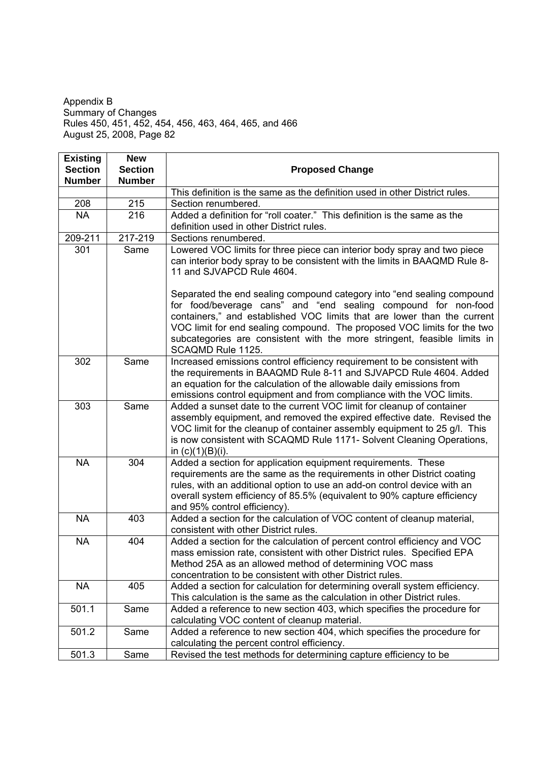Appendix B
Summary of Changes
Rules 450, 451, 452, 454, 456, 463, 464, 465, and 466
August 25, 2008, Page 82

| Existing Section Number | New Section Number | Proposed Change |
|---|---|---|
| | | This definition is the same as the definition used in other District rules. |
| 208 | 215 | Section renumbered. |
| NA | 216 | Added a definition for "roll coater." This definition is the same as the definition used in other District rules. |
| 209-211 | 217-219 | Sections renumbered. |
| 301 | Same | Lowered VOC limits for three piece can interior body spray and two piece can interior body spray to be consistent with the limits in BAAQMD Rule 8-11 and SJVAPCD Rule 4604.<br><br>Separated the end sealing compound category into "end sealing compound for food/beverage cans" and "end sealing compound for non-food containers," and established VOC limits that are lower than the current VOC limit for end sealing compound. The proposed VOC limits for the two subcategories are consistent with the more stringent, feasible limits in SCAQMD Rule 1125. |
| 302 | Same | Increased emissions control efficiency requirement to be consistent with the requirements in BAAQMD Rule 8-11 and SJVAPCD Rule 4604. Added an equation for the calculation of the allowable daily emissions from emissions control equipment and from compliance with the VOC limits. |
| 303 | Same | Added a sunset date to the current VOC limit for cleanup of container assembly equipment, and removed the expired effective date. Revised the VOC limit for the cleanup of container assembly equipment to 25 g/l. This is now consistent with SCAQMD Rule 1171- Solvent Cleaning Operations, in (c)(1)(B)(i). |
| NA | 304 | Added a section for application equipment requirements. These requirements are the same as the requirements in other District coating rules, with an additional option to use an add-on control device with an overall system efficiency of 85.5% (equivalent to 90% capture efficiency and 95% control efficiency). |
| NA | 403 | Added a section for the calculation of VOC content of cleanup material, consistent with other District rules. |
| NA | 404 | Added a section for the calculation of percent control efficiency and VOC mass emission rate, consistent with other District rules. Specified EPA Method 25A as an allowed method of determining VOC mass concentration to be consistent with other District rules. |
| NA | 405 | Added a section for calculation for determining overall system efficiency. This calculation is the same as the calculation in other District rules. |
| 501.1 | Same | Added a reference to new section 403, which specifies the procedure for calculating VOC content of cleanup material. |
| 501.2 | Same | Added a reference to new section 404, which specifies the procedure for calculating the percent control efficiency. |
| 501.3 | Same | Revised the test methods for determining capture efficiency to be |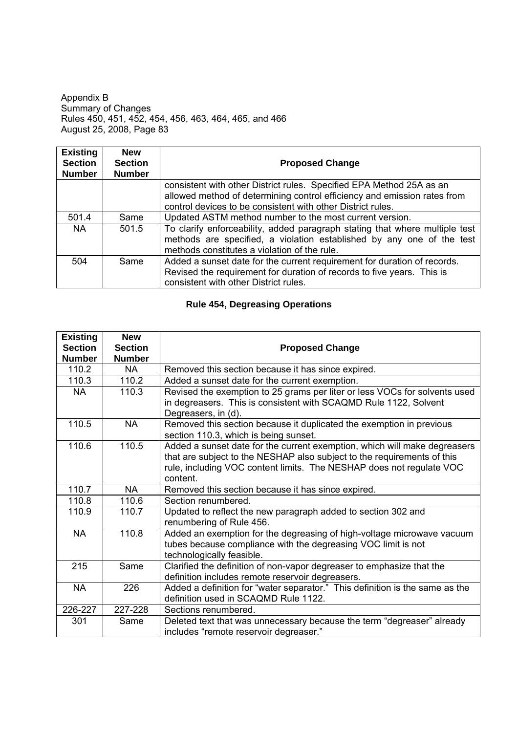Appendix B
Summary of Changes
Rules 450, 451, 452, 454, 456, 463, 464, 465, and 466
August 25, 2008, Page 83

| Existing Section Number | New Section Number | Proposed Change |
|---|---|---|
| | | consistent with other District rules. Specified EPA Method 25A as an allowed method of determining control efficiency and emission rates from control devices to be consistent with other District rules. |
| 501.4 | Same | Updated ASTM method number to the most current version. |
| NA | 501.5 | To clarify enforceability, added paragraph stating that where multiple test methods are specified, a violation established by any one of the test methods constitutes a violation of the rule. |
| 504 | Same | Added a sunset date for the current requirement for duration of records. Revised the requirement for duration of records to five years. This is consistent with other District rules. |

## Rule 454, Degreasing Operations

| Existing Section Number | New Section Number | Proposed Change |
|---|---|---|
| 110.2 | NA | Removed this section because it has since expired. |
| 110.3 | 110.2 | Added a sunset date for the current exemption. |
| NA | 110.3 | Revised the exemption to 25 grams per liter or less VOCs for solvents used in degreasers. This is consistent with SCAQMD Rule 1122, Solvent Degreasers, in (d). |
| 110.5 | NA | Removed this section because it duplicated the exemption in previous section 110.3, which is being sunset. |
| 110.6 | 110.5 | Added a sunset date for the current exemption, which will make degreasers that are subject to the NESHAP also subject to the requirements of this rule, including VOC content limits. The NESHAP does not regulate VOC content. |
| 110.7 | NA | Removed this section because it has since expired. |
| 110.8 | 110.6 | Section renumbered. |
| 110.9 | 110.7 | Updated to reflect the new paragraph added to section 302 and renumbering of Rule 456. |
| NA | 110.8 | Added an exemption for the degreasing of high-voltage microwave vacuum tubes because compliance with the degreasing VOC limit is not technologically feasible. |
| 215 | Same | Clarified the definition of non-vapor degreaser to emphasize that the definition includes remote reservoir degreasers. |
| NA | 226 | Added a definition for "water separator." This definition is the same as the definition used in SCAQMD Rule 1122. |
| 226-227 | 227-228 | Sections renumbered. |
| 301 | Same | Deleted text that was unnecessary because the term "degreaser" already includes "remote reservoir degreaser." |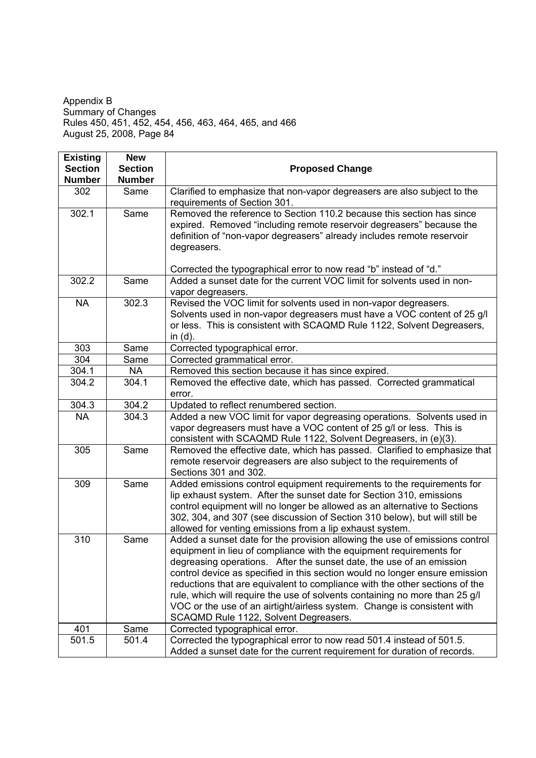Appendix B
Summary of Changes
Rules 450, 451, 452, 454, 456, 463, 464, 465, and 466
August 25, 2008, Page 84

| Existing Section Number | New Section Number | Proposed Change |
|---|---|---|
| 302 | Same | Clarified to emphasize that non-vapor degreasers are also subject to the requirements of Section 301. |
| 302.1 | Same | Removed the reference to Section 110.2 because this section has since expired. Removed "including remote reservoir degreasers" because the definition of "non-vapor degreasers" already includes remote reservoir degreasers.<br><br>Corrected the typographical error to now read "b" instead of "d." |
| 302.2 | Same | Added a sunset date for the current VOC limit for solvents used in non-vapor degreasers. |
| NA | 302.3 | Revised the VOC limit for solvents used in non-vapor degreasers. Solvents used in non-vapor degreasers must have a VOC content of 25 g/l or less. This is consistent with SCAQMD Rule 1122, Solvent Degreasers, in (d). |
| 303 | Same | Corrected typographical error. |
| 304 | Same | Corrected grammatical error. |
| 304.1 | NA | Removed this section because it has since expired. |
| 304.2 | 304.1 | Removed the effective date, which has passed. Corrected grammatical error. |
| 304.3 | 304.2 | Updated to reflect renumbered section. |
| NA | 304.3 | Added a new VOC limit for vapor degreasing operations. Solvents used in vapor degreasers must have a VOC content of 25 g/l or less. This is consistent with SCAQMD Rule 1122, Solvent Degreasers, in (e)(3). |
| 305 | Same | Removed the effective date, which has passed. Clarified to emphasize that remote reservoir degreasers are also subject to the requirements of Sections 301 and 302. |
| 309 | Same | Added emissions control equipment requirements to the requirements for lip exhaust system. After the sunset date for Section 310, emissions control equipment will no longer be allowed as an alternative to Sections 302, 304, and 307 (see discussion of Section 310 below), but will still be allowed for venting emissions from a lip exhaust system. |
| 310 | Same | Added a sunset date for the provision allowing the use of emissions control equipment in lieu of compliance with the equipment requirements for degreasing operations. After the sunset date, the use of an emission control device as specified in this section would no longer ensure emission reductions that are equivalent to compliance with the other sections of the rule, which will require the use of solvents containing no more than 25 g/l VOC or the use of an airtight/airless system. Change is consistent with SCAQMD Rule 1122, Solvent Degreasers. |
| 401 | Same | Corrected typographical error. |
| 501.5 | 501.4 | Corrected the typographical error to now read 501.4 instead of 501.5. Added a sunset date for the current requirement for duration of records. |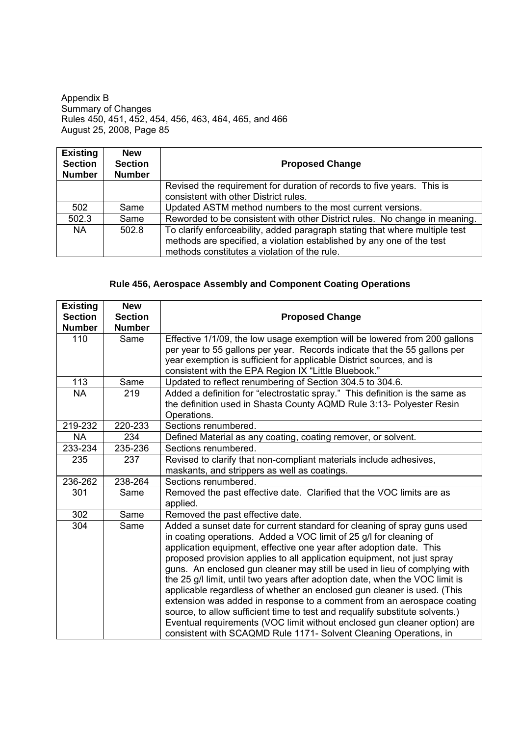| Existing Section Number | New Section Number | Proposed Change |
|---|---|---|
| | | Revised the requirement for duration of records to five years. This is consistent with other District rules. |
| 502 | Same | Updated ASTM method numbers to the most current versions. |
| 502.3 | Same | Reworded to be consistent with other District rules. No change in meaning. |
| NA | 502.8 | To clarify enforceability, added paragraph stating that where multiple test methods are specified, a violation established by any one of the test methods constitutes a violation of the rule. |

### Rule 456, Aerospace Assembly and Component Coating Operations

| Existing Section Number | New Section Number | Proposed Change |
|---|---|---|
| 110 | Same | Effective 1/1/09, the low usage exemption will be lowered from 200 gallons per year to 55 gallons per year. Records indicate that the 55 gallons per year exemption is sufficient for applicable District sources, and is consistent with the EPA Region IX "Little Bluebook." |
| 113 | Same | Updated to reflect renumbering of Section 304.5 to 304.6. |
| NA | 219 | Added a definition for "electrostatic spray." This definition is the same as the definition used in Shasta County AQMD Rule 3:13- Polyester Resin Operations. |
| 219-232 | 220-233 | Sections renumbered. |
| NA | 234 | Defined Material as any coating, coating remover, or solvent. |
| 233-234 | 235-236 | Sections renumbered. |
| 235 | 237 | Revised to clarify that non-compliant materials include adhesives, maskants, and strippers as well as coatings. |
| 236-262 | 238-264 | Sections renumbered. |
| 301 | Same | Removed the past effective date. Clarified that the VOC limits are as applied. |
| 302 | Same | Removed the past effective date. |
| 304 | Same | Added a sunset date for current standard for cleaning of spray guns used in coating operations. Added a VOC limit of 25 g/l for cleaning of application equipment, effective one year after adoption date. This proposed provision applies to all application equipment, not just spray guns. An enclosed gun cleaner may still be used in lieu of complying with the 25 g/l limit, until two years after adoption date, when the VOC limit is applicable regardless of whether an enclosed gun cleaner is used. (This extension was added in response to a comment from an aerospace coating source, to allow sufficient time to test and requalify substitute solvents.) Eventual requirements (VOC limit without enclosed gun cleaner option) are consistent with SCAQMD Rule 1171- Solvent Cleaning Operations, in |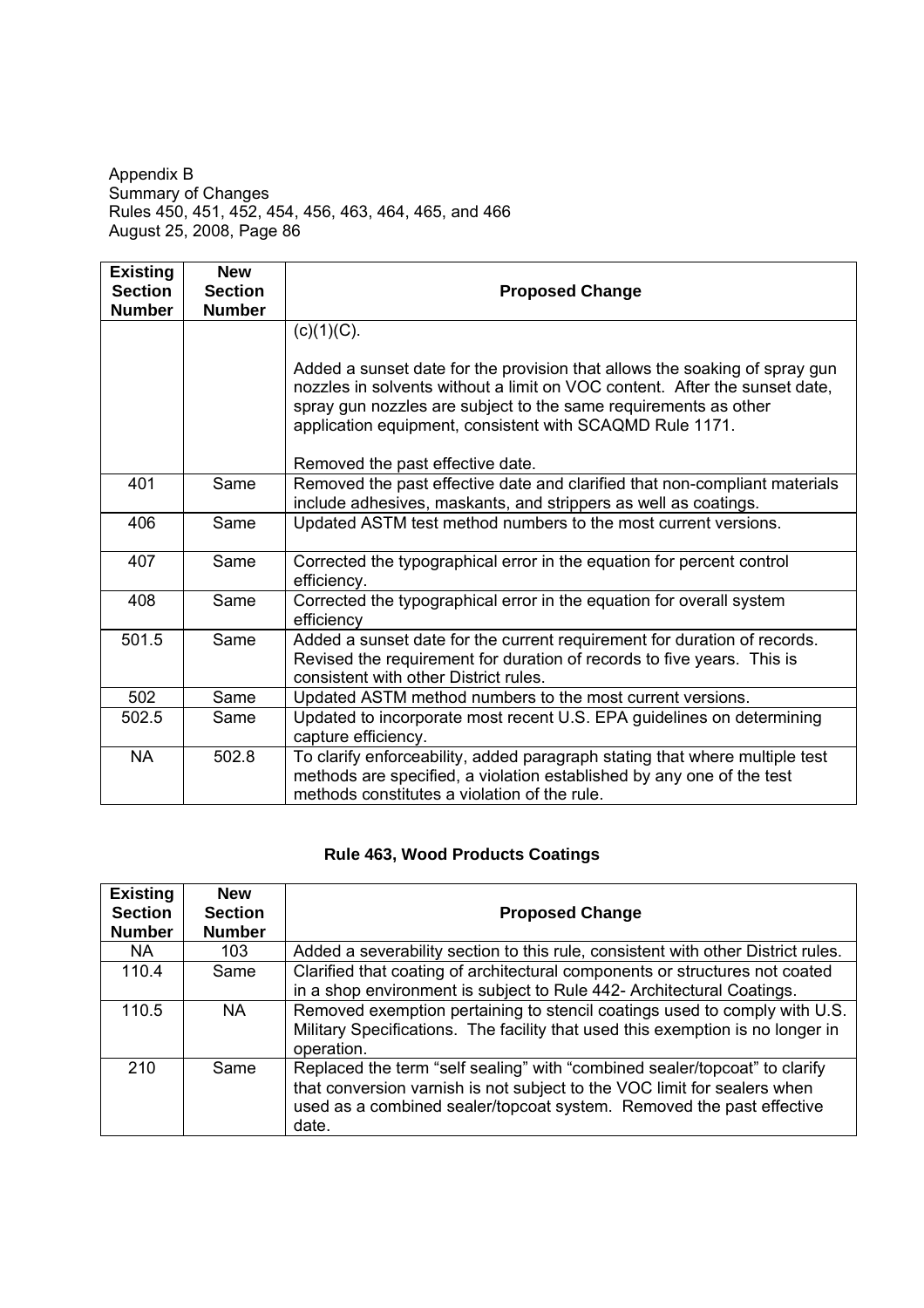| Existing Section Number | New Section Number | Proposed Change |
|---|---|---|
| | | (c)(1)(C).<br><br>Added a sunset date for the provision that allows the soaking of spray gun nozzles in solvents without a limit on VOC content. After the sunset date, spray gun nozzles are subject to the same requirements as other application equipment, consistent with SCAQMD Rule 1171.<br><br>Removed the past effective date. |
| 401 | Same | Removed the past effective date and clarified that non-compliant materials include adhesives, maskants, and strippers as well as coatings. |
| 406 | Same | Updated ASTM test method numbers to the most current versions. |
| 407 | Same | Corrected the typographical error in the equation for percent control efficiency. |
| 408 | Same | Corrected the typographical error in the equation for overall system efficiency |
| 501.5 | Same | Added a sunset date for the current requirement for duration of records. Revised the requirement for duration of records to five years. This is consistent with other District rules. |
| 502 | Same | Updated ASTM method numbers to the most current versions. |
| 502.5 | Same | Updated to incorporate most recent U.S. EPA guidelines on determining capture efficiency. |
| NA | 502.8 | To clarify enforceability, added paragraph stating that where multiple test methods are specified, a violation established by any one of the test methods constitutes a violation of the rule. |

### Rule 463, Wood Products Coatings

| Existing Section Number | New Section Number | Proposed Change |
|---|---|---|
| NA | 103 | Added a severability section to this rule, consistent with other District rules. |
| 110.4 | Same | Clarified that coating of architectural components or structures not coated in a shop environment is subject to Rule 442- Architectural Coatings. |
| 110.5 | NA | Removed exemption pertaining to stencil coatings used to comply with U.S. Military Specifications. The facility that used this exemption is no longer in operation. |
| 210 | Same | Replaced the term "self sealing" with "combined sealer/topcoat" to clarify that conversion varnish is not subject to the VOC limit for sealers when used as a combined sealer/topcoat system. Removed the past effective date. |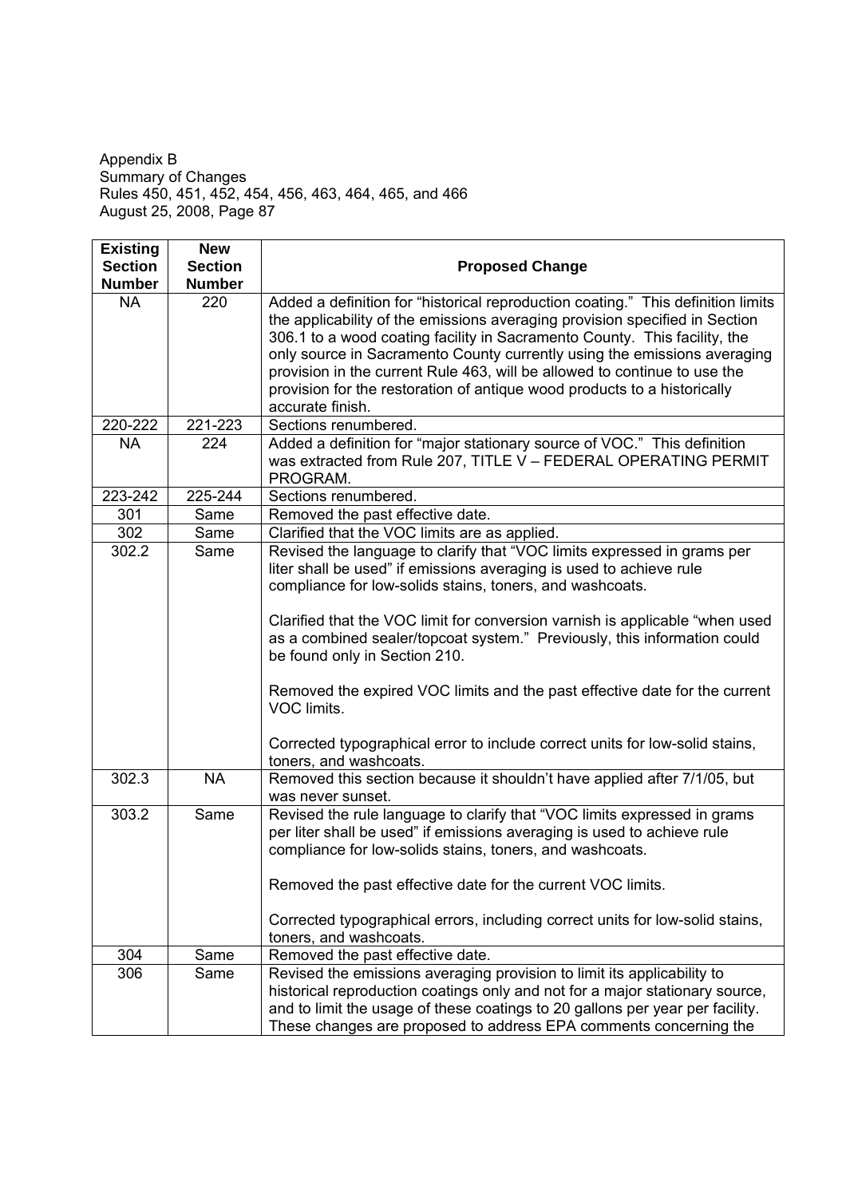Appendix B
Summary of Changes
Rules 450, 451, 452, 454, 456, 463, 464, 465, and 466
August 25, 2008, Page 87

| Existing Section Number | New Section Number | Proposed Change |
|---|---|---|
| NA | 220 | Added a definition for "historical reproduction coating." This definition limits the applicability of the emissions averaging provision specified in Section 306.1 to a wood coating facility in Sacramento County. This facility, the only source in Sacramento County currently using the emissions averaging provision in the current Rule 463, will be allowed to continue to use the provision for the restoration of antique wood products to a historically accurate finish. |
| 220-222 | 221-223 | Sections renumbered. |
| NA | 224 | Added a definition for "major stationary source of VOC." This definition was extracted from Rule 207, TITLE V – FEDERAL OPERATING PERMIT PROGRAM. |
| 223-242 | 225-244 | Sections renumbered. |
| 301 | Same | Removed the past effective date. |
| 302 | Same | Clarified that the VOC limits are as applied. |
| 302.2 | Same | Revised the language to clarify that "VOC limits expressed in grams per liter shall be used" if emissions averaging is used to achieve rule compliance for low-solids stains, toners, and washcoats.<br><br>Clarified that the VOC limit for conversion varnish is applicable "when used as a combined sealer/topcoat system." Previously, this information could be found only in Section 210.<br><br>Removed the expired VOC limits and the past effective date for the current VOC limits.<br><br>Corrected typographical error to include correct units for low-solid stains, toners, and washcoats. |
| 302.3 | NA | Removed this section because it shouldn't have applied after 7/1/05, but was never sunset. |
| 303.2 | Same | Revised the rule language to clarify that "VOC limits expressed in grams per liter shall be used" if emissions averaging is used to achieve rule compliance for low-solids stains, toners, and washcoats.<br><br>Removed the past effective date for the current VOC limits.<br><br>Corrected typographical errors, including correct units for low-solid stains, toners, and washcoats. |
| 304 | Same | Removed the past effective date. |
| 306 | Same | Revised the emissions averaging provision to limit its applicability to historical reproduction coatings only and not for a major stationary source, and to limit the usage of these coatings to 20 gallons per year per facility. These changes are proposed to address EPA comments concerning the |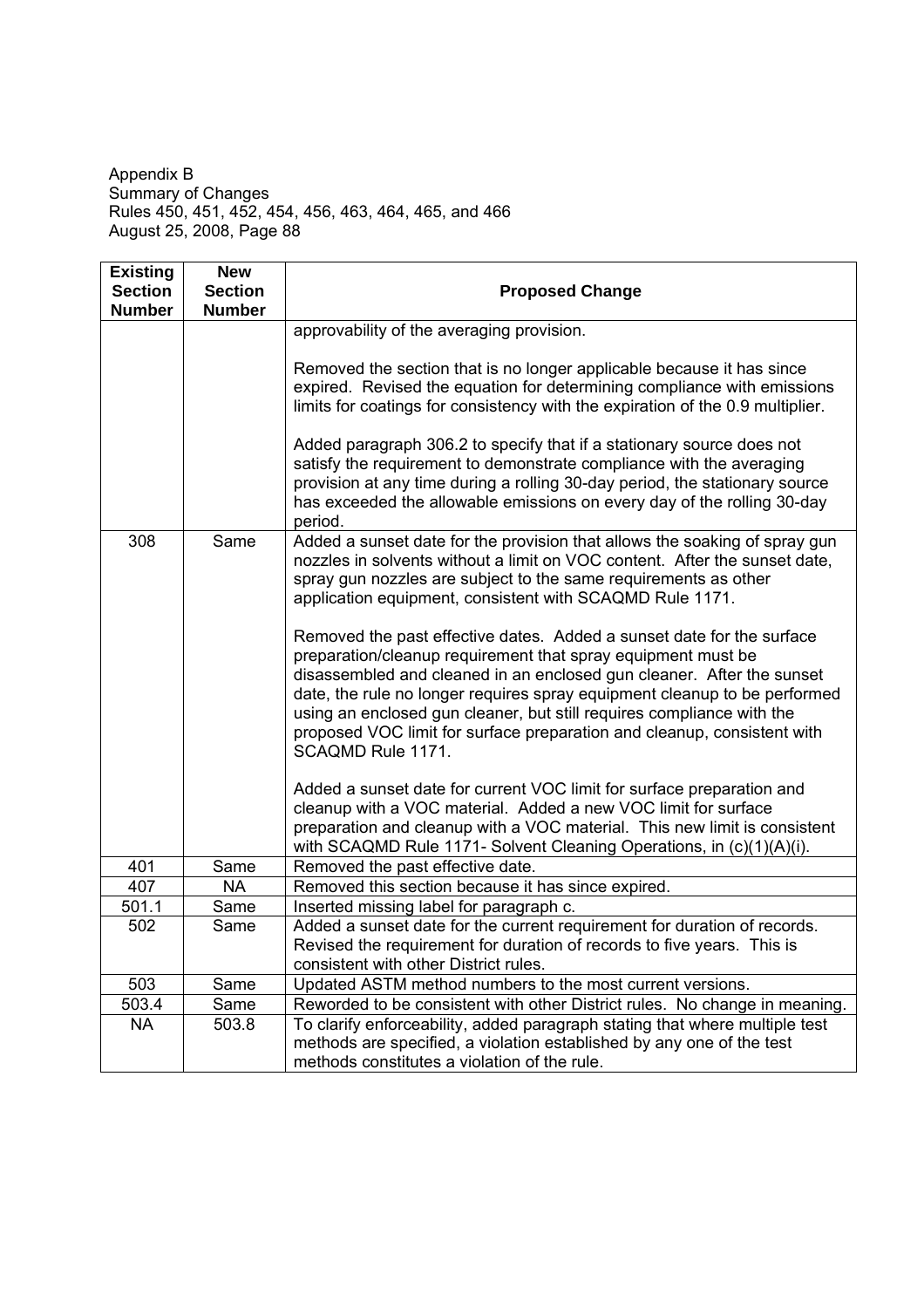Appendix B
Summary of Changes
Rules 450, 451, 452, 454, 456, 463, 464, 465, and 466
August 25, 2008, Page 88

| Existing Section Number | New Section Number | Proposed Change |
|---|---|---|
| | | approvability of the averaging provision.<br><br>Removed the section that is no longer applicable because it has since expired. Revised the equation for determining compliance with emissions limits for coatings for consistency with the expiration of the 0.9 multiplier.<br><br>Added paragraph 306.2 to specify that if a stationary source does not satisfy the requirement to demonstrate compliance with the averaging provision at any time during a rolling 30-day period, the stationary source has exceeded the allowable emissions on every day of the rolling 30-day period. |
| 308 | Same | Added a sunset date for the provision that allows the soaking of spray gun nozzles in solvents without a limit on VOC content. After the sunset date, spray gun nozzles are subject to the same requirements as other application equipment, consistent with SCAQMD Rule 1171.<br><br>Removed the past effective dates. Added a sunset date for the surface preparation/cleanup requirement that spray equipment must be disassembled and cleaned in an enclosed gun cleaner. After the sunset date, the rule no longer requires spray equipment cleanup to be performed using an enclosed gun cleaner, but still requires compliance with the proposed VOC limit for surface preparation and cleanup, consistent with SCAQMD Rule 1171.<br><br>Added a sunset date for current VOC limit for surface preparation and cleanup with a VOC material. Added a new VOC limit for surface preparation and cleanup with a VOC material. This new limit is consistent with SCAQMD Rule 1171- Solvent Cleaning Operations, in (c)(1)(A)(i). |
| 401 | Same | Removed the past effective date. |
| 407 | NA | Removed this section because it has since expired. |
| 501.1 | Same | Inserted missing label for paragraph c. |
| 502 | Same | Added a sunset date for the current requirement for duration of records. Revised the requirement for duration of records to five years. This is consistent with other District rules. |
| 503 | Same | Updated ASTM method numbers to the most current versions. |
| 503.4 | Same | Reworded to be consistent with other District rules. No change in meaning. |
| NA | 503.8 | To clarify enforceability, added paragraph stating that where multiple test methods are specified, a violation established by any one of the test methods constitutes a violation of the rule. |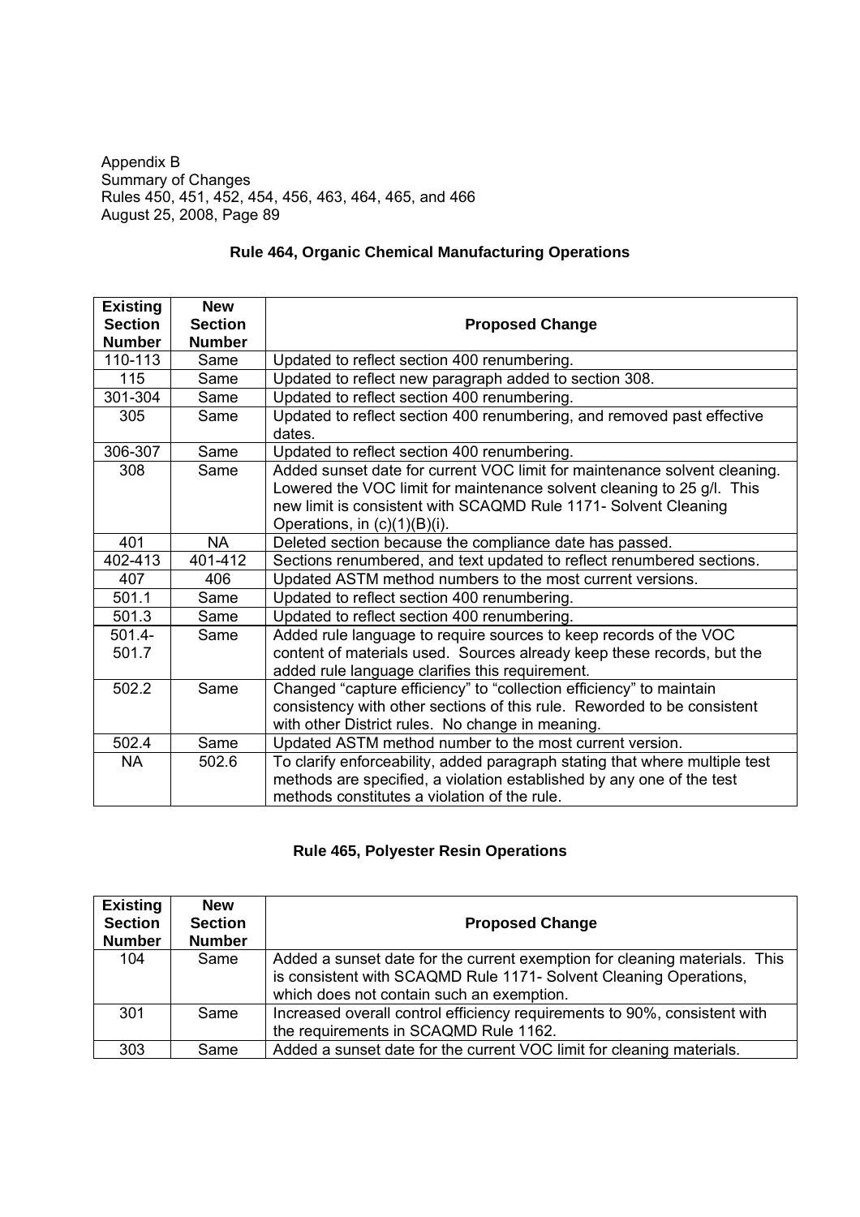## Rule 464, Organic Chemical Manufacturing Operations

| Existing Section Number | New Section Number | Proposed Change |
|---|---|---|
| 110-113 | Same | Updated to reflect section 400 renumbering. |
| 115 | Same | Updated to reflect new paragraph added to section 308. |
| 301-304 | Same | Updated to reflect section 400 renumbering. |
| 305 | Same | Updated to reflect section 400 renumbering, and removed past effective dates. |
| 306-307 | Same | Updated to reflect section 400 renumbering. |
| 308 | Same | Added sunset date for current VOC limit for maintenance solvent cleaning. Lowered the VOC limit for maintenance solvent cleaning to 25 g/l. This new limit is consistent with SCAQMD Rule 1171- Solvent Cleaning Operations, in (c)(1)(B)(i). |
| 401 | NA | Deleted section because the compliance date has passed. |
| 402-413 | 401-412 | Sections renumbered, and text updated to reflect renumbered sections. |
| 407 | 406 | Updated ASTM method numbers to the most current versions. |
| 501.1 | Same | Updated to reflect section 400 renumbering. |
| 501.3 | Same | Updated to reflect section 400 renumbering. |
| 501.4-501.7 | Same | Added rule language to require sources to keep records of the VOC content of materials used. Sources already keep these records, but the added rule language clarifies this requirement. |
| 502.2 | Same | Changed "capture efficiency" to "collection efficiency" to maintain consistency with other sections of this rule. Reworded to be consistent with other District rules. No change in meaning. |
| 502.4 | Same | Updated ASTM method number to the most current version. |
| NA | 502.6 | To clarify enforceability, added paragraph stating that where multiple test methods are specified, a violation established by any one of the test methods constitutes a violation of the rule. |

## Rule 465, Polyester Resin Operations

| Existing Section Number | New Section Number | Proposed Change |
|---|---|---|
| 104 | Same | Added a sunset date for the current exemption for cleaning materials. This is consistent with SCAQMD Rule 1171- Solvent Cleaning Operations, which does not contain such an exemption. |
| 301 | Same | Increased overall control efficiency requirements to 90%, consistent with the requirements in SCAQMD Rule 1162. |
| 303 | Same | Added a sunset date for the current VOC limit for cleaning materials. |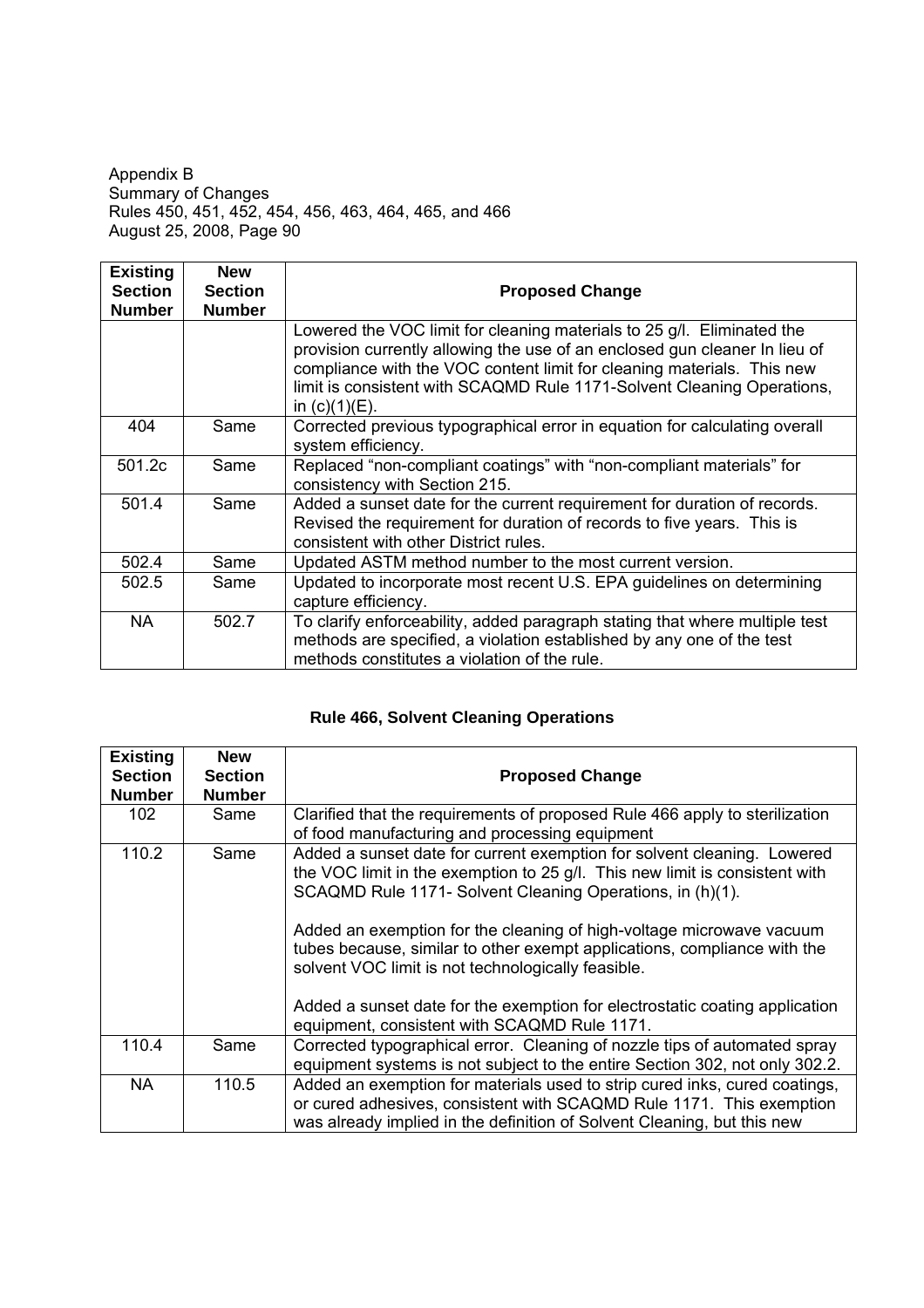| Existing Section Number | New Section Number | Proposed Change |
|---|---|---|
| | | Lowered the VOC limit for cleaning materials to 25 g/l. Eliminated the provision currently allowing the use of an enclosed gun cleaner In lieu of compliance with the VOC content limit for cleaning materials. This new limit is consistent with SCAQMD Rule 1171-Solvent Cleaning Operations, in (c)(1)(E). |
| 404 | Same | Corrected previous typographical error in equation for calculating overall system efficiency. |
| 501.2c | Same | Replaced "non-compliant coatings" with "non-compliant materials" for consistency with Section 215. |
| 501.4 | Same | Added a sunset date for the current requirement for duration of records. Revised the requirement for duration of records to five years. This is consistent with other District rules. |
| 502.4 | Same | Updated ASTM method number to the most current version. |
| 502.5 | Same | Updated to incorporate most recent U.S. EPA guidelines on determining capture efficiency. |
| NA | 502.7 | To clarify enforceability, added paragraph stating that where multiple test methods are specified, a violation established by any one of the test methods constitutes a violation of the rule. |

### Rule 466, Solvent Cleaning Operations

| Existing Section Number | New Section Number | Proposed Change |
|---|---|---|
| 102 | Same | Clarified that the requirements of proposed Rule 466 apply to sterilization of food manufacturing and processing equipment |
| 110.2 | Same | Added a sunset date for current exemption for solvent cleaning. Lowered the VOC limit in the exemption to 25 g/l. This new limit is consistent with SCAQMD Rule 1171- Solvent Cleaning Operations, in (h)(1). <br><br> Added an exemption for the cleaning of high-voltage microwave vacuum tubes because, similar to other exempt applications, compliance with the solvent VOC limit is not technologically feasible. <br><br> Added a sunset date for the exemption for electrostatic coating application equipment, consistent with SCAQMD Rule 1171. |
| 110.4 | Same | Corrected typographical error. Cleaning of nozzle tips of automated spray equipment systems is not subject to the entire Section 302, not only 302.2. |
| NA | 110.5 | Added an exemption for materials used to strip cured inks, cured coatings, or cured adhesives, consistent with SCAQMD Rule 1171. This exemption was already implied in the definition of Solvent Cleaning, but this new |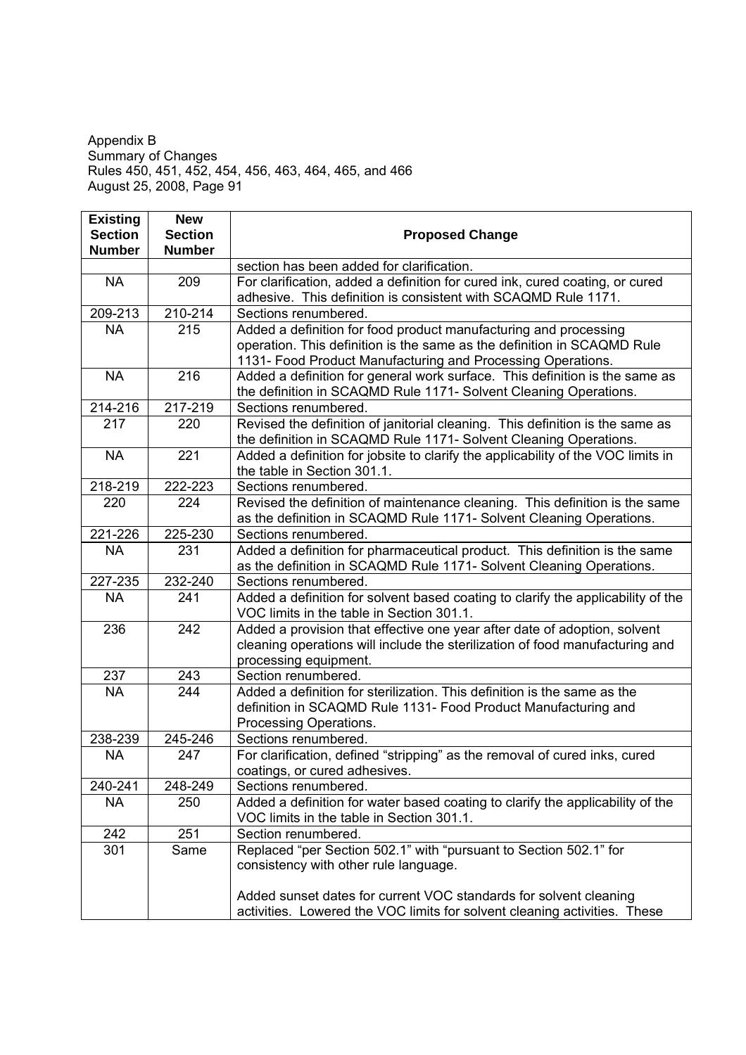Appendix B
Summary of Changes
Rules 450, 451, 452, 454, 456, 463, 464, 465, and 466
August 25, 2008, Page 91

| Existing Section Number | New Section Number | Proposed Change |
|---|---|---|
| | | section has been added for clarification. |
| NA | 209 | For clarification, added a definition for cured ink, cured coating, or cured adhesive. This definition is consistent with SCAQMD Rule 1171. |
| 209-213 | 210-214 | Sections renumbered. |
| NA | 215 | Added a definition for food product manufacturing and processing operation. This definition is the same as the definition in SCAQMD Rule 1131- Food Product Manufacturing and Processing Operations. |
| NA | 216 | Added a definition for general work surface. This definition is the same as the definition in SCAQMD Rule 1171- Solvent Cleaning Operations. |
| 214-216 | 217-219 | Sections renumbered. |
| 217 | 220 | Revised the definition of janitorial cleaning. This definition is the same as the definition in SCAQMD Rule 1171- Solvent Cleaning Operations. |
| NA | 221 | Added a definition for jobsite to clarify the applicability of the VOC limits in the table in Section 301.1. |
| 218-219 | 222-223 | Sections renumbered. |
| 220 | 224 | Revised the definition of maintenance cleaning. This definition is the same as the definition in SCAQMD Rule 1171- Solvent Cleaning Operations. |
| 221-226 | 225-230 | Sections renumbered. |
| NA | 231 | Added a definition for pharmaceutical product. This definition is the same as the definition in SCAQMD Rule 1171- Solvent Cleaning Operations. |
| 227-235 | 232-240 | Sections renumbered. |
| NA | 241 | Added a definition for solvent based coating to clarify the applicability of the VOC limits in the table in Section 301.1. |
| 236 | 242 | Added a provision that effective one year after date of adoption, solvent cleaning operations will include the sterilization of food manufacturing and processing equipment. |
| 237 | 243 | Section renumbered. |
| NA | 244 | Added a definition for sterilization. This definition is the same as the definition in SCAQMD Rule 1131- Food Product Manufacturing and Processing Operations. |
| 238-239 | 245-246 | Sections renumbered. |
| NA | 247 | For clarification, defined "stripping" as the removal of cured inks, cured coatings, or cured adhesives. |
| 240-241 | 248-249 | Sections renumbered. |
| NA | 250 | Added a definition for water based coating to clarify the applicability of the VOC limits in the table in Section 301.1. |
| 242 | 251 | Section renumbered. |
| 301 | Same | Replaced "per Section 502.1" with "pursuant to Section 502.1" for consistency with other rule language.<br><br>Added sunset dates for current VOC standards for solvent cleaning activities. Lowered the VOC limits for solvent cleaning activities. These |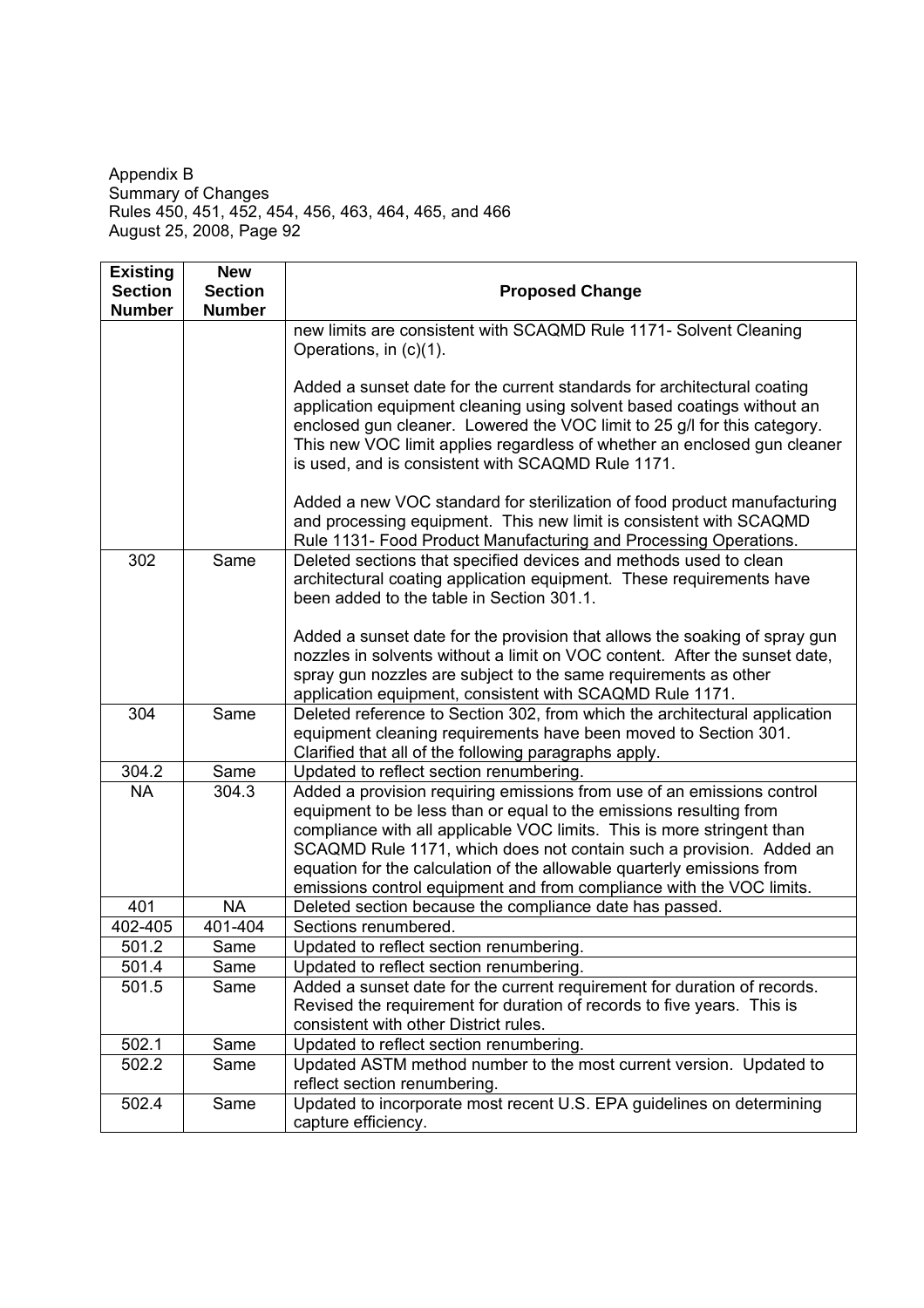Appendix B
Summary of Changes
Rules 450, 451, 452, 454, 456, 463, 464, 465, and 466
August 25, 2008, Page 92

| Existing Section Number | New Section Number | Proposed Change |
|---|---|---|
| | | new limits are consistent with SCAQMD Rule 1171- Solvent Cleaning Operations, in (c)(1).<br><br>Added a sunset date for the current standards for architectural coating application equipment cleaning using solvent based coatings without an enclosed gun cleaner. Lowered the VOC limit to 25 g/l for this category. This new VOC limit applies regardless of whether an enclosed gun cleaner is used, and is consistent with SCAQMD Rule 1171.<br><br>Added a new VOC standard for sterilization of food product manufacturing and processing equipment. This new limit is consistent with SCAQMD Rule 1131- Food Product Manufacturing and Processing Operations. |
| 302 | Same | Deleted sections that specified devices and methods used to clean architectural coating application equipment. These requirements have been added to the table in Section 301.1.<br><br>Added a sunset date for the provision that allows the soaking of spray gun nozzles in solvents without a limit on VOC content. After the sunset date, spray gun nozzles are subject to the same requirements as other application equipment, consistent with SCAQMD Rule 1171. |
| 304 | Same | Deleted reference to Section 302, from which the architectural application equipment cleaning requirements have been moved to Section 301. Clarified that all of the following paragraphs apply. |
| 304.2 | Same | Updated to reflect section renumbering. |
| NA | 304.3 | Added a provision requiring emissions from use of an emissions control equipment to be less than or equal to the emissions resulting from compliance with all applicable VOC limits. This is more stringent than SCAQMD Rule 1171, which does not contain such a provision. Added an equation for the calculation of the allowable quarterly emissions from emissions control equipment and from compliance with the VOC limits. |
| 401 | NA | Deleted section because the compliance date has passed. |
| 402-405 | 401-404 | Sections renumbered. |
| 501.2 | Same | Updated to reflect section renumbering. |
| 501.4 | Same | Updated to reflect section renumbering. |
| 501.5 | Same | Added a sunset date for the current requirement for duration of records. Revised the requirement for duration of records to five years. This is consistent with other District rules. |
| 502.1 | Same | Updated to reflect section renumbering. |
| 502.2 | Same | Updated ASTM method number to the most current version. Updated to reflect section renumbering. |
| 502.4 | Same | Updated to incorporate most recent U.S. EPA guidelines on determining capture efficiency. |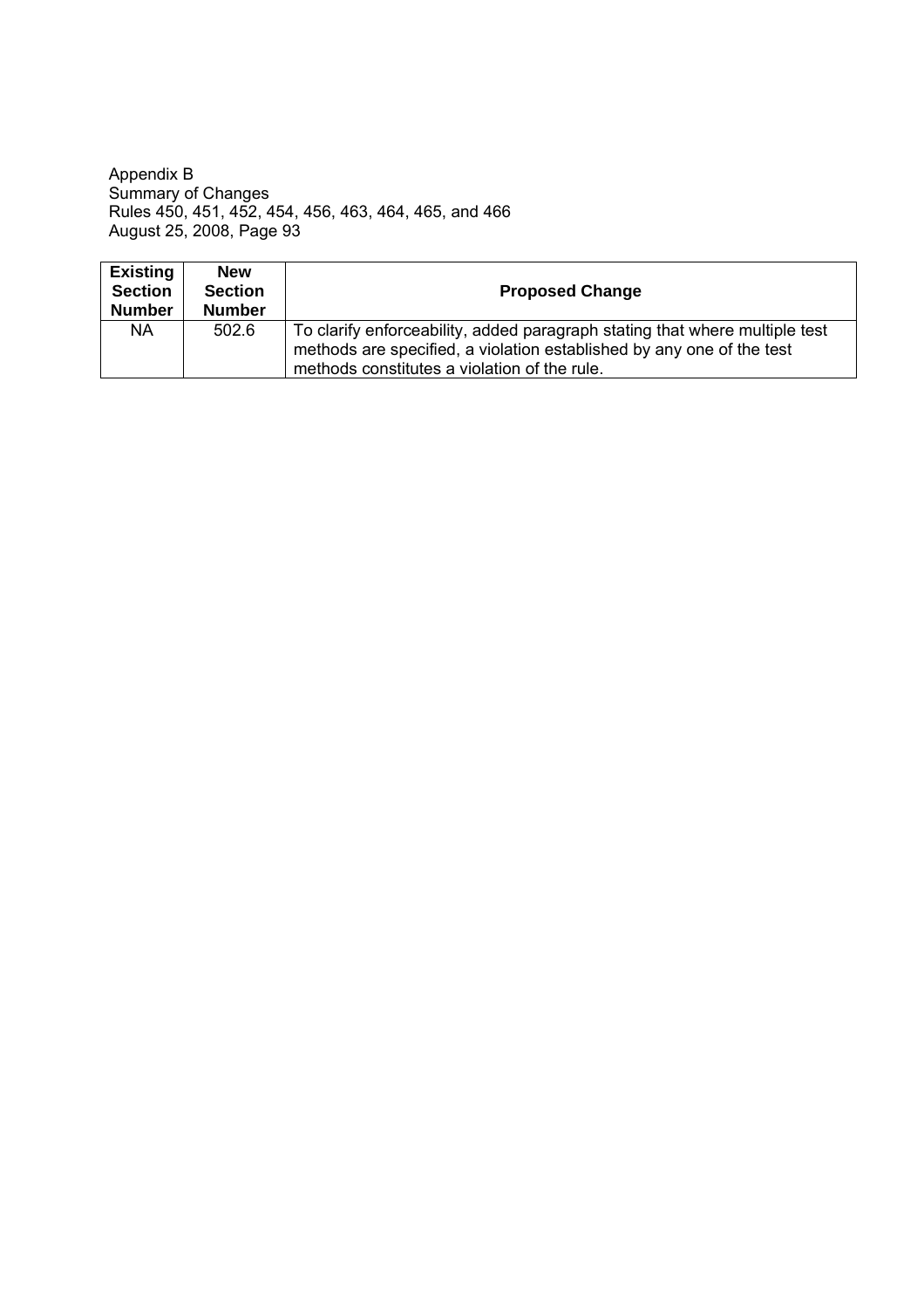| Existing Section Number | New Section Number | Proposed Change |
|---|---|---|
| NA | 502.6 | To clarify enforceability, added paragraph stating that where multiple test methods are specified, a violation established by any one of the test methods constitutes a violation of the rule. |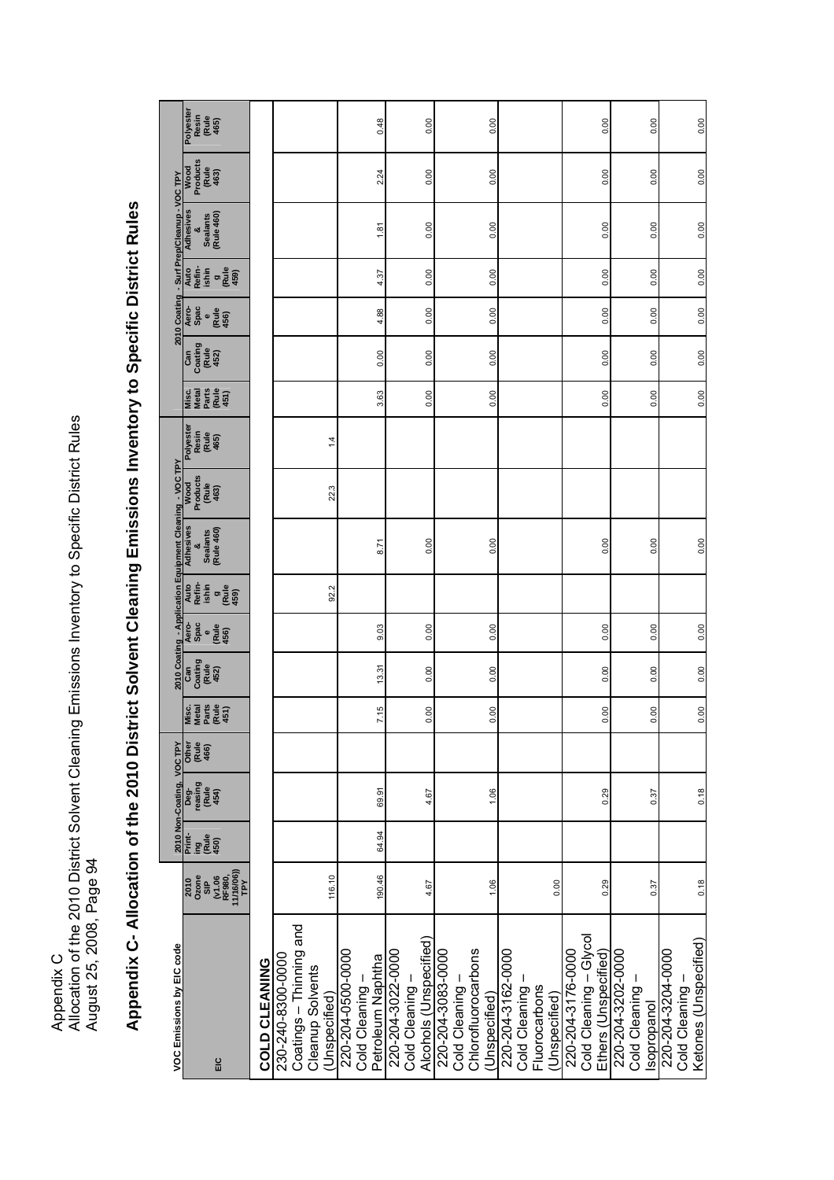# Appendix C- Allocation of the 2010 District Solvent Cleaning Emissions Inventory to Specific District Rules

| VOC Emissions by EIC code | | 2010 Non-Coating, VOC TPY | | | 2010 Coating - Application Equipment Cleaning - VOC TPY | | | | | | | 2010 Coating - Surf Prep/Cleanup - VOC TPY | | | | | | |
|---|---|---|---|---|---|---|---|---|---|---|---|---|---|---|---|---|---|---|
| EIC | 2010 Ozone SIP (v1.06 RF980, 11/16/06)) TPY | Printing (Rule 450) | Degreasing (Rule 454) | Other (Rule 466) | Misc. Metal Parts (Rule 451) | Can Coating (Rule 452) | Aero-Space (Rule 456) | Auto Refinishing (Rule 459) | Adhesives & Sealants (Rule 460) | Wood Products (Rule 463) | Polyester Resin (Rule 465) | Misc. Metal Parts (Rule 451) | Can Coating (Rule 452) | Aero-Space (Rule 456) | Auto Refinishing (Rule 459) | Adhesives & Sealants (Rule 460) | Wood Products (Rule 463) | Polyester Resin (Rule 465) |
| **COLD CLEANING** | | | | | | | | | | | | | | | | | | |
| 230-240-8300-0000 Coatings – Thinning and Cleanup Solvents (Unspecified) | 116.10 | | | | | | | 92.2 | | 22.3 | 1.4 | | | | | | | |
| 220-204-0500-0000 Cold Cleaning – Petroleum Naphtha | 190.46 | 64.94 | 69.91 | | 7.15 | 13.31 | 9.03 | | 8.71 | | | 3.63 | 0.00 | 4.88 | 4.37 | 1.81 | 2.24 | 0.48 |
| 220-204-3022-0000 Cold Cleaning – Alcohols (Unspecified) | 4.67 | | 4.67 | | 0.00 | 0.00 | 0.00 | | 0.00 | | | 0.00 | 0.00 | 0.00 | 0.00 | 0.00 | 0.00 | 0.00 |
| 220-204-3083-0000 Cold Cleaning – Chlorofluorocarbons (Unspecified) | 1.06 | | 1.06 | | 0.00 | 0.00 | 0.00 | | 0.00 | | | 0.00 | 0.00 | 0.00 | 0.00 | 0.00 | 0.00 | 0.00 |
| 220-204-3162-0000 Cold Cleaning – Fluorocarbons (Unspecified) | 0.00 | | | | | | | | | | | | | | | | | |
| 220-204-3176-0000 Cold Cleaning – Glycol Ethers (Unspecified) | 0.29 | | 0.29 | | 0.00 | 0.00 | 0.00 | | 0.00 | | | 0.00 | 0.00 | 0.00 | 0.00 | 0.00 | 0.00 | 0.00 |
| 220-204-3202-0000 Cold Cleaning – Isopropanol | 0.37 | | 0.37 | | 0.00 | 0.00 | 0.00 | | 0.00 | | | 0.00 | 0.00 | 0.00 | 0.00 | 0.00 | 0.00 | 0.00 |
| 220-204-3204-0000 Cold Cleaning – Ketones (Unspecified) | 0.18 | | 0.18 | | 0.00 | 0.00 | 0.00 | | 0.00 | | | 0.00 | 0.00 | 0.00 | 0.00 | 0.00 | 0.00 | 0.00 |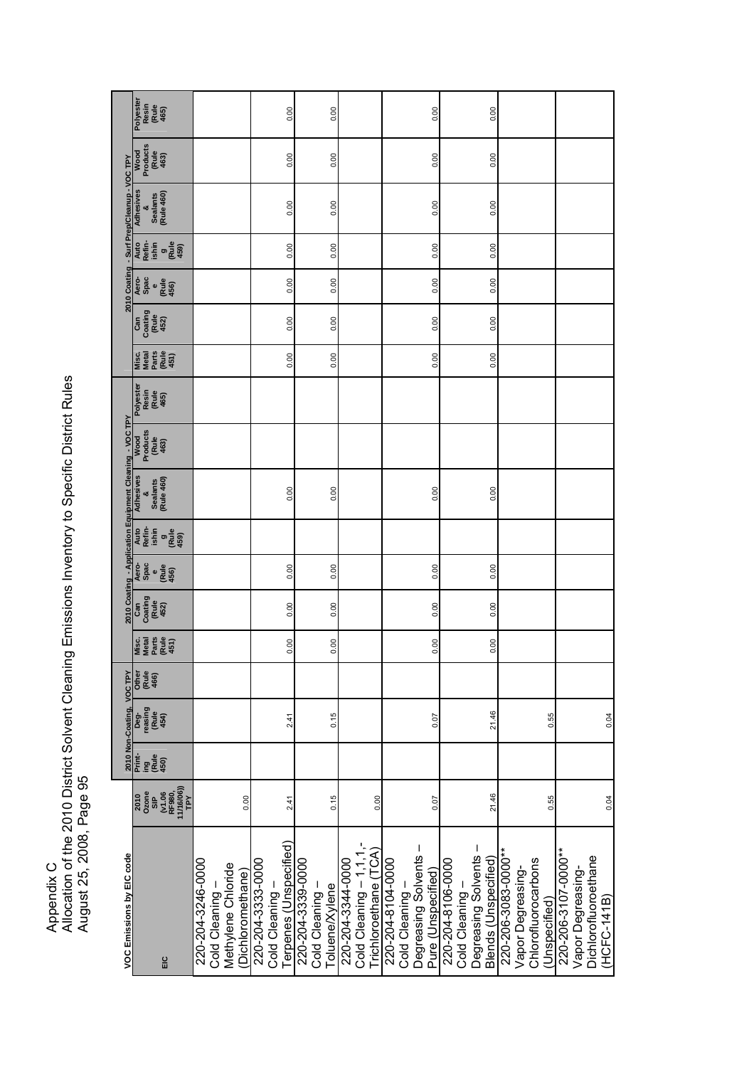Appendix C
Allocation of the 2010 District Solvent Cleaning Emissions Inventory to Specific District Rules
August 25, 2008, Page 95

| VOC Emissions by EIC code | | 2010 Non-Coating, VOC TPY | | | 2010 Coating - Application Equipment Cleaning - VOC TPY | | | | | | | 2010 Coating - Surf Prep/Cleanup - VOC TPY | | | | | | |
|---|---|---|---|---|---|---|---|---|---|---|---|---|---|---|---|---|---|---|
| EIC | 2010 Ozone SIP (v1.06 RF980, 11/16/06) TPY | Printing (Rule 450) | Degreasing (Rule 454) | Other (Rule 466) | Misc. Metal Parts (Rule 451) | Can Coating (Rule 452) | Aero-Space (Rule 456) | Auto Refinishing (Rule 459) | Adhesives & Sealants (Rule 460) | Wood Products (Rule 463) | Polyester Resin (Rule 465) | Misc. Metal Parts (Rule 451) | Can Coating (Rule 452) | Aero-Space (Rule 456) | Auto Refinishing (Rule 459) | Adhesives & Sealants (Rule 460) | Wood Products (Rule 463) | Polyester Resin (Rule 465) |
| 220-204-3246-0000 Cold Cleaning – Methylene Chloride (Dichloromethane) | 0.00 | | | | | | | | | | | | | | | | | |
| 220-204-3333-0000 Cold Cleaning – Terpenes (Unspecified) | 2.41 | | 2.41 | | 0.00 | 0.00 | 0.00 | | 0.00 | | | | 0.00 | 0.00 | 0.00 | 0.00 | 0.00 | 0.00 |
| 220-204-3339-0000 Cold Cleaning – Toluene/Xylene | 0.15 | | 0.15 | | 0.00 | 0.00 | 0.00 | | 0.00 | | | 0.00 | 0.00 | 0.00 | 0.00 | 0.00 | 0.00 | 0.00 |
| 220-204-3344-0000 Cold Cleaning – 1,1,1,-Trichloroethane (TCA) | 0.00 | | | | | | | | | | | | | | | | | |
| 220-204-8104-0000 Cold Cleaning – Degreasing Solvents – Pure (Unspecified) | 0.07 | | 0.07 | | 0.00 | 0.00 | 0.00 | | 0.00 | | | 0.00 | 0.00 | 0.00 | 0.00 | 0.00 | 0.00 | 0.00 |
| 220-204-8106-0000 Cold Cleaning – Degreasing Solvents – Blends (Unspecified) | 21.46 | | 21.46 | | 0.00 | 0.00 | 0.00 | | 0.00 | | | 0.00 | 0.00 | 0.00 | 0.00 | 0.00 | 0.00 | 0.00 |
| 220-206-3083-0000** Vapor Degreasing-Chlorofluorocarbons (Unspecified) | 0.55 | | 0.55 | | | | | | | | | | | | | | | |
| 220-206-3107-0000** Vapor Degreasing-Dichlorofluoroethane (HCFC-141B) | 0.04 | | 0.04 | | | | | | | | | | | | | | | |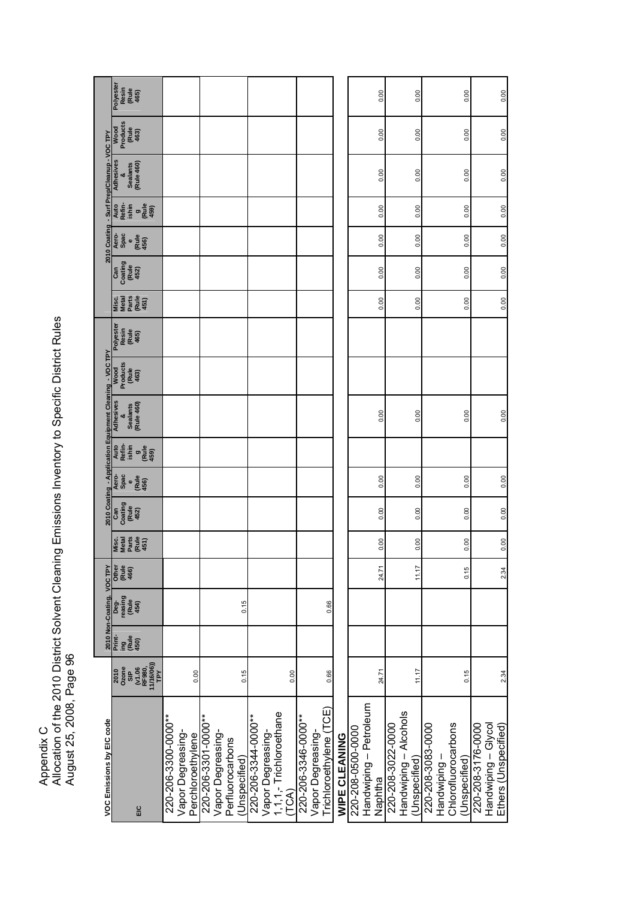Appendix C
Allocation of the 2010 District Solvent Cleaning Emissions Inventory to Specific District Rules
August 25, 2008

| VOC Emissions by EIC code | | 2010 Non-Coating, VOC TPY | | | 2010 Coating - Application Equipment Cleaning - VOC TPY | | | | | | | 2010 Coating - Surf Prep/Cleanup - VOC TPY | | | | | | |
|---|---|---|---|---|---|---|---|---|---|---|---|---|---|---|---|---|---|---|
| EIC | 2010 Ozone SIP (v1.06 RF980, 11/16/06) TPY | Printing (Rule 450) | Degreasing (Rule 454) | Other (Rule 466) | Misc. Metal Parts (Rule 451) | Can Coating (Rule 452) | Aerospace (Rule 456) | Auto Refinishing (Rule 459) | Adhesives & Sealants (Rule 460) | Wood Products (Rule 463) | Polyester Resin (Rule 465) | Misc. Metal Parts (Rule 451) | Can Coating (Rule 452) | Aerospace (Rule 456) | Auto Refinishing (Rule 459) | Adhesives & Sealants (Rule 460) | Wood Products (Rule 463) | Polyester Resin (Rule 465) |
| 220-206-3300-0000** Vapor Degreasing-Perchloroethylene | 0.00 | | | | | | | | | | | | | | | | | |
| 220-206-3301-0000** Vapor Degreasing-Perfluorocarbons (Unspecified) | 0.15 | | 0.15 | | | | | | | | | | | | | | | |
| 220-206-3344-0000** Vapor Degreasing-1,1,1,- Trichloroethane (TCA) | 0.00 | | | | | | | | | | | | | | | | | |
| 220-206-3346-0000** Vapor Degreasing-Trichloroethylene (TCE) | 0.66 | | 0.66 | | | | | | | | | | | | | | | |
| **WIPE CLEANING** | | | | | | | | | | | | | | | | | | |
| 220-208-0500-0000 Handwiping – Petroleum Naphtha | 24.71 | | | 24.71 | 0.00 | 0.00 | 0.00 | | 0.00 | | | 0.00 | 0.00 | 0.00 | 0.00 | 0.00 | 0.00 | 0.00 |
| 220-208-3022-0000 Handwiping – Alcohols (Unspecified) | 11.17 | | | 11.17 | 0.00 | 0.00 | 0.00 | | 0.00 | | | 0.00 | 0.00 | 0.00 | 0.00 | 0.00 | 0.00 | 0.00 |
| 220-208-3083-0000 Handwiping – Chlorofluorocarbons (Unspecified) | 0.15 | | | 0.15 | 0.00 | 0.00 | 0.00 | | 0.00 | | | 0.00 | 0.00 | 0.00 | 0.00 | 0.00 | 0.00 | 0.00 |
| 220-208-3176-0000 Handwiping – Glycol Ethers (Unspecified) | 2.34 | | | 2.34 | 0.00 | 0.00 | 0.00 | | 0.00 | | | 0.00 | 0.00 | 0.00 | 0.00 | 0.00 | 0.00 | 0.00 |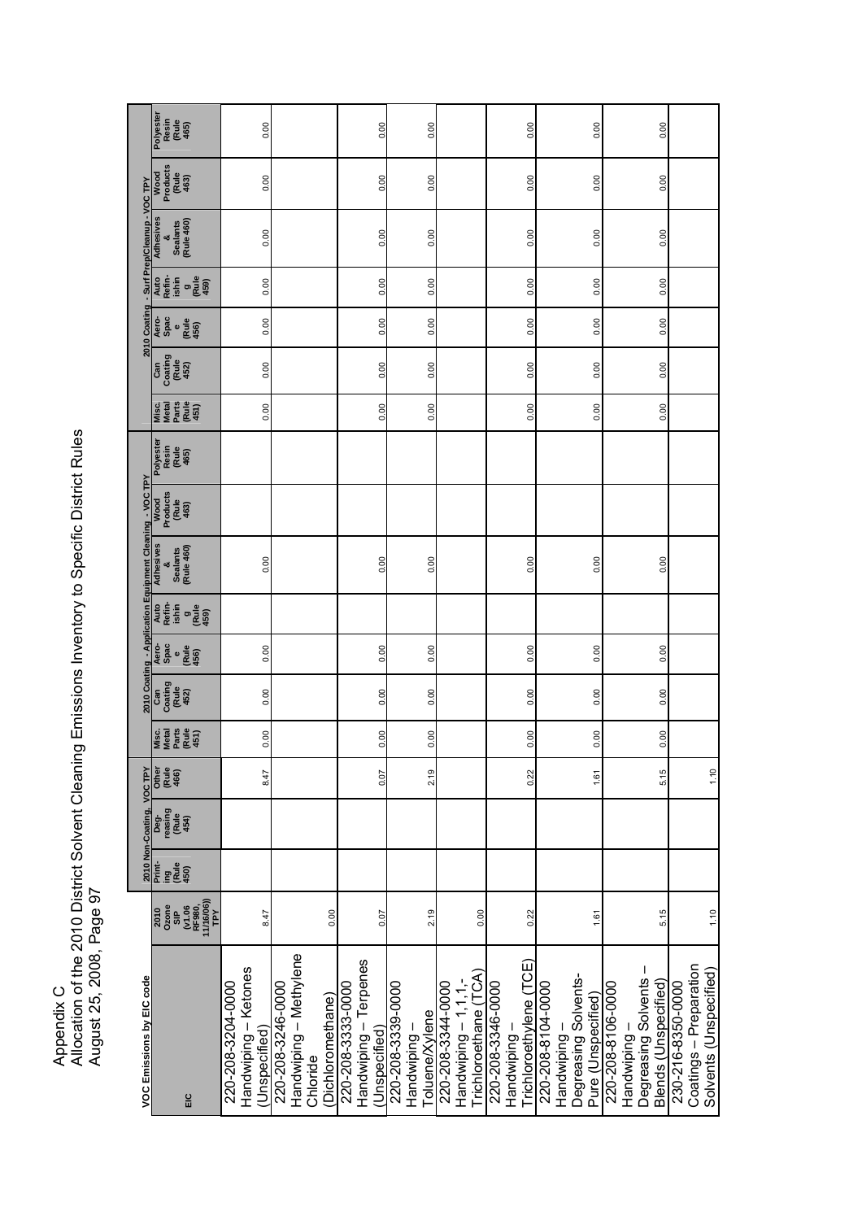Appendix C
Allocation of the 2010 District Solvent Cleaning Emissions Inventory to Specific District Rules
August 25, 2008, Page 97

| VOC Emissions by EIC code | | 2010 Non-Coating, VOC TPY | | | 2010 Coating - Application Equipment Cleaning - VOC TPY | | | | | | | 2010 Coating - Surf Prep/Cleanup - VOC TPY | | | | | | |
|---|---|---|---|---|---|---|---|---|---|---|---|---|---|---|---|---|---|---|
| EIC | 2010 Ozone SIP (v1.06 RF980, 11/16/06) TPY | Printing (Rule 450) | Degreasing (Rule 454) | Other (Rule 466) | Misc. Metal Parts (Rule 451) | Can Coating (Rule 452) | Aerospace (Rule 456) | Auto Refinishing (Rule 459) | Adhesives & Sealants (Rule 460) | Wood Products (Rule 463) | Polyester Resin (Rule 465) | Misc. Metal Parts (Rule 451) | Can Coating (Rule 452) | Aerospace (Rule 456) | Auto Refinishing (Rule 459) | Adhesives & Sealants (Rule 460) | Wood Products (Rule 463) | Polyester Resin (Rule 465) |
| 220-208-3204-0000 Handwiping – Ketones (Unspecified) | 8.47 | | | 8.47 | 0.00 | 0.00 | 0.00 | | 0.00 | | | 0.00 | 0.00 | 0.00 | 0.00 | 0.00 | 0.00 | 0.00 |
| 220-208-3246-0000 Handwiping – Methylene Chloride (Dichloromethane) | 0.00 | | | | | | | | | | | | | | | | | |
| 220-208-3333-0000 Handwiping – Terpenes (Unspecified) | 0.07 | | | 0.07 | 0.00 | 0.00 | 0.00 | | 0.00 | | | 0.00 | 0.00 | 0.00 | 0.00 | 0.00 | 0.00 | 0.00 |
| 220-208-3339-0000 Handwiping – Toluene/Xylene | 2.19 | | | 2.19 | 0.00 | 0.00 | 0.00 | | 0.00 | | | 0.00 | 0.00 | 0.00 | 0.00 | 0.00 | 0.00 | 0.00 |
| 220-208-3344-0000 Handwiping – 1,1,1-Trichloroethane (TCA) | 0.00 | | | | | | | | | | | | | | | | | |
| 220-208-3346-0000 Handwiping – Trichloroethylene (TCE) | 0.22 | | | 0.22 | 0.00 | 0.00 | 0.00 | | 0.00 | | | 0.00 | 0.00 | 0.00 | 0.00 | 0.00 | 0.00 | 0.00 |
| 220-208-8104-0000 Handwiping – Degreasing Solvents-Pure (Unspecified) | 1.61 | | | 1.61 | 0.00 | 0.00 | 0.00 | | 0.00 | | | 0.00 | 0.00 | 0.00 | 0.00 | 0.00 | 0.00 | 0.00 |
| 220-208-8106-0000 Handwiping – Degreasing Solvents – Blends (Unspecified) | 5.15 | | | 5.15 | 0.00 | 0.00 | 0.00 | | 0.00 | | | 0.00 | 0.00 | 0.00 | 0.00 | 0.00 | 0.00 | 0.00 |
| 230-216-8350-0000 Coatings – Preparation Solvents (Unspecified) | 1.10 | | | 1.10 | | | | | | | | | | | | | | |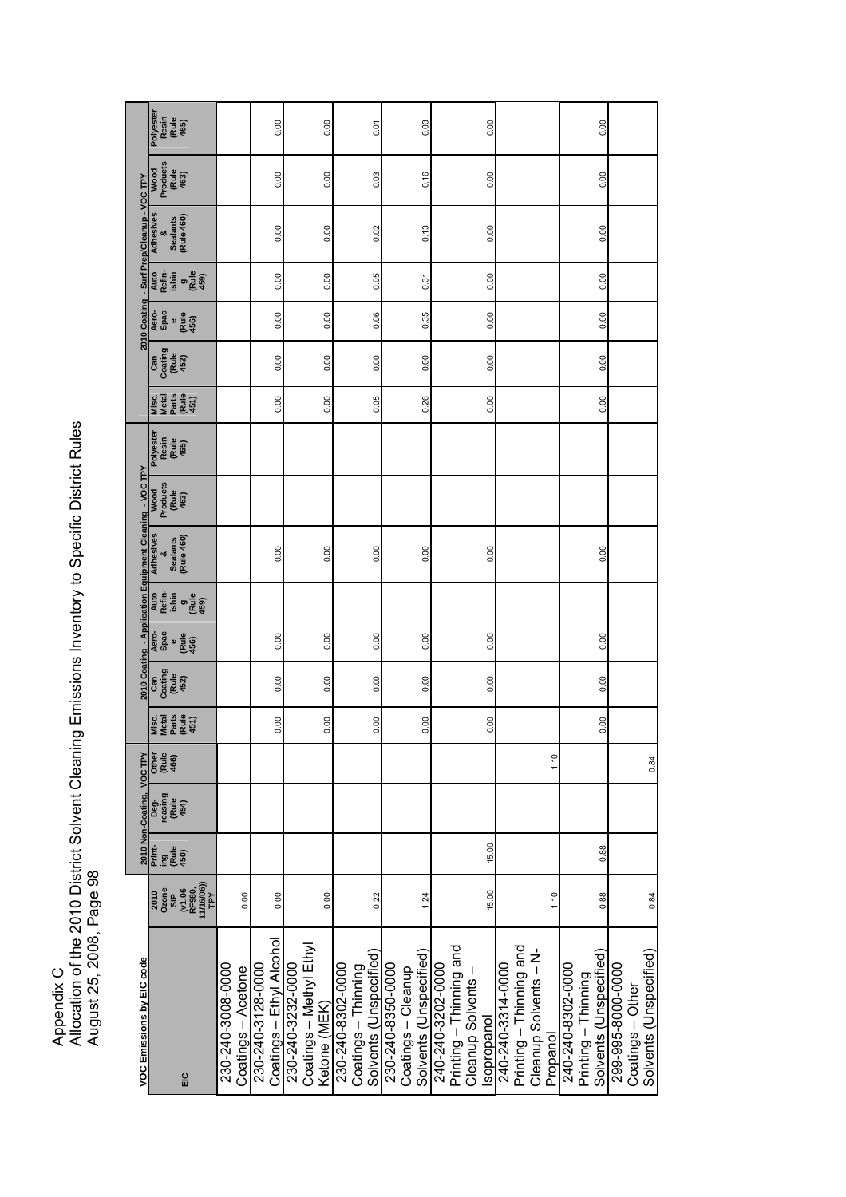Appendix C
Allocation of the 2010 District Solvent Cleaning Emissions Inventory to Specific District Rules
August 25, 2008, Page 98

| VOC Emissions by EIC code | | 2010 Non-Coating, VOC TPY | | | 2010 Coating - Application Equipment Cleaning - VOC TPY | | | | | | | 2010 Coating - Surf Prep/Cleanup - VOC TPY | | | | | | |
|---|---|---|---|---|---|---|---|---|---|---|---|---|---|---|---|---|---|---|
| EIC | 2010 Ozone SIP (v1.06 RF980, 11/16/06) TPY | Printing (Rule 450) | Degreasing (Rule 454) | Other (Rule 466) | Misc. Metal Parts (Rule 451) | Can Coating (Rule 452) | Aero-Space (Rule 456) | Auto Refinishing (Rule 459) | Adhesives & Sealants (Rule 460) | Wood Products (Rule 463) | Polyester Resin (Rule 465) | Misc. Metal Parts (Rule 451) | Can Coating (Rule 452) | Aero-Space (Rule 456) | Auto Refinishing (Rule 459) | Adhesives & Sealants (Rule 460) | Wood Products (Rule 463) | Polyester Resin (Rule 465) |
| 230-240-3008-0000 Coatings – Acetone | 0.00 | | | | | | | | | | | | | | | | | |
| 230-240-3128-0000 Coatings – Ethyl Alcohol | 0.00 | | | | 0.00 | 0.00 | 0.00 | | 0.00 | | | 0.00 | 0.00 | 0.00 | 0.00 | 0.00 | 0.00 | 0.00 |
| 230-240-3232-0000 Coatings – Methyl Ethyl Ketone (MEK) | 0.00 | | | | 0.00 | 0.00 | 0.00 | | 0.00 | | | 0.00 | 0.00 | 0.00 | 0.00 | 0.00 | 0.00 | 0.00 |
| 230-240-8302-0000 Coatings – Thinning Solvents (Unspecified) | 0.22 | | | | 0.00 | 0.00 | 0.00 | | 0.00 | | | 0.05 | 0.00 | 0.06 | 0.05 | 0.02 | 0.03 | 0.01 |
| 230-240-8350-0000 Coatings – Cleanup Solvents (Unspecified) | 1.24 | | | | 0.00 | 0.00 | 0.00 | | 0.00 | | | 0.26 | 0.00 | 0.35 | 0.31 | 0.13 | 0.16 | 0.03 |
| 240-240-3202-0000 Printing – Thinning and Cleanup Solvents – Isopropanol | 15.00 | 15.00 | | | 0.00 | 0.00 | 0.00 | | 0.00 | | | 0.00 | 0.00 | 0.00 | 0.00 | 0.00 | 0.00 | 0.00 |
| 240-240-3314-0000 Printing – Thinning and Cleanup Solvents – N-Propanol | 1.10 | | | 1.10 | | | | | | | | | | | | | | |
| 240-240-8302-0000 Printing – Thinning Solvents (Unspecified) | 0.88 | 0.88 | | | 0.00 | 0.00 | 0.00 | | 0.00 | | | 0.00 | 0.00 | 0.00 | 0.00 | 0.00 | 0.00 | 0.00 |
| 299-995-8000-0000 Coatings – Other Solvents (Unspecified) | 0.84 | | | 0.84 | | | | | | | | | | | | | | |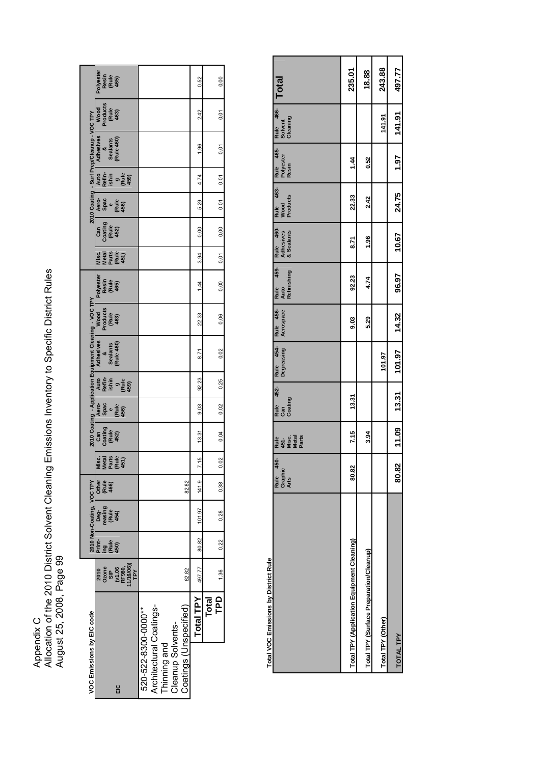Appendix C
Allocation of the 2010 District Solvent Cleaning Emissions Inventory to Specific District Rules
August 25, 2008, Page 99

**VOC Emissions by EIC code**

| EIC | 2010 Ozone SIP (v1.06 RF980, 11/16/06)) TPY | 2010 Non-Coating, VOC TPY | | | 2010 Coating - Application Equipment Cleaning - VOC TPY | | | | | | | 2010 Coating - Surf Prep/Cleanup - VOC TPY | | | | | | |
|---|---|---|---|---|---|---|---|---|---|---|---|---|---|---|---|---|---|---|
| | | Printing (Rule 450) | Degreasing (Rule 454) | Other (Rule 466) | Misc. Metal Parts (Rule 451) | Can Coating (Rule 452) | Aerospace (Rule 456) | Auto Refinishing (Rule 459) | Adhesives & Sealants (Rule 460) | Wood Products (Rule 463) | Polyester Resin (Rule 465) | Misc. Metal Parts (Rule 451) | Can Coating (Rule 452) | Aerospace (Rule 456) | Auto Refinishing (Rule 459) | Adhesives & Sealants (Rule 460) | Wood Products (Rule 463) | Polyester Resin (Rule 465) |
| 520-522-8300-0000** Architectural Coatings-Thinning and Cleanup Solvents-Coatings (Unspecified) | 82.82 | | | 82.82 | | | | | | | | | | | | | | |
| **Total TPY** | 497.77 | 80.82 | 101.97 | 141.9 | 7.15 | 13.31 | 9.03 | 92.23 | 8.71 | 22.33 | 1.44 | 3.94 | 0.00 | 5.29 | 4.74 | 1.96 | 2.42 | 0.52 |
| **Total TPD** | 1.36 | 0.22 | 0.28 | 0.38 | 0.02 | 0.04 | 0.02 | 0.25 | 0.02 | 0.06 | 0.00 | 0.01 | 0.00 | 0.01 | 0.01 | 0.01 | 0.01 | 0.00 |

**Total VOC Emissions by District Rule**

| | Rule 450-Graphic Arts | Rule 451-Misc. Metal Parts | Rule 452-Can Coating | Rule 454-Degreasing | Rule 456-Aerospace | Rule 459-Auto Refinishing | Rule 460-Adhesives & Sealants | Rule 463-Wood Products | Rule 465-Polyester Resin | Rule 466-Solvent Cleaning | Total |
|---|---|---|---|---|---|---|---|---|---|---|---|
| Total TPY (Application Equipment Cleaning) | 80.82 | 7.15 | 13.31 | | 9.03 | 92.23 | 8.71 | 22.33 | 1.44 | | 235.01 |
| Total TPY (Surface Preparation/Cleanup) | | 3.94 | | | 5.29 | 4.74 | 1.96 | 2.42 | 0.52 | | 18.88 |
| Total TPY (Other) | | | | 101.97 | | | | | | 141.91 | 243.88 |
| **TOTAL TPY** | **80.82** | **11.09** | **13.31** | **101.97** | **14.32** | **96.97** | **10.67** | **24.75** | **1.97** | **141.91** | **497.77** |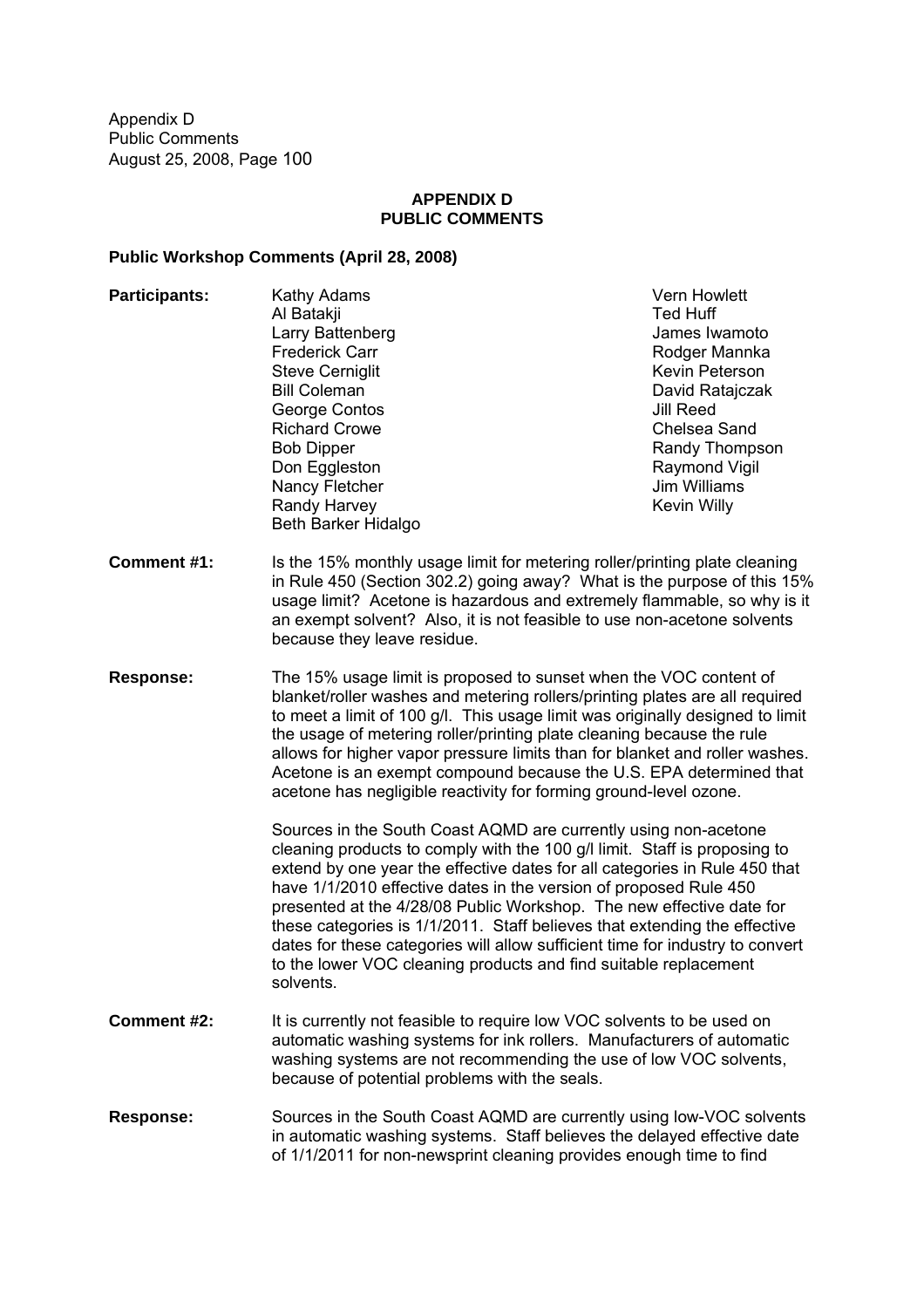# APPENDIX D
# PUBLIC COMMENTS

## Public Workshop Comments (April 28, 2008)

**Participants:**

Kathy Adams
Al Batakji
Larry Battenberg
Frederick Carr
Steve Cerniglit
Bill Coleman
George Contos
Richard Crowe
Bob Dipper
Don Eggleston
Nancy Fletcher
Randy Harvey
Beth Barker Hidalgo
Vern Howlett
Ted Huff
James Iwamoto
Rodger Mannka
Kevin Peterson
David Ratajczak
Jill Reed
Chelsea Sand
Randy Thompson
Raymond Vigil
Jim Williams
Kevin Willy

**Comment #1:** Is the 15% monthly usage limit for metering roller/printing plate cleaning in Rule 450 (Section 302.2) going away? What is the purpose of this 15% usage limit? Acetone is hazardous and extremely flammable, so why is it an exempt solvent? Also, it is not feasible to use non-acetone solvents because they leave residue.

**Response:** The 15% usage limit is proposed to sunset when the VOC content of blanket/roller washes and metering rollers/printing plates are all required to meet a limit of 100 g/l. This usage limit was originally designed to limit the usage of metering roller/printing plate cleaning because the rule allows for higher vapor pressure limits than for blanket and roller washes. Acetone is an exempt compound because the U.S. EPA determined that acetone has negligible reactivity for forming ground-level ozone.

Sources in the South Coast AQMD are currently using non-acetone cleaning products to comply with the 100 g/l limit. Staff is proposing to extend by one year the effective dates for all categories in Rule 450 that have 1/1/2010 effective dates in the version of proposed Rule 450 presented at the 4/28/08 Public Workshop. The new effective date for these categories is 1/1/2011. Staff believes that extending the effective dates for these categories will allow sufficient time for industry to convert to the lower VOC cleaning products and find suitable replacement solvents.

**Comment #2:** It is currently not feasible to require low VOC solvents to be used on automatic washing systems for ink rollers. Manufacturers of automatic washing systems are not recommending the use of low VOC solvents, because of potential problems with the seals.

**Response:** Sources in the South Coast AQMD are currently using low-VOC solvents in automatic washing systems. Staff believes the delayed effective date of 1/1/2011 for non-newsprint cleaning provides enough time to find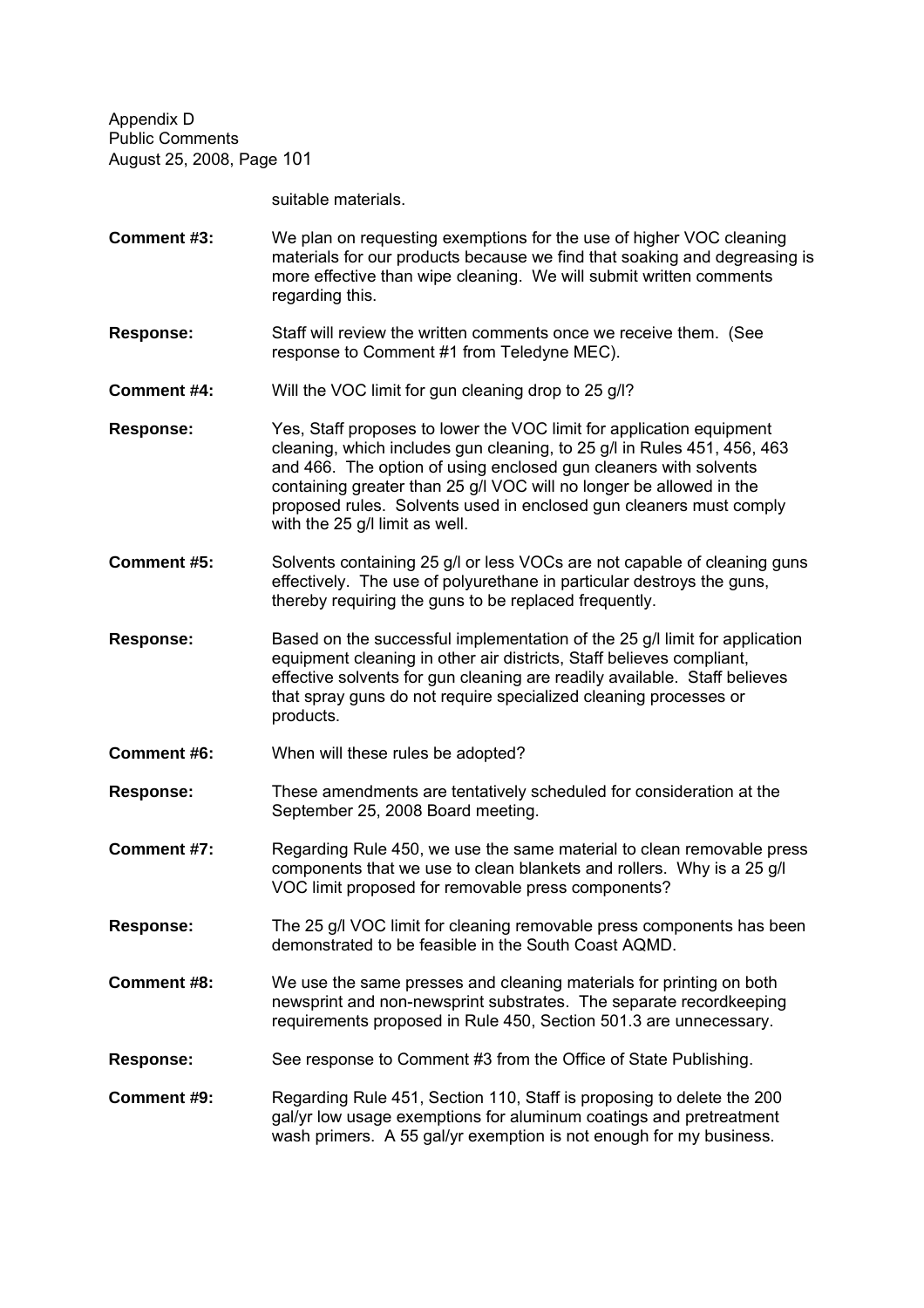suitable materials.

**Comment #3:** We plan on requesting exemptions for the use of higher VOC cleaning materials for our products because we find that soaking and degreasing is more effective than wipe cleaning. We will submit written comments regarding this.

**Response:** Staff will review the written comments once we receive them. (See response to Comment #1 from Teledyne MEC).

**Comment #4:** Will the VOC limit for gun cleaning drop to 25 g/l?

**Response:** Yes, Staff proposes to lower the VOC limit for application equipment cleaning, which includes gun cleaning, to 25 g/l in Rules 451, 456, 463 and 466. The option of using enclosed gun cleaners with solvents containing greater than 25 g/l VOC will no longer be allowed in the proposed rules. Solvents used in enclosed gun cleaners must comply with the 25 g/l limit as well.

**Comment #5:** Solvents containing 25 g/l or less VOCs are not capable of cleaning guns effectively. The use of polyurethane in particular destroys the guns, thereby requiring the guns to be replaced frequently.

**Response:** Based on the successful implementation of the 25 g/l limit for application equipment cleaning in other air districts, Staff believes compliant, effective solvents for gun cleaning are readily available. Staff believes that spray guns do not require specialized cleaning processes or products.

**Comment #6:** When will these rules be adopted?

**Response:** These amendments are tentatively scheduled for consideration at the September 25, 2008 Board meeting.

**Comment #7:** Regarding Rule 450, we use the same material to clean removable press components that we use to clean blankets and rollers. Why is a 25 g/l VOC limit proposed for removable press components?

**Response:** The 25 g/l VOC limit for cleaning removable press components has been demonstrated to be feasible in the South Coast AQMD.

**Comment #8:** We use the same presses and cleaning materials for printing on both newsprint and non-newsprint substrates. The separate recordkeeping requirements proposed in Rule 450, Section 501.3 are unnecessary.

**Response:** See response to Comment #3 from the Office of State Publishing.

**Comment #9:** Regarding Rule 451, Section 110, Staff is proposing to delete the 200 gal/yr low usage exemptions for aluminum coatings and pretreatment wash primers. A 55 gal/yr exemption is not enough for my business.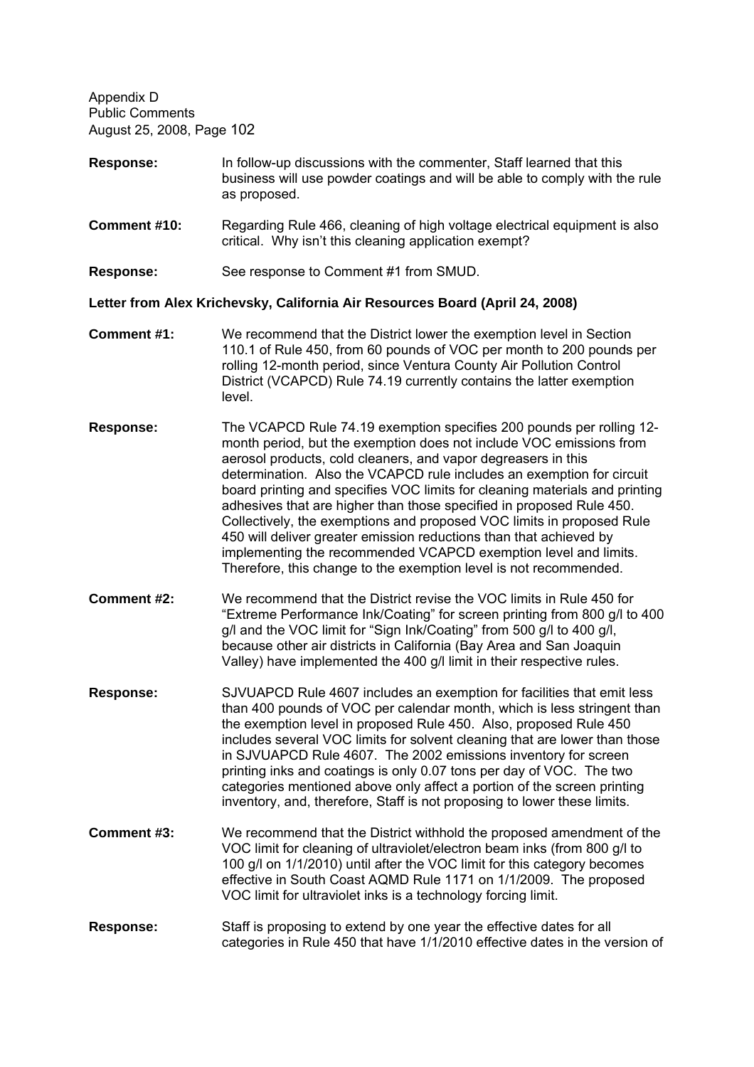**Response:** In follow-up discussions with the commenter, Staff learned that this business will use powder coatings and will be able to comply with the rule as proposed.

**Comment #10:** Regarding Rule 466, cleaning of high voltage electrical equipment is also critical. Why isn't this cleaning application exempt?

**Response:** See response to Comment #1 from SMUD.

**Letter from Alex Krichevsky, California Air Resources Board (April 24, 2008)**

**Comment #1:** We recommend that the District lower the exemption level in Section 110.1 of Rule 450, from 60 pounds of VOC per month to 200 pounds per rolling 12-month period, since Ventura County Air Pollution Control District (VCAPCD) Rule 74.19 currently contains the latter exemption level.

**Response:** The VCAPCD Rule 74.19 exemption specifies 200 pounds per rolling 12-month period, but the exemption does not include VOC emissions from aerosol products, cold cleaners, and vapor degreasers in this determination. Also the VCAPCD rule includes an exemption for circuit board printing and specifies VOC limits for cleaning materials and printing adhesives that are higher than those specified in proposed Rule 450. Collectively, the exemptions and proposed VOC limits in proposed Rule 450 will deliver greater emission reductions than that achieved by implementing the recommended VCAPCD exemption level and limits. Therefore, this change to the exemption level is not recommended.

**Comment #2:** We recommend that the District revise the VOC limits in Rule 450 for "Extreme Performance Ink/Coating" for screen printing from 800 g/l to 400 g/l and the VOC limit for "Sign Ink/Coating" from 500 g/l to 400 g/l, because other air districts in California (Bay Area and San Joaquin Valley) have implemented the 400 g/l limit in their respective rules.

**Response:** SJVUAPCD Rule 4607 includes an exemption for facilities that emit less than 400 pounds of VOC per calendar month, which is less stringent than the exemption level in proposed Rule 450. Also, proposed Rule 450 includes several VOC limits for solvent cleaning that are lower than those in SJVUAPCD Rule 4607. The 2002 emissions inventory for screen printing inks and coatings is only 0.07 tons per day of VOC. The two categories mentioned above only affect a portion of the screen printing inventory, and, therefore, Staff is not proposing to lower these limits.

**Comment #3:** We recommend that the District withhold the proposed amendment of the VOC limit for cleaning of ultraviolet/electron beam inks (from 800 g/l to 100 g/l on 1/1/2010) until after the VOC limit for this category becomes effective in South Coast AQMD Rule 1171 on 1/1/2009. The proposed VOC limit for ultraviolet inks is a technology forcing limit.

**Response:** Staff is proposing to extend by one year the effective dates for all categories in Rule 450 that have 1/1/2010 effective dates in the version of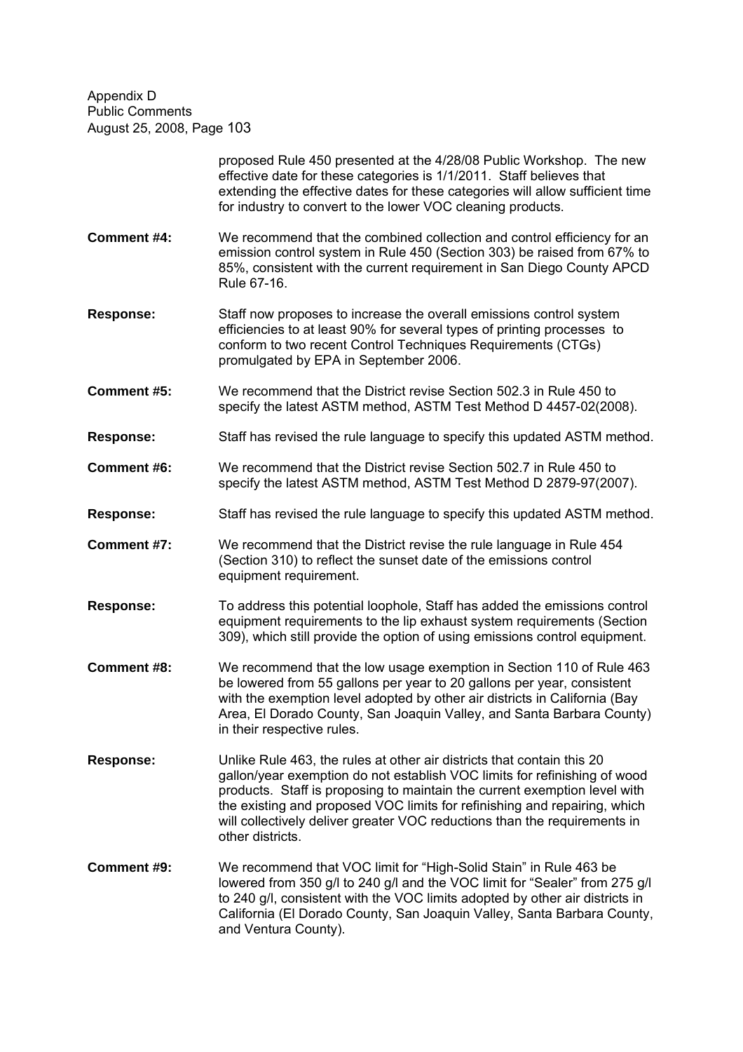proposed Rule 450 presented at the 4/28/08 Public Workshop. The new effective date for these categories is 1/1/2011. Staff believes that extending the effective dates for these categories will allow sufficient time for industry to convert to the lower VOC cleaning products.

**Comment #4:** We recommend that the combined collection and control efficiency for an emission control system in Rule 450 (Section 303) be raised from 67% to 85%, consistent with the current requirement in San Diego County APCD Rule 67-16.

**Response:** Staff now proposes to increase the overall emissions control system efficiencies to at least 90% for several types of printing processes to conform to two recent Control Techniques Requirements (CTGs) promulgated by EPA in September 2006.

**Comment #5:** We recommend that the District revise Section 502.3 in Rule 450 to specify the latest ASTM method, ASTM Test Method D 4457-02(2008).

**Response:** Staff has revised the rule language to specify this updated ASTM method.

**Comment #6:** We recommend that the District revise Section 502.7 in Rule 450 to specify the latest ASTM method, ASTM Test Method D 2879-97(2007).

**Response:** Staff has revised the rule language to specify this updated ASTM method.

**Comment #7:** We recommend that the District revise the rule language in Rule 454 (Section 310) to reflect the sunset date of the emissions control equipment requirement.

**Response:** To address this potential loophole, Staff has added the emissions control equipment requirements to the lip exhaust system requirements (Section 309), which still provide the option of using emissions control equipment.

**Comment #8:** We recommend that the low usage exemption in Section 110 of Rule 463 be lowered from 55 gallons per year to 20 gallons per year, consistent with the exemption level adopted by other air districts in California (Bay Area, El Dorado County, San Joaquin Valley, and Santa Barbara County) in their respective rules.

**Response:** Unlike Rule 463, the rules at other air districts that contain this 20 gallon/year exemption do not establish VOC limits for refinishing of wood products. Staff is proposing to maintain the current exemption level with the existing and proposed VOC limits for refinishing and repairing, which will collectively deliver greater VOC reductions than the requirements in other districts.

**Comment #9:** We recommend that VOC limit for "High-Solid Stain" in Rule 463 be lowered from 350 g/l to 240 g/l and the VOC limit for "Sealer" from 275 g/l to 240 g/l, consistent with the VOC limits adopted by other air districts in California (El Dorado County, San Joaquin Valley, Santa Barbara County, and Ventura County).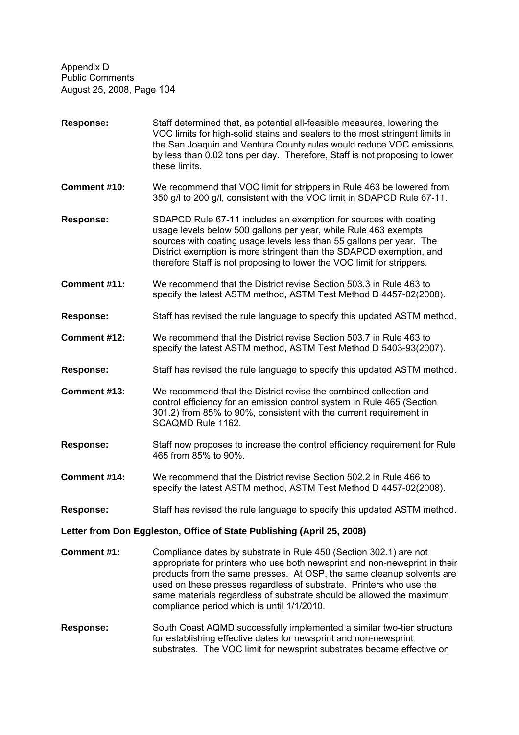**Response:** Staff determined that, as potential all-feasible measures, lowering the VOC limits for high-solid stains and sealers to the most stringent limits in the San Joaquin and Ventura County rules would reduce VOC emissions by less than 0.02 tons per day. Therefore, Staff is not proposing to lower these limits.

**Comment #10:** We recommend that VOC limit for strippers in Rule 463 be lowered from 350 g/l to 200 g/l, consistent with the VOC limit in SDAPCD Rule 67-11.

**Response:** SDAPCD Rule 67-11 includes an exemption for sources with coating usage levels below 500 gallons per year, while Rule 463 exempts sources with coating usage levels less than 55 gallons per year. The District exemption is more stringent than the SDAPCD exemption, and therefore Staff is not proposing to lower the VOC limit for strippers.

**Comment #11:** We recommend that the District revise Section 503.3 in Rule 463 to specify the latest ASTM method, ASTM Test Method D 4457-02(2008).

**Response:** Staff has revised the rule language to specify this updated ASTM method.

**Comment #12:** We recommend that the District revise Section 503.7 in Rule 463 to specify the latest ASTM method, ASTM Test Method D 5403-93(2007).

**Response:** Staff has revised the rule language to specify this updated ASTM method.

**Comment #13:** We recommend that the District revise the combined collection and control efficiency for an emission control system in Rule 465 (Section 301.2) from 85% to 90%, consistent with the current requirement in SCAQMD Rule 1162.

**Response:** Staff now proposes to increase the control efficiency requirement for Rule 465 from 85% to 90%.

**Comment #14:** We recommend that the District revise Section 502.2 in Rule 466 to specify the latest ASTM method, ASTM Test Method D 4457-02(2008).

**Response:** Staff has revised the rule language to specify this updated ASTM method.

**Letter from Don Eggleston, Office of State Publishing (April 25, 2008)**

**Comment #1:** Compliance dates by substrate in Rule 450 (Section 302.1) are not appropriate for printers who use both newsprint and non-newsprint in their products from the same presses. At OSP, the same cleanup solvents are used on these presses regardless of substrate. Printers who use the same materials regardless of substrate should be allowed the maximum compliance period which is until 1/1/2010.

**Response:** South Coast AQMD successfully implemented a similar two-tier structure for establishing effective dates for newsprint and non-newsprint substrates. The VOC limit for newsprint substrates became effective on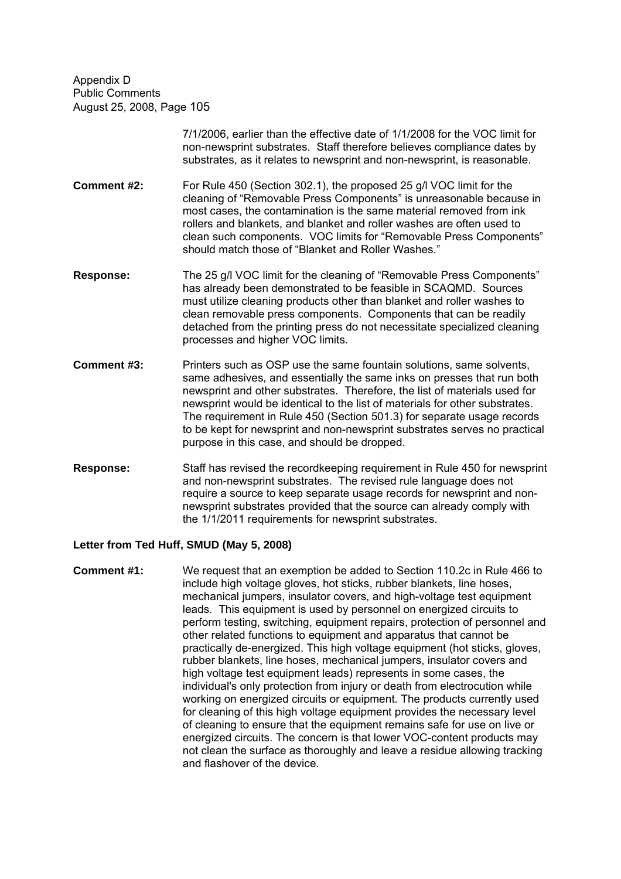7/1/2006, earlier than the effective date of 1/1/2008 for the VOC limit for non-newsprint substrates. Staff therefore believes compliance dates by substrates, as it relates to newsprint and non-newsprint, is reasonable.

**Comment #2:** For Rule 450 (Section 302.1), the proposed 25 g/l VOC limit for the cleaning of "Removable Press Components" is unreasonable because in most cases, the contamination is the same material removed from ink rollers and blankets, and blanket and roller washes are often used to clean such components. VOC limits for "Removable Press Components" should match those of "Blanket and Roller Washes."

**Response:** The 25 g/l VOC limit for the cleaning of "Removable Press Components" has already been demonstrated to be feasible in SCAQMD. Sources must utilize cleaning products other than blanket and roller washes to clean removable press components. Components that can be readily detached from the printing press do not necessitate specialized cleaning processes and higher VOC limits.

**Comment #3:** Printers such as OSP use the same fountain solutions, same solvents, same adhesives, and essentially the same inks on presses that run both newsprint and other substrates. Therefore, the list of materials used for newsprint would be identical to the list of materials for other substrates. The requirement in Rule 450 (Section 501.3) for separate usage records to be kept for newsprint and non-newsprint substrates serves no practical purpose in this case, and should be dropped.

**Response:** Staff has revised the recordkeeping requirement in Rule 450 for newsprint and non-newsprint substrates. The revised rule language does not require a source to keep separate usage records for newsprint and non-newsprint substrates provided that the source can already comply with the 1/1/2011 requirements for newsprint substrates.

**Letter from Ted Huff, SMUD (May 5, 2008)**

**Comment #1:** We request that an exemption be added to Section 110.2c in Rule 466 to include high voltage gloves, hot sticks, rubber blankets, line hoses, mechanical jumpers, insulator covers, and high-voltage test equipment leads. This equipment is used by personnel on energized circuits to perform testing, switching, equipment repairs, protection of personnel and other related functions to equipment and apparatus that cannot be practically de-energized. This high voltage equipment (hot sticks, gloves, rubber blankets, line hoses, mechanical jumpers, insulator covers and high voltage test equipment leads) represents in some cases, the individual's only protection from injury or death from electrocution while working on energized circuits or equipment. The products currently used for cleaning of this high voltage equipment provides the necessary level of cleaning to ensure that the equipment remains safe for use on live or energized circuits. The concern is that lower VOC-content products may not clean the surface as thoroughly and leave a residue allowing tracking and flashover of the device.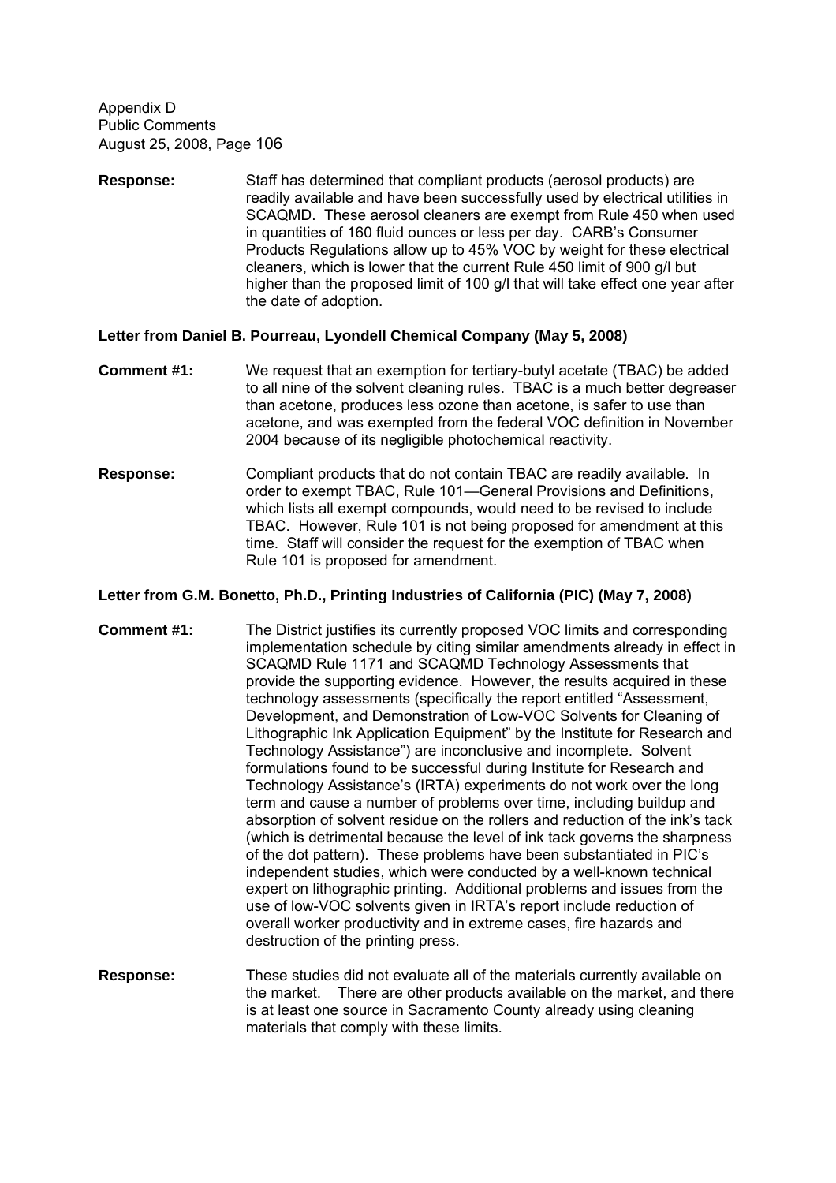**Response:** Staff has determined that compliant products (aerosol products) are readily available and have been successfully used by electrical utilities in SCAQMD. These aerosol cleaners are exempt from Rule 450 when used in quantities of 160 fluid ounces or less per day. CARB's Consumer Products Regulations allow up to 45% VOC by weight for these electrical cleaners, which is lower that the current Rule 450 limit of 900 g/l but higher than the proposed limit of 100 g/l that will take effect one year after the date of adoption.

**Letter from Daniel B. Pourreau, Lyondell Chemical Company (May 5, 2008)**

**Comment #1:** We request that an exemption for tertiary-butyl acetate (TBAC) be added to all nine of the solvent cleaning rules. TBAC is a much better degreaser than acetone, produces less ozone than acetone, is safer to use than acetone, and was exempted from the federal VOC definition in November 2004 because of its negligible photochemical reactivity.

**Response:** Compliant products that do not contain TBAC are readily available. In order to exempt TBAC, Rule 101—General Provisions and Definitions, which lists all exempt compounds, would need to be revised to include TBAC. However, Rule 101 is not being proposed for amendment at this time. Staff will consider the request for the exemption of TBAC when Rule 101 is proposed for amendment.

**Letter from G.M. Bonetto, Ph.D., Printing Industries of California (PIC) (May 7, 2008)**

**Comment #1:** The District justifies its currently proposed VOC limits and corresponding implementation schedule by citing similar amendments already in effect in SCAQMD Rule 1171 and SCAQMD Technology Assessments that provide the supporting evidence. However, the results acquired in these technology assessments (specifically the report entitled "Assessment, Development, and Demonstration of Low-VOC Solvents for Cleaning of Lithographic Ink Application Equipment" by the Institute for Research and Technology Assistance") are inconclusive and incomplete. Solvent formulations found to be successful during Institute for Research and Technology Assistance's (IRTA) experiments do not work over the long term and cause a number of problems over time, including buildup and absorption of solvent residue on the rollers and reduction of the ink's tack (which is detrimental because the level of ink tack governs the sharpness of the dot pattern). These problems have been substantiated in PIC's independent studies, which were conducted by a well-known technical expert on lithographic printing. Additional problems and issues from the use of low-VOC solvents given in IRTA's report include reduction of overall worker productivity and in extreme cases, fire hazards and destruction of the printing press.

**Response:** These studies did not evaluate all of the materials currently available on the market. There are other products available on the market, and there is at least one source in Sacramento County already using cleaning materials that comply with these limits.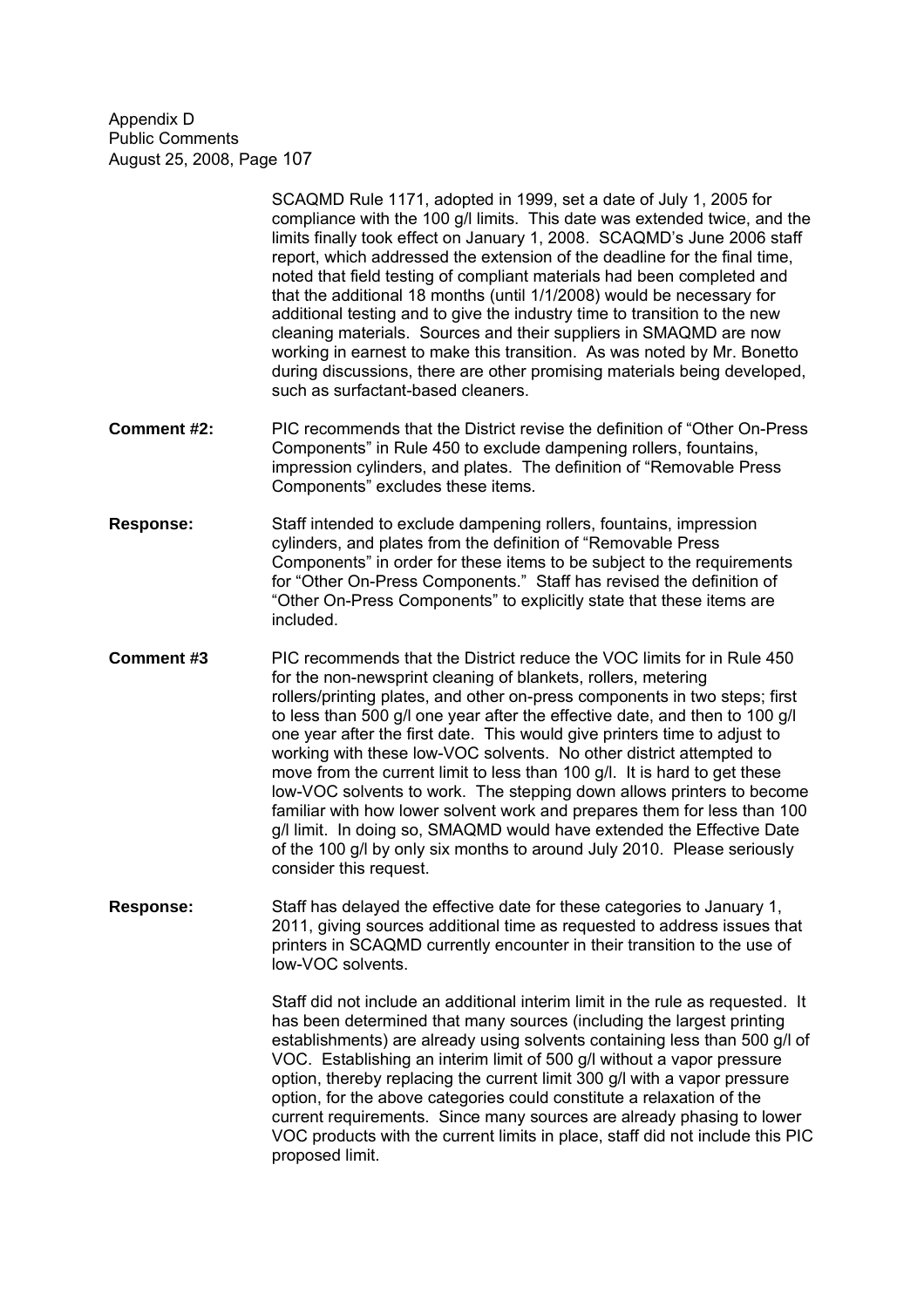SCAQMD Rule 1171, adopted in 1999, set a date of July 1, 2005 for compliance with the 100 g/l limits. This date was extended twice, and the limits finally took effect on January 1, 2008. SCAQMD's June 2006 staff report, which addressed the extension of the deadline for the final time, noted that field testing of compliant materials had been completed and that the additional 18 months (until 1/1/2008) would be necessary for additional testing and to give the industry time to transition to the new cleaning materials. Sources and their suppliers in SMAQMD are now working in earnest to make this transition. As was noted by Mr. Bonetto during discussions, there are other promising materials being developed, such as surfactant-based cleaners.

**Comment #2:** PIC recommends that the District revise the definition of "Other On-Press Components" in Rule 450 to exclude dampening rollers, fountains, impression cylinders, and plates. The definition of "Removable Press Components" excludes these items.

**Response:** Staff intended to exclude dampening rollers, fountains, impression cylinders, and plates from the definition of "Removable Press Components" in order for these items to be subject to the requirements for "Other On-Press Components." Staff has revised the definition of "Other On-Press Components" to explicitly state that these items are included.

**Comment #3** PIC recommends that the District reduce the VOC limits for in Rule 450 for the non-newsprint cleaning of blankets, rollers, metering rollers/printing plates, and other on-press components in two steps; first to less than 500 g/l one year after the effective date, and then to 100 g/l one year after the first date. This would give printers time to adjust to working with these low-VOC solvents. No other district attempted to move from the current limit to less than 100 g/l. It is hard to get these low-VOC solvents to work. The stepping down allows printers to become familiar with how lower solvent work and prepares them for less than 100 g/l limit. In doing so, SMAQMD would have extended the Effective Date of the 100 g/l by only six months to around July 2010. Please seriously consider this request.

**Response:** Staff has delayed the effective date for these categories to January 1, 2011, giving sources additional time as requested to address issues that printers in SCAQMD currently encounter in their transition to the use of low-VOC solvents.

Staff did not include an additional interim limit in the rule as requested. It has been determined that many sources (including the largest printing establishments) are already using solvents containing less than 500 g/l of VOC. Establishing an interim limit of 500 g/l without a vapor pressure option, thereby replacing the current limit 300 g/l with a vapor pressure option, for the above categories could constitute a relaxation of the current requirements. Since many sources are already phasing to lower VOC products with the current limits in place, staff did not include this PIC proposed limit.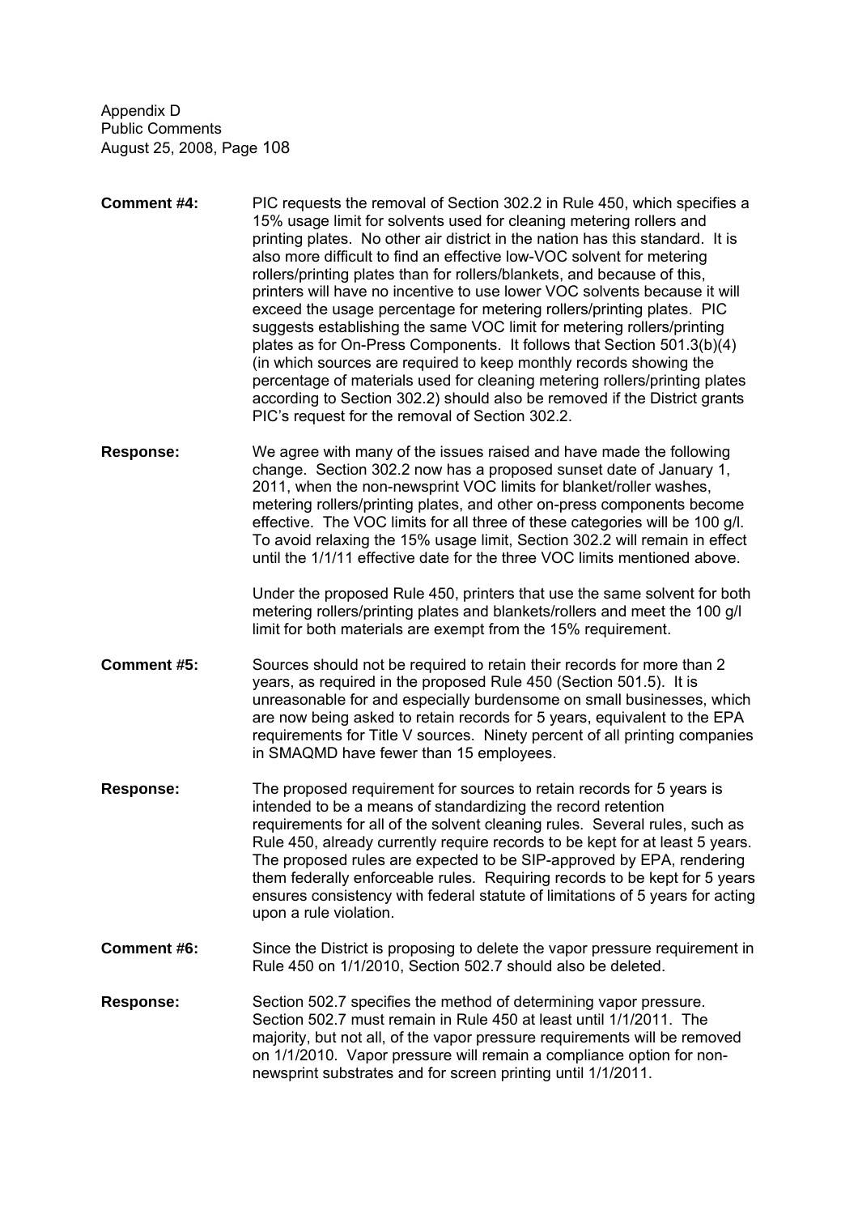**Comment #4:** PIC requests the removal of Section 302.2 in Rule 450, which specifies a 15% usage limit for solvents used for cleaning metering rollers and printing plates. No other air district in the nation has this standard. It is also more difficult to find an effective low-VOC solvent for metering rollers/printing plates than for rollers/blankets, and because of this, printers will have no incentive to use lower VOC solvents because it will exceed the usage percentage for metering rollers/printing plates. PIC suggests establishing the same VOC limit for metering rollers/printing plates as for On-Press Components. It follows that Section 501.3(b)(4) (in which sources are required to keep monthly records showing the percentage of materials used for cleaning metering rollers/printing plates according to Section 302.2) should also be removed if the District grants PIC's request for the removal of Section 302.2.

**Response:** We agree with many of the issues raised and have made the following change. Section 302.2 now has a proposed sunset date of January 1, 2011, when the non-newsprint VOC limits for blanket/roller washes, metering rollers/printing plates, and other on-press components become effective. The VOC limits for all three of these categories will be 100 g/l. To avoid relaxing the 15% usage limit, Section 302.2 will remain in effect until the 1/1/11 effective date for the three VOC limits mentioned above.

Under the proposed Rule 450, printers that use the same solvent for both metering rollers/printing plates and blankets/rollers and meet the 100 g/l limit for both materials are exempt from the 15% requirement.

**Comment #5:** Sources should not be required to retain their records for more than 2 years, as required in the proposed Rule 450 (Section 501.5). It is unreasonable for and especially burdensome on small businesses, which are now being asked to retain records for 5 years, equivalent to the EPA requirements for Title V sources. Ninety percent of all printing companies in SMAQMD have fewer than 15 employees.

**Response:** The proposed requirement for sources to retain records for 5 years is intended to be a means of standardizing the record retention requirements for all of the solvent cleaning rules. Several rules, such as Rule 450, already currently require records to be kept for at least 5 years. The proposed rules are expected to be SIP-approved by EPA, rendering them federally enforceable rules. Requiring records to be kept for 5 years ensures consistency with federal statute of limitations of 5 years for acting upon a rule violation.

**Comment #6:** Since the District is proposing to delete the vapor pressure requirement in Rule 450 on 1/1/2010, Section 502.7 should also be deleted.

**Response:** Section 502.7 specifies the method of determining vapor pressure. Section 502.7 must remain in Rule 450 at least until 1/1/2011. The majority, but not all, of the vapor pressure requirements will be removed on 1/1/2010. Vapor pressure will remain a compliance option for non-newsprint substrates and for screen printing until 1/1/2011.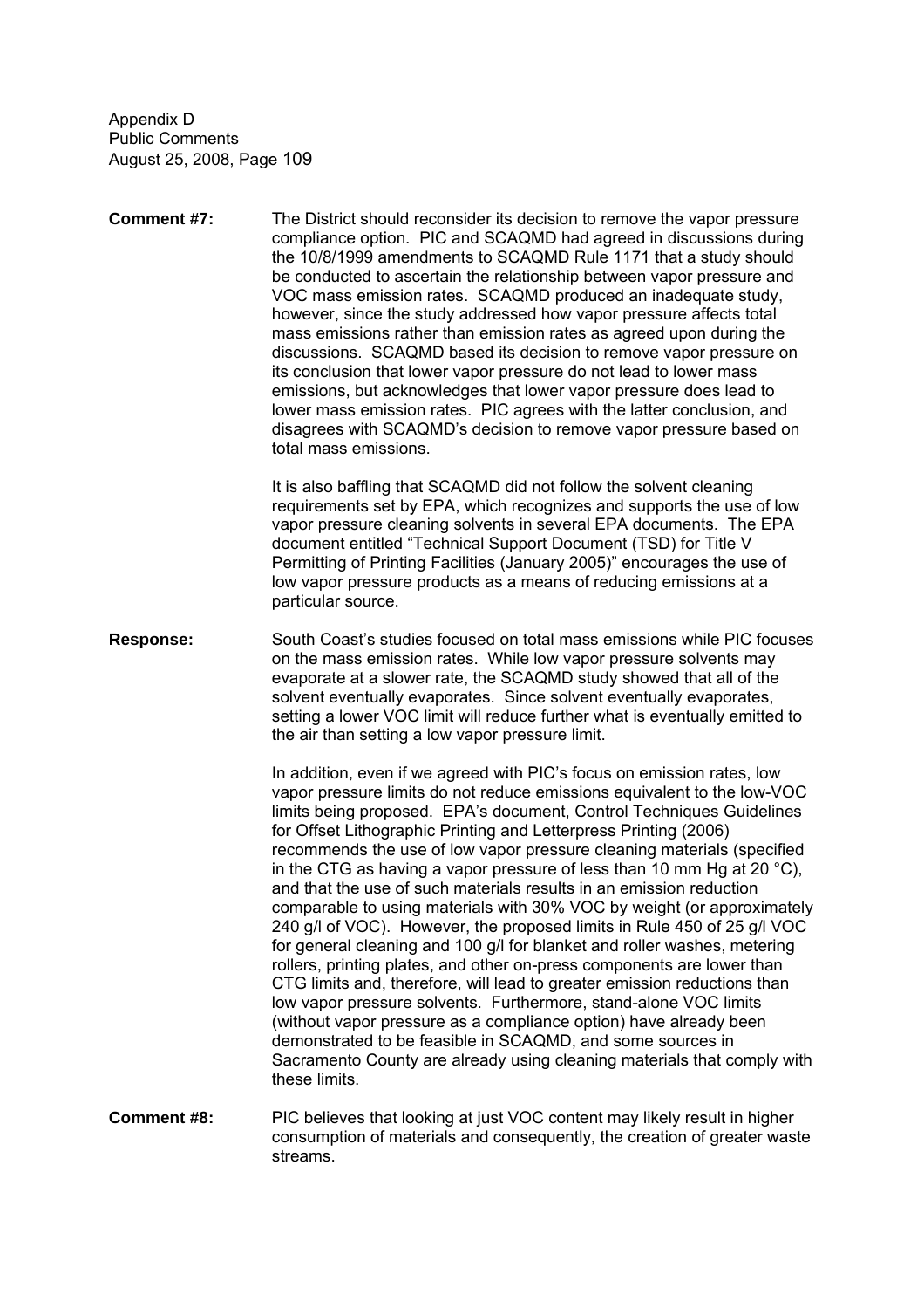**Comment #7:** The District should reconsider its decision to remove the vapor pressure compliance option. PIC and SCAQMD had agreed in discussions during the 10/8/1999 amendments to SCAQMD Rule 1171 that a study should be conducted to ascertain the relationship between vapor pressure and VOC mass emission rates. SCAQMD produced an inadequate study, however, since the study addressed how vapor pressure affects total mass emissions rather than emission rates as agreed upon during the discussions. SCAQMD based its decision to remove vapor pressure on its conclusion that lower vapor pressure do not lead to lower mass emissions, but acknowledges that lower vapor pressure does lead to lower mass emission rates. PIC agrees with the latter conclusion, and disagrees with SCAQMD's decision to remove vapor pressure based on total mass emissions.

It is also baffling that SCAQMD did not follow the solvent cleaning requirements set by EPA, which recognizes and supports the use of low vapor pressure cleaning solvents in several EPA documents. The EPA document entitled "Technical Support Document (TSD) for Title V Permitting of Printing Facilities (January 2005)" encourages the use of low vapor pressure products as a means of reducing emissions at a particular source.

**Response:** South Coast's studies focused on total mass emissions while PIC focuses on the mass emission rates. While low vapor pressure solvents may evaporate at a slower rate, the SCAQMD study showed that all of the solvent eventually evaporates. Since solvent eventually evaporates, setting a lower VOC limit will reduce further what is eventually emitted to the air than setting a low vapor pressure limit.

In addition, even if we agreed with PIC's focus on emission rates, low vapor pressure limits do not reduce emissions equivalent to the low-VOC limits being proposed. EPA's document, Control Techniques Guidelines for Offset Lithographic Printing and Letterpress Printing (2006) recommends the use of low vapor pressure cleaning materials (specified in the CTG as having a vapor pressure of less than 10 mm Hg at 20 °C), and that the use of such materials results in an emission reduction comparable to using materials with 30% VOC by weight (or approximately 240 g/l of VOC). However, the proposed limits in Rule 450 of 25 g/l VOC for general cleaning and 100 g/l for blanket and roller washes, metering rollers, printing plates, and other on-press components are lower than CTG limits and, therefore, will lead to greater emission reductions than low vapor pressure solvents. Furthermore, stand-alone VOC limits (without vapor pressure as a compliance option) have already been demonstrated to be feasible in SCAQMD, and some sources in Sacramento County are already using cleaning materials that comply with these limits.

**Comment #8:** PIC believes that looking at just VOC content may likely result in higher consumption of materials and consequently, the creation of greater waste streams.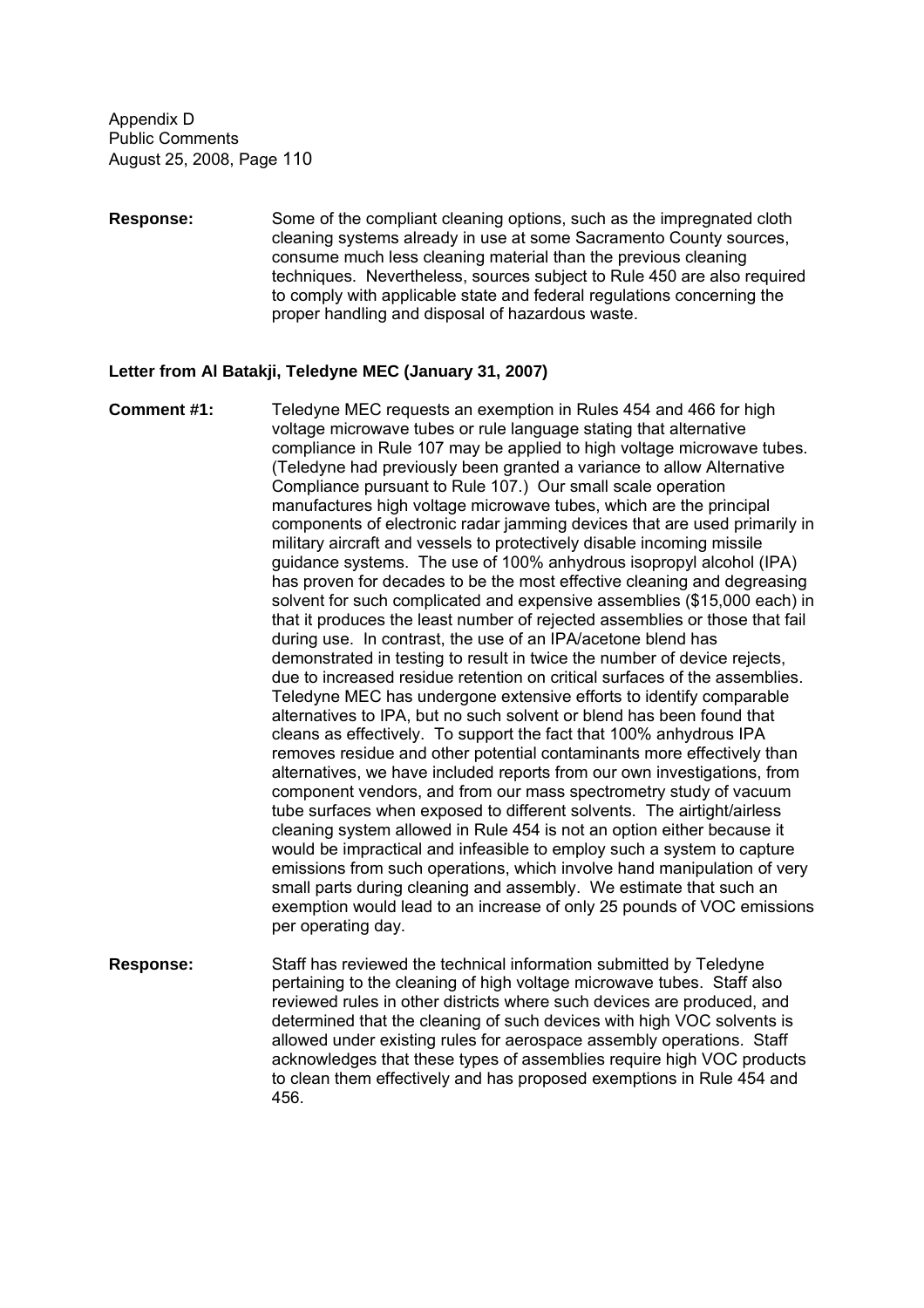**Response:** Some of the compliant cleaning options, such as the impregnated cloth cleaning systems already in use at some Sacramento County sources, consume much less cleaning material than the previous cleaning techniques. Nevertheless, sources subject to Rule 450 are also required to comply with applicable state and federal regulations concerning the proper handling and disposal of hazardous waste.

**Letter from Al Batakji, Teledyne MEC (January 31, 2007)**

**Comment #1:** Teledyne MEC requests an exemption in Rules 454 and 466 for high voltage microwave tubes or rule language stating that alternative compliance in Rule 107 may be applied to high voltage microwave tubes. (Teledyne had previously been granted a variance to allow Alternative Compliance pursuant to Rule 107.) Our small scale operation manufactures high voltage microwave tubes, which are the principal components of electronic radar jamming devices that are used primarily in military aircraft and vessels to protectively disable incoming missile guidance systems. The use of 100% anhydrous isopropyl alcohol (IPA) has proven for decades to be the most effective cleaning and degreasing solvent for such complicated and expensive assemblies ($15,000 each) in that it produces the least number of rejected assemblies or those that fail during use. In contrast, the use of an IPA/acetone blend has demonstrated in testing to result in twice the number of device rejects, due to increased residue retention on critical surfaces of the assemblies. Teledyne MEC has undergone extensive efforts to identify comparable alternatives to IPA, but no such solvent or blend has been found that cleans as effectively. To support the fact that 100% anhydrous IPA removes residue and other potential contaminants more effectively than alternatives, we have included reports from our own investigations, from component vendors, and from our mass spectrometry study of vacuum tube surfaces when exposed to different solvents. The airtight/airless cleaning system allowed in Rule 454 is not an option either because it would be impractical and infeasible to employ such a system to capture emissions from such operations, which involve hand manipulation of very small parts during cleaning and assembly. We estimate that such an exemption would lead to an increase of only 25 pounds of VOC emissions per operating day.

**Response:** Staff has reviewed the technical information submitted by Teledyne pertaining to the cleaning of high voltage microwave tubes. Staff also reviewed rules in other districts where such devices are produced, and determined that the cleaning of such devices with high VOC solvents is allowed under existing rules for aerospace assembly operations. Staff acknowledges that these types of assemblies require high VOC products to clean them effectively and has proposed exemptions in Rule 454 and 456.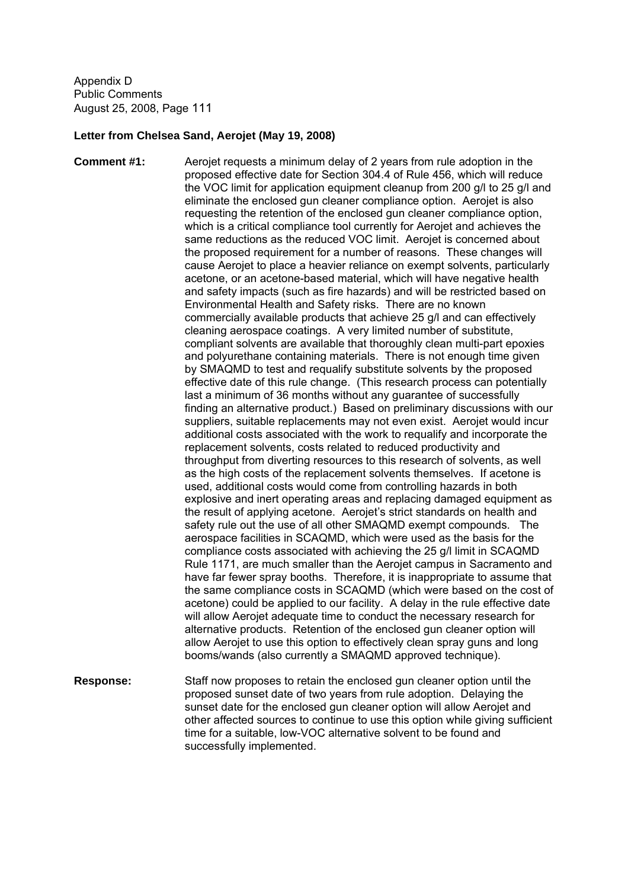Appendix D
Public Comments
August 25, 2008, Page 111

**Letter from Chelsea Sand, Aerojet (May 19, 2008)**

**Comment #1:** Aerojet requests a minimum delay of 2 years from rule adoption in the proposed effective date for Section 304.4 of Rule 456, which will reduce the VOC limit for application equipment cleanup from 200 g/l to 25 g/l and eliminate the enclosed gun cleaner compliance option. Aerojet is also requesting the retention of the enclosed gun cleaner compliance option, which is a critical compliance tool currently for Aerojet and achieves the same reductions as the reduced VOC limit. Aerojet is concerned about the proposed requirement for a number of reasons. These changes will cause Aerojet to place a heavier reliance on exempt solvents, particularly acetone, or an acetone-based material, which will have negative health and safety impacts (such as fire hazards) and will be restricted based on Environmental Health and Safety risks. There are no known commercially available products that achieve 25 g/l and can effectively cleaning aerospace coatings. A very limited number of substitute, compliant solvents are available that thoroughly clean multi-part epoxies and polyurethane containing materials. There is not enough time given by SMAQMD to test and requalify substitute solvents by the proposed effective date of this rule change. (This research process can potentially last a minimum of 36 months without any guarantee of successfully finding an alternative product.) Based on preliminary discussions with our suppliers, suitable replacements may not even exist. Aerojet would incur additional costs associated with the work to requalify and incorporate the replacement solvents, costs related to reduced productivity and throughput from diverting resources to this research of solvents, as well as the high costs of the replacement solvents themselves. If acetone is used, additional costs would come from controlling hazards in both explosive and inert operating areas and replacing damaged equipment as the result of applying acetone. Aerojet's strict standards on health and safety rule out the use of all other SMAQMD exempt compounds. The aerospace facilities in SCAQMD, which were used as the basis for the compliance costs associated with achieving the 25 g/l limit in SCAQMD Rule 1171, are much smaller than the Aerojet campus in Sacramento and have far fewer spray booths. Therefore, it is inappropriate to assume that the same compliance costs in SCAQMD (which were based on the cost of acetone) could be applied to our facility. A delay in the rule effective date will allow Aerojet adequate time to conduct the necessary research for alternative products. Retention of the enclosed gun cleaner option will allow Aerojet to use this option to effectively clean spray guns and long booms/wands (also currently a SMAQMD approved technique).

**Response:** Staff now proposes to retain the enclosed gun cleaner option until the proposed sunset date of two years from rule adoption. Delaying the sunset date for the enclosed gun cleaner option will allow Aerojet and other affected sources to continue to use this option while giving sufficient time for a suitable, low-VOC alternative solvent to be found and successfully implemented.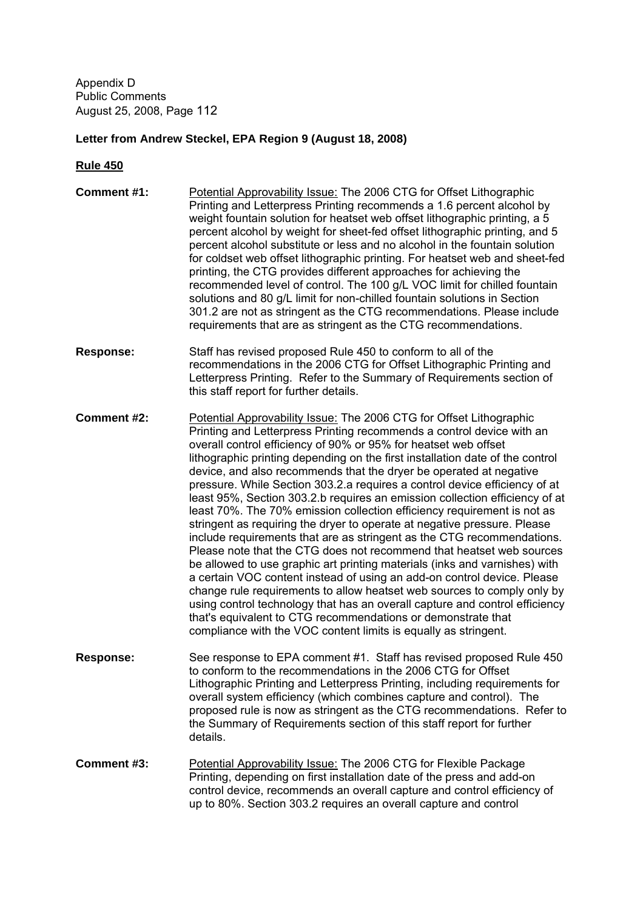Appendix D
Public Comments
August 25, 2008, Page 112

**Letter from Andrew Steckel, EPA Region 9 (August 18, 2008)**

**Rule 450**

**Comment #1:** Potential Approvability Issue: The 2006 CTG for Offset Lithographic Printing and Letterpress Printing recommends a 1.6 percent alcohol by weight fountain solution for heatset web offset lithographic printing, a 5 percent alcohol by weight for sheet-fed offset lithographic printing, and 5 percent alcohol substitute or less and no alcohol in the fountain solution for coldset web offset lithographic printing. For heatset web and sheet-fed printing, the CTG provides different approaches for achieving the recommended level of control. The 100 g/L VOC limit for chilled fountain solutions and 80 g/L limit for non-chilled fountain solutions in Section 301.2 are not as stringent as the CTG recommendations. Please include requirements that are as stringent as the CTG recommendations.

**Response:** Staff has revised proposed Rule 450 to conform to all of the recommendations in the 2006 CTG for Offset Lithographic Printing and Letterpress Printing. Refer to the Summary of Requirements section of this staff report for further details.

**Comment #2:** Potential Approvability Issue: The 2006 CTG for Offset Lithographic Printing and Letterpress Printing recommends a control device with an overall control efficiency of 90% or 95% for heatset web offset lithographic printing depending on the first installation date of the control device, and also recommends that the dryer be operated at negative pressure. While Section 303.2.a requires a control device efficiency of at least 95%, Section 303.2.b requires an emission collection efficiency of at least 70%. The 70% emission collection efficiency requirement is not as stringent as requiring the dryer to operate at negative pressure. Please include requirements that are as stringent as the CTG recommendations. Please note that the CTG does not recommend that heatset web sources be allowed to use graphic art printing materials (inks and varnishes) with a certain VOC content instead of using an add-on control device. Please change rule requirements to allow heatset web sources to comply only by using control technology that has an overall capture and control efficiency that's equivalent to CTG recommendations or demonstrate that compliance with the VOC content limits is equally as stringent.

**Response:** See response to EPA comment #1. Staff has revised proposed Rule 450 to conform to the recommendations in the 2006 CTG for Offset Lithographic Printing and Letterpress Printing, including requirements for overall system efficiency (which combines capture and control). The proposed rule is now as stringent as the CTG recommendations. Refer to the Summary of Requirements section of this staff report for further details.

**Comment #3:** Potential Approvability Issue: The 2006 CTG for Flexible Package Printing, depending on first installation date of the press and add-on control device, recommends an overall capture and control efficiency of up to 80%. Section 303.2 requires an overall capture and control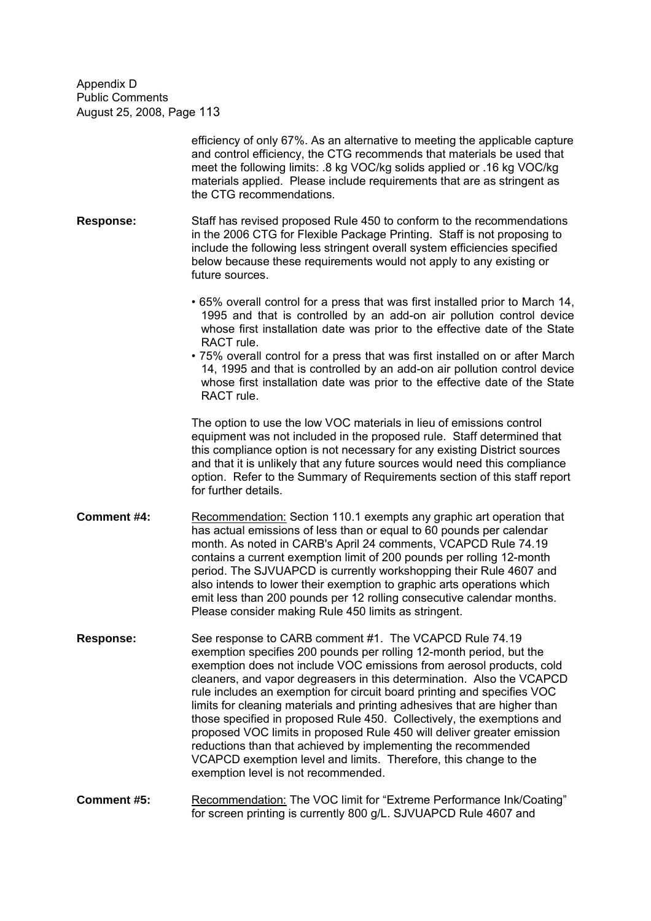efficiency of only 67%. As an alternative to meeting the applicable capture and control efficiency, the CTG recommends that materials be used that meet the following limits: .8 kg VOC/kg solids applied or .16 kg VOC/kg materials applied. Please include requirements that are as stringent as the CTG recommendations.

**Response:** Staff has revised proposed Rule 450 to conform to the recommendations in the 2006 CTG for Flexible Package Printing. Staff is not proposing to include the following less stringent overall system efficiencies specified below because these requirements would not apply to any existing or future sources.

- 65% overall control for a press that was first installed prior to March 14, 1995 and that is controlled by an add-on air pollution control device whose first installation date was prior to the effective date of the State RACT rule.
- 75% overall control for a press that was first installed on or after March 14, 1995 and that is controlled by an add-on air pollution control device whose first installation date was prior to the effective date of the State RACT rule.

The option to use the low VOC materials in lieu of emissions control equipment was not included in the proposed rule. Staff determined that this compliance option is not necessary for any existing District sources and that it is unlikely that any future sources would need this compliance option. Refer to the Summary of Requirements section of this staff report for further details.

**Comment #4:** Recommendation: Section 110.1 exempts any graphic art operation that has actual emissions of less than or equal to 60 pounds per calendar month. As noted in CARB's April 24 comments, VCAPCD Rule 74.19 contains a current exemption limit of 200 pounds per rolling 12-month period. The SJVUAPCD is currently workshopping their Rule 4607 and also intends to lower their exemption to graphic arts operations which emit less than 200 pounds per 12 rolling consecutive calendar months. Please consider making Rule 450 limits as stringent.

**Response:** See response to CARB comment #1. The VCAPCD Rule 74.19 exemption specifies 200 pounds per rolling 12-month period, but the exemption does not include VOC emissions from aerosol products, cold cleaners, and vapor degreasers in this determination. Also the VCAPCD rule includes an exemption for circuit board printing and specifies VOC limits for cleaning materials and printing adhesives that are higher than those specified in proposed Rule 450. Collectively, the exemptions and proposed VOC limits in proposed Rule 450 will deliver greater emission reductions than that achieved by implementing the recommended VCAPCD exemption level and limits. Therefore, this change to the exemption level is not recommended.

**Comment #5:** Recommendation: The VOC limit for "Extreme Performance Ink/Coating" for screen printing is currently 800 g/L. SJVUAPCD Rule 4607 and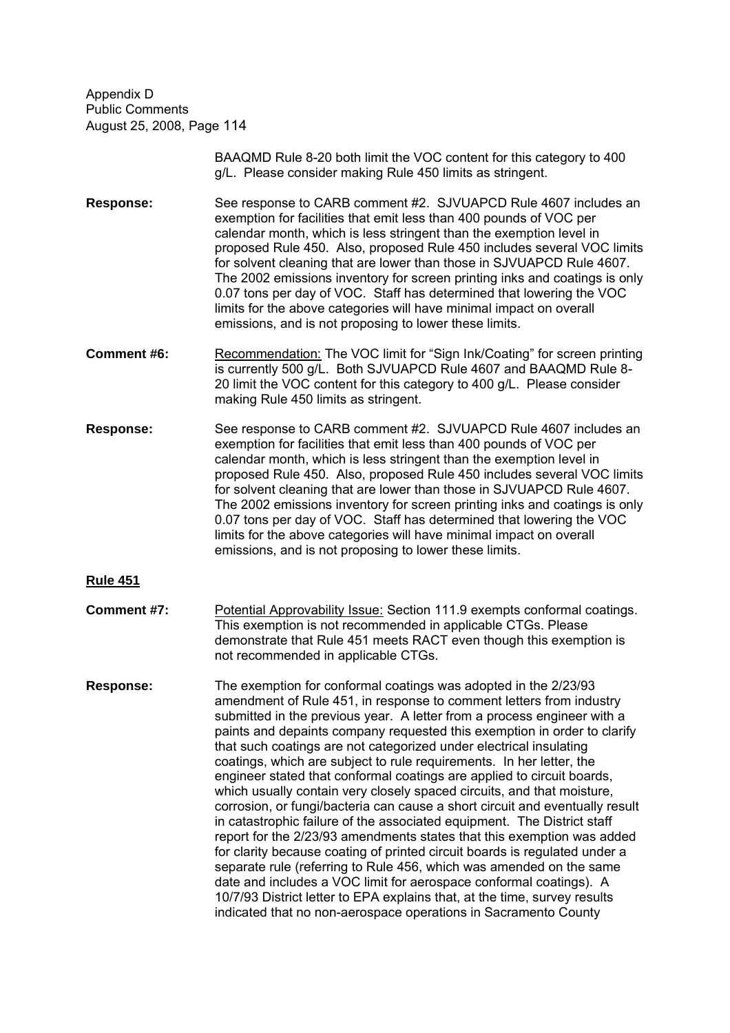BAAQMD Rule 8-20 both limit the VOC content for this category to 400 g/L. Please consider making Rule 450 limits as stringent.

**Response:** See response to CARB comment #2. SJVUAPCD Rule 4607 includes an exemption for facilities that emit less than 400 pounds of VOC per calendar month, which is less stringent than the exemption level in proposed Rule 450. Also, proposed Rule 450 includes several VOC limits for solvent cleaning that are lower than those in SJVUAPCD Rule 4607. The 2002 emissions inventory for screen printing inks and coatings is only 0.07 tons per day of VOC. Staff has determined that lowering the VOC limits for the above categories will have minimal impact on overall emissions, and is not proposing to lower these limits.

**Comment #6:** Recommendation: The VOC limit for "Sign Ink/Coating" for screen printing is currently 500 g/L. Both SJVUAPCD Rule 4607 and BAAQMD Rule 8-20 limit the VOC content for this category to 400 g/L. Please consider making Rule 450 limits as stringent.

**Response:** See response to CARB comment #2. SJVUAPCD Rule 4607 includes an exemption for facilities that emit less than 400 pounds of VOC per calendar month, which is less stringent than the exemption level in proposed Rule 450. Also, proposed Rule 450 includes several VOC limits for solvent cleaning that are lower than those in SJVUAPCD Rule 4607. The 2002 emissions inventory for screen printing inks and coatings is only 0.07 tons per day of VOC. Staff has determined that lowering the VOC limits for the above categories will have minimal impact on overall emissions, and is not proposing to lower these limits.

**Rule 451**

**Comment #7:** Potential Approvability Issue: Section 111.9 exempts conformal coatings. This exemption is not recommended in applicable CTGs. Please demonstrate that Rule 451 meets RACT even though this exemption is not recommended in applicable CTGs.

**Response:** The exemption for conformal coatings was adopted in the 2/23/93 amendment of Rule 451, in response to comment letters from industry submitted in the previous year. A letter from a process engineer with a paints and depaints company requested this exemption in order to clarify that such coatings are not categorized under electrical insulating coatings, which are subject to rule requirements. In her letter, the engineer stated that conformal coatings are applied to circuit boards, which usually contain very closely spaced circuits, and that moisture, corrosion, or fungi/bacteria can cause a short circuit and eventually result in catastrophic failure of the associated equipment. The District staff report for the 2/23/93 amendments states that this exemption was added for clarity because coating of printed circuit boards is regulated under a separate rule (referring to Rule 456, which was amended on the same date and includes a VOC limit for aerospace conformal coatings). A 10/7/93 District letter to EPA explains that, at the time, survey results indicated that no non-aerospace operations in Sacramento County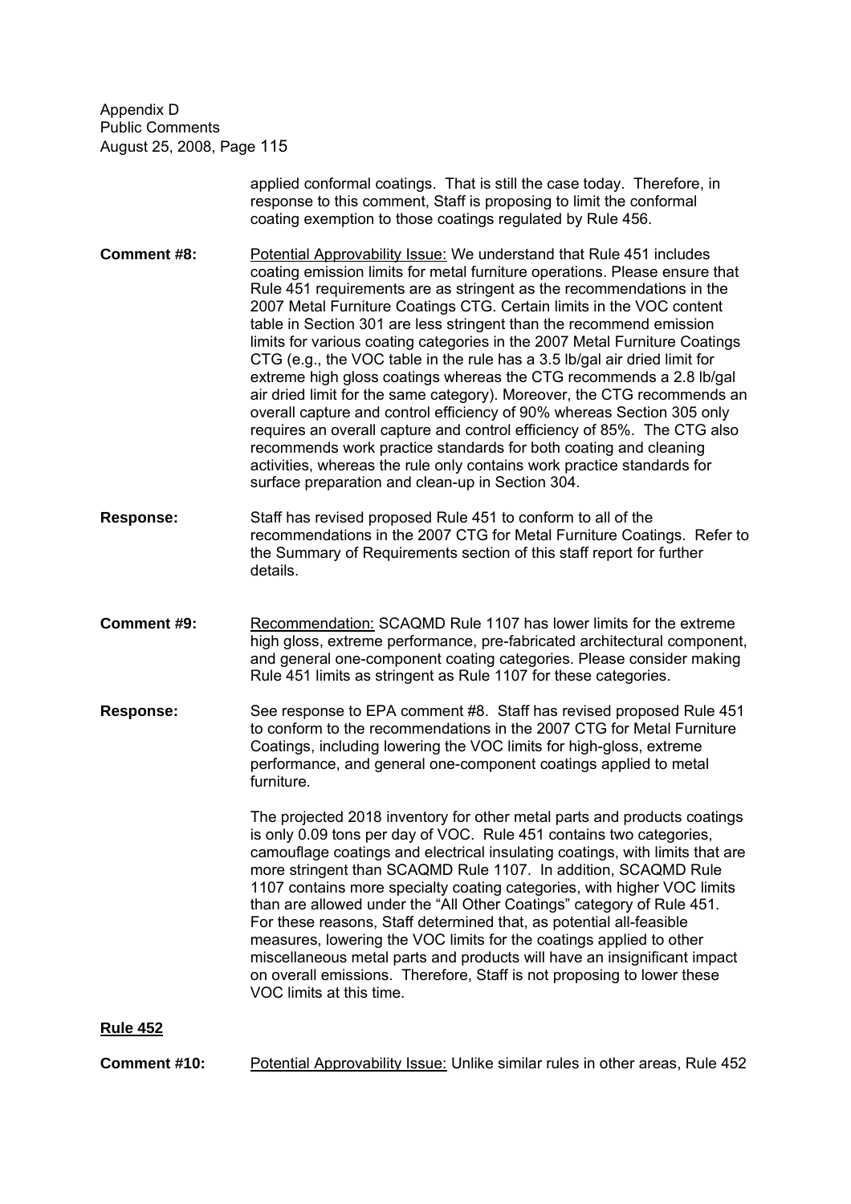applied conformal coatings. That is still the case today. Therefore, in response to this comment, Staff is proposing to limit the conformal coating exemption to those coatings regulated by Rule 456.

**Comment #8:** Potential Approvability Issue: We understand that Rule 451 includes coating emission limits for metal furniture operations. Please ensure that Rule 451 requirements are as stringent as the recommendations in the 2007 Metal Furniture Coatings CTG. Certain limits in the VOC content table in Section 301 are less stringent than the recommend emission limits for various coating categories in the 2007 Metal Furniture Coatings CTG (e.g., the VOC table in the rule has a 3.5 lb/gal air dried limit for extreme high gloss coatings whereas the CTG recommends a 2.8 lb/gal air dried limit for the same category). Moreover, the CTG recommends an overall capture and control efficiency of 90% whereas Section 305 only requires an overall capture and control efficiency of 85%. The CTG also recommends work practice standards for both coating and cleaning activities, whereas the rule only contains work practice standards for surface preparation and clean-up in Section 304.

**Response:** Staff has revised proposed Rule 451 to conform to all of the recommendations in the 2007 CTG for Metal Furniture Coatings. Refer to the Summary of Requirements section of this staff report for further details.

**Comment #9:** Recommendation: SCAQMD Rule 1107 has lower limits for the extreme high gloss, extreme performance, pre-fabricated architectural component, and general one-component coating categories. Please consider making Rule 451 limits as stringent as Rule 1107 for these categories.

**Response:** See response to EPA comment #8. Staff has revised proposed Rule 451 to conform to the recommendations in the 2007 CTG for Metal Furniture Coatings, including lowering the VOC limits for high-gloss, extreme performance, and general one-component coatings applied to metal furniture.

The projected 2018 inventory for other metal parts and products coatings is only 0.09 tons per day of VOC. Rule 451 contains two categories, camouflage coatings and electrical insulating coatings, with limits that are more stringent than SCAQMD Rule 1107. In addition, SCAQMD Rule 1107 contains more specialty coating categories, with higher VOC limits than are allowed under the "All Other Coatings" category of Rule 451. For these reasons, Staff determined that, as potential all-feasible measures, lowering the VOC limits for the coatings applied to other miscellaneous metal parts and products will have an insignificant impact on overall emissions. Therefore, Staff is not proposing to lower these VOC limits at this time.

## Rule 452

**Comment #10:** Potential Approvability Issue: Unlike similar rules in other areas, Rule 452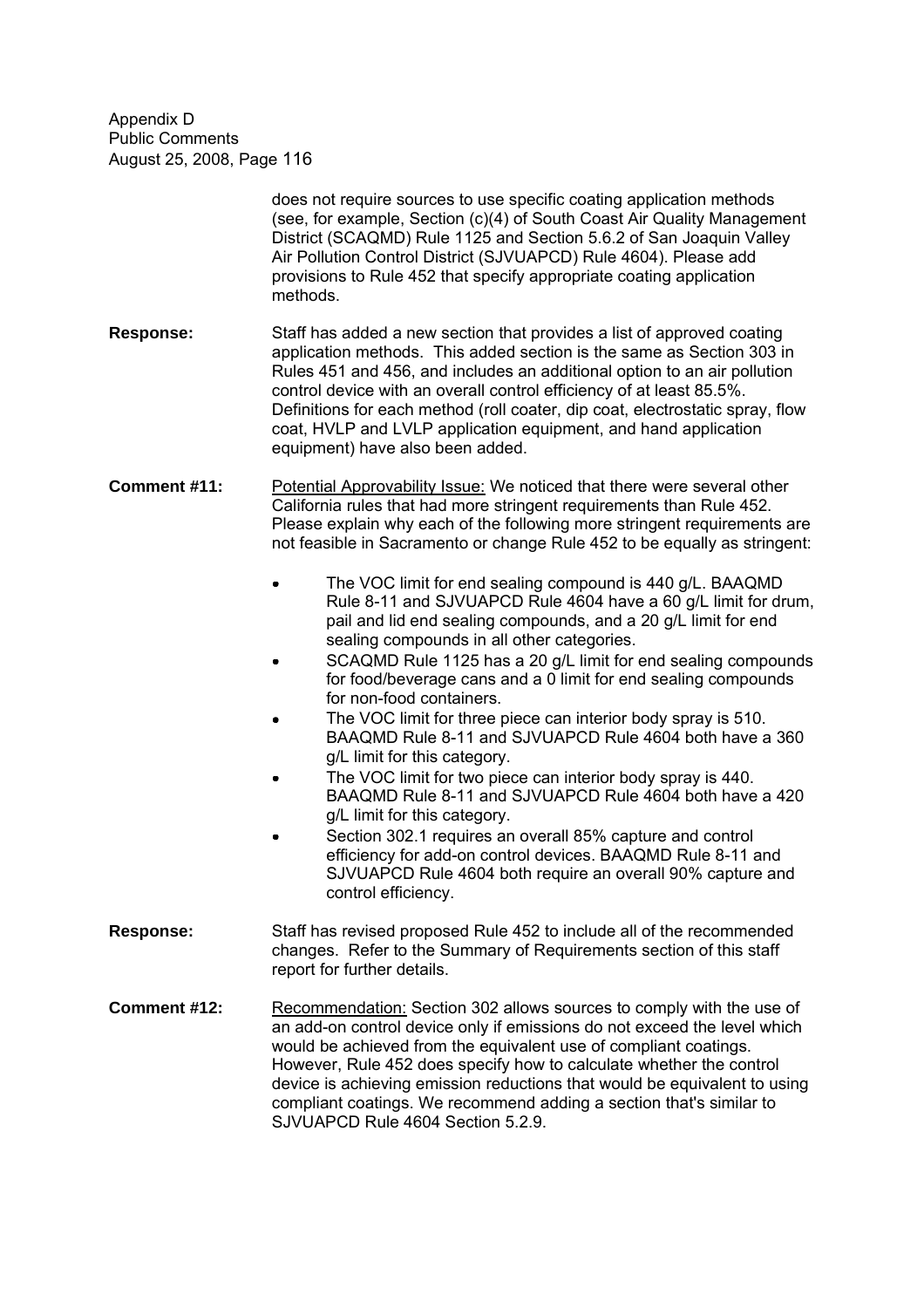does not require sources to use specific coating application methods (see, for example, Section (c)(4) of South Coast Air Quality Management District (SCAQMD) Rule 1125 and Section 5.6.2 of San Joaquin Valley Air Pollution Control District (SJVUAPCD) Rule 4604). Please add provisions to Rule 452 that specify appropriate coating application methods.

**Response:** Staff has added a new section that provides a list of approved coating application methods. This added section is the same as Section 303 in Rules 451 and 456, and includes an additional option to an air pollution control device with an overall control efficiency of at least 85.5%. Definitions for each method (roll coater, dip coat, electrostatic spray, flow coat, HVLP and LVLP application equipment, and hand application equipment) have also been added.

**Comment #11:** Potential Approvability Issue: We noticed that there were several other California rules that had more stringent requirements than Rule 452. Please explain why each of the following more stringent requirements are not feasible in Sacramento or change Rule 452 to be equally as stringent:

- The VOC limit for end sealing compound is 440 g/L. BAAQMD Rule 8-11 and SJVUAPCD Rule 4604 have a 60 g/L limit for drum, pail and lid end sealing compounds, and a 20 g/L limit for end sealing compounds in all other categories.
- SCAQMD Rule 1125 has a 20 g/L limit for end sealing compounds for food/beverage cans and a 0 limit for end sealing compounds for non-food containers.
- The VOC limit for three piece can interior body spray is 510. BAAQMD Rule 8-11 and SJVUAPCD Rule 4604 both have a 360 g/L limit for this category.
- The VOC limit for two piece can interior body spray is 440. BAAQMD Rule 8-11 and SJVUAPCD Rule 4604 both have a 420 g/L limit for this category.
- Section 302.1 requires an overall 85% capture and control efficiency for add-on control devices. BAAQMD Rule 8-11 and SJVUAPCD Rule 4604 both require an overall 90% capture and control efficiency.

**Response:** Staff has revised proposed Rule 452 to include all of the recommended changes. Refer to the Summary of Requirements section of this staff report for further details.

**Comment #12:** Recommendation: Section 302 allows sources to comply with the use of an add-on control device only if emissions do not exceed the level which would be achieved from the equivalent use of compliant coatings. However, Rule 452 does specify how to calculate whether the control device is achieving emission reductions that would be equivalent to using compliant coatings. We recommend adding a section that's similar to SJVUAPCD Rule 4604 Section 5.2.9.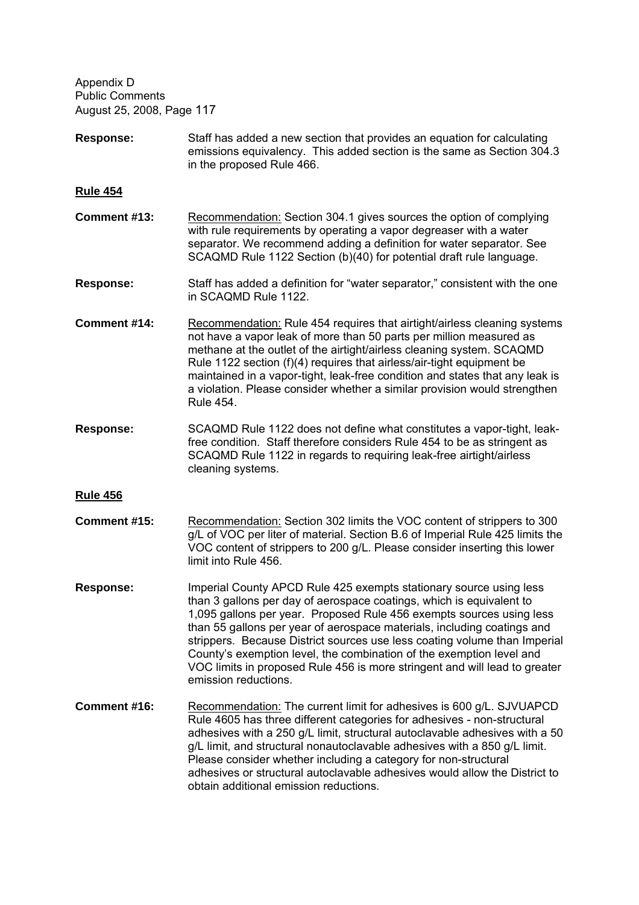**Response:** Staff has added a new section that provides an equation for calculating emissions equivalency. This added section is the same as Section 304.3 in the proposed Rule 466.

**Rule 454**

**Comment #13:** Recommendation: Section 304.1 gives sources the option of complying with rule requirements by operating a vapor degreaser with a water separator. We recommend adding a definition for water separator. See SCAQMD Rule 1122 Section (b)(40) for potential draft rule language.

**Response:** Staff has added a definition for "water separator," consistent with the one in SCAQMD Rule 1122.

**Comment #14:** Recommendation: Rule 454 requires that airtight/airless cleaning systems not have a vapor leak of more than 50 parts per million measured as methane at the outlet of the airtight/airless cleaning system. SCAQMD Rule 1122 section (f)(4) requires that airless/air-tight equipment be maintained in a vapor-tight, leak-free condition and states that any leak is a violation. Please consider whether a similar provision would strengthen Rule 454.

**Response:** SCAQMD Rule 1122 does not define what constitutes a vapor-tight, leak-free condition. Staff therefore considers Rule 454 to be as stringent as SCAQMD Rule 1122 in regards to requiring leak-free airtight/airless cleaning systems.

**Rule 456**

**Comment #15:** Recommendation: Section 302 limits the VOC content of strippers to 300 g/L of VOC per liter of material. Section B.6 of Imperial Rule 425 limits the VOC content of strippers to 200 g/L. Please consider inserting this lower limit into Rule 456.

**Response:** Imperial County APCD Rule 425 exempts stationary source using less than 3 gallons per day of aerospace coatings, which is equivalent to 1,095 gallons per year. Proposed Rule 456 exempts sources using less than 55 gallons per year of aerospace materials, including coatings and strippers. Because District sources use less coating volume than Imperial County's exemption level, the combination of the exemption level and VOC limits in proposed Rule 456 is more stringent and will lead to greater emission reductions.

**Comment #16:** Recommendation: The current limit for adhesives is 600 g/L. SJVUAPCD Rule 4605 has three different categories for adhesives - non-structural adhesives with a 250 g/L limit, structural autoclavable adhesives with a 50 g/L limit, and structural nonautoclavable adhesives with a 850 g/L limit. Please consider whether including a category for non-structural adhesives or structural autoclavable adhesives would allow the District to obtain additional emission reductions.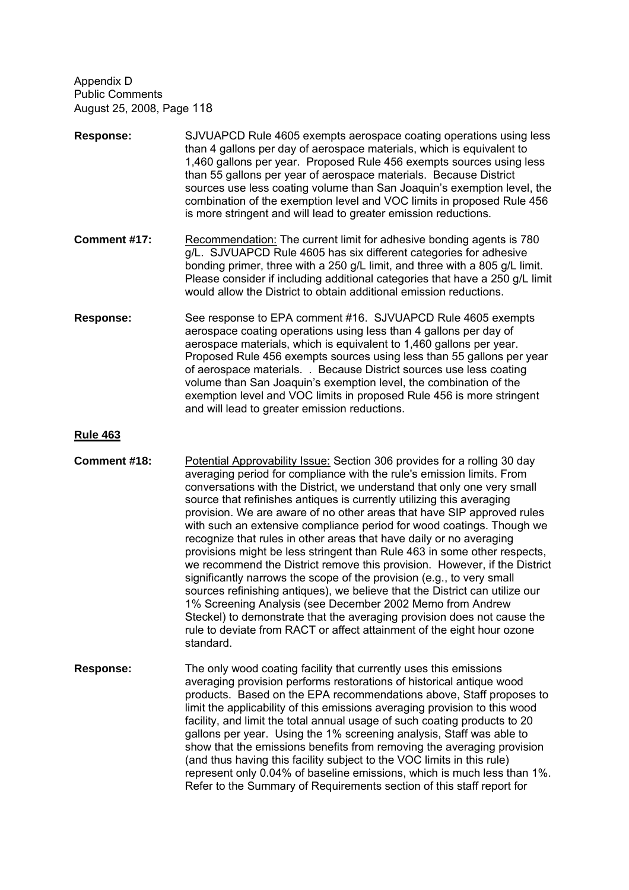**Response:** SJVUAPCD Rule 4605 exempts aerospace coating operations using less than 4 gallons per day of aerospace materials, which is equivalent to 1,460 gallons per year. Proposed Rule 456 exempts sources using less than 55 gallons per year of aerospace materials. Because District sources use less coating volume than San Joaquin's exemption level, the combination of the exemption level and VOC limits in proposed Rule 456 is more stringent and will lead to greater emission reductions.

**Comment #17:** Recommendation: The current limit for adhesive bonding agents is 780 g/L. SJVUAPCD Rule 4605 has six different categories for adhesive bonding primer, three with a 250 g/L limit, and three with a 805 g/L limit. Please consider if including additional categories that have a 250 g/L limit would allow the District to obtain additional emission reductions.

**Response:** See response to EPA comment #16. SJVUAPCD Rule 4605 exempts aerospace coating operations using less than 4 gallons per day of aerospace materials, which is equivalent to 1,460 gallons per year. Proposed Rule 456 exempts sources using less than 55 gallons per year of aerospace materials. . Because District sources use less coating volume than San Joaquin's exemption level, the combination of the exemption level and VOC limits in proposed Rule 456 is more stringent and will lead to greater emission reductions.

**Rule 463**

**Comment #18:** Potential Approvability Issue: Section 306 provides for a rolling 30 day averaging period for compliance with the rule's emission limits. From conversations with the District, we understand that only one very small source that refinishes antiques is currently utilizing this averaging provision. We are aware of no other areas that have SIP approved rules with such an extensive compliance period for wood coatings. Though we recognize that rules in other areas that have daily or no averaging provisions might be less stringent than Rule 463 in some other respects, we recommend the District remove this provision. However, if the District significantly narrows the scope of the provision (e.g., to very small sources refinishing antiques), we believe that the District can utilize our 1% Screening Analysis (see December 2002 Memo from Andrew Steckel) to demonstrate that the averaging provision does not cause the rule to deviate from RACT or affect attainment of the eight hour ozone standard.

**Response:** The only wood coating facility that currently uses this emissions averaging provision performs restorations of historical antique wood products. Based on the EPA recommendations above, Staff proposes to limit the applicability of this emissions averaging provision to this wood facility, and limit the total annual usage of such coating products to 20 gallons per year. Using the 1% screening analysis, Staff was able to show that the emissions benefits from removing the averaging provision (and thus having this facility subject to the VOC limits in this rule) represent only 0.04% of baseline emissions, which is much less than 1%. Refer to the Summary of Requirements section of this staff report for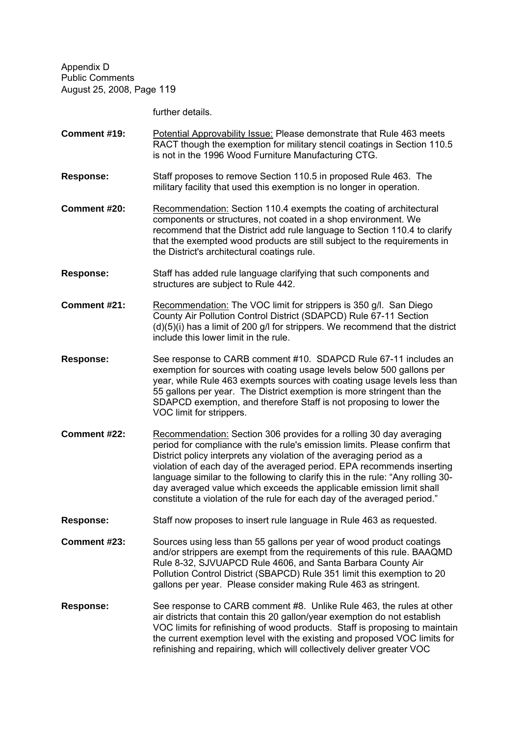further details.

**Comment #19:** Potential Approvability Issue: Please demonstrate that Rule 463 meets RACT though the exemption for military stencil coatings in Section 110.5 is not in the 1996 Wood Furniture Manufacturing CTG.

**Response:** Staff proposes to remove Section 110.5 in proposed Rule 463. The military facility that used this exemption is no longer in operation.

**Comment #20:** Recommendation: Section 110.4 exempts the coating of architectural components or structures, not coated in a shop environment. We recommend that the District add rule language to Section 110.4 to clarify that the exempted wood products are still subject to the requirements in the District's architectural coatings rule.

**Response:** Staff has added rule language clarifying that such components and structures are subject to Rule 442.

**Comment #21:** Recommendation: The VOC limit for strippers is 350 g/l. San Diego County Air Pollution Control District (SDAPCD) Rule 67-11 Section (d)(5)(i) has a limit of 200 g/l for strippers. We recommend that the district include this lower limit in the rule.

**Response:** See response to CARB comment #10. SDAPCD Rule 67-11 includes an exemption for sources with coating usage levels below 500 gallons per year, while Rule 463 exempts sources with coating usage levels less than 55 gallons per year. The District exemption is more stringent than the SDAPCD exemption, and therefore Staff is not proposing to lower the VOC limit for strippers.

**Comment #22:** Recommendation: Section 306 provides for a rolling 30 day averaging period for compliance with the rule's emission limits. Please confirm that District policy interprets any violation of the averaging period as a violation of each day of the averaged period. EPA recommends inserting language similar to the following to clarify this in the rule: "Any rolling 30-day averaged value which exceeds the applicable emission limit shall constitute a violation of the rule for each day of the averaged period."

**Response:** Staff now proposes to insert rule language in Rule 463 as requested.

**Comment #23:** Sources using less than 55 gallons per year of wood product coatings and/or strippers are exempt from the requirements of this rule. BAAQMD Rule 8-32, SJVUAPCD Rule 4606, and Santa Barbara County Air Pollution Control District (SBAPCD) Rule 351 limit this exemption to 20 gallons per year. Please consider making Rule 463 as stringent.

**Response:** See response to CARB comment #8. Unlike Rule 463, the rules at other air districts that contain this 20 gallon/year exemption do not establish VOC limits for refinishing of wood products. Staff is proposing to maintain the current exemption level with the existing and proposed VOC limits for refinishing and repairing, which will collectively deliver greater VOC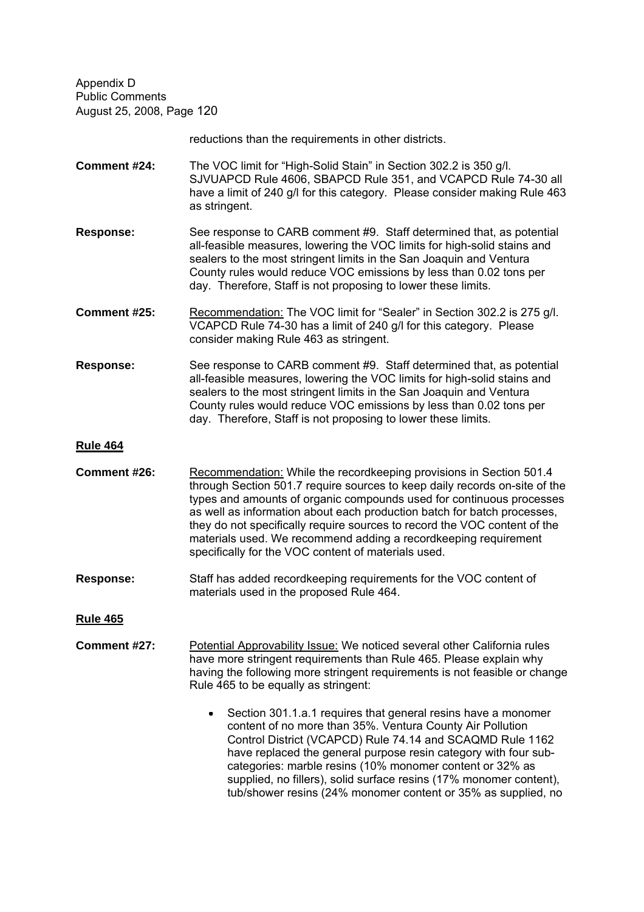reductions than the requirements in other districts.

**Comment #24:** The VOC limit for "High-Solid Stain" in Section 302.2 is 350 g/l. SJVUAPCD Rule 4606, SBAPCD Rule 351, and VCAPCD Rule 74-30 all have a limit of 240 g/l for this category. Please consider making Rule 463 as stringent.

**Response:** See response to CARB comment #9. Staff determined that, as potential all-feasible measures, lowering the VOC limits for high-solid stains and sealers to the most stringent limits in the San Joaquin and Ventura County rules would reduce VOC emissions by less than 0.02 tons per day. Therefore, Staff is not proposing to lower these limits.

**Comment #25:** Recommendation: The VOC limit for "Sealer" in Section 302.2 is 275 g/l. VCAPCD Rule 74-30 has a limit of 240 g/l for this category. Please consider making Rule 463 as stringent.

**Response:** See response to CARB comment #9. Staff determined that, as potential all-feasible measures, lowering the VOC limits for high-solid stains and sealers to the most stringent limits in the San Joaquin and Ventura County rules would reduce VOC emissions by less than 0.02 tons per day. Therefore, Staff is not proposing to lower these limits.

**Rule 464**

**Comment #26:** Recommendation: While the recordkeeping provisions in Section 501.4 through Section 501.7 require sources to keep daily records on-site of the types and amounts of organic compounds used for continuous processes as well as information about each production batch for batch processes, they do not specifically require sources to record the VOC content of the materials used. We recommend adding a recordkeeping requirement specifically for the VOC content of materials used.

**Response:** Staff has added recordkeeping requirements for the VOC content of materials used in the proposed Rule 464.

**Rule 465**

**Comment #27:** Potential Approvability Issue: We noticed several other California rules have more stringent requirements than Rule 465. Please explain why having the following more stringent requirements is not feasible or change Rule 465 to be equally as stringent:

- Section 301.1.a.1 requires that general resins have a monomer content of no more than 35%. Ventura County Air Pollution Control District (VCAPCD) Rule 74.14 and SCAQMD Rule 1162 have replaced the general purpose resin category with four sub-categories: marble resins (10% monomer content or 32% as supplied, no fillers), solid surface resins (17% monomer content), tub/shower resins (24% monomer content or 35% as supplied, no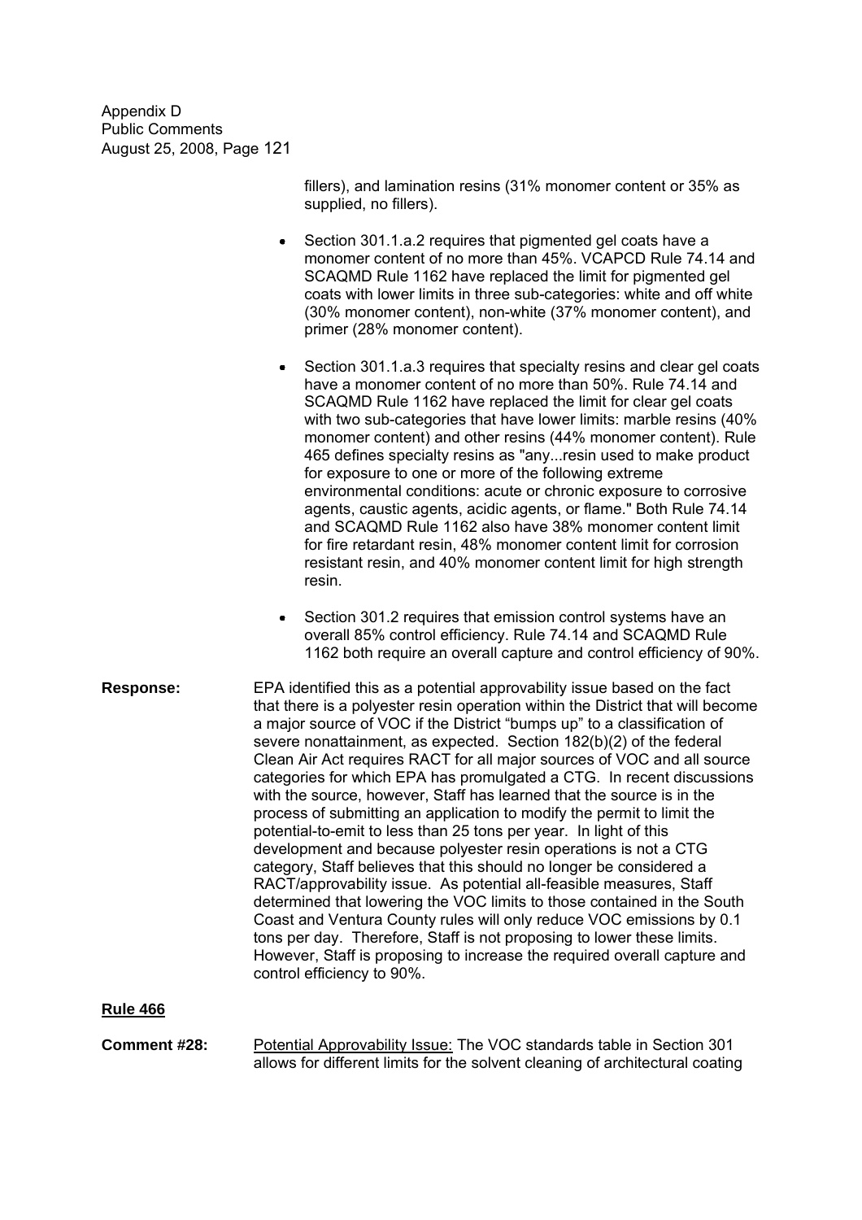fillers), and lamination resins (31% monomer content or 35% as supplied, no fillers).

- Section 301.1.a.2 requires that pigmented gel coats have a monomer content of no more than 45%. VCAPCD Rule 74.14 and SCAQMD Rule 1162 have replaced the limit for pigmented gel coats with lower limits in three sub-categories: white and off white (30% monomer content), non-white (37% monomer content), and primer (28% monomer content).

- Section 301.1.a.3 requires that specialty resins and clear gel coats have a monomer content of no more than 50%. Rule 74.14 and SCAQMD Rule 1162 have replaced the limit for clear gel coats with two sub-categories that have lower limits: marble resins (40% monomer content) and other resins (44% monomer content). Rule 465 defines specialty resins as "any...resin used to make product for exposure to one or more of the following extreme environmental conditions: acute or chronic exposure to corrosive agents, caustic agents, acidic agents, or flame." Both Rule 74.14 and SCAQMD Rule 1162 also have 38% monomer content limit for fire retardant resin, 48% monomer content limit for corrosion resistant resin, and 40% monomer content limit for high strength resin.

- Section 301.2 requires that emission control systems have an overall 85% control efficiency. Rule 74.14 and SCAQMD Rule 1162 both require an overall capture and control efficiency of 90%.

**Response:** EPA identified this as a potential approvability issue based on the fact that there is a polyester resin operation within the District that will become a major source of VOC if the District "bumps up" to a classification of severe nonattainment, as expected. Section 182(b)(2) of the federal Clean Air Act requires RACT for all major sources of VOC and all source categories for which EPA has promulgated a CTG. In recent discussions with the source, however, Staff has learned that the source is in the process of submitting an application to modify the permit to limit the potential-to-emit to less than 25 tons per year. In light of this development and because polyester resin operations is not a CTG category, Staff believes that this should no longer be considered a RACT/approvability issue. As potential all-feasible measures, Staff determined that lowering the VOC limits to those contained in the South Coast and Ventura County rules will only reduce VOC emissions by 0.1 tons per day. Therefore, Staff is not proposing to lower these limits. However, Staff is proposing to increase the required overall capture and control efficiency to 90%.

**Rule 466**

**Comment #28:** Potential Approvability Issue: The VOC standards table in Section 301 allows for different limits for the solvent cleaning of architectural coating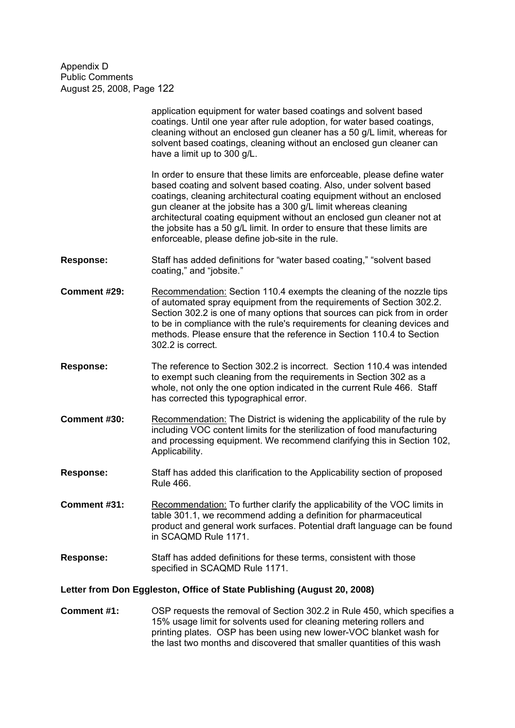application equipment for water based coatings and solvent based coatings. Until one year after rule adoption, for water based coatings, cleaning without an enclosed gun cleaner has a 50 g/L limit, whereas for solvent based coatings, cleaning without an enclosed gun cleaner can have a limit up to 300 g/L.

In order to ensure that these limits are enforceable, please define water based coating and solvent based coating. Also, under solvent based coatings, cleaning architectural coating equipment without an enclosed gun cleaner at the jobsite has a 300 g/L limit whereas cleaning architectural coating equipment without an enclosed gun cleaner not at the jobsite has a 50 g/L limit. In order to ensure that these limits are enforceable, please define job-site in the rule.

**Response:** Staff has added definitions for "water based coating," "solvent based coating," and "jobsite."

**Comment #29:** Recommendation: Section 110.4 exempts the cleaning of the nozzle tips of automated spray equipment from the requirements of Section 302.2. Section 302.2 is one of many options that sources can pick from in order to be in compliance with the rule's requirements for cleaning devices and methods. Please ensure that the reference in Section 110.4 to Section 302.2 is correct.

**Response:** The reference to Section 302.2 is incorrect. Section 110.4 was intended to exempt such cleaning from the requirements in Section 302 as a whole, not only the one option indicated in the current Rule 466. Staff has corrected this typographical error.

**Comment #30:** Recommendation: The District is widening the applicability of the rule by including VOC content limits for the sterilization of food manufacturing and processing equipment. We recommend clarifying this in Section 102, Applicability.

**Response:** Staff has added this clarification to the Applicability section of proposed Rule 466.

**Comment #31:** Recommendation: To further clarify the applicability of the VOC limits in table 301.1, we recommend adding a definition for pharmaceutical product and general work surfaces. Potential draft language can be found in SCAQMD Rule 1171.

**Response:** Staff has added definitions for these terms, consistent with those specified in SCAQMD Rule 1171.

**Letter from Don Eggleston, Office of State Publishing (August 20, 2008)**

**Comment #1:** OSP requests the removal of Section 302.2 in Rule 450, which specifies a 15% usage limit for solvents used for cleaning metering rollers and printing plates. OSP has been using new lower-VOC blanket wash for the last two months and discovered that smaller quantities of this wash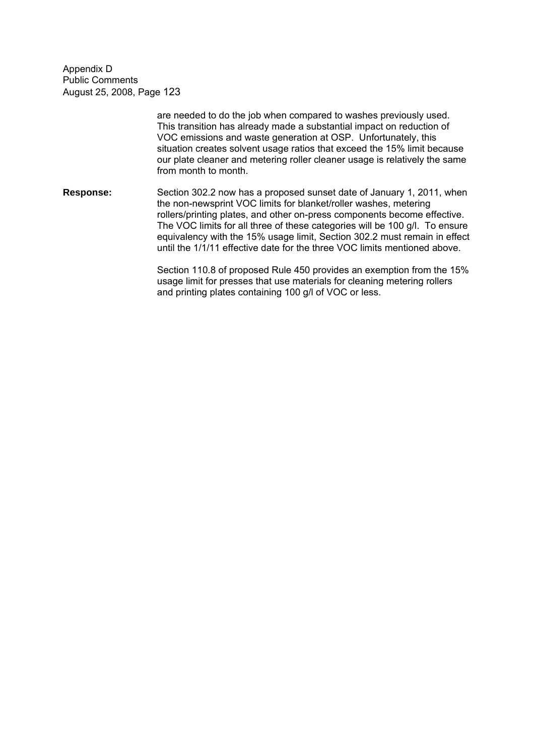are needed to do the job when compared to washes previously used. This transition has already made a substantial impact on reduction of VOC emissions and waste generation at OSP. Unfortunately, this situation creates solvent usage ratios that exceed the 15% limit because our plate cleaner and metering roller cleaner usage is relatively the same from month to month.

**Response:** Section 302.2 now has a proposed sunset date of January 1, 2011, when the non-newsprint VOC limits for blanket/roller washes, metering rollers/printing plates, and other on-press components become effective. The VOC limits for all three of these categories will be 100 g/l. To ensure equivalency with the 15% usage limit, Section 302.2 must remain in effect until the 1/1/11 effective date for the three VOC limits mentioned above.

Section 110.8 of proposed Rule 450 provides an exemption from the 15% usage limit for presses that use materials for cleaning metering rollers and printing plates containing 100 g/l of VOC or less.